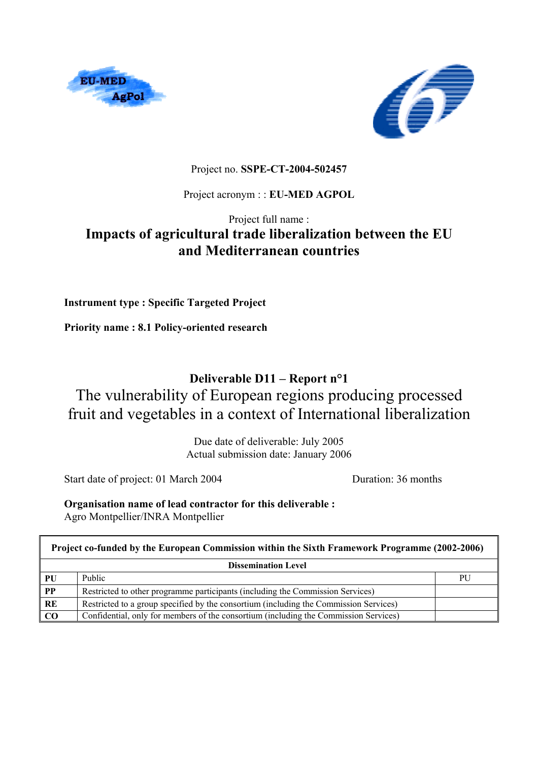Project no. **SSPE-CT-2004-502457**

Project acronym : : **EU-MED AGPOL**

Project full name :

# Impacts of agricultural trade liberalization between the EU and Mediterranean countries

**Instrument type : Specific Targeted Project**

**Priority name : 8.1 Policy-oriented research**

**Deliverable D11 – Report n°1**

## The vulnerability of European regions producing processed fruit and vegetables in a context of International liberalization

Due date of deliverable: July 2005
Actual submission date: January 2006

Start date of project: 01 March 2004 Duration: 36 months

**Organisation name of lead contractor for this deliverable :**
Agro Montpellier/INRA Montpellier

| **Project co-funded by the European Commission within the Sixth Framework Programme (2002-2006)** | | |
|---|---|---|
| **Dissemination Level** | | |
| **PU** | Public | PU |
| **PP** | Restricted to other programme participants (including the Commission Services) | |
| **RE** | Restricted to a group specified by the consortium (including the Commission Services) | |
| **CO** | Confidential, only for members of the consortium (including the Commission Services) | |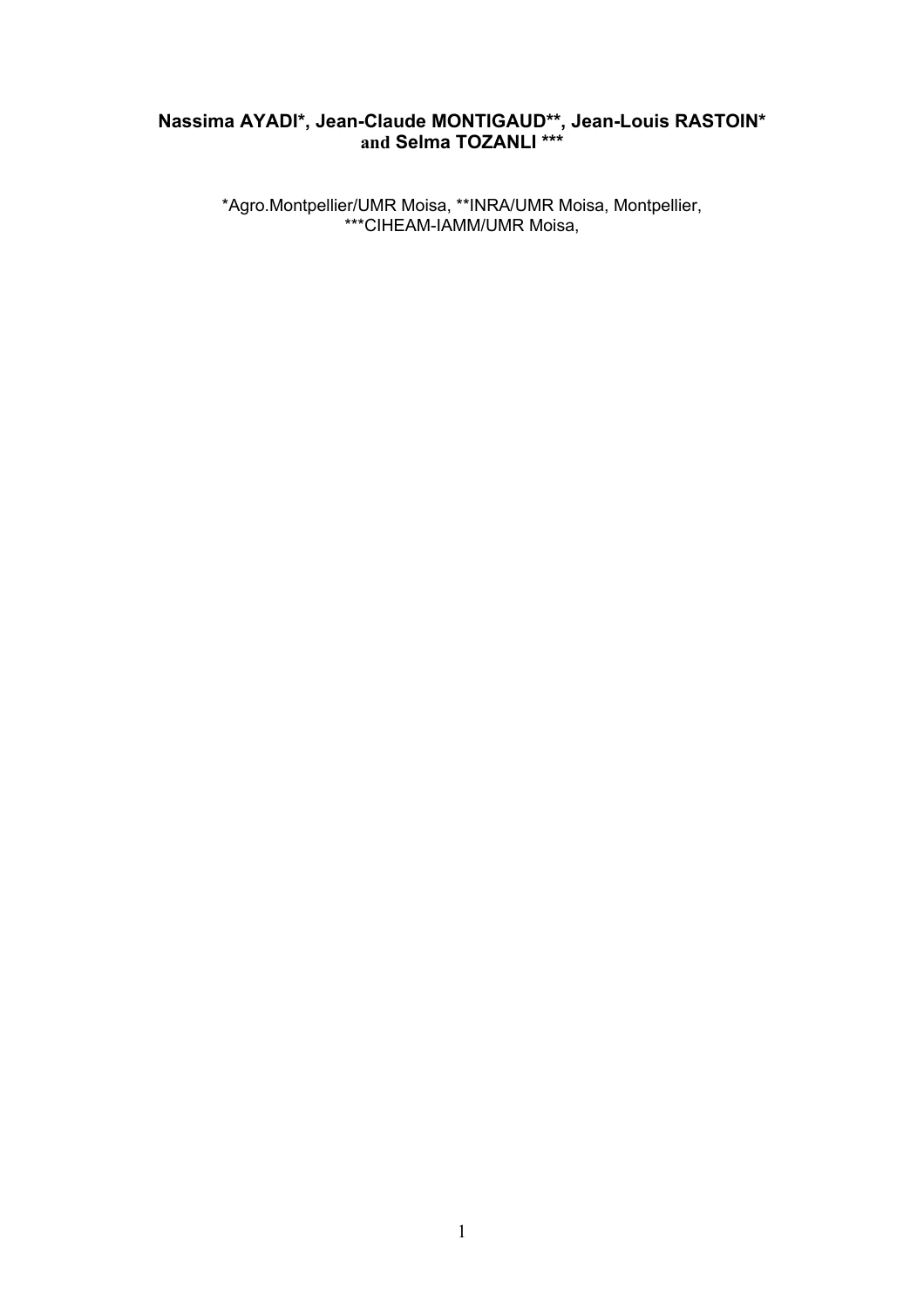**Nassima AYADI*, Jean-Claude MONTIGAUD**, Jean-Louis RASTOIN* and Selma TOZANLI *****

*Agro.Montpellier/UMR Moisa, **INRA/UMR Moisa, Montpellier,
***CIHEAM-IAMM/UMR Moisa,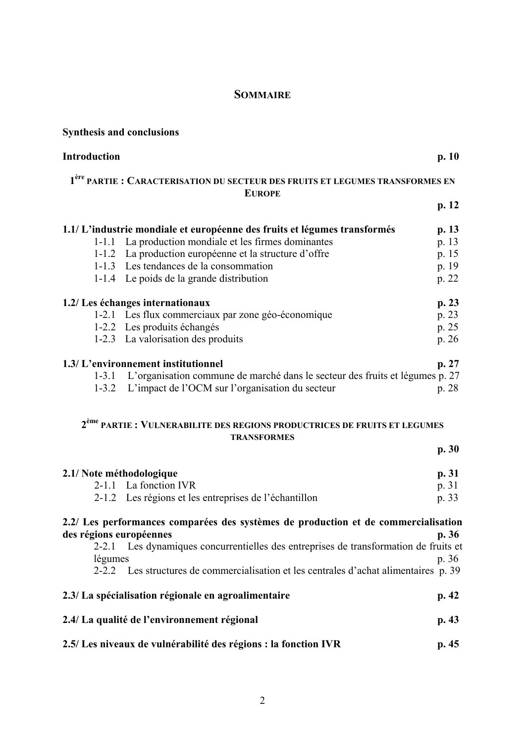# SOMMAIRE

**Synthesis and conclusions**

**Introduction** **p. 10**

## 1[ère] PARTIE : CARACTERISATION DU SECTEUR DES FRUITS ET LEGUMES TRANSFORMES EN EUROPE

**p. 12**

**1.1/ L'industrie mondiale et européenne des fruits et légumes transformés** **p. 13**

- 1-1.1 La production mondiale et les firmes dominantes p. 13
- 1-1.2 La production européenne et la structure d'offre p. 15
- 1-1.3 Les tendances de la consommation p. 19
- 1-1.4 Le poids de la grande distribution p. 22

**1.2/ Les échanges internationaux** **p. 23**

- 1-2.1 Les flux commerciaux par zone géo-économique p. 23
- 1-2.2 Les produits échangés p. 25
- 1-2.3 La valorisation des produits p. 26

**1.3/ L'environnement institutionnel** **p. 27**

- 1-3.1 L'organisation commune de marché dans le secteur des fruits et légumes p. 27
- 1-3.2 L'impact de l'OCM sur l'organisation du secteur p. 28

## 2[ème] PARTIE : VULNERABILITE DES REGIONS PRODUCTRICES DE FRUITS ET LEGUMES TRANSFORMES

**p. 30**

**2.1/ Note méthodologique** **p. 31**

- 2-1.1 La fonction IVR p. 31
- 2-1.2 Les régions et les entreprises de l'échantillon p. 33

**2.2/ Les performances comparées des systèmes de production et de commercialisation des régions européennes** **p. 36**

- 2-2.1 Les dynamiques concurrentielles des entreprises de transformation de fruits et légumes p. 36
- 2-2.2 Les structures de commercialisation et les centrales d'achat alimentaires p. 39

**2.3/ La spécialisation régionale en agroalimentaire** **p. 42**

**2.4/ La qualité de l'environnement régional** **p. 43**

**2.5/ Les niveaux de vulnérabilité des régions : la fonction IVR** **p. 45**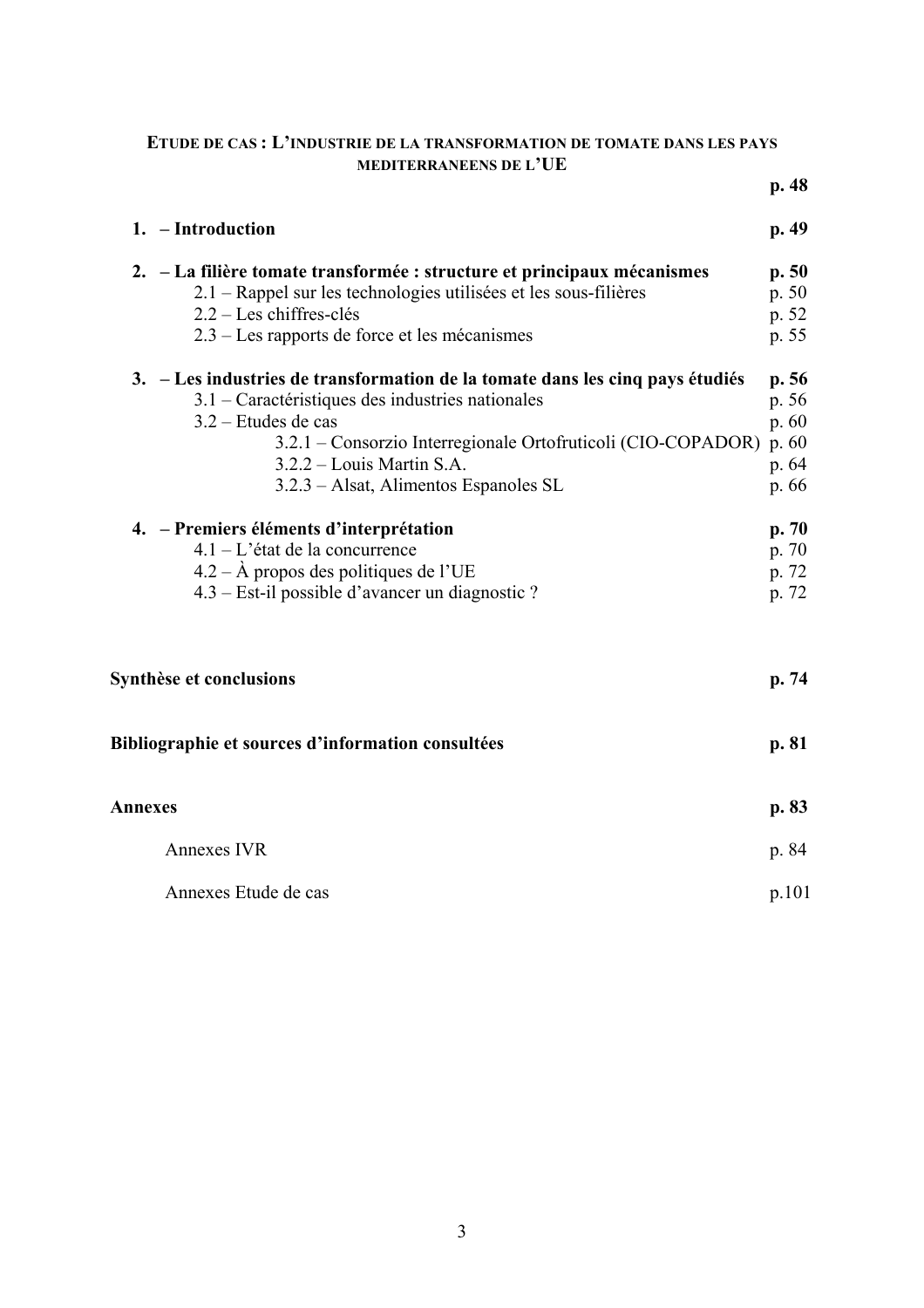**ETUDE DE CAS : L'INDUSTRIE DE LA TRANSFORMATION DE TOMATE DANS LES PAYS MEDITERRANEENS DE L'UE** **p. 48**

**1. – Introduction** **p. 49**

**2. – La filière tomate transformée : structure et principaux mécanismes** **p. 50**

- 2.1 – Rappel sur les technologies utilisées et les sous-filières p. 50
- 2.2 – Les chiffres-clés p. 52
- 2.3 – Les rapports de force et les mécanismes p. 55

**3. – Les industries de transformation de la tomate dans les cinq pays étudiés** **p. 56**

- 3.1 – Caractéristiques des industries nationales p. 56
- 3.2 – Etudes de cas p. 60
  - 3.2.1 – Consorzio Interregionale Ortofruticoli (CIO-COPADOR) p. 60
  - 3.2.2 – Louis Martin S.A. p. 64
  - 3.2.3 – Alsat, Alimentos Espanoles SL p. 66

**4. – Premiers éléments d'interprétation** **p. 70**

- 4.1 – L'état de la concurrence p. 70
- 4.2 – À propos des politiques de l'UE p. 72
- 4.3 – Est-il possible d'avancer un diagnostic ? p. 72

**Synthèse et conclusions** **p. 74**

**Bibliographie et sources d'information consultées** **p. 81**

**Annexes** **p. 83**

- Annexes IVR p. 84
- Annexes Etude de cas p.101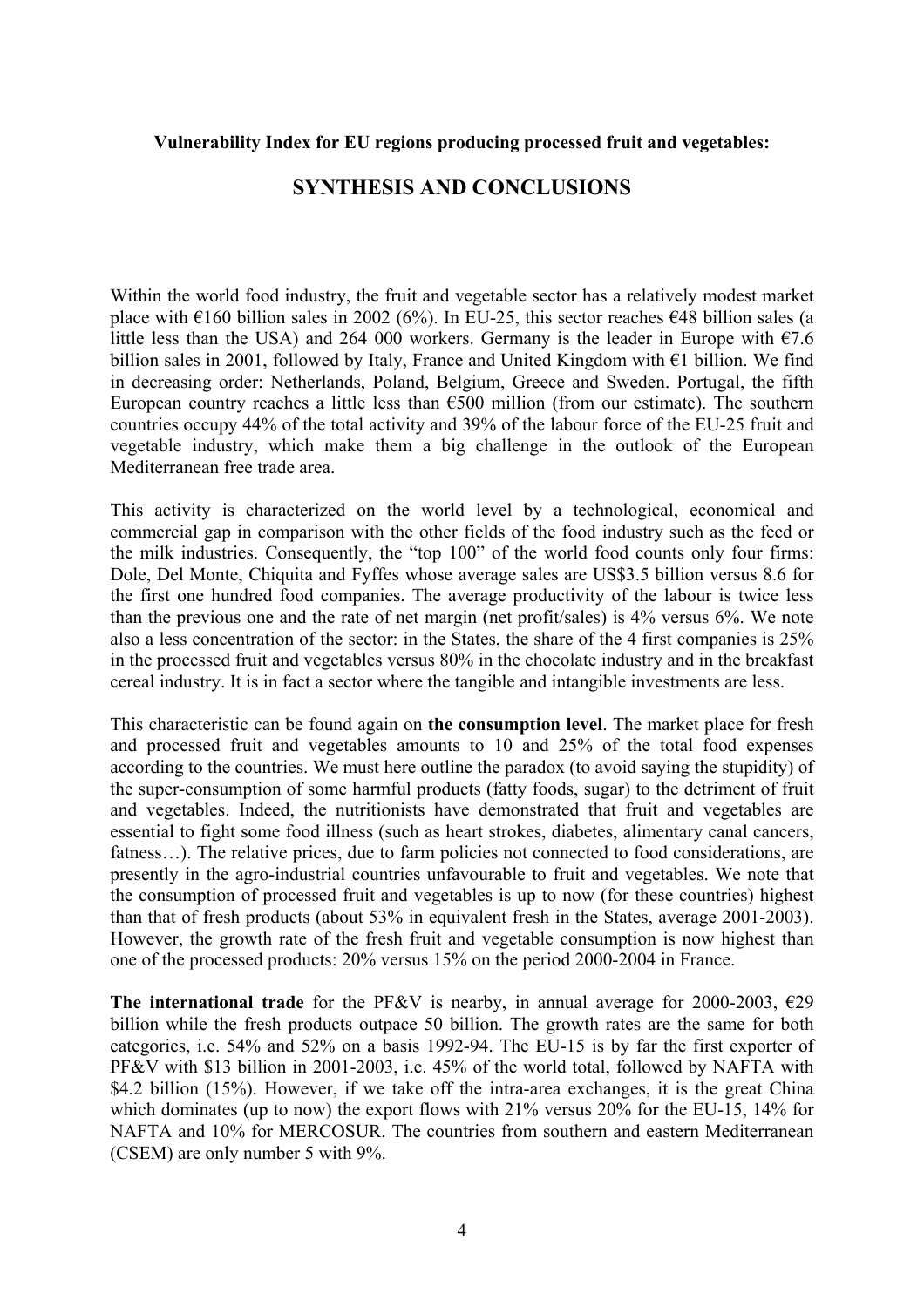**Vulnerability Index for EU regions producing processed fruit and vegetables:**

## SYNTHESIS AND CONCLUSIONS

Within the world food industry, the fruit and vegetable sector has a relatively modest market place with €160 billion sales in 2002 (6%). In EU-25, this sector reaches €48 billion sales (a little less than the USA) and 264 000 workers. Germany is the leader in Europe with €7.6 billion sales in 2001, followed by Italy, France and United Kingdom with €1 billion. We find in decreasing order: Netherlands, Poland, Belgium, Greece and Sweden. Portugal, the fifth European country reaches a little less than €500 million (from our estimate). The southern countries occupy 44% of the total activity and 39% of the labour force of the EU-25 fruit and vegetable industry, which make them a big challenge in the outlook of the European Mediterranean free trade area.

This activity is characterized on the world level by a technological, economical and commercial gap in comparison with the other fields of the food industry such as the feed or the milk industries. Consequently, the "top 100" of the world food counts only four firms: Dole, Del Monte, Chiquita and Fyffes whose average sales are US$3.5 billion versus 8.6 for the first one hundred food companies. The average productivity of the labour is twice less than the previous one and the rate of net margin (net profit/sales) is 4% versus 6%. We note also a less concentration of the sector: in the States, the share of the 4 first companies is 25% in the processed fruit and vegetables versus 80% in the chocolate industry and in the breakfast cereal industry. It is in fact a sector where the tangible and intangible investments are less.

This characteristic can be found again on **the consumption level**. The market place for fresh and processed fruit and vegetables amounts to 10 and 25% of the total food expenses according to the countries. We must here outline the paradox (to avoid saying the stupidity) of the super-consumption of some harmful products (fatty foods, sugar) to the detriment of fruit and vegetables. Indeed, the nutritionists have demonstrated that fruit and vegetables are essential to fight some food illness (such as heart strokes, diabetes, alimentary canal cancers, fatness…). The relative prices, due to farm policies not connected to food considerations, are presently in the agro-industrial countries unfavourable to fruit and vegetables. We note that the consumption of processed fruit and vegetables is up to now (for these countries) highest than that of fresh products (about 53% in equivalent fresh in the States, average 2001-2003). However, the growth rate of the fresh fruit and vegetable consumption is now highest than one of the processed products: 20% versus 15% on the period 2000-2004 in France.

**The international trade** for the PF&V is nearby, in annual average for 2000-2003, €29 billion while the fresh products outpace 50 billion. The growth rates are the same for both categories, i.e. 54% and 52% on a basis 1992-94. The EU-15 is by far the first exporter of PF&V with $13 billion in 2001-2003, i.e. 45% of the world total, followed by NAFTA with $4.2 billion (15%). However, if we take off the intra-area exchanges, it is the great China which dominates (up to now) the export flows with 21% versus 20% for the EU-15, 14% for NAFTA and 10% for MERCOSUR. The countries from southern and eastern Mediterranean (CSEM) are only number 5 with 9%.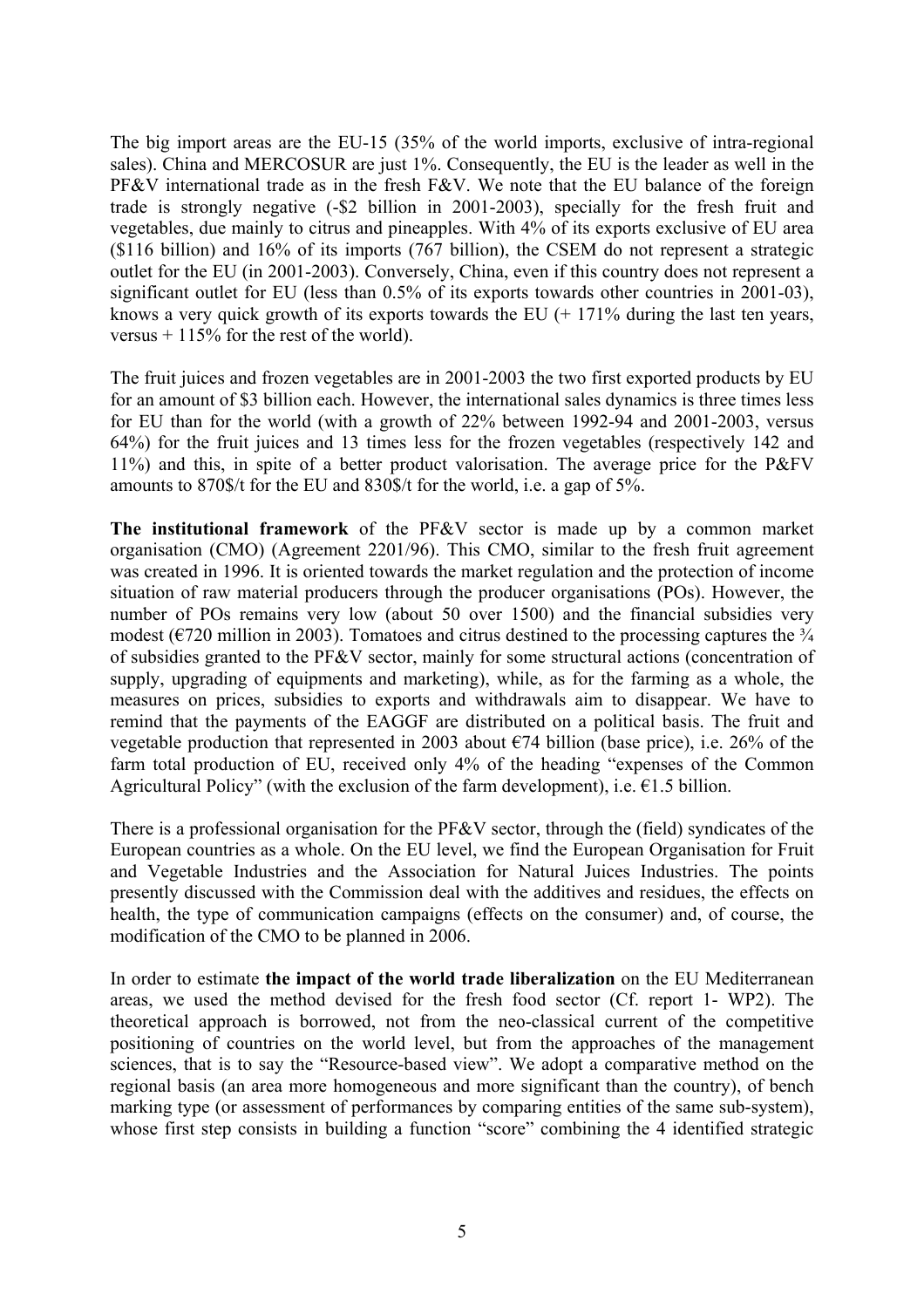The big import areas are the EU-15 (35% of the world imports, exclusive of intra-regional sales). China and MERCOSUR are just 1%. Consequently, the EU is the leader as well in the PF&V international trade as in the fresh F&V. We note that the EU balance of the foreign trade is strongly negative (-$2 billion in 2001-2003), specially for the fresh fruit and vegetables, due mainly to citrus and pineapples. With 4% of its exports exclusive of EU area ($116 billion) and 16% of its imports (767 billion), the CSEM do not represent a strategic outlet for the EU (in 2001-2003). Conversely, China, even if this country does not represent a significant outlet for EU (less than 0.5% of its exports towards other countries in 2001-03), knows a very quick growth of its exports towards the EU (+ 171% during the last ten years, versus + 115% for the rest of the world).

The fruit juices and frozen vegetables are in 2001-2003 the two first exported products by EU for an amount of $3 billion each. However, the international sales dynamics is three times less for EU than for the world (with a growth of 22% between 1992-94 and 2001-2003, versus 64%) for the fruit juices and 13 times less for the frozen vegetables (respectively 142 and 11%) and this, in spite of a better product valorisation. The average price for the P&FV amounts to 870$/t for the EU and 830$/t for the world, i.e. a gap of 5%.

**The institutional framework** of the PF&V sector is made up by a common market organisation (CMO) (Agreement 2201/96). This CMO, similar to the fresh fruit agreement was created in 1996. It is oriented towards the market regulation and the protection of income situation of raw material producers through the producer organisations (POs). However, the number of POs remains very low (about 50 over 1500) and the financial subsidies very modest (€720 million in 2003). Tomatoes and citrus destined to the processing captures the ¾ of subsidies granted to the PF&V sector, mainly for some structural actions (concentration of supply, upgrading of equipments and marketing), while, as for the farming as a whole, the measures on prices, subsidies to exports and withdrawals aim to disappear. We have to remind that the payments of the EAGGF are distributed on a political basis. The fruit and vegetable production that represented in 2003 about €74 billion (base price), i.e. 26% of the farm total production of EU, received only 4% of the heading "expenses of the Common Agricultural Policy" (with the exclusion of the farm development), i.e. €1.5 billion.

There is a professional organisation for the PF&V sector, through the (field) syndicates of the European countries as a whole. On the EU level, we find the European Organisation for Fruit and Vegetable Industries and the Association for Natural Juices Industries. The points presently discussed with the Commission deal with the additives and residues, the effects on health, the type of communication campaigns (effects on the consumer) and, of course, the modification of the CMO to be planned in 2006.

In order to estimate **the impact of the world trade liberalization** on the EU Mediterranean areas, we used the method devised for the fresh food sector (Cf. report 1- WP2). The theoretical approach is borrowed, not from the neo-classical current of the competitive positioning of countries on the world level, but from the approaches of the management sciences, that is to say the "Resource-based view". We adopt a comparative method on the regional basis (an area more homogeneous and more significant than the country), of bench marking type (or assessment of performances by comparing entities of the same sub-system), whose first step consists in building a function "score" combining the 4 identified strategic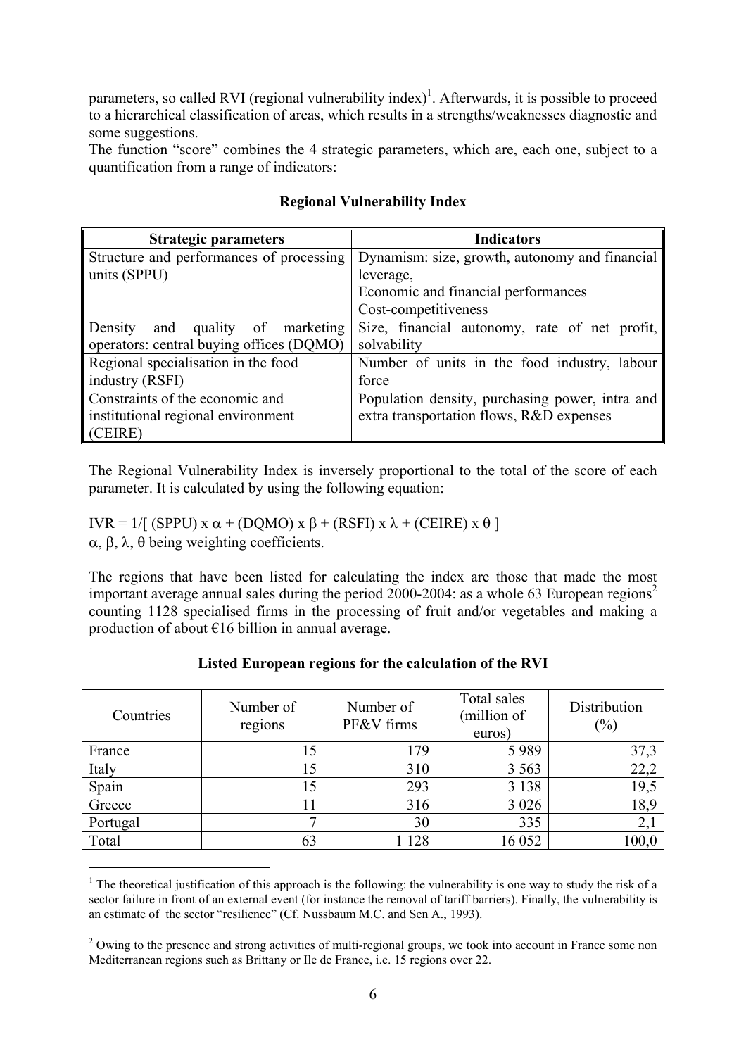parameters, so called RVI (regional vulnerability index)[1]. Afterwards, it is possible to proceed to a hierarchical classification of areas, which results in a strengths/weaknesses diagnostic and some suggestions.

The function "score" combines the 4 strategic parameters, which are, each one, subject to a quantification from a range of indicators:

**Regional Vulnerability Index**

| Strategic parameters | Indicators |
|---|---|
| Structure and performances of processing units (SPPU) | Dynamism: size, growth, autonomy and financial leverage,<br>Economic and financial performances<br>Cost-competitiveness |
| Density and quality of marketing operators: central buying offices (DQMO) | Size, financial autonomy, rate of net profit, solvability |
| Regional specialisation in the food industry (RSFI) | Number of units in the food industry, labour force |
| Constraints of the economic and institutional regional environment (CEIRE) | Population density, purchasing power, intra and extra transportation flows, R&D expenses |

The Regional Vulnerability Index is inversely proportional to the total of the score of each parameter. It is calculated by using the following equation:

$$IVR = 1/[\,(SPPU) \times \alpha + (DQMO) \times \beta + (RSFI) \times \lambda + (CEIRE) \times \theta\,]$$

$\alpha$, $\beta$, $\lambda$, $\theta$ being weighting coefficients.

The regions that have been listed for calculating the index are those that made the most important average annual sales during the period 2000-2004: as a whole 63 European regions[2] counting 1128 specialised firms in the processing of fruit and/or vegetables and making a production of about €16 billion in annual average.

**Listed European regions for the calculation of the RVI**

| Countries | Number of regions | Number of PF&V firms | Total sales (million of euros) | Distribution (%) |
|---|---|---|---|---|
| France | 15 | 179 | 5 989 | 37,3 |
| Italy | 15 | 310 | 3 563 | 22,2 |
| Spain | 15 | 293 | 3 138 | 19,5 |
| Greece | 11 | 316 | 3 026 | 18,9 |
| Portugal | 7 | 30 | 335 | 2,1 |
| Total | 63 | 1 128 | 16 052 | 100,0 |

[1] The theoretical justification of this approach is the following: the vulnerability is one way to study the risk of a sector failure in front of an external event (for instance the removal of tariff barriers). Finally, the vulnerability is an estimate of the sector "resilience" (Cf. Nussbaum M.C. and Sen A., 1993).

[2] Owing to the presence and strong activities of multi-regional groups, we took into account in France some non Mediterranean regions such as Brittany or Ile de France, i.e. 15 regions over 22.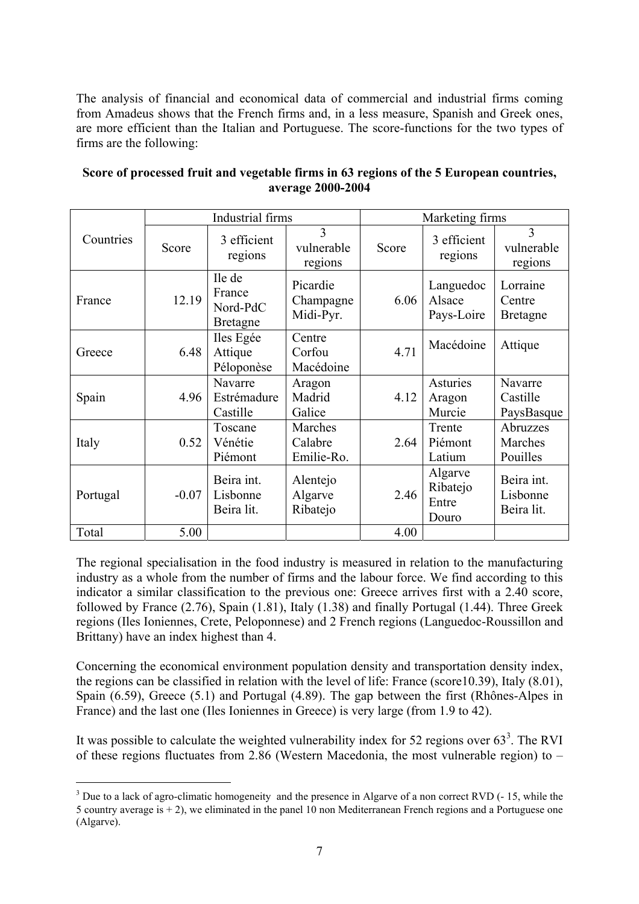The analysis of financial and economical data of commercial and industrial firms coming from Amadeus shows that the French firms and, in a less measure, Spanish and Greek ones, are more efficient than the Italian and Portuguese. The score-functions for the two types of firms are the following:

**Score of processed fruit and vegetable firms in 63 regions of the 5 European countries, average 2000-2004**

| Countries | Industrial firms | | | Marketing firms | | |
|---|---|---|---|---|---|---|
| | Score | 3 efficient regions | 3 vulnerable regions | Score | 3 efficient regions | 3 vulnerable regions |
| France | 12.19 | Ile de France Nord-PdC Bretagne | Picardie Champagne Midi-Pyr. | 6.06 | Languedoc Alsace Pays-Loire | Lorraine Centre Bretagne |
| Greece | 6.48 | Iles Egée Attique Péloponèse | Centre Corfou Macédoine | 4.71 | Macédoine | Attique |
| Spain | 4.96 | Navarre Estrémadure Castille | Aragon Madrid Galice | 4.12 | Asturies Aragon Murcie | Navarre Castille PaysBasque |
| Italy | 0.52 | Toscane Vénétie Piémont | Marches Calabre Emilie-Ro. | 2.64 | Trente Piémont Latium | Abruzzes Marches Pouilles |
| Portugal | -0.07 | Beira int. Lisbonne Beira lit. | Alentejo Algarve Ribatejo | 2.46 | Algarve Ribatejo Entre Douro | Beira int. Lisbonne Beira lit. |
| Total | 5.00 | | | 4.00 | | |

The regional specialisation in the food industry is measured in relation to the manufacturing industry as a whole from the number of firms and the labour force. We find according to this indicator a similar classification to the previous one: Greece arrives first with a 2.40 score, followed by France (2.76), Spain (1.81), Italy (1.38) and finally Portugal (1.44). Three Greek regions (Iles Ioniennes, Crete, Peloponnese) and 2 French regions (Languedoc-Roussillon and Brittany) have an index highest than 4.

Concerning the economical environment population density and transportation density index, the regions can be classified in relation with the level of life: France (score10.39), Italy (8.01), Spain (6.59), Greece (5.1) and Portugal (4.89). The gap between the first (Rhônes-Alpes in France) and the last one (Iles Ioniennes in Greece) is very large (from 1.9 to 42).

It was possible to calculate the weighted vulnerability index for 52 regions over 63[3]. The RVI of these regions fluctuates from 2.86 (Western Macedonia, the most vulnerable region) to –

[3] Due to a lack of agro-climatic homogeneity and the presence in Algarve of a non correct RVD (- 15, while the 5 country average is + 2), we eliminated in the panel 10 non Mediterranean French regions and a Portuguese one (Algarve).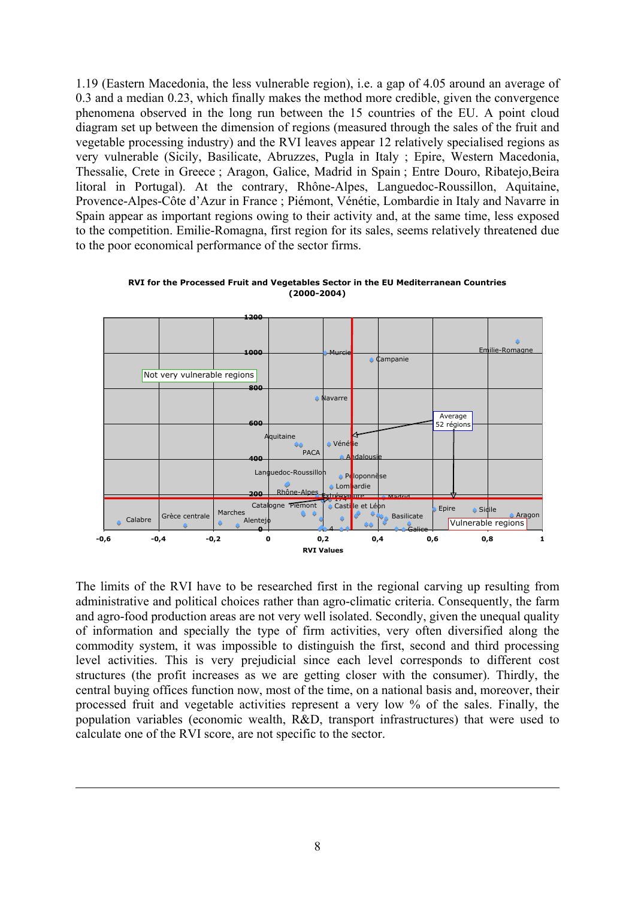1.19 (Eastern Macedonia, the less vulnerable region), i.e. a gap of 4.05 around an average of 0.3 and a median 0.23, which finally makes the method more credible, given the convergence phenomena observed in the long run between the 15 countries of the EU. A point cloud diagram set up between the dimension of regions (measured through the sales of the fruit and vegetable processing industry) and the RVI leaves appear 12 relatively specialised regions as very vulnerable (Sicily, Basilicate, Abruzzes, Pugla in Italy ; Epire, Western Macedonia, Thessalie, Crete in Greece ; Aragon, Galice, Madrid in Spain ; Entre Douro, Ribatejo,Beira litoral in Portugal). At the contrary, Rhône-Alpes, Languedoc-Roussillon, Aquitaine, Provence-Alpes-Côte d'Azur in France ; Piémont, Vénétie, Lombardie in Italy and Navarre in Spain appear as important regions owing to their activity and, at the same time, less exposed to the competition. Emilie-Romagna, first region for its sales, seems relatively threatened due to the poor economical performance of the sector firms.

**RVI for the Processed Fruit and Vegetables Sector in the EU Mediterranean Countries (2000-2004)**

The limits of the RVI have to be researched first in the regional carving up resulting from administrative and political choices rather than agro-climatic criteria. Consequently, the farm and agro-food production areas are not very well isolated. Secondly, given the unequal quality of information and specially the type of firm activities, very often diversified along the commodity system, it was impossible to distinguish the first, second and third processing level activities. This is very prejudicial since each level corresponds to different cost structures (the profit increases as we are getting closer with the consumer). Thirdly, the central buying offices function now, most of the time, on a national basis and, moreover, their processed fruit and vegetable activities represent a very low % of the sales. Finally, the population variables (economic wealth, R&D, transport infrastructures) that were used to calculate one of the RVI score, are not specific to the sector.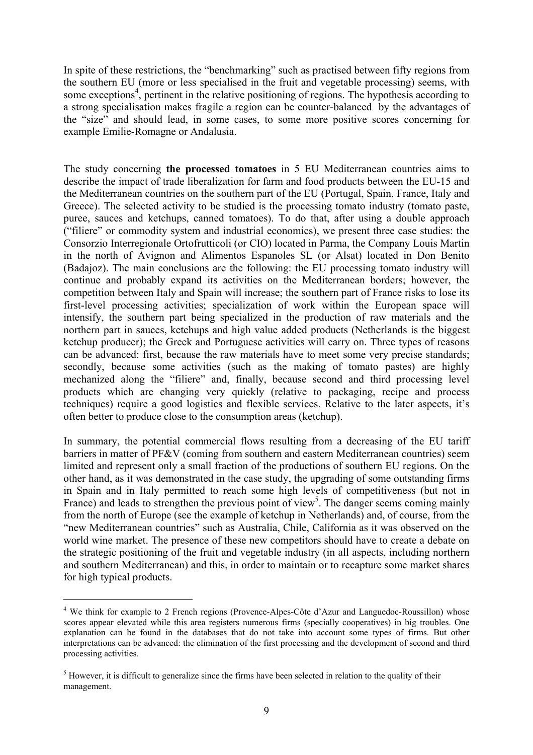In spite of these restrictions, the "benchmarking" such as practised between fifty regions from the southern EU (more or less specialised in the fruit and vegetable processing) seems, with some exceptions[4], pertinent in the relative positioning of regions. The hypothesis according to a strong specialisation makes fragile a region can be counter-balanced by the advantages of the "size" and should lead, in some cases, to some more positive scores concerning for example Emilie-Romagne or Andalusia.

The study concerning **the processed tomatoes** in 5 EU Mediterranean countries aims to describe the impact of trade liberalization for farm and food products between the EU-15 and the Mediterranean countries on the southern part of the EU (Portugal, Spain, France, Italy and Greece). The selected activity to be studied is the processing tomato industry (tomato paste, puree, sauces and ketchups, canned tomatoes). To do that, after using a double approach ("filiere" or commodity system and industrial economics), we present three case studies: the Consorzio Interregionale Ortofrutticoli (or CIO) located in Parma, the Company Louis Martin in the north of Avignon and Alimentos Espanoles SL (or Alsat) located in Don Benito (Badajoz). The main conclusions are the following: the EU processing tomato industry will continue and probably expand its activities on the Mediterranean borders; however, the competition between Italy and Spain will increase; the southern part of France risks to lose its first-level processing activities; specialization of work within the European space will intensify, the southern part being specialized in the production of raw materials and the northern part in sauces, ketchups and high value added products (Netherlands is the biggest ketchup producer); the Greek and Portuguese activities will carry on. Three types of reasons can be advanced: first, because the raw materials have to meet some very precise standards; secondly, because some activities (such as the making of tomato pastes) are highly mechanized along the "filiere" and, finally, because second and third processing level products which are changing very quickly (relative to packaging, recipe and process techniques) require a good logistics and flexible services. Relative to the later aspects, it's often better to produce close to the consumption areas (ketchup).

In summary, the potential commercial flows resulting from a decreasing of the EU tariff barriers in matter of PF&V (coming from southern and eastern Mediterranean countries) seem limited and represent only a small fraction of the productions of southern EU regions. On the other hand, as it was demonstrated in the case study, the upgrading of some outstanding firms in Spain and in Italy permitted to reach some high levels of competitiveness (but not in France) and leads to strengthen the previous point of view[5]. The danger seems coming mainly from the north of Europe (see the example of ketchup in Netherlands) and, of course, from the "new Mediterranean countries" such as Australia, Chile, California as it was observed on the world wine market. The presence of these new competitors should have to create a debate on the strategic positioning of the fruit and vegetable industry (in all aspects, including northern and southern Mediterranean) and this, in order to maintain or to recapture some market shares for high typical products.

---

[4] We think for example to 2 French regions (Provence-Alpes-Côte d'Azur and Languedoc-Roussillon) whose scores appear elevated while this area registers numerous firms (specially cooperatives) in big troubles. One explanation can be found in the databases that do not take into account some types of firms. But other interpretations can be advanced: the elimination of the first processing and the development of second and third processing activities.

[5] However, it is difficult to generalize since the firms have been selected in relation to the quality of their management.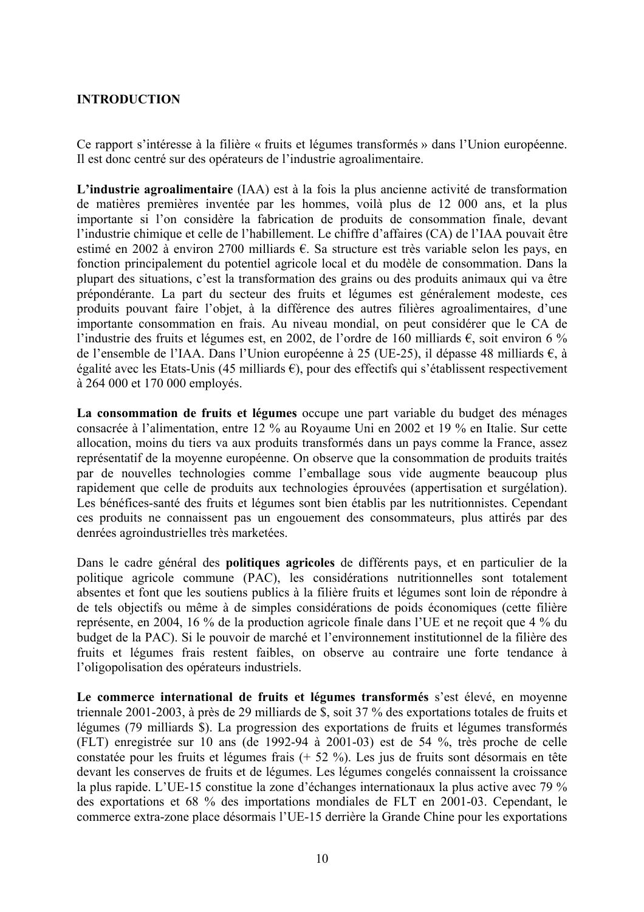**INTRODUCTION**

Ce rapport s'intéresse à la filière « fruits et légumes transformés » dans l'Union européenne. Il est donc centré sur des opérateurs de l'industrie agroalimentaire.

**L'industrie agroalimentaire** (IAA) est à la fois la plus ancienne activité de transformation de matières premières inventée par les hommes, voilà plus de 12 000 ans, et la plus importante si l'on considère la fabrication de produits de consommation finale, devant l'industrie chimique et celle de l'habillement. Le chiffre d'affaires (CA) de l'IAA pouvait être estimé en 2002 à environ 2700 milliards €. Sa structure est très variable selon les pays, en fonction principalement du potentiel agricole local et du modèle de consommation. Dans la plupart des situations, c'est la transformation des grains ou des produits animaux qui va être prépondérante. La part du secteur des fruits et légumes est généralement modeste, ces produits pouvant faire l'objet, à la différence des autres filières agroalimentaires, d'une importante consommation en frais. Au niveau mondial, on peut considérer que le CA de l'industrie des fruits et légumes est, en 2002, de l'ordre de 160 milliards €, soit environ 6 % de l'ensemble de l'IAA. Dans l'Union européenne à 25 (UE-25), il dépasse 48 milliards €, à égalité avec les Etats-Unis (45 milliards €), pour des effectifs qui s'établissent respectivement à 264 000 et 170 000 employés.

**La consommation de fruits et légumes** occupe une part variable du budget des ménages consacrée à l'alimentation, entre 12 % au Royaume Uni en 2002 et 19 % en Italie. Sur cette allocation, moins du tiers va aux produits transformés dans un pays comme la France, assez représentatif de la moyenne européenne. On observe que la consommation de produits traités par de nouvelles technologies comme l'emballage sous vide augmente beaucoup plus rapidement que celle de produits aux technologies éprouvées (appertisation et surgélation). Les bénéfices-santé des fruits et légumes sont bien établis par les nutritionnistes. Cependant ces produits ne connaissent pas un engouement des consommateurs, plus attirés par des denrées agroindustrielles très marketées.

Dans le cadre général des **politiques agricoles** de différents pays, et en particulier de la politique agricole commune (PAC), les considérations nutritionnelles sont totalement absentes et font que les soutiens publics à la filière fruits et légumes sont loin de répondre à de tels objectifs ou même à de simples considérations de poids économiques (cette filière représente, en 2004, 16 % de la production agricole finale dans l'UE et ne reçoit que 4 % du budget de la PAC). Si le pouvoir de marché et l'environnement institutionnel de la filière des fruits et légumes frais restent faibles, on observe au contraire une forte tendance à l'oligopolisation des opérateurs industriels.

**Le commerce international de fruits et légumes transformés** s'est élevé, en moyenne triennale 2001-2003, à près de 29 milliards de $, soit 37 % des exportations totales de fruits et légumes (79 milliards $). La progression des exportations de fruits et légumes transformés (FLT) enregistrée sur 10 ans (de 1992-94 à 2001-03) est de 54 %, très proche de celle constatée pour les fruits et légumes frais (+ 52 %). Les jus de fruits sont désormais en tête devant les conserves de fruits et de légumes. Les légumes congelés connaissent la croissance la plus rapide. L'UE-15 constitue la zone d'échanges internationaux la plus active avec 79 % des exportations et 68 % des importations mondiales de FLT en 2001-03. Cependant, le commerce extra-zone place désormais l'UE-15 derrière la Grande Chine pour les exportations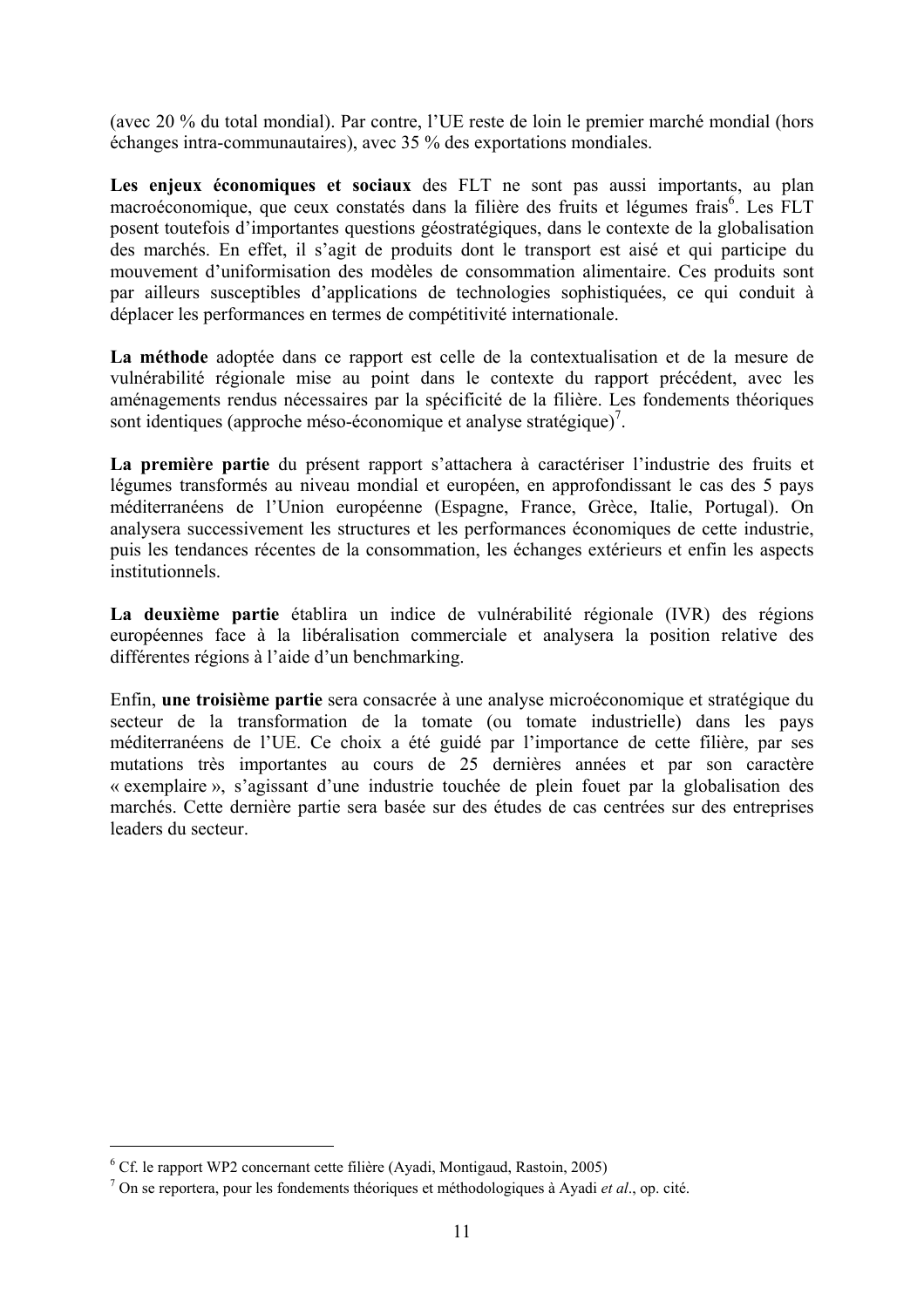(avec 20 % du total mondial). Par contre, l'UE reste de loin le premier marché mondial (hors échanges intra-communautaires), avec 35 % des exportations mondiales.

**Les enjeux économiques et sociaux** des FLT ne sont pas aussi importants, au plan macroéconomique, que ceux constatés dans la filière des fruits et légumes frais[6]. Les FLT posent toutefois d'importantes questions géostratégiques, dans le contexte de la globalisation des marchés. En effet, il s'agit de produits dont le transport est aisé et qui participe du mouvement d'uniformisation des modèles de consommation alimentaire. Ces produits sont par ailleurs susceptibles d'applications de technologies sophistiquées, ce qui conduit à déplacer les performances en termes de compétitivité internationale.

**La méthode** adoptée dans ce rapport est celle de la contextualisation et de la mesure de vulnérabilité régionale mise au point dans le contexte du rapport précédent, avec les aménagements rendus nécessaires par la spécificité de la filière. Les fondements théoriques sont identiques (approche méso-économique et analyse stratégique)[7].

**La première partie** du présent rapport s'attachera à caractériser l'industrie des fruits et légumes transformés au niveau mondial et européen, en approfondissant le cas des 5 pays méditerranéens de l'Union européenne (Espagne, France, Grèce, Italie, Portugal). On analysera successivement les structures et les performances économiques de cette industrie, puis les tendances récentes de la consommation, les échanges extérieurs et enfin les aspects institutionnels.

**La deuxième partie** établira un indice de vulnérabilité régionale (IVR) des régions européennes face à la libéralisation commerciale et analysera la position relative des différentes régions à l'aide d'un benchmarking.

Enfin, **une troisième partie** sera consacrée à une analyse microéconomique et stratégique du secteur de la transformation de la tomate (ou tomate industrielle) dans les pays méditerranéens de l'UE. Ce choix a été guidé par l'importance de cette filière, par ses mutations très importantes au cours de 25 dernières années et par son caractère « exemplaire », s'agissant d'une industrie touchée de plein fouet par la globalisation des marchés. Cette dernière partie sera basée sur des études de cas centrées sur des entreprises leaders du secteur.

---

[6] Cf. le rapport WP2 concernant cette filière (Ayadi, Montigaud, Rastoin, 2005)

[7] On se reportera, pour les fondements théoriques et méthodologiques à Ayadi *et al*., op. cité.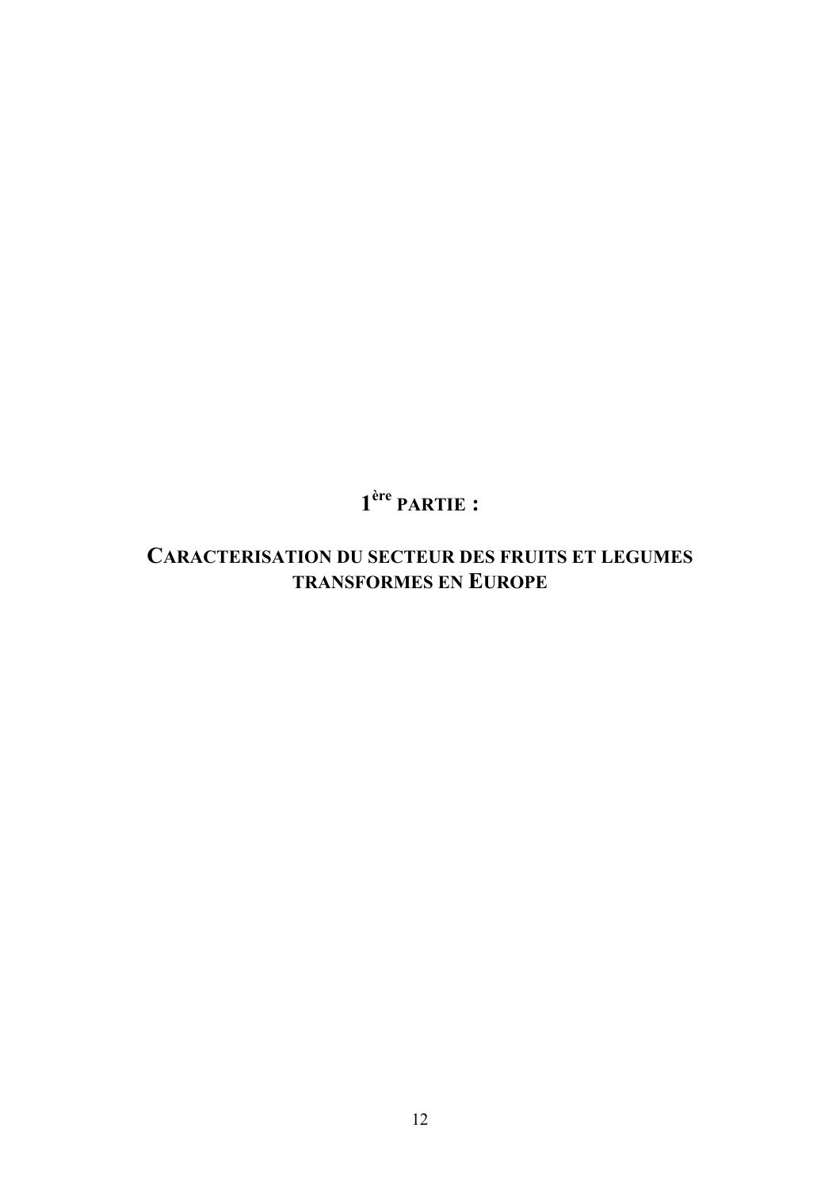# 1ère PARTIE :

# CARACTERISATION DU SECTEUR DES FRUITS ET LEGUMES TRANSFORMES EN EUROPE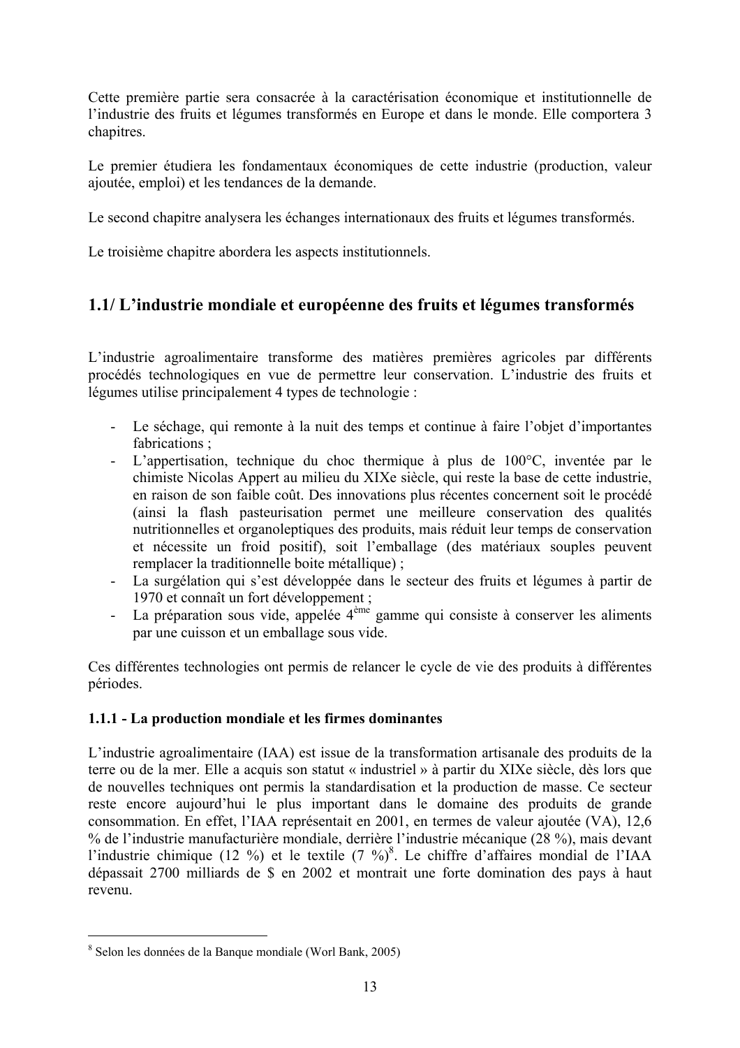Cette première partie sera consacrée à la caractérisation économique et institutionnelle de l'industrie des fruits et légumes transformés en Europe et dans le monde. Elle comportera 3 chapitres.

Le premier étudiera les fondamentaux économiques de cette industrie (production, valeur ajoutée, emploi) et les tendances de la demande.

Le second chapitre analysera les échanges internationaux des fruits et légumes transformés.

Le troisième chapitre abordera les aspects institutionnels.

## 1.1/ L'industrie mondiale et européenne des fruits et légumes transformés

L'industrie agroalimentaire transforme des matières premières agricoles par différents procédés technologiques en vue de permettre leur conservation. L'industrie des fruits et légumes utilise principalement 4 types de technologie :

- Le séchage, qui remonte à la nuit des temps et continue à faire l'objet d'importantes fabrications ;
- L'appertisation, technique du choc thermique à plus de 100°C, inventée par le chimiste Nicolas Appert au milieu du XIXe siècle, qui reste la base de cette industrie, en raison de son faible coût. Des innovations plus récentes concernent soit le procédé (ainsi la flash pasteurisation permet une meilleure conservation des qualités nutritionnelles et organoleptiques des produits, mais réduit leur temps de conservation et nécessite un froid positif), soit l'emballage (des matériaux souples peuvent remplacer la traditionnelle boite métallique) ;
- La surgélation qui s'est développée dans le secteur des fruits et légumes à partir de 1970 et connaît un fort développement ;
- La préparation sous vide, appelée 4$^{ème}$ gamme qui consiste à conserver les aliments par une cuisson et un emballage sous vide.

Ces différentes technologies ont permis de relancer le cycle de vie des produits à différentes périodes.

### 1.1.1 - La production mondiale et les firmes dominantes

L'industrie agroalimentaire (IAA) est issue de la transformation artisanale des produits de la terre ou de la mer. Elle a acquis son statut « industriel » à partir du XIXe siècle, dès lors que de nouvelles techniques ont permis la standardisation et la production de masse. Ce secteur reste encore aujourd'hui le plus important dans le domaine des produits de grande consommation. En effet, l'IAA représentait en 2001, en termes de valeur ajoutée (VA), 12,6 % de l'industrie manufacturière mondiale, derrière l'industrie mécanique (28 %), mais devant l'industrie chimique (12 %) et le textile (7 %)[8]. Le chiffre d'affaires mondial de l'IAA dépassait 2700 milliards de $ en 2002 et montrait une forte domination des pays à haut revenu.

[8] Selon les données de la Banque mondiale (Worl Bank, 2005)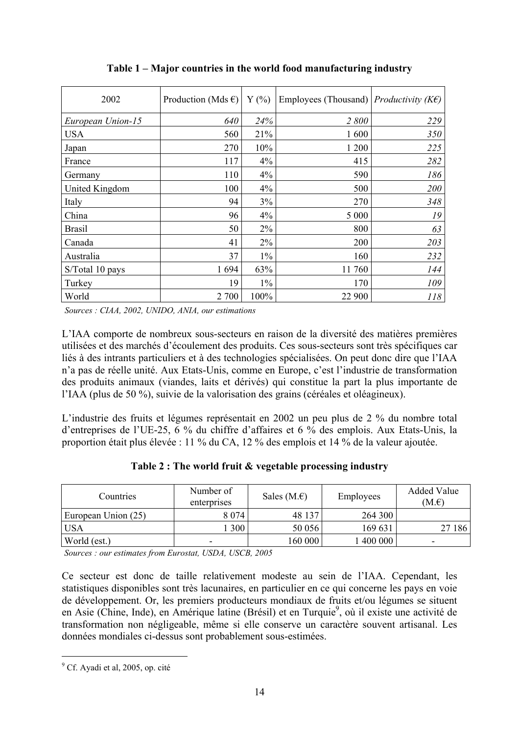**Table 1 – Major countries in the world food manufacturing industry**

| 2002 | Production (Mds €) | Y (%) | Employees (Thousand) | *Productivity (K€)* |
|---|---|---|---|---|
| *European Union-15* | *640* | *24%* | *2 800* | *229* |
| USA | 560 | 21% | 1 600 | *350* |
| Japan | 270 | 10% | 1 200 | *225* |
| France | 117 | 4% | 415 | *282* |
| Germany | 110 | 4% | 590 | *186* |
| United Kingdom | 100 | 4% | 500 | *200* |
| Italy | 94 | 3% | 270 | *348* |
| China | 96 | 4% | 5 000 | *19* |
| Brasil | 50 | 2% | 800 | *63* |
| Canada | 41 | 2% | 200 | *203* |
| Australia | 37 | 1% | 160 | *232* |
| S/Total 10 pays | 1 694 | 63% | 11 760 | *144* |
| Turkey | 19 | 1% | 170 | *109* |
| World | 2 700 | 100% | 22 900 | *118* |

*Sources : CIAA, 2002, UNIDO, ANIA, our estimations*

L'IAA comporte de nombreux sous-secteurs en raison de la diversité des matières premières utilisées et des marchés d'écoulement des produits. Ces sous-secteurs sont très spécifiques car liés à des intrants particuliers et à des technologies spécialisées. On peut donc dire que l'IAA n'a pas de réelle unité. Aux Etats-Unis, comme en Europe, c'est l'industrie de transformation des produits animaux (viandes, laits et dérivés) qui constitue la part la plus importante de l'IAA (plus de 50 %), suivie de la valorisation des grains (céréales et oléagineux).

L'industrie des fruits et légumes représentait en 2002 un peu plus de 2 % du nombre total d'entreprises de l'UE-25, 6 % du chiffre d'affaires et 6 % des emplois. Aux Etats-Unis, la proportion était plus élevée : 11 % du CA, 12 % des emplois et 14 % de la valeur ajoutée.

**Table 2 : The world fruit & vegetable processing industry**

| Countries | Number of enterprises | Sales (M.€) | Employees | Added Value (M.€) |
|---|---|---|---|---|
| European Union (25) | 8 074 | 48 137 | 264 300 | |
| USA | 1 300 | 50 056 | 169 631 | 27 186 |
| World (est.) | - | 160 000 | 1 400 000 | - |

*Sources : our estimates from Eurostat, USDA, USCB, 2005*

Ce secteur est donc de taille relativement modeste au sein de l'IAA. Cependant, les statistiques disponibles sont très lacunaires, en particulier en ce qui concerne les pays en voie de développement. Or, les premiers producteurs mondiaux de fruits et/ou légumes se situent en Asie (Chine, Inde), en Amérique latine (Brésil) et en Turquie[9], où il existe une activité de transformation non négligeable, même si elle conserve un caractère souvent artisanal. Les données mondiales ci-dessus sont probablement sous-estimées.

[9] Cf. Ayadi et al, 2005, op. cité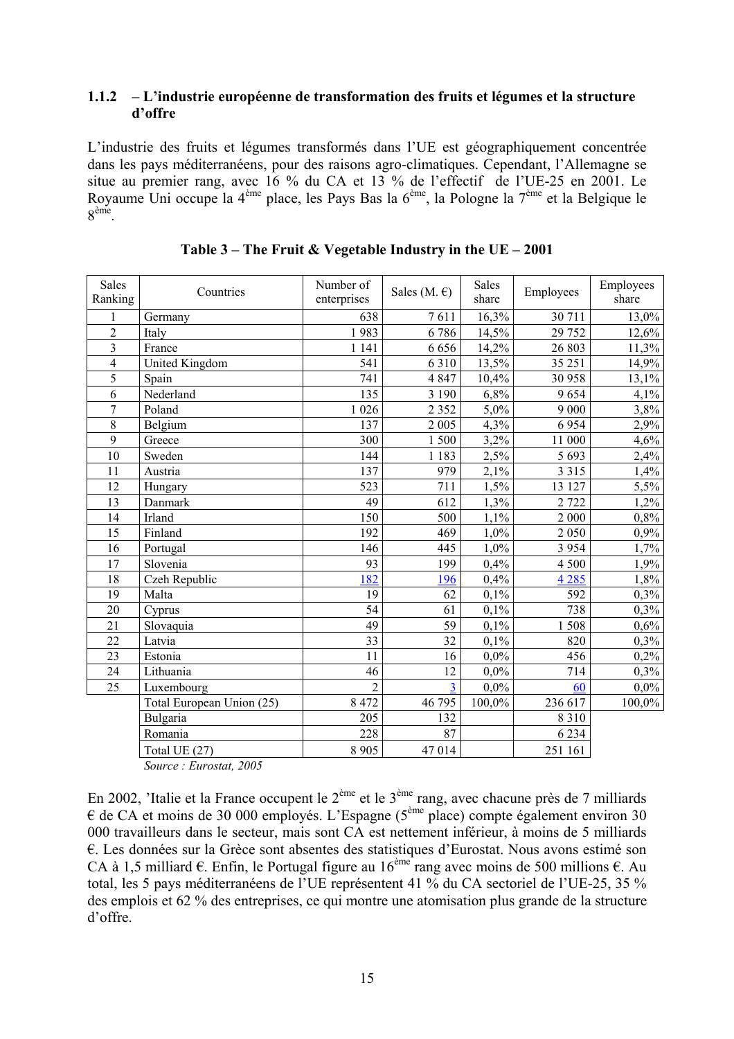### 1.1.2 – L'industrie européenne de transformation des fruits et légumes et la structure d'offre

L'industrie des fruits et légumes transformés dans l'UE est géographiquement concentrée dans les pays méditerranéens, pour des raisons agro-climatiques. Cependant, l'Allemagne se situe au premier rang, avec 16 % du CA et 13 % de l'effectif de l'UE-25 en 2001. Le Royaume Uni occupe la 4ème place, les Pays Bas la 6ème, la Pologne la 7ème et la Belgique le 8ème.

**Table 3 – The Fruit & Vegetable Industry in the UE – 2001**

| Sales Ranking | Countries | Number of enterprises | Sales (M. €) | Sales share | Employees | Employees share |
|---|---|---|---|---|---|---|
| 1 | Germany | 638 | 7 611 | 16,3% | 30 711 | 13,0% |
| 2 | Italy | 1 983 | 6 786 | 14,5% | 29 752 | 12,6% |
| 3 | France | 1 141 | 6 656 | 14,2% | 26 803 | 11,3% |
| 4 | United Kingdom | 541 | 6 310 | 13,5% | 35 251 | 14,9% |
| 5 | Spain | 741 | 4 847 | 10,4% | 30 958 | 13,1% |
| 6 | Nederland | 135 | 3 190 | 6,8% | 9 654 | 4,1% |
| 7 | Poland | 1 026 | 2 352 | 5,0% | 9 000 | 3,8% |
| 8 | Belgium | 137 | 2 005 | 4,3% | 6 954 | 2,9% |
| 9 | Greece | 300 | 1 500 | 3,2% | 11 000 | 4,6% |
| 10 | Sweden | 144 | 1 183 | 2,5% | 5 693 | 2,4% |
| 11 | Austria | 137 | 979 | 2,1% | 3 315 | 1,4% |
| 12 | Hungary | 523 | 711 | 1,5% | 13 127 | 5,5% |
| 13 | Danmark | 49 | 612 | 1,3% | 2 722 | 1,2% |
| 14 | Irland | 150 | 500 | 1,1% | 2 000 | 0,8% |
| 15 | Finland | 192 | 469 | 1,0% | 2 050 | 0,9% |
| 16 | Portugal | 146 | 445 | 1,0% | 3 954 | 1,7% |
| 17 | Slovenia | 93 | 199 | 0,4% | 4 500 | 1,9% |
| 18 | Czech Republic | 182 | 196 | 0,4% | 4 285 | 1,8% |
| 19 | Malta | 19 | 62 | 0,1% | 592 | 0,3% |
| 20 | Cyprus | 54 | 61 | 0,1% | 738 | 0,3% |
| 21 | Slovaquia | 49 | 59 | 0,1% | 1 508 | 0,6% |
| 22 | Latvia | 33 | 32 | 0,1% | 820 | 0,3% |
| 23 | Estonia | 11 | 16 | 0,0% | 456 | 0,2% |
| 24 | Lithuania | 46 | 12 | 0,0% | 714 | 0,3% |
| 25 | Luxembourg | 2 | 3 | 0,0% | 60 | 0,0% |
| | Total European Union (25) | 8 472 | 46 795 | 100,0% | 236 617 | 100,0% |
| | Bulgaria | 205 | 132 | | 8 310 | |
| | Romania | 228 | 87 | | 6 234 | |
| | Total UE (27) | 8 905 | 47 014 | | 251 161 | |

*Source : Eurostat, 2005*

En 2002, 'Italie et la France occupent le 2ème et le 3ème rang, avec chacune près de 7 milliards € de CA et moins de 30 000 employés. L'Espagne (5ème place) compte également environ 30 000 travailleurs dans le secteur, mais sont CA est nettement inférieur, à moins de 5 milliards €. Les données sur la Grèce sont absentes des statistiques d'Eurostat. Nous avons estimé son CA à 1,5 milliard €. Enfin, le Portugal figure au 16ème rang avec moins de 500 millions €. Au total, les 5 pays méditerranéens de l'UE représentent 41 % du CA sectoriel de l'UE-25, 35 % des emplois et 62 % des entreprises, ce qui montre une atomisation plus grande de la structure d'offre.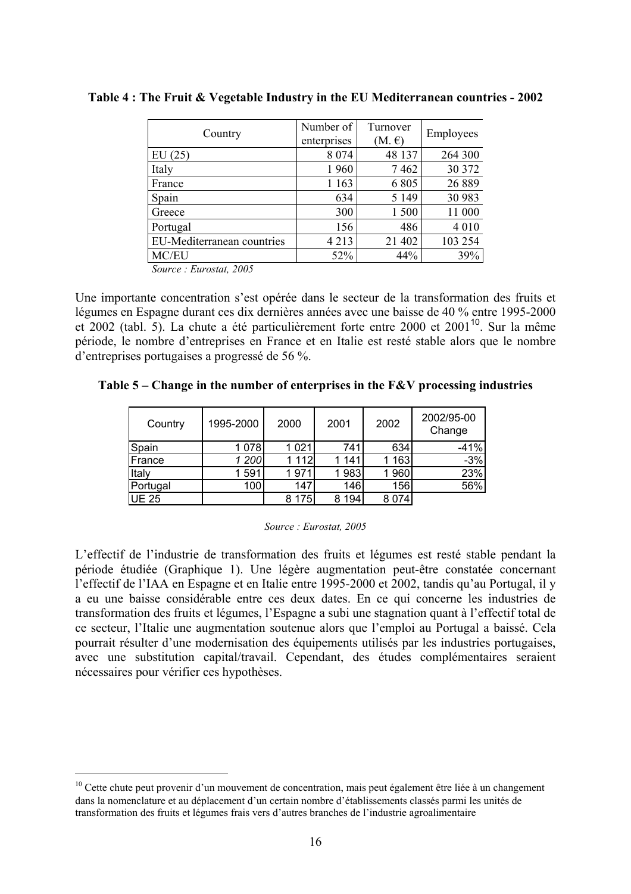**Table 4 : The Fruit & Vegetable Industry in the EU Mediterranean countries - 2002**

| Country | Number of enterprises | Turnover (M. €) | Employees |
|---|---|---|---|
| EU (25) | 8 074 | 48 137 | 264 300 |
| Italy | 1 960 | 7 462 | 30 372 |
| France | 1 163 | 6 805 | 26 889 |
| Spain | 634 | 5 149 | 30 983 |
| Greece | 300 | 1 500 | 11 000 |
| Portugal | 156 | 486 | 4 010 |
| EU-Mediterranean countries | 4 213 | 21 402 | 103 254 |
| MC/EU | 52% | 44% | 39% |

*Source : Eurostat, 2005*

Une importante concentration s'est opérée dans le secteur de la transformation des fruits et légumes en Espagne durant ces dix dernières années avec une baisse de 40 % entre 1995-2000 et 2002 (tabl. 5). La chute a été particulièrement forte entre 2000 et 2001[10]. Sur la même période, le nombre d'entreprises en France et en Italie est resté stable alors que le nombre d'entreprises portugaises a progressé de 56 %.

**Table 5 – Change in the number of enterprises in the F&V processing industries**

| Country | 1995-2000 | 2000 | 2001 | 2002 | 2002/95-00 Change |
|---|---|---|---|---|---|
| Spain | 1 078 | 1 021 | 741 | 634 | -41% |
| France | *1 200* | 1 112 | 1 141 | 1 163 | -3% |
| Italy | 1 591 | 1 971 | 1 983 | 1 960 | 23% |
| Portugal | 100 | 147 | 146 | 156 | 56% |
| UE 25 | | 8 175 | 8 194 | 8 074 | |

*Source : Eurostat, 2005*

L'effectif de l'industrie de transformation des fruits et légumes est resté stable pendant la période étudiée (Graphique 1). Une légère augmentation peut-être constatée concernant l'effectif de l'IAA en Espagne et en Italie entre 1995-2000 et 2002, tandis qu'au Portugal, il y a eu une baisse considérable entre ces deux dates. En ce qui concerne les industries de transformation des fruits et légumes, l'Espagne a subi une stagnation quant à l'effectif total de ce secteur, l'Italie une augmentation soutenue alors que l'emploi au Portugal a baissé. Cela pourrait résulter d'une modernisation des équipements utilisés par les industries portugaises, avec une substitution capital/travail. Cependant, des études complémentaires seraient nécessaires pour vérifier ces hypothèses.

---

[10] Cette chute peut provenir d'un mouvement de concentration, mais peut également être liée à un changement dans la nomenclature et au déplacement d'un certain nombre d'établissements classés parmi les unités de transformation des fruits et légumes frais vers d'autres branches de l'industrie agroalimentaire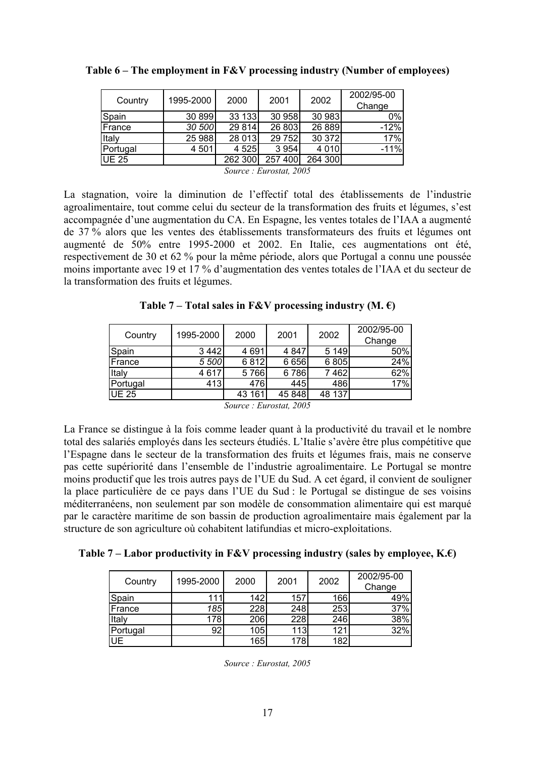**Table 6 – The employment in F&V processing industry (Number of employees)**

| Country | 1995-2000 | 2000 | 2001 | 2002 | 2002/95-00 Change |
|---|---|---|---|---|---|
| Spain | 30 899 | 33 133 | 30 958 | 30 983 | 0% |
| France | *30 500* | 29 814 | 26 803 | 26 889 | -12% |
| Italy | 25 988 | 28 013 | 29 752 | 30 372 | 17% |
| Portugal | 4 501 | 4 525 | 3 954 | 4 010 | -11% |
| UE 25 | | 262 300 | 257 400 | 264 300 | |

*Source : Eurostat, 2005*

La stagnation, voire la diminution de l'effectif total des établissements de l'industrie agroalimentaire, tout comme celui du secteur de la transformation des fruits et légumes, s'est accompagnée d'une augmentation du CA. En Espagne, les ventes totales de l'IAA a augmenté de 37 % alors que les ventes des établissements transformateurs des fruits et légumes ont augmenté de 50% entre 1995-2000 et 2002. En Italie, ces augmentations ont été, respectivement de 30 et 62 % pour la même période, alors que Portugal a connu une poussée moins importante avec 19 et 17 % d'augmentation des ventes totales de l'IAA et du secteur de la transformation des fruits et légumes.

**Table 7 – Total sales in F&V processing industry (M. €)**

| Country | 1995-2000 | 2000 | 2001 | 2002 | 2002/95-00 Change |
|---|---|---|---|---|---|
| Spain | 3 442 | 4 691 | 4 847 | 5 149 | 50% |
| France | *5 500* | 6 812 | 6 656 | 6 805 | 24% |
| Italy | 4 617 | 5 766 | 6 786 | 7 462 | 62% |
| Portugal | 413 | 476 | 445 | 486 | 17% |
| UE 25 | | 43 161 | 45 848 | 48 137 | |

*Source : Eurostat, 2005*

La France se distingue à la fois comme leader quant à la productivité du travail et le nombre total des salariés employés dans les secteurs étudiés. L'Italie s'avère être plus compétitive que l'Espagne dans le secteur de la transformation des fruits et légumes frais, mais ne conserve pas cette supériorité dans l'ensemble de l'industrie agroalimentaire. Le Portugal se montre moins productif que les trois autres pays de l'UE du Sud. A cet égard, il convient de souligner la place particulière de ce pays dans l'UE du Sud : le Portugal se distingue de ses voisins méditerranéens, non seulement par son modèle de consommation alimentaire qui est marqué par le caractère maritime de son bassin de production agroalimentaire mais également par la structure de son agriculture où cohabitent latifundias et micro-exploitations.

**Table 7 – Labor productivity in F&V processing industry (sales by employee, K.€)**

| Country | 1995-2000 | 2000 | 2001 | 2002 | 2002/95-00 Change |
|---|---|---|---|---|---|
| Spain | 111 | 142 | 157 | 166 | 49% |
| France | *185* | 228 | 248 | 253 | 37% |
| Italy | 178 | 206 | 228 | 246 | 38% |
| Portugal | 92 | 105 | 113 | 121 | 32% |
| UE | | 165 | 178 | 182 | |

*Source : Eurostat, 2005*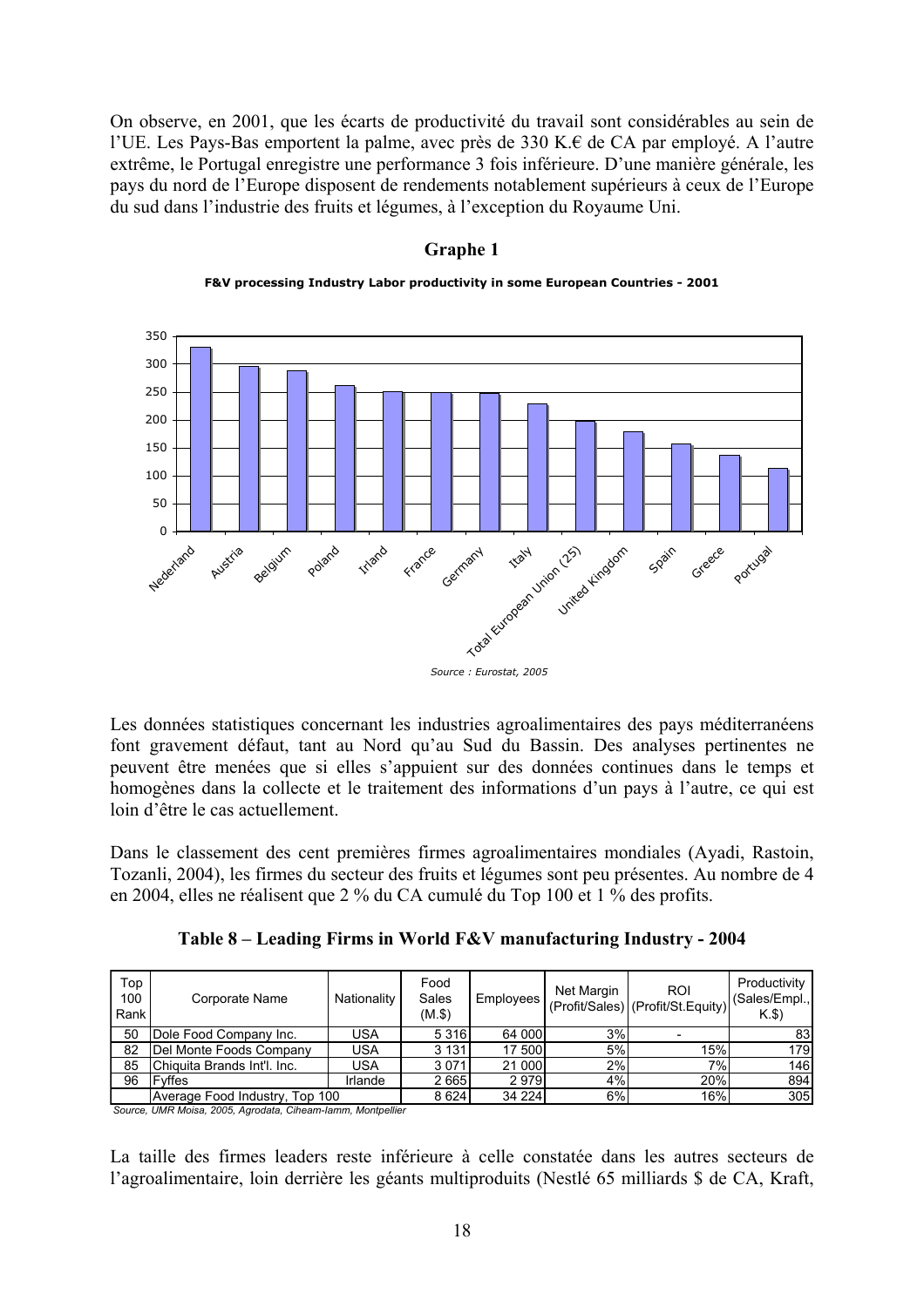On observe, en 2001, que les écarts de productivité du travail sont considérables au sein de l'UE. Les Pays-Bas emportent la palme, avec près de 330 K.€ de CA par employé. A l'autre extrême, le Portugal enregistre une performance 3 fois inférieure. D'une manière générale, les pays du nord de l'Europe disposent de rendements notablement supérieurs à ceux de l'Europe du sud dans l'industrie des fruits et légumes, à l'exception du Royaume Uni.

**Graphe 1**

**F&V processing Industry Labor productivity in some European Countries - 2001**

*Source : Eurostat, 2005*

Les données statistiques concernant les industries agroalimentaires des pays méditerranéens font gravement défaut, tant au Nord qu'au Sud du Bassin. Des analyses pertinentes ne peuvent être menées que si elles s'appuient sur des données continues dans le temps et homogènes dans la collecte et le traitement des informations d'un pays à l'autre, ce qui est loin d'être le cas actuellement.

Dans le classement des cent premières firmes agroalimentaires mondiales (Ayadi, Rastoin, Tozanli, 2004), les firmes du secteur des fruits et légumes sont peu présentes. Au nombre de 4 en 2004, elles ne réalisent que 2 % du CA cumulé du Top 100 et 1 % des profits.

**Table 8 – Leading Firms in World F&V manufacturing Industry - 2004**

| Top 100 Rank | Corporate Name | Nationality | Food Sales (M.$) | Employees | Net Margin (Profit/Sales) | ROI (Profit/St.Equity) | Productivity (Sales/Empl., K.$) |
|---|---|---|---|---|---|---|---|
| 50 | Dole Food Company Inc. | USA | 5 316 | 64 000 | 3% | - | 83 |
| 82 | Del Monte Foods Company | USA | 3 131 | 17 500 | 5% | 15% | 179 |
| 85 | Chiquita Brands Int'l. Inc. | USA | 3 071 | 21 000 | 2% | 7% | 146 |
| 96 | Fyffes | Irlande | 2 665 | 2 979 | 4% | 20% | 894 |
| | Average Food Industry, Top 100 | | 8 624 | 34 224 | 6% | 16% | 305 |

*Source, UMR Moisa, 2005, Agrodata, Ciheam-Iamm, Montpellier*

La taille des firmes leaders reste inférieure à celle constatée dans les autres secteurs de l'agroalimentaire, loin derrière les géants multiproduits (Nestlé 65 milliards $ de CA, Kraft,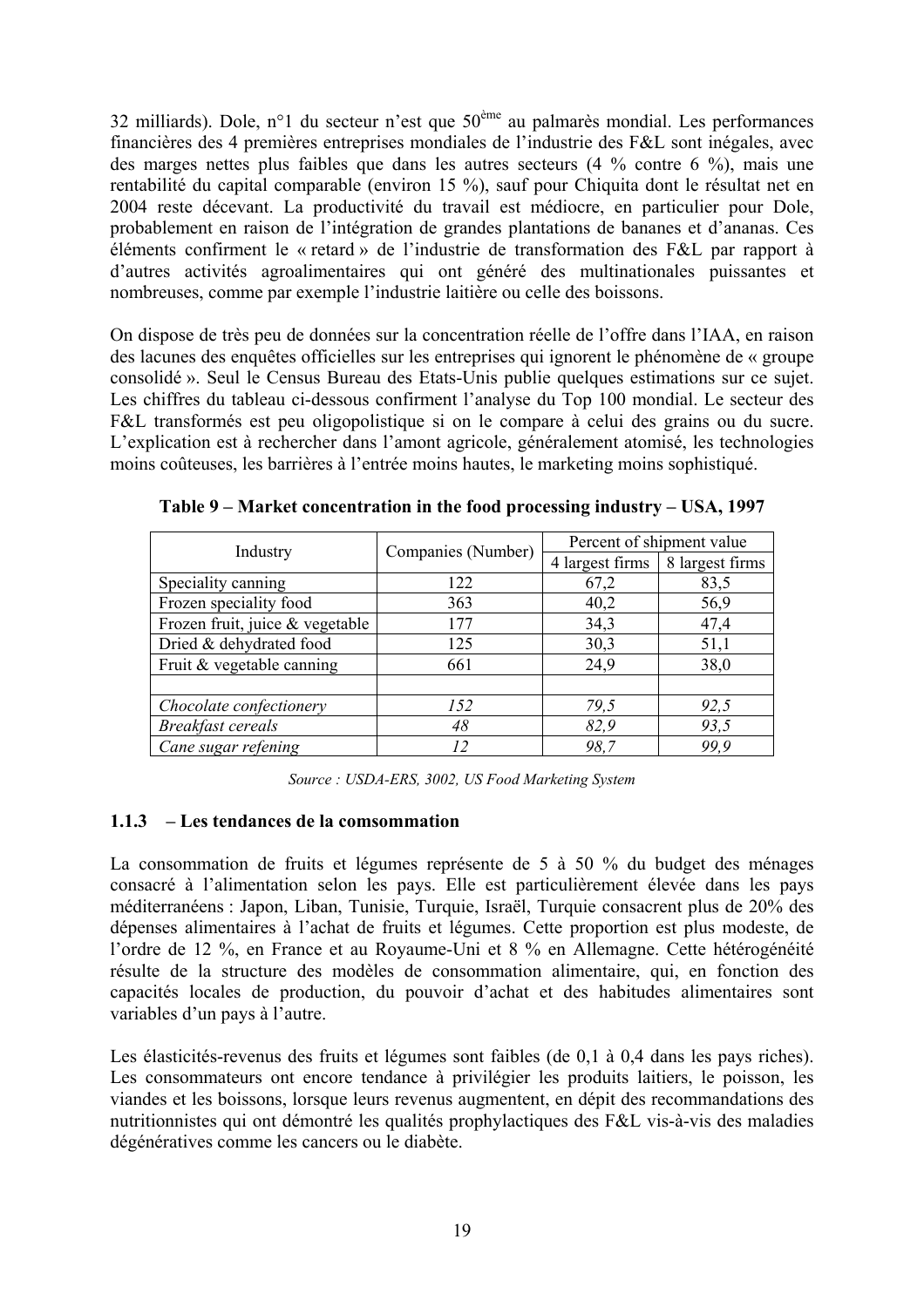32 milliards). Dole, n°1 du secteur n'est que 50ème au palmarès mondial. Les performances financières des 4 premières entreprises mondiales de l'industrie des F&L sont inégales, avec des marges nettes plus faibles que dans les autres secteurs (4 % contre 6 %), mais une rentabilité du capital comparable (environ 15 %), sauf pour Chiquita dont le résultat net en 2004 reste décevant. La productivité du travail est médiocre, en particulier pour Dole, probablement en raison de l'intégration de grandes plantations de bananes et d'ananas. Ces éléments confirment le « retard » de l'industrie de transformation des F&L par rapport à d'autres activités agroalimentaires qui ont généré des multinationales puissantes et nombreuses, comme par exemple l'industrie laitière ou celle des boissons.

On dispose de très peu de données sur la concentration réelle de l'offre dans l'IAA, en raison des lacunes des enquêtes officielles sur les entreprises qui ignorent le phénomène de « groupe consolidé ». Seul le Census Bureau des Etats-Unis publie quelques estimations sur ce sujet. Les chiffres du tableau ci-dessous confirment l'analyse du Top 100 mondial. Le secteur des F&L transformés est peu oligopolistique si on le compare à celui des grains ou du sucre. L'explication est à rechercher dans l'amont agricole, généralement atomisé, les technologies moins coûteuses, les barrières à l'entrée moins hautes, le marketing moins sophistiqué.

**Table 9 – Market concentration in the food processing industry – USA, 1997**

| Industry | Companies (Number) | Percent of shipment value | |
|---|---|---|---|
| | | 4 largest firms | 8 largest firms |
| Speciality canning | 122 | 67,2 | 83,5 |
| Frozen speciality food | 363 | 40,2 | 56,9 |
| Frozen fruit, juice & vegetable | 177 | 34,3 | 47,4 |
| Dried & dehydrated food | 125 | 30,3 | 51,1 |
| Fruit & vegetable canning | 661 | 24,9 | 38,0 |
| | | | |
| *Chocolate confectionery* | *152* | *79,5* | *92,5* |
| *Breakfast cereals* | *48* | *82,9* | *93,5* |
| *Cane sugar refening* | *12* | *98,7* | *99,9* |

*Source : USDA-ERS, 3002, US Food Marketing System*

### 1.1.3 – Les tendances de la comsommation

La consommation de fruits et légumes représente de 5 à 50 % du budget des ménages consacré à l'alimentation selon les pays. Elle est particulièrement élevée dans les pays méditerranéens : Japon, Liban, Tunisie, Turquie, Israël, Turquie consacrent plus de 20% des dépenses alimentaires à l'achat de fruits et légumes. Cette proportion est plus modeste, de l'ordre de 12 %, en France et au Royaume-Uni et 8 % en Allemagne. Cette hétérogénéité résulte de la structure des modèles de consommation alimentaire, qui, en fonction des capacités locales de production, du pouvoir d'achat et des habitudes alimentaires sont variables d'un pays à l'autre.

Les élasticités-revenus des fruits et légumes sont faibles (de 0,1 à 0,4 dans les pays riches). Les consommateurs ont encore tendance à privilégier les produits laitiers, le poisson, les viandes et les boissons, lorsque leurs revenus augmentent, en dépit des recommandations des nutritionnistes qui ont démontré les qualités prophylactiques des F&L vis-à-vis des maladies dégénératives comme les cancers ou le diabète.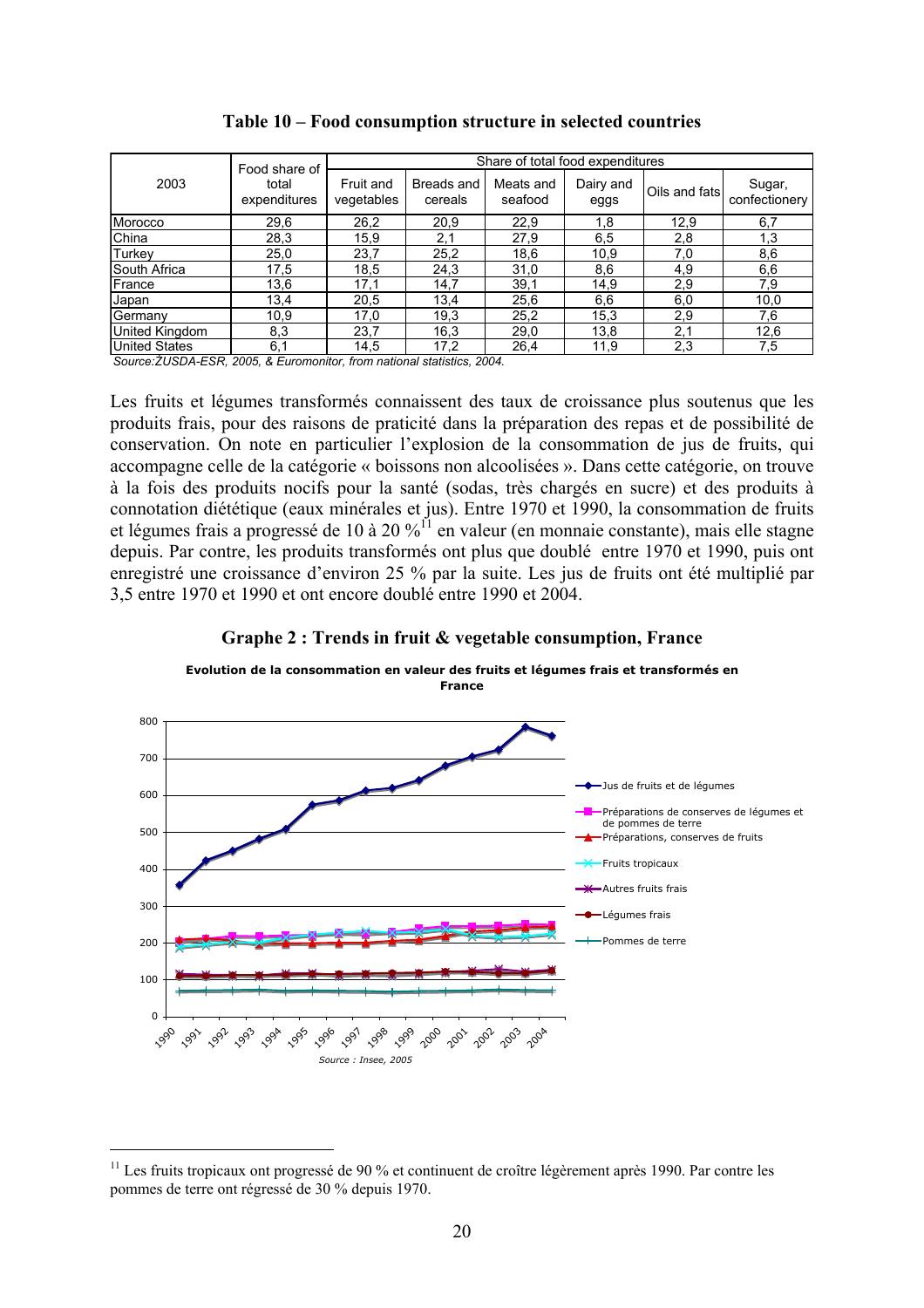**Table 10 – Food consumption structure in selected countries**

| 2003 | Food share of total expenditures | Share of total food expenditures | | | | | |
|---|---|---|---|---|---|---|---|
| | | Fruit and vegetables | Breads and cereals | Meats and seafood | Dairy and eggs | Oils and fats | Sugar, confectionery |
| Morocco | 29,6 | 26,2 | 20,9 | 22,9 | 1,8 | 12,9 | 6,7 |
| China | 28,3 | 15,9 | 2,1 | 27,9 | 6,5 | 2,8 | 1,3 |
| Turkey | 25,0 | 23,7 | 25,2 | 18,6 | 10,9 | 7,0 | 8,6 |
| South Africa | 17,5 | 18,5 | 24,3 | 31,0 | 8,6 | 4,9 | 6,6 |
| France | 13,6 | 17,1 | 14,7 | 39,1 | 14,9 | 2,9 | 7,9 |
| Japan | 13,4 | 20,5 | 13,4 | 25,6 | 6,6 | 6,0 | 10,0 |
| Germany | 10,9 | 17,0 | 19,3 | 25,2 | 15,3 | 2,9 | 7,6 |
| United Kingdom | 8,3 | 23,7 | 16,3 | 29,0 | 13,8 | 2,1 | 12,6 |
| United States | 6,1 | 14,5 | 17,2 | 26,4 | 11,9 | 2,3 | 7,5 |

*Source:ŽUSDA-ESR, 2005, & Euromonitor, from national statistics, 2004.*

Les fruits et légumes transformés connaissent des taux de croissance plus soutenus que les produits frais, pour des raisons de praticité dans la préparation des repas et de possibilité de conservation. On note en particulier l'explosion de la consommation de jus de fruits, qui accompagne celle de la catégorie « boissons non alcoolisées ». Dans cette catégorie, on trouve à la fois des produits nocifs pour la santé (sodas, très chargés en sucre) et des produits à connotation diététique (eaux minérales et jus). Entre 1970 et 1990, la consommation de fruits et légumes frais a progressé de 10 à 20 %[11] en valeur (en monnaie constante), mais elle stagne depuis. Par contre, les produits transformés ont plus que doublé entre 1970 et 1990, puis ont enregistré une croissance d'environ 25 % par la suite. Les jus de fruits ont été multiplié par 3,5 entre 1970 et 1990 et ont encore doublé entre 1990 et 2004.

**Graphe 2 : Trends in fruit & vegetable consumption, France**

**Evolution de la consommation en valeur des fruits et légumes frais et transformés en France**

Legend: Jus de fruits et de légumes; Préparations de conserves de légumes et de pommes de terre; Préparations, conserves de fruits; Fruits tropicaux; Autres fruits frais; Légumes frais; Pommes de terre

*Source : Insee, 2005*

[11] Les fruits tropicaux ont progressé de 90 % et continuent de croître légèrement après 1990. Par contre les pommes de terre ont régressé de 30 % depuis 1970.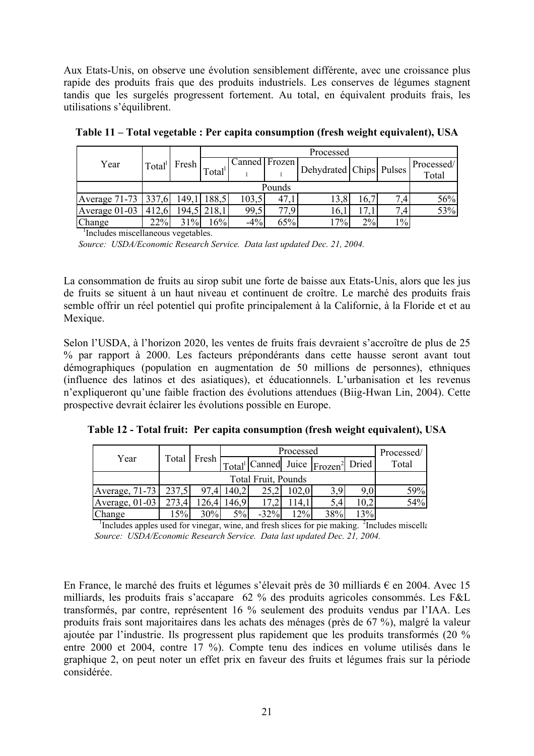Aux Etats-Unis, on observe une évolution sensiblement différente, avec une croissance plus rapide des produits frais que des produits industriels. Les conserves de légumes stagnent tandis que les surgelés progressent fortement. Au total, en équivalent produits frais, les utilisations s'équilibrent.

**Table 11 – Total vegetable : Per capita consumption (fresh weight equivalent), USA**

| Year | Total[1] | Fresh | Processed | | | | | | |
|---|---|---|---|---|---|---|---|---|---|
| | | | Total[1] | Canned[1] | Frozen[1] | Dehydrated | Chips | Pulses | Processed/ Total |
| | Pounds | | | | | | | | |
| Average 71-73 | 337,6 | 149,1 | 188,5 | 103,5 | 47,1 | 13,8 | 16,7 | 7,4 | 56% |
| Average 01-03 | 412,6 | 194,5 | 218,1 | 99,5 | 77,9 | 16,1 | 17,1 | 7,4 | 53% |
| Change | 22% | 31% | 16% | -4% | 65% | 17% | 2% | 1% | |

[1]Includes miscellaneous vegetables.

*Source: USDA/Economic Research Service. Data last updated Dec. 21, 2004.*

La consommation de fruits au sirop subit une forte de baisse aux Etats-Unis, alors que les jus de fruits se situent à un haut niveau et continuent de croître. Le marché des produits frais semble offrir un réel potentiel qui profite principalement à la Californie, à la Floride et et au Mexique.

Selon l'USDA, à l'horizon 2020, les ventes de fruits frais devraient s'accroître de plus de 25 % par rapport à 2000. Les facteurs prépondérants dans cette hausse seront avant tout démographiques (population en augmentation de 50 millions de personnes), ethniques (influence des latinos et des asiatiques), et éducationnels. L'urbanisation et les revenus n'expliqueront qu'une faible fraction des évolutions attendues (Biig-Hwan Lin, 2004). Cette prospective devrait éclairer les évolutions possible en Europe.

**Table 12 - Total fruit: Per capita consumption (fresh weight equivalent), USA**

| Year | Total | Fresh | Processed | | | | | Processed/ Total |
|---|---|---|---|---|---|---|---|---|
| | | | Total[1] | Canned | Juice | Frozen[2] | Dried | |
| | Total Fruit, Pounds | | | | | | | |
| Average, 71-73 | 237,5 | 97,4 | 140,2 | 25,2 | 102,0 | 3,9 | 9,0 | 59% |
| Average, 01-03 | 273,4 | 126,4 | 146,9 | 17,2 | 114,1 | 5,4 | 10,2 | 54% |
| Change | 15% | 30% | 5% | -32% | 12% | 38% | 13% | |

[1]Includes apples used for vinegar, wine, and fresh slices for pie making. [2]Includes miscella

*Source: USDA/Economic Research Service. Data last updated Dec. 21, 2004.*

En France, le marché des fruits et légumes s'élevait près de 30 milliards € en 2004. Avec 15 milliards, les produits frais s'accapare 62 % des produits agricoles consommés. Les F&L transformés, par contre, représentent 16 % seulement des produits vendus par l'IAA. Les produits frais sont majoritaires dans les achats des ménages (près de 67 %), malgré la valeur ajoutée par l'industrie. Ils progressent plus rapidement que les produits transformés (20 % entre 2000 et 2004, contre 17 %). Compte tenu des indices en volume utilisés dans le graphique 2, on peut noter un effet prix en faveur des fruits et légumes frais sur la période considérée.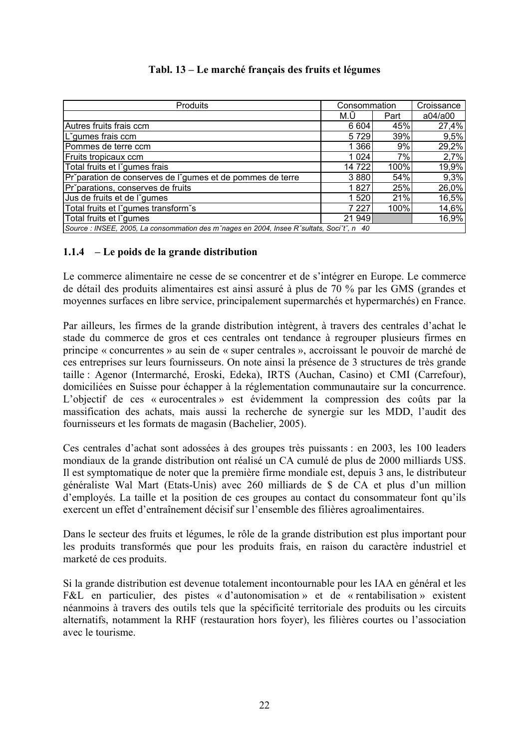**Tabl. 13 – Le marché français des fruits et légumes**

| Produits | Consommation | | Croissance |
|---|---|---|---|
| | M.Ū | Part | a04/a00 |
| Autres fruits frais ccm | 6 604 | 45% | 27,4% |
| L˘gumes frais ccm | 5 729 | 39% | 9,5% |
| Pommes de terre ccm | 1 366 | 9% | 29,2% |
| Fruits tropicaux ccm | 1 024 | 7% | 2,7% |
| Total fruits et l˘gumes frais | 14 722 | 100% | 19,9% |
| Pr˘paration de conserves de l˘gumes et de pommes de terre | 3 880 | 54% | 9,3% |
| Pr˘parations, conserves de fruits | 1 827 | 25% | 26,0% |
| Jus de fruits et de l˘gumes | 1 520 | 21% | 16,5% |
| Total fruits et l˘gumes transform˘s | 7 227 | 100% | 14,6% |
| Total fruits et l˘gumes | 21 949 | | 16,9% |

*Source : INSEE, 2005, La consommation des m˘nages en 2004, Insee R˘sultats, Soci˘t˘, n 40*

### 1.1.4 – Le poids de la grande distribution

Le commerce alimentaire ne cesse de se concentrer et de s'intégrer en Europe. Le commerce de détail des produits alimentaires est ainsi assuré à plus de 70 % par les GMS (grandes et moyennes surfaces en libre service, principalement supermarchés et hypermarchés) en France.

Par ailleurs, les firmes de la grande distribution intègrent, à travers des centrales d'achat le stade du commerce de gros et ces centrales ont tendance à regrouper plusieurs firmes en principe « concurrentes » au sein de « super centrales », accroissant le pouvoir de marché de ces entreprises sur leurs fournisseurs. On note ainsi la présence de 3 structures de très grande taille : Agenor (Intermarché, Eroski, Edeka), IRTS (Auchan, Casino) et CMI (Carrefour), domiciliées en Suisse pour échapper à la réglementation communautaire sur la concurrence. L'objectif de ces « eurocentrales » est évidemment la compression des coûts par la massification des achats, mais aussi la recherche de synergie sur les MDD, l'audit des fournisseurs et les formats de magasin (Bachelier, 2005).

Ces centrales d'achat sont adossées à des groupes très puissants : en 2003, les 100 leaders mondiaux de la grande distribution ont réalisé un CA cumulé de plus de 2000 milliards US$. Il est symptomatique de noter que la première firme mondiale est, depuis 3 ans, le distributeur généraliste Wal Mart (Etats-Unis) avec 260 milliards de $ de CA et plus d'un million d'employés. La taille et la position de ces groupes au contact du consommateur font qu'ils exercent un effet d'entraînement décisif sur l'ensemble des filières agroalimentaires.

Dans le secteur des fruits et légumes, le rôle de la grande distribution est plus important pour les produits transformés que pour les produits frais, en raison du caractère industriel et marketé de ces produits.

Si la grande distribution est devenue totalement incontournable pour les IAA en général et les F&L en particulier, des pistes « d'autonomisation » et de « rentabilisation » existent néanmoins à travers des outils tels que la spécificité territoriale des produits ou les circuits alternatifs, notamment la RHF (restauration hors foyer), les filières courtes ou l'association avec le tourisme.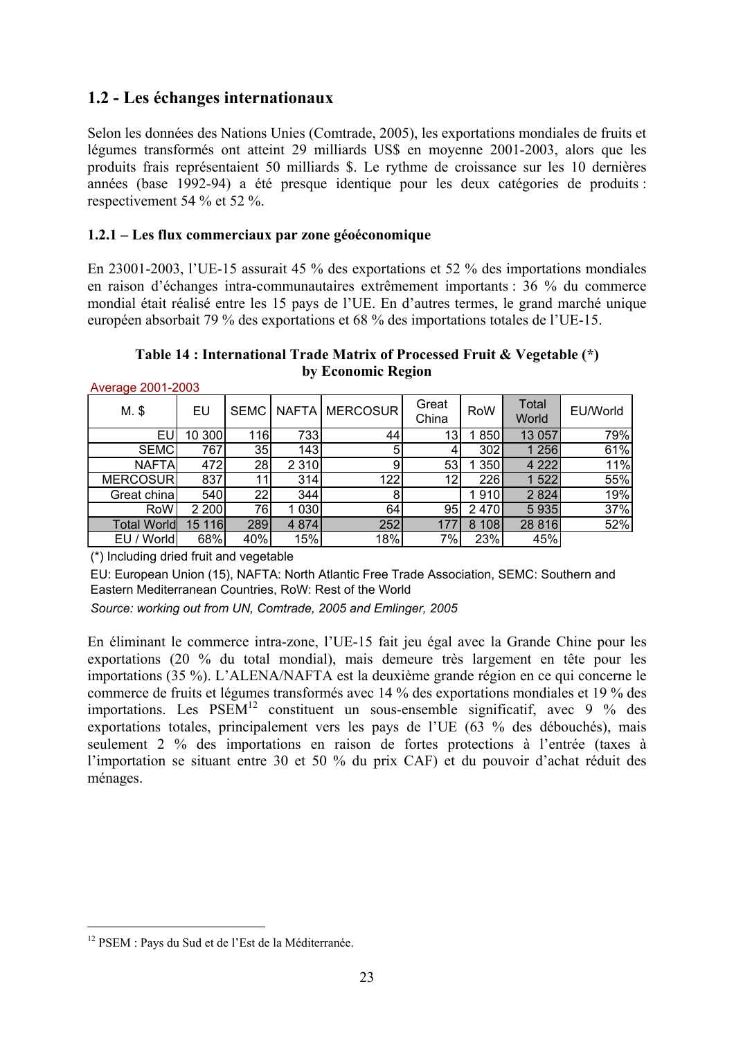## 1.2 - Les échanges internationaux

Selon les données des Nations Unies (Comtrade, 2005), les exportations mondiales de fruits et légumes transformés ont atteint 29 milliards US$ en moyenne 2001-2003, alors que les produits frais représentaient 50 milliards $. Le rythme de croissance sur les 10 dernières années (base 1992-94) a été presque identique pour les deux catégories de produits : respectivement 54 % et 52 %.

### 1.2.1 – Les flux commerciaux par zone géoéconomique

En 23001-2003, l'UE-15 assurait 45 % des exportations et 52 % des importations mondiales en raison d'échanges intra-communautaires extrêmement importants : 36 % du commerce mondial était réalisé entre les 15 pays de l'UE. En d'autres termes, le grand marché unique européen absorbait 79 % des exportations et 68 % des importations totales de l'UE-15.

**Table 14 : International Trade Matrix of Processed Fruit & Vegetable (*) by Economic Region**

Average 2001-2003

| M. $ | EU | SEMC | NAFTA | MERCOSUR | Great China | RoW | Total World | EU/World |
|---|---|---|---|---|---|---|---|---|
| EU | 10 300 | 116 | 733 | 44 | 13 | 1 850 | 13 057 | 79% |
| SEMC | 767 | 35 | 143 | 5 | 4 | 302 | 1 256 | 61% |
| NAFTA | 472 | 28 | 2 310 | 9 | 53 | 1 350 | 4 222 | 11% |
| MERCOSUR | 837 | 11 | 314 | 122 | 12 | 226 | 1 522 | 55% |
| Great china | 540 | 22 | 344 | 8 | | 1 910 | 2 824 | 19% |
| RoW | 2 200 | 76 | 1 030 | 64 | 95 | 2 470 | 5 935 | 37% |
| Total World | 15 116 | 289 | 4 874 | 252 | 177 | 8 108 | 28 816 | 52% |
| EU / World | 68% | 40% | 15% | 18% | 7% | 23% | 45% | |

(*) Including dried fruit and vegetable

EU: European Union (15), NAFTA: North Atlantic Free Trade Association, SEMC: Southern and Eastern Mediterranean Countries, RoW: Rest of the World

*Source: working out from UN, Comtrade, 2005 and Emlinger, 2005*

En éliminant le commerce intra-zone, l'UE-15 fait jeu égal avec la Grande Chine pour les exportations (20 % du total mondial), mais demeure très largement en tête pour les importations (35 %). L'ALENA/NAFTA est la deuxième grande région en ce qui concerne le commerce de fruits et légumes transformés avec 14 % des exportations mondiales et 19 % des importations. Les PSEM[12] constituent un sous-ensemble significatif, avec 9 % des exportations totales, principalement vers les pays de l'UE (63 % des débouchés), mais seulement 2 % des importations en raison de fortes protections à l'entrée (taxes à l'importation se situant entre 30 et 50 % du prix CAF) et du pouvoir d'achat réduit des ménages.

[12] PSEM : Pays du Sud et de l'Est de la Méditerranée.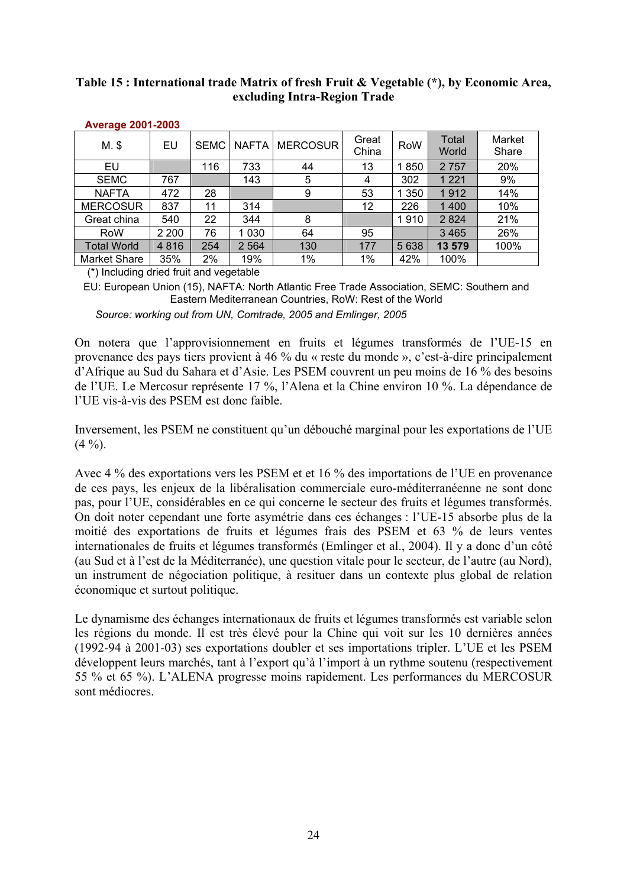**Table 15 : International trade Matrix of fresh Fruit & Vegetable (*), by Economic Area, excluding Intra-Region Trade**

**Average 2001-2003**

| M. $ | EU | SEMC | NAFTA | MERCOSUR | Great China | RoW | Total World | Market Share |
|---|---|---|---|---|---|---|---|---|
| EU | | 116 | 733 | 44 | 13 | 1 850 | 2 757 | 20% |
| SEMC | 767 | | 143 | 5 | 4 | 302 | 1 221 | 9% |
| NAFTA | 472 | 28 | | 9 | 53 | 1 350 | 1 912 | 14% |
| MERCOSUR | 837 | 11 | 314 | | 12 | 226 | 1 400 | 10% |
| Great china | 540 | 22 | 344 | 8 | | 1 910 | 2 824 | 21% |
| RoW | 2 200 | 76 | 1 030 | 64 | 95 | | 3 465 | 26% |
| Total World | 4 816 | 254 | 2 564 | 130 | 177 | 5 638 | **13 579** | 100% |
| Market Share | 35% | 2% | 19% | 1% | 1% | 42% | 100% | |

(*) Including dried fruit and vegetable

EU: European Union (15), NAFTA: North Atlantic Free Trade Association, SEMC: Southern and Eastern Mediterranean Countries, RoW: Rest of the World

*Source: working out from UN, Comtrade, 2005 and Emlinger, 2005*

On notera que l'approvisionnement en fruits et légumes transformés de l'UE-15 en provenance des pays tiers provient à 46 % du « reste du monde », c'est-à-dire principalement d'Afrique au Sud du Sahara et d'Asie. Les PSEM couvrent un peu moins de 16 % des besoins de l'UE. Le Mercosur représente 17 %, l'Alena et la Chine environ 10 %. La dépendance de l'UE vis-à-vis des PSEM est donc faible.

Inversement, les PSEM ne constituent qu'un débouché marginal pour les exportations de l'UE (4 %).

Avec 4 % des exportations vers les PSEM et et 16 % des importations de l'UE en provenance de ces pays, les enjeux de la libéralisation commerciale euro-méditerranéenne ne sont donc pas, pour l'UE, considérables en ce qui concerne le secteur des fruits et légumes transformés. On doit noter cependant une forte asymétrie dans ces échanges : l'UE-15 absorbe plus de la moitié des exportations de fruits et légumes frais des PSEM et 63 % de leurs ventes internationales de fruits et légumes transformés (Emlinger et al., 2004). Il y a donc d'un côté (au Sud et à l'est de la Méditerranée), une question vitale pour le secteur, de l'autre (au Nord), un instrument de négociation politique, à resituer dans un contexte plus global de relation économique et surtout politique.

Le dynamisme des échanges internationaux de fruits et légumes transformés est variable selon les régions du monde. Il est très élevé pour la Chine qui voit sur les 10 dernières années (1992-94 à 2001-03) ses exportations doubler et ses importations tripler. L'UE et les PSEM développent leurs marchés, tant à l'export qu'à l'import à un rythme soutenu (respectivement 55 % et 65 %). L'ALENA progresse moins rapidement. Les performances du MERCOSUR sont médiocres.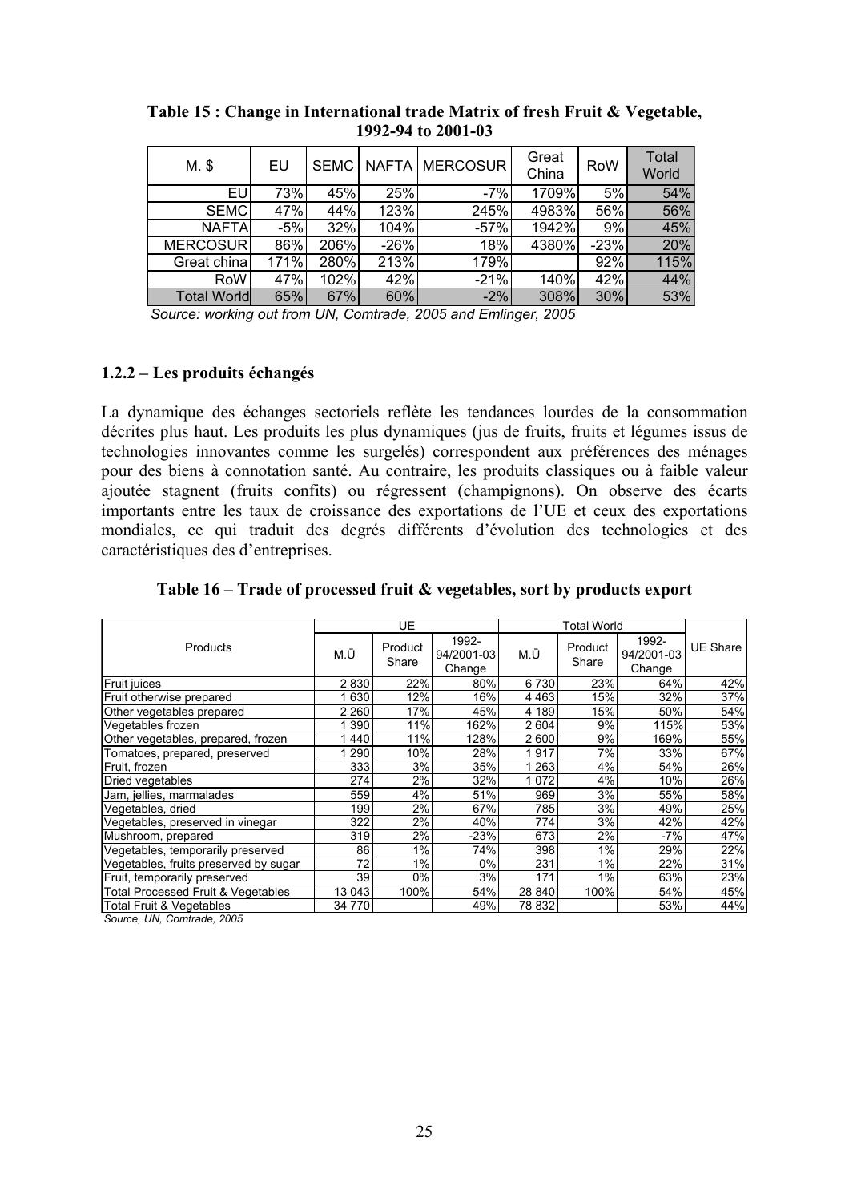**Table 15 : Change in International trade Matrix of fresh Fruit & Vegetable, 1992-94 to 2001-03**

| M. $ | EU | SEMC | NAFTA | MERCOSUR | Great China | RoW | Total World |
|---|---|---|---|---|---|---|---|
| EU | 73% | 45% | 25% | -7% | 1709% | 5% | 54% |
| SEMC | 47% | 44% | 123% | 245% | 4983% | 56% | 56% |
| NAFTA | -5% | 32% | 104% | -57% | 1942% | 9% | 45% |
| MERCOSUR | 86% | 206% | -26% | 18% | 4380% | -23% | 20% |
| Great china | 171% | 280% | 213% | 179% | | 92% | 115% |
| RoW | 47% | 102% | 42% | -21% | 140% | 42% | 44% |
| Total World | 65% | 67% | 60% | -2% | 308% | 30% | 53% |

*Source: working out from UN, Comtrade, 2005 and Emlinger, 2005*

### 1.2.2 – Les produits échangés

La dynamique des échanges sectoriels reflète les tendances lourdes de la consommation décrites plus haut. Les produits les plus dynamiques (jus de fruits, fruits et légumes issus de technologies innovantes comme les surgelés) correspondent aux préférences des ménages pour des biens à connotation santé. Au contraire, les produits classiques ou à faible valeur ajoutée stagnent (fruits confits) ou régressent (champignons). On observe des écarts importants entre les taux de croissance des exportations de l'UE et ceux des exportations mondiales, ce qui traduit des degrés différents d'évolution des technologies et des caractéristiques des d'entreprises.

**Table 16 – Trade of processed fruit & vegetables, sort by products export**

| Products | UE | | | Total World | | | UE Share |
|---|---|---|---|---|---|---|---|
| | M.Ū | Product Share | 1992-94/2001-03 Change | M.Ū | Product Share | 1992-94/2001-03 Change | |
| Fruit juices | 2 830 | 22% | 80% | 6 730 | 23% | 64% | 42% |
| Fruit otherwise prepared | 1 630 | 12% | 16% | 4 463 | 15% | 32% | 37% |
| Other vegetables prepared | 2 260 | 17% | 45% | 4 189 | 15% | 50% | 54% |
| Vegetables frozen | 1 390 | 11% | 162% | 2 604 | 9% | 115% | 53% |
| Other vegetables, prepared, frozen | 1 440 | 11% | 128% | 2 600 | 9% | 169% | 55% |
| Tomatoes, prepared, preserved | 1 290 | 10% | 28% | 1 917 | 7% | 33% | 67% |
| Fruit, frozen | 333 | 3% | 35% | 1 263 | 4% | 54% | 26% |
| Dried vegetables | 274 | 2% | 32% | 1 072 | 4% | 10% | 26% |
| Jam, jellies, marmalades | 559 | 4% | 51% | 969 | 3% | 55% | 58% |
| Vegetables, dried | 199 | 2% | 67% | 785 | 3% | 49% | 25% |
| Vegetables, preserved in vinegar | 322 | 2% | 40% | 774 | 3% | 42% | 42% |
| Mushroom, prepared | 319 | 2% | -23% | 673 | 2% | -7% | 47% |
| Vegetables, temporarily preserved | 86 | 1% | 74% | 398 | 1% | 29% | 22% |
| Vegetables, fruits preserved by sugar | 72 | 1% | 0% | 231 | 1% | 22% | 31% |
| Fruit, temporarily preserved | 39 | 0% | 3% | 171 | 1% | 63% | 23% |
| Total Processed Fruit & Vegetables | 13 043 | 100% | 54% | 28 840 | 100% | 54% | 45% |
| Total Fruit & Vegetables | 34 770 | | 49% | 78 832 | | 53% | 44% |

*Source, UN, Comtrade, 2005*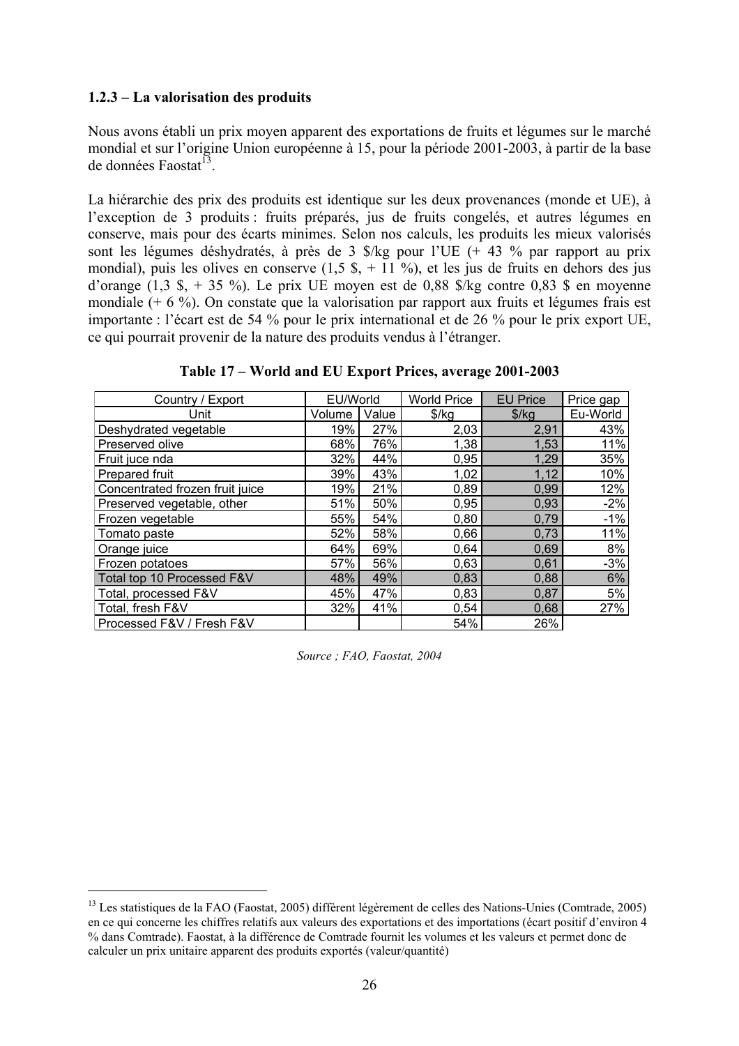### 1.2.3 – La valorisation des produits

Nous avons établi un prix moyen apparent des exportations de fruits et légumes sur le marché mondial et sur l'origine Union européenne à 15, pour la période 2001-2003, à partir de la base de données Faostat[13].

La hiérarchie des prix des produits est identique sur les deux provenances (monde et UE), à l'exception de 3 produits : fruits préparés, jus de fruits congelés, et autres légumes en conserve, mais pour des écarts minimes. Selon nos calculs, les produits les mieux valorisés sont les légumes déshydratés, à près de 3 $/kg pour l'UE (+ 43 % par rapport au prix mondial), puis les olives en conserve (1,5 $, + 11 %), et les jus de fruits en dehors des jus d'orange (1,3 $, + 35 %). Le prix UE moyen est de 0,88 $/kg contre 0,83 $ en moyenne mondiale (+ 6 %). On constate que la valorisation par rapport aux fruits et légumes frais est importante : l'écart est de 54 % pour le prix international et de 26 % pour le prix export UE, ce qui pourrait provenir de la nature des produits vendus à l'étranger.

**Table 17 – World and EU Export Prices, average 2001-2003**

| Country / Export | EU/World | | World Price | EU Price | Price gap |
|---|---|---|---|---|---|
| Unit | Volume | Value | $/kg | $/kg | Eu-World |
| Deshydrated vegetable | 19% | 27% | 2,03 | 2,91 | 43% |
| Preserved olive | 68% | 76% | 1,38 | 1,53 | 11% |
| Fruit juce nda | 32% | 44% | 0,95 | 1,29 | 35% |
| Prepared fruit | 39% | 43% | 1,02 | 1,12 | 10% |
| Concentrated frozen fruit juice | 19% | 21% | 0,89 | 0,99 | 12% |
| Preserved vegetable, other | 51% | 50% | 0,95 | 0,93 | -2% |
| Frozen vegetable | 55% | 54% | 0,80 | 0,79 | -1% |
| Tomato paste | 52% | 58% | 0,66 | 0,73 | 11% |
| Orange juice | 64% | 69% | 0,64 | 0,69 | 8% |
| Frozen potatoes | 57% | 56% | 0,63 | 0,61 | -3% |
| Total top 10 Processed F&V | 48% | 49% | 0,83 | 0,88 | 6% |
| Total, processed F&V | 45% | 47% | 0,83 | 0,87 | 5% |
| Total, fresh F&V | 32% | 41% | 0,54 | 0,68 | 27% |
| Processed F&V / Fresh F&V | | | 54% | 26% | |

*Source ; FAO, Faostat, 2004*

[13] Les statistiques de la FAO (Faostat, 2005) diffèrent légèrement de celles des Nations-Unies (Comtrade, 2005) en ce qui concerne les chiffres relatifs aux valeurs des exportations et des importations (écart positif d'environ 4 % dans Comtrade). Faostat, à la différence de Comtrade fournit les volumes et les valeurs et permet donc de calculer un prix unitaire apparent des produits exportés (valeur/quantité)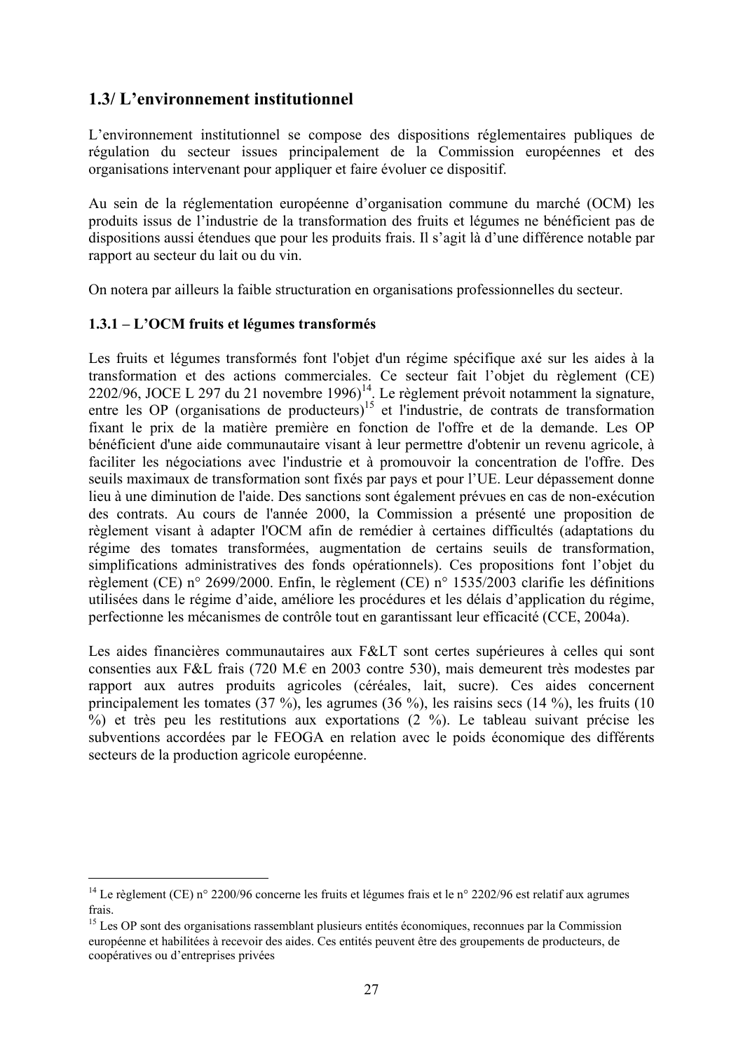## 1.3/ L'environnement institutionnel

L'environnement institutionnel se compose des dispositions réglementaires publiques de régulation du secteur issues principalement de la Commission européennes et des organisations intervenant pour appliquer et faire évoluer ce dispositif.

Au sein de la réglementation européenne d'organisation commune du marché (OCM) les produits issus de l'industrie de la transformation des fruits et légumes ne bénéficient pas de dispositions aussi étendues que pour les produits frais. Il s'agit là d'une différence notable par rapport au secteur du lait ou du vin.

On notera par ailleurs la faible structuration en organisations professionnelles du secteur.

### 1.3.1 – L'OCM fruits et légumes transformés

Les fruits et légumes transformés font l'objet d'un régime spécifique axé sur les aides à la transformation et des actions commerciales. Ce secteur fait l'objet du règlement (CE) 2202/96, JOCE L 297 du 21 novembre 1996)[14]. Le règlement prévoit notamment la signature, entre les OP (organisations de producteurs)[15] et l'industrie, de contrats de transformation fixant le prix de la matière première en fonction de l'offre et de la demande. Les OP bénéficient d'une aide communautaire visant à leur permettre d'obtenir un revenu agricole, à faciliter les négociations avec l'industrie et à promouvoir la concentration de l'offre. Des seuils maximaux de transformation sont fixés par pays et pour l'UE. Leur dépassement donne lieu à une diminution de l'aide. Des sanctions sont également prévues en cas de non-exécution des contrats. Au cours de l'année 2000, la Commission a présenté une proposition de règlement visant à adapter l'OCM afin de remédier à certaines difficultés (adaptations du régime des tomates transformées, augmentation de certains seuils de transformation, simplifications administratives des fonds opérationnels). Ces propositions font l'objet du règlement (CE) n° 2699/2000. Enfin, le règlement (CE) n° 1535/2003 clarifie les définitions utilisées dans le régime d'aide, améliore les procédures et les délais d'application du régime, perfectionne les mécanismes de contrôle tout en garantissant leur efficacité (CCE, 2004a).

Les aides financières communautaires aux F&LT sont certes supérieures à celles qui sont consenties aux F&L frais (720 M.€ en 2003 contre 530), mais demeurent très modestes par rapport aux autres produits agricoles (céréales, lait, sucre). Ces aides concernent principalement les tomates (37 %), les agrumes (36 %), les raisins secs (14 %), les fruits (10 %) et très peu les restitutions aux exportations (2 %). Le tableau suivant précise les subventions accordées par le FEOGA en relation avec le poids économique des différents secteurs de la production agricole européenne.

---

[14] Le règlement (CE) n° 2200/96 concerne les fruits et légumes frais et le n° 2202/96 est relatif aux agrumes frais.

[15] Les OP sont des organisations rassemblant plusieurs entités économiques, reconnues par la Commission européenne et habilitées à recevoir des aides. Ces entités peuvent être des groupements de producteurs, de coopératives ou d'entreprises privées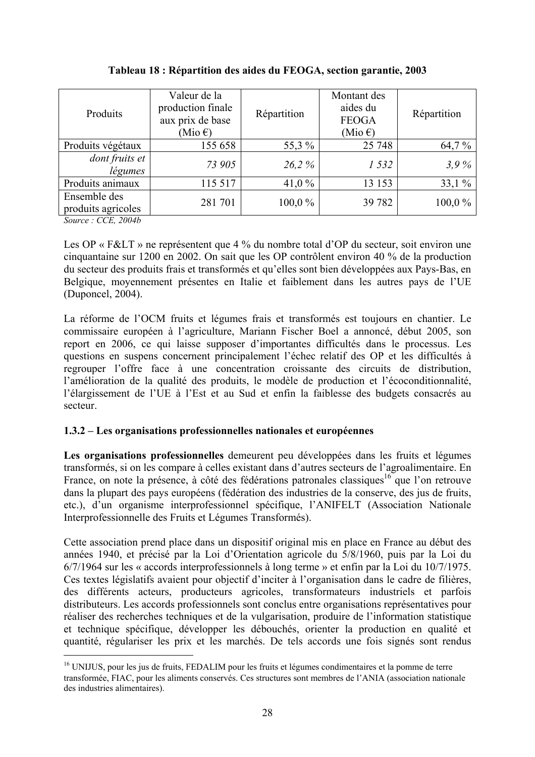**Tableau 18 : Répartition des aides du FEOGA, section garantie, 2003**

| Produits | Valeur de la production finale aux prix de base (Mio €) | Répartition | Montant des aides du FEOGA (Mio €) | Répartition |
|---|---|---|---|---|
| Produits végétaux | 155 658 | 55,3 % | 25 748 | 64,7 % |
| *dont fruits et légumes* | *73 905* | *26,2 %* | *1 532* | *3,9 %* |
| Produits animaux | 115 517 | 41,0 % | 13 153 | 33,1 % |
| Ensemble des produits agricoles | 281 701 | 100,0 % | 39 782 | 100,0 % |

*Source : CCE, 2004b*

Les OP « F&LT » ne représentent que 4 % du nombre total d'OP du secteur, soit environ une cinquantaine sur 1200 en 2002. On sait que les OP contrôlent environ 40 % de la production du secteur des produits frais et transformés et qu'elles sont bien développées aux Pays-Bas, en Belgique, moyennement présentes en Italie et faiblement dans les autres pays de l'UE (Duponcel, 2004).

La réforme de l'OCM fruits et légumes frais et transformés est toujours en chantier. Le commissaire européen à l'agriculture, Mariann Fischer Boel a annoncé, début 2005, son report en 2006, ce qui laisse supposer d'importantes difficultés dans le processus. Les questions en suspens concernent principalement l'échec relatif des OP et les difficultés à regrouper l'offre face à une concentration croissante des circuits de distribution, l'amélioration de la qualité des produits, le modèle de production et l'écoconditionnalité, l'élargissement de l'UE à l'Est et au Sud et enfin la faiblesse des budgets consacrés au secteur.

### 1.3.2 – Les organisations professionnelles nationales et européennes

**Les organisations professionnelles** demeurent peu développées dans les fruits et légumes transformés, si on les compare à celles existant dans d'autres secteurs de l'agroalimentaire. En France, on note la présence, à côté des fédérations patronales classiques[16] que l'on retrouve dans la plupart des pays européens (fédération des industries de la conserve, des jus de fruits, etc.), d'un organisme interprofessionnel spécifique, l'ANIFELT (Association Nationale Interprofessionnelle des Fruits et Légumes Transformés).

Cette association prend place dans un dispositif original mis en place en France au début des années 1940, et précisé par la Loi d'Orientation agricole du 5/8/1960, puis par la Loi du 6/7/1964 sur les « accords interprofessionnels à long terme » et enfin par la Loi du 10/7/1975. Ces textes législatifs avaient pour objectif d'inciter à l'organisation dans le cadre de filières, des différents acteurs, producteurs agricoles, transformateurs industriels et parfois distributeurs. Les accords professionnels sont conclus entre organisations représentatives pour réaliser des recherches techniques et de la vulgarisation, produire de l'information statistique et technique spécifique, développer les débouchés, orienter la production en qualité et quantité, régulariser les prix et les marchés. De tels accords une fois signés sont rendus

[16] UNIJUS, pour les jus de fruits, FEDALIM pour les fruits et légumes condimentaires et la pomme de terre transformée, FIAC, pour les aliments conservés. Ces structures sont membres de l'ANIA (association nationale des industries alimentaires).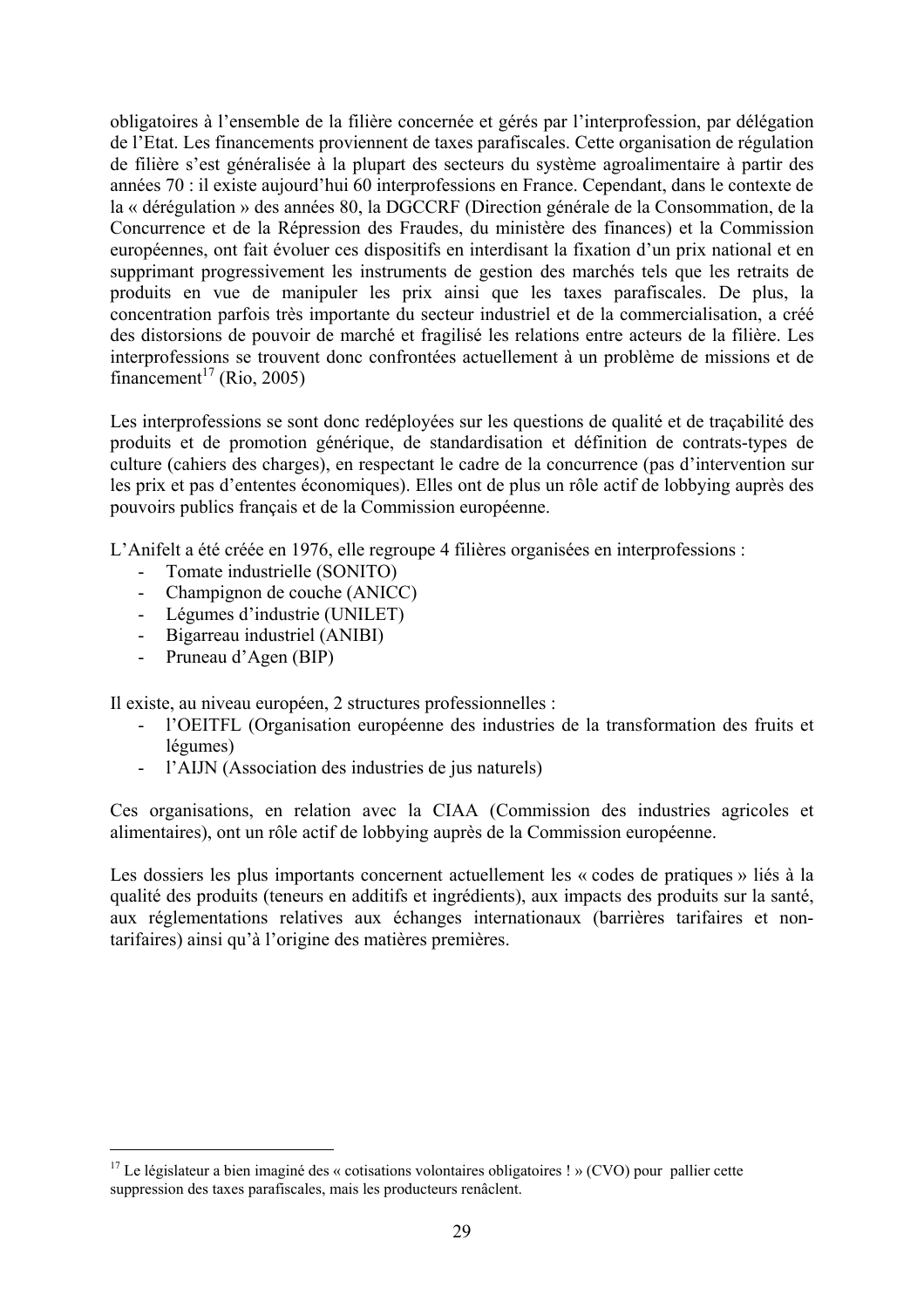obligatoires à l'ensemble de la filière concernée et gérés par l'interprofession, par délégation de l'Etat. Les financements proviennent de taxes parafiscales. Cette organisation de régulation de filière s'est généralisée à la plupart des secteurs du système agroalimentaire à partir des années 70 : il existe aujourd'hui 60 interprofessions en France. Cependant, dans le contexte de la « dérégulation » des années 80, la DGCCRF (Direction générale de la Consommation, de la Concurrence et de la Répression des Fraudes, du ministère des finances) et la Commission européennes, ont fait évoluer ces dispositifs en interdisant la fixation d'un prix national et en supprimant progressivement les instruments de gestion des marchés tels que les retraits de produits en vue de manipuler les prix ainsi que les taxes parafiscales. De plus, la concentration parfois très importante du secteur industriel et de la commercialisation, a créé des distorsions de pouvoir de marché et fragilisé les relations entre acteurs de la filière. Les interprofessions se trouvent donc confrontées actuellement à un problème de missions et de financement[17] (Rio, 2005)

Les interprofessions se sont donc redéployées sur les questions de qualité et de traçabilité des produits et de promotion générique, de standardisation et définition de contrats-types de culture (cahiers des charges), en respectant le cadre de la concurrence (pas d'intervention sur les prix et pas d'ententes économiques). Elles ont de plus un rôle actif de lobbying auprès des pouvoirs publics français et de la Commission européenne.

L'Anifelt a été créée en 1976, elle regroupe 4 filières organisées en interprofessions :

- Tomate industrielle (SONITO)
- Champignon de couche (ANICC)
- Légumes d'industrie (UNILET)
- Bigarreau industriel (ANIBI)
- Pruneau d'Agen (BIP)

Il existe, au niveau européen, 2 structures professionnelles :

- l'OEITFL (Organisation européenne des industries de la transformation des fruits et légumes)
- l'AIJN (Association des industries de jus naturels)

Ces organisations, en relation avec la CIAA (Commission des industries agricoles et alimentaires), ont un rôle actif de lobbying auprès de la Commission européenne.

Les dossiers les plus importants concernent actuellement les « codes de pratiques » liés à la qualité des produits (teneurs en additifs et ingrédients), aux impacts des produits sur la santé, aux réglementations relatives aux échanges internationaux (barrières tarifaires et non-tarifaires) ainsi qu'à l'origine des matières premières.

---

[17] Le législateur a bien imaginé des « cotisations volontaires obligatoires ! » (CVO) pour pallier cette suppression des taxes parafiscales, mais les producteurs renâclent.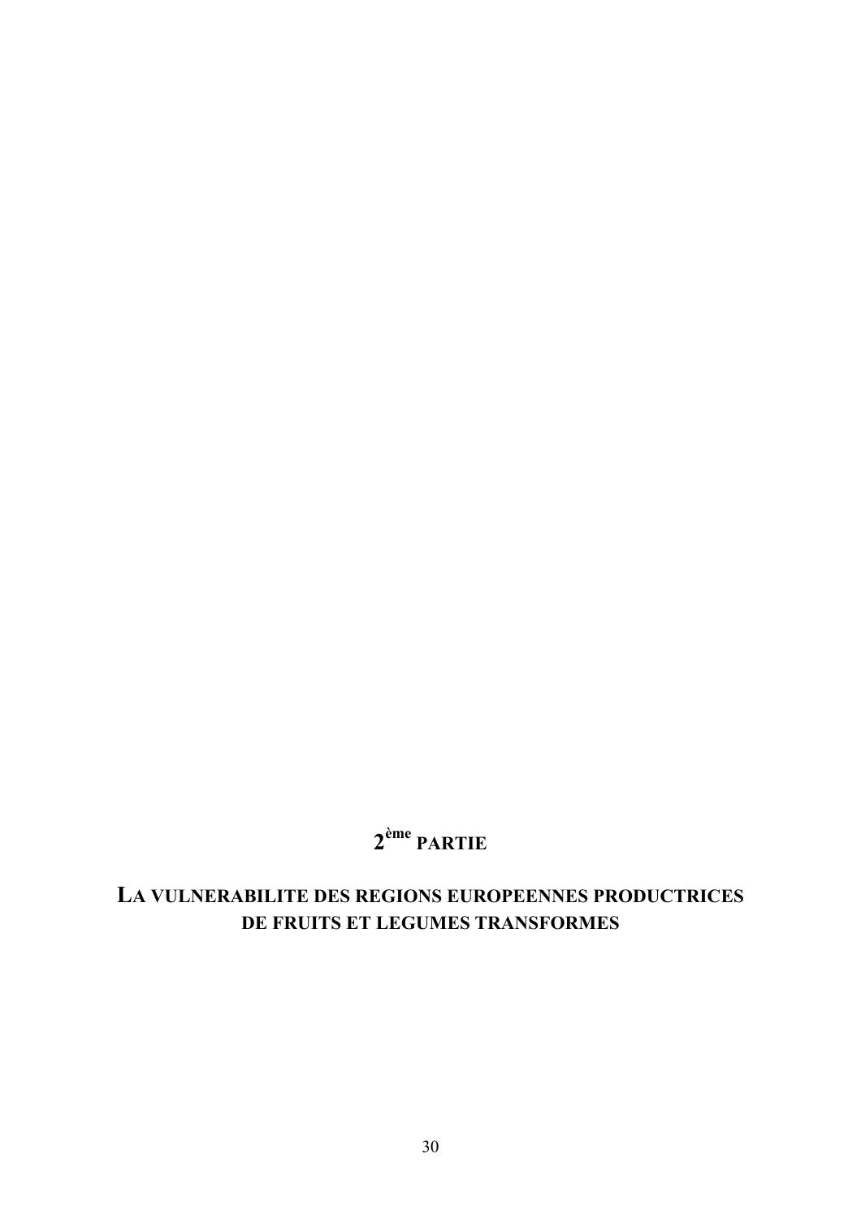# 2ème PARTIE

# LA VULNERABILITE DES REGIONS EUROPEENNES PRODUCTRICES DE FRUITS ET LEGUMES TRANSFORMES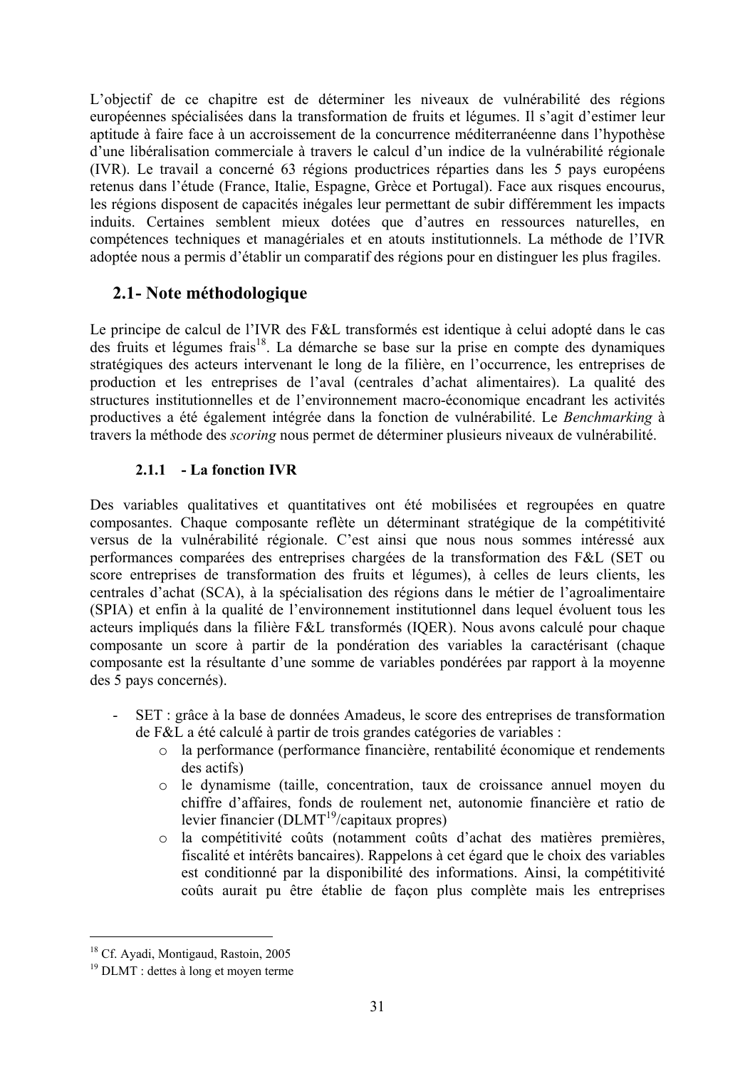L'objectif de ce chapitre est de déterminer les niveaux de vulnérabilité des régions européennes spécialisées dans la transformation de fruits et légumes. Il s'agit d'estimer leur aptitude à faire face à un accroissement de la concurrence méditerranéenne dans l'hypothèse d'une libéralisation commerciale à travers le calcul d'un indice de la vulnérabilité régionale (IVR). Le travail a concerné 63 régions productrices réparties dans les 5 pays européens retenus dans l'étude (France, Italie, Espagne, Grèce et Portugal). Face aux risques encourus, les régions disposent de capacités inégales leur permettant de subir différemment les impacts induits. Certaines semblent mieux dotées que d'autres en ressources naturelles, en compétences techniques et managériales et en atouts institutionnels. La méthode de l'IVR adoptée nous a permis d'établir un comparatif des régions pour en distinguer les plus fragiles.

## 2.1- Note méthodologique

Le principe de calcul de l'IVR des F&L transformés est identique à celui adopté dans le cas des fruits et légumes frais[18]. La démarche se base sur la prise en compte des dynamiques stratégiques des acteurs intervenant le long de la filière, en l'occurrence, les entreprises de production et les entreprises de l'aval (centrales d'achat alimentaires). La qualité des structures institutionnelles et de l'environnement macro-économique encadrant les activités productives a été également intégrée dans la fonction de vulnérabilité. Le *Benchmarking* à travers la méthode des *scoring* nous permet de déterminer plusieurs niveaux de vulnérabilité.

### 2.1.1 - La fonction IVR

Des variables qualitatives et quantitatives ont été mobilisées et regroupées en quatre composantes. Chaque composante reflète un déterminant stratégique de la compétitivité versus de la vulnérabilité régionale. C'est ainsi que nous nous sommes intéressé aux performances comparées des entreprises chargées de la transformation des F&L (SET ou score entreprises de transformation des fruits et légumes), à celles de leurs clients, les centrales d'achat (SCA), à la spécialisation des régions dans le métier de l'agroalimentaire (SPIA) et enfin à la qualité de l'environnement institutionnel dans lequel évoluent tous les acteurs impliqués dans la filière F&L transformés (IQER). Nous avons calculé pour chaque composante un score à partir de la pondération des variables la caractérisant (chaque composante est la résultante d'une somme de variables pondérées par rapport à la moyenne des 5 pays concernés).

- SET : grâce à la base de données Amadeus, le score des entreprises de transformation de F&L a été calculé à partir de trois grandes catégories de variables :
  - la performance (performance financière, rentabilité économique et rendements des actifs)
  - le dynamisme (taille, concentration, taux de croissance annuel moyen du chiffre d'affaires, fonds de roulement net, autonomie financière et ratio de levier financier (DLMT[19]/capitaux propres)
  - la compétitivité coûts (notamment coûts d'achat des matières premières, fiscalité et intérêts bancaires). Rappelons à cet égard que le choix des variables est conditionné par la disponibilité des informations. Ainsi, la compétitivité coûts aurait pu être établie de façon plus complète mais les entreprises

[18] Cf. Ayadi, Montigaud, Rastoin, 2005

[19] DLMT : dettes à long et moyen terme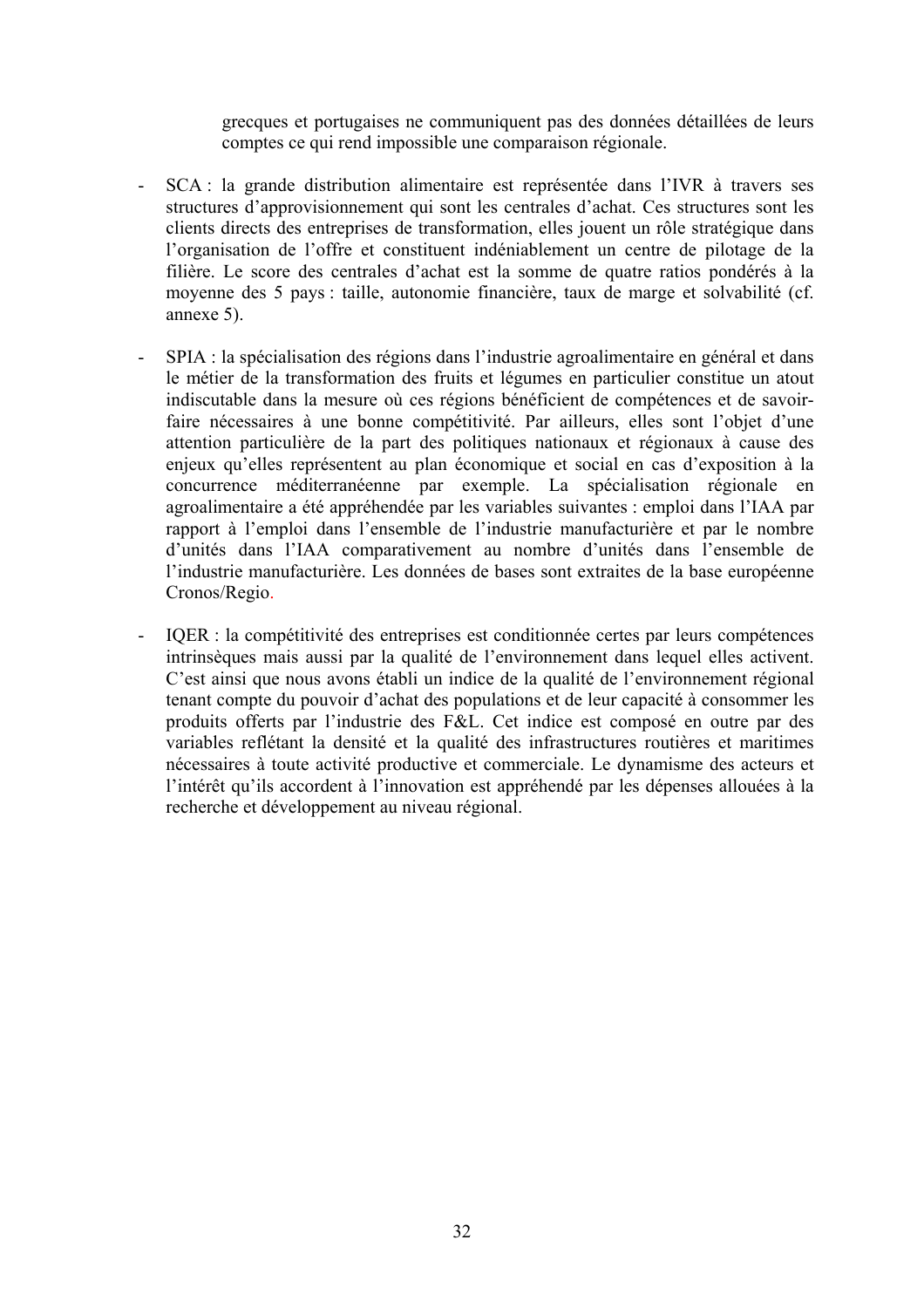grecques et portugaises ne communiquent pas des données détaillées de leurs comptes ce qui rend impossible une comparaison régionale.

- SCA : la grande distribution alimentaire est représentée dans l'IVR à travers ses structures d'approvisionnement qui sont les centrales d'achat. Ces structures sont les clients directs des entreprises de transformation, elles jouent un rôle stratégique dans l'organisation de l'offre et constituent indéniablement un centre de pilotage de la filière. Le score des centrales d'achat est la somme de quatre ratios pondérés à la moyenne des 5 pays : taille, autonomie financière, taux de marge et solvabilité (cf. annexe 5).

- SPIA : la spécialisation des régions dans l'industrie agroalimentaire en général et dans le métier de la transformation des fruits et légumes en particulier constitue un atout indiscutable dans la mesure où ces régions bénéficient de compétences et de savoir-faire nécessaires à une bonne compétitivité. Par ailleurs, elles sont l'objet d'une attention particulière de la part des politiques nationaux et régionaux à cause des enjeux qu'elles représentent au plan économique et social en cas d'exposition à la concurrence méditerranéenne par exemple. La spécialisation régionale en agroalimentaire a été appréhendée par les variables suivantes : emploi dans l'IAA par rapport à l'emploi dans l'ensemble de l'industrie manufacturière et par le nombre d'unités dans l'IAA comparativement au nombre d'unités dans l'ensemble de l'industrie manufacturière. Les données de bases sont extraites de la base européenne Cronos/Regio.

- IQER : la compétitivité des entreprises est conditionnée certes par leurs compétences intrinsèques mais aussi par la qualité de l'environnement dans lequel elles activent. C'est ainsi que nous avons établi un indice de la qualité de l'environnement régional tenant compte du pouvoir d'achat des populations et de leur capacité à consommer les produits offerts par l'industrie des F&L. Cet indice est composé en outre par des variables reflétant la densité et la qualité des infrastructures routières et maritimes nécessaires à toute activité productive et commerciale. Le dynamisme des acteurs et l'intérêt qu'ils accordent à l'innovation est appréhendé par les dépenses allouées à la recherche et développement au niveau régional.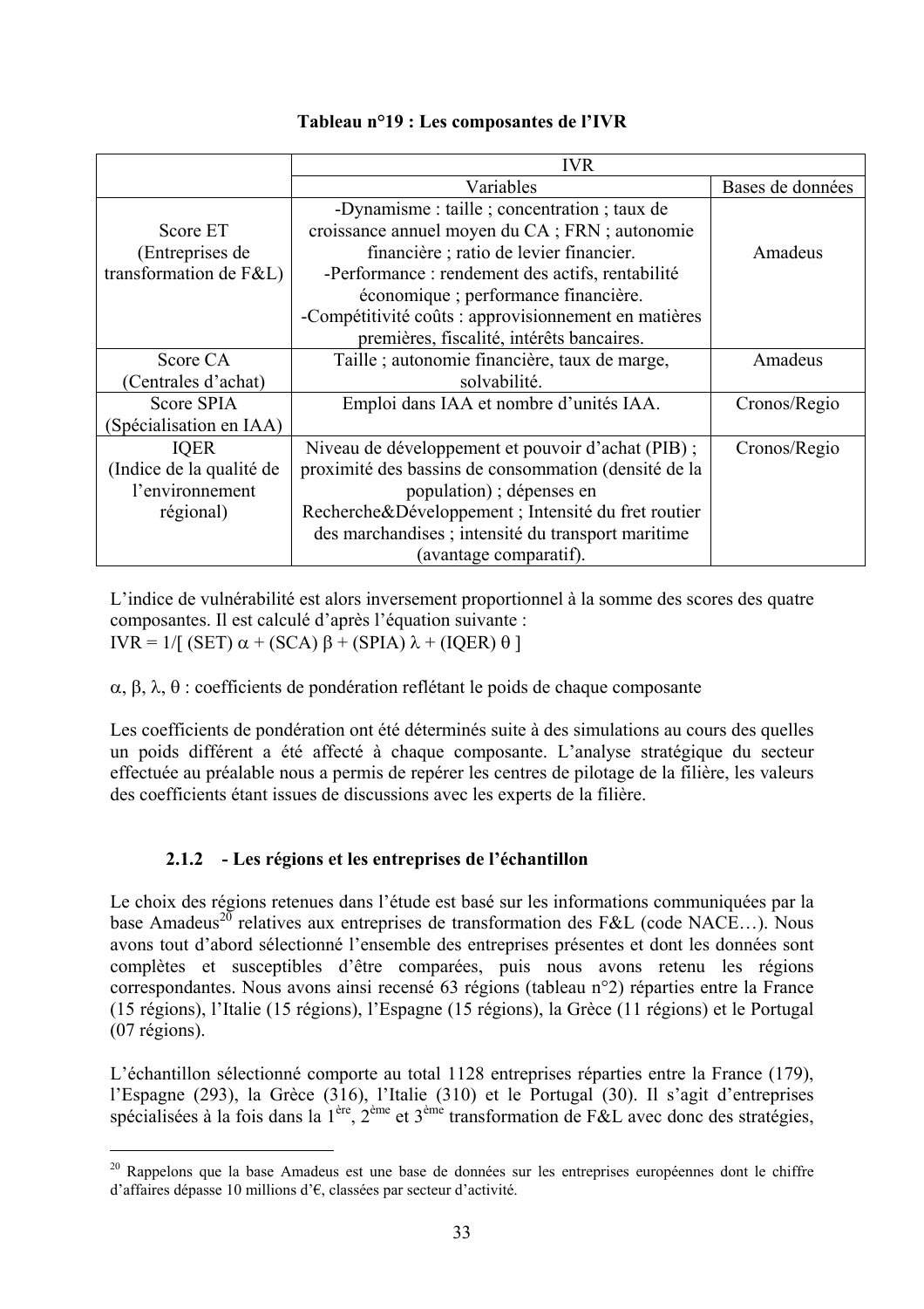**Tableau n°19 : Les composantes de l'IVR**

| | IVR | |
|---|---|---|
| | Variables | Bases de données |
| Score ET (Entreprises de transformation de F&L) | -Dynamisme : taille ; concentration ; taux de croissance annuel moyen du CA ; FRN ; autonomie financière ; ratio de levier financier. -Performance : rendement des actifs, rentabilité économique ; performance financière. -Compétitivité coûts : approvisionnement en matières premières, fiscalité, intérêts bancaires. | Amadeus |
| Score CA (Centrales d'achat) | Taille ; autonomie financière, taux de marge, solvabilité. | Amadeus |
| Score SPIA (Spécialisation en IAA) | Emploi dans IAA et nombre d'unités IAA. | Cronos/Regio |
| IQER (Indice de la qualité de l'environnement régional) | Niveau de développement et pouvoir d'achat (PIB) ; proximité des bassins de consommation (densité de la population) ; dépenses en Recherche&Développement ; Intensité du fret routier des marchandises ; intensité du transport maritime (avantage comparatif). | Cronos/Regio |

L'indice de vulnérabilité est alors inversement proportionnel à la somme des scores des quatre composantes. Il est calculé d'après l'équation suivante :
$IVR = 1/[\,(SET)\,\alpha + (SCA)\,\beta + (SPIA)\,\lambda + (IQER)\,\theta\,]$

$\alpha, \beta, \lambda, \theta$ : coefficients de pondération reflétant le poids de chaque composante

Les coefficients de pondération ont été déterminés suite à des simulations au cours des quelles un poids différent a été affecté à chaque composante. L'analyse stratégique du secteur effectuée au préalable nous a permis de repérer les centres de pilotage de la filière, les valeurs des coefficients étant issues de discussions avec les experts de la filière.

### 2.1.2 - Les régions et les entreprises de l'échantillon

Le choix des régions retenues dans l'étude est basé sur les informations communiquées par la base Amadeus[20] relatives aux entreprises de transformation des F&L (code NACE…). Nous avons tout d'abord sélectionné l'ensemble des entreprises présentes et dont les données sont complètes et susceptibles d'être comparées, puis nous avons retenu les régions correspondantes. Nous avons ainsi recensé 63 régions (tableau n°2) réparties entre la France (15 régions), l'Italie (15 régions), l'Espagne (15 régions), la Grèce (11 régions) et le Portugal (07 régions).

L'échantillon sélectionné comporte au total 1128 entreprises réparties entre la France (179), l'Espagne (293), la Grèce (316), l'Italie (310) et le Portugal (30). Il s'agit d'entreprises spécialisées à la fois dans la 1ère, 2ème et 3ème transformation de F&L avec donc des stratégies,

[20] Rappelons que la base Amadeus est une base de données sur les entreprises européennes dont le chiffre d'affaires dépasse 10 millions d'€, classées par secteur d'activité.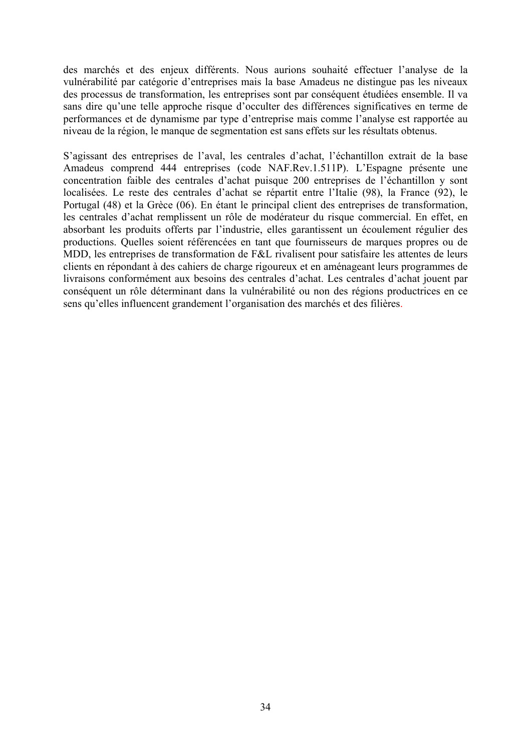des marchés et des enjeux différents. Nous aurions souhaité effectuer l'analyse de la vulnérabilité par catégorie d'entreprises mais la base Amadeus ne distingue pas les niveaux des processus de transformation, les entreprises sont par conséquent étudiées ensemble. Il va sans dire qu'une telle approche risque d'occulter des différences significatives en terme de performances et de dynamisme par type d'entreprise mais comme l'analyse est rapportée au niveau de la région, le manque de segmentation est sans effets sur les résultats obtenus.

S'agissant des entreprises de l'aval, les centrales d'achat, l'échantillon extrait de la base Amadeus comprend 444 entreprises (code NAF.Rev.1.511P). L'Espagne présente une concentration faible des centrales d'achat puisque 200 entreprises de l'échantillon y sont localisées. Le reste des centrales d'achat se répartit entre l'Italie (98), la France (92), le Portugal (48) et la Grèce (06). En étant le principal client des entreprises de transformation, les centrales d'achat remplissent un rôle de modérateur du risque commercial. En effet, en absorbant les produits offerts par l'industrie, elles garantissent un écoulement régulier des productions. Quelles soient référencées en tant que fournisseurs de marques propres ou de MDD, les entreprises de transformation de F&L rivalisent pour satisfaire les attentes de leurs clients en répondant à des cahiers de charge rigoureux et en aménageant leurs programmes de livraisons conformément aux besoins des centrales d'achat. Les centrales d'achat jouent par conséquent un rôle déterminant dans la vulnérabilité ou non des régions productrices en ce sens qu'elles influencent grandement l'organisation des marchés et des filières.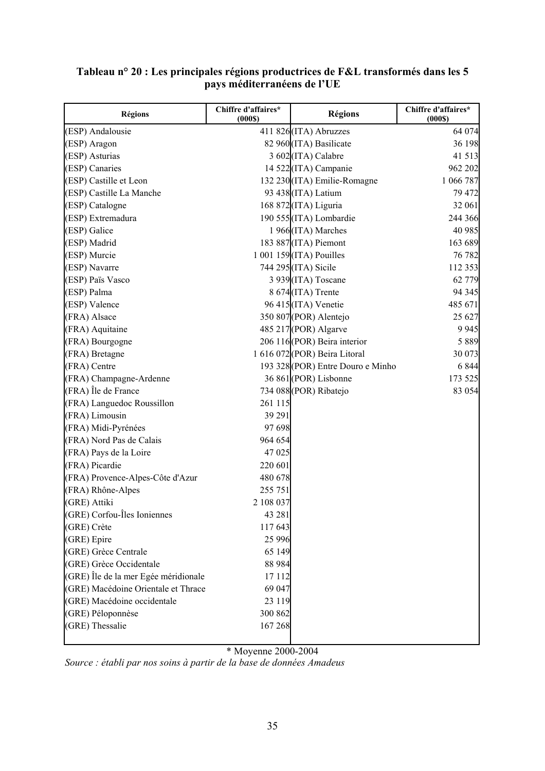**Tableau n° 20 : Les principales régions productrices de F&L transformés dans les 5 pays méditerranéens de l'UE**

| Régions | Chiffre d'affaires* (000$) | Régions | Chiffre d'affaires* (000$) |
|---|---|---|---|
| (ESP) Andalousie | 411 826 | (ITA) Abruzzes | 64 074 |
| (ESP) Aragon | 82 960 | (ITA) Basilicate | 36 198 |
| (ESP) Asturias | 3 602 | (ITA) Calabre | 41 513 |
| (ESP) Canaries | 14 522 | (ITA) Campanie | 962 202 |
| (ESP) Castille et Leon | 132 230 | (ITA) Emilie-Romagne | 1 066 787 |
| (ESP) Castille La Manche | 93 438 | (ITA) Latium | 79 472 |
| (ESP) Catalogne | 168 872 | (ITA) Liguria | 32 061 |
| (ESP) Extremadura | 190 555 | (ITA) Lombardie | 244 366 |
| (ESP) Galice | 1 966 | (ITA) Marches | 40 985 |
| (ESP) Madrid | 183 887 | (ITA) Piemont | 163 689 |
| (ESP) Murcie | 1 001 159 | (ITA) Pouilles | 76 782 |
| (ESP) Navarre | 744 295 | (ITA) Sicile | 112 353 |
| (ESP) Païs Vasco | 3 939 | (ITA) Toscane | 62 779 |
| (ESP) Palma | 8 674 | (ITA) Trente | 94 345 |
| (ESP) Valence | 96 415 | (ITA) Venetie | 485 671 |
| (FRA) Alsace | 350 807 | (POR) Alentejo | 25 627 |
| (FRA) Aquitaine | 485 217 | (POR) Algarve | 9 945 |
| (FRA) Bourgogne | 206 116 | (POR) Beira interior | 5 889 |
| (FRA) Bretagne | 1 616 072 | (POR) Beira Litoral | 30 073 |
| (FRA) Centre | 193 328 | (POR) Entre Douro e Minho | 6 844 |
| (FRA) Champagne-Ardenne | 36 861 | (POR) Lisbonne | 173 525 |
| (FRA) Île de France | 734 088 | (POR) Ribatejo | 83 054 |
| (FRA) Languedoc Roussillon | 261 115 | | |
| (FRA) Limousin | 39 291 | | |
| (FRA) Midi-Pyrénées | 97 698 | | |
| (FRA) Nord Pas de Calais | 964 654 | | |
| (FRA) Pays de la Loire | 47 025 | | |
| (FRA) Picardie | 220 601 | | |
| (FRA) Provence-Alpes-Côte d'Azur | 480 678 | | |
| (FRA) Rhône-Alpes | 255 751 | | |
| (GRE) Attiki | 2 108 037 | | |
| (GRE) Corfou-Îles Ioniennes | 43 281 | | |
| (GRE) Crète | 117 643 | | |
| (GRE) Epire | 25 996 | | |
| (GRE) Grèce Centrale | 65 149 | | |
| (GRE) Grèce Occidentale | 88 984 | | |
| (GRE) Île de la mer Egée méridionale | 17 112 | | |
| (GRE) Macédoine Orientale et Thrace | 69 047 | | |
| (GRE) Macédoine occidentale | 23 119 | | |
| (GRE) Péloponnèse | 300 862 | | |
| (GRE) Thessalie | 167 268 | | |

\* Moyenne 2000-2004

*Source : établi par nos soins à partir de la base de données Amadeus*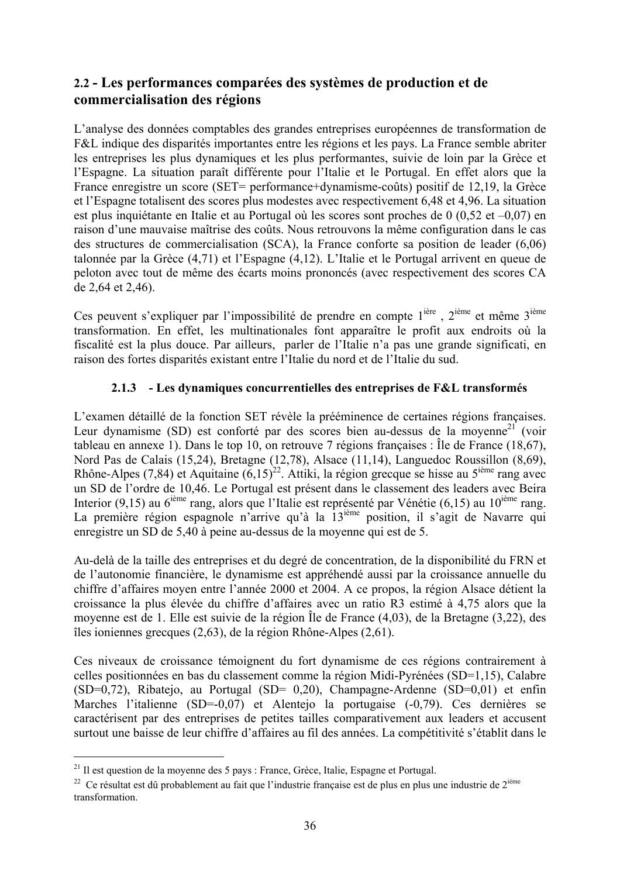## 2.2 - Les performances comparées des systèmes de production et de commercialisation des régions

L'analyse des données comptables des grandes entreprises européennes de transformation de F&L indique des disparités importantes entre les régions et les pays. La France semble abriter les entreprises les plus dynamiques et les plus performantes, suivie de loin par la Grèce et l'Espagne. La situation paraît différente pour l'Italie et le Portugal. En effet alors que la France enregistre un score (SET= performance+dynamisme-coûts) positif de 12,19, la Grèce et l'Espagne totalisent des scores plus modestes avec respectivement 6,48 et 4,96. La situation est plus inquiétante en Italie et au Portugal où les scores sont proches de 0 (0,52 et –0,07) en raison d'une mauvaise maîtrise des coûts. Nous retrouvons la même configuration dans le cas des structures de commercialisation (SCA), la France conforte sa position de leader (6,06) talonnée par la Grèce (4,71) et l'Espagne (4,12). L'Italie et le Portugal arrivent en queue de peloton avec tout de même des écarts moins prononcés (avec respectivement des scores CA de 2,64 et 2,46).

Ces peuvent s'expliquer par l'impossibilité de prendre en compte 1ière , 2ième et même 3ième transformation. En effet, les multinationales font apparaître le profit aux endroits où la fiscalité est la plus douce. Par ailleurs, parler de l'Italie n'a pas une grande significati, en raison des fortes disparités existant entre l'Italie du nord et de l'Italie du sud.

### 2.1.3 - Les dynamiques concurrentielles des entreprises de F&L transformés

L'examen détaillé de la fonction SET révèle la prééminence de certaines régions françaises. Leur dynamisme (SD) est conforté par des scores bien au-dessus de la moyenne[21] (voir tableau en annexe 1). Dans le top 10, on retrouve 7 régions françaises : Île de France (18,67), Nord Pas de Calais (15,24), Bretagne (12,78), Alsace (11,14), Languedoc Roussillon (8,69), Rhône-Alpes (7,84) et Aquitaine (6,15)[22]. Attiki, la région grecque se hisse au 5ième rang avec un SD de l'ordre de 10,46. Le Portugal est présent dans le classement des leaders avec Beira Interior (9,15) au 6ième rang, alors que l'Italie est représenté par Vénétie (6,15) au 10ième rang. La première région espagnole n'arrive qu'à la 13ième position, il s'agit de Navarre qui enregistre un SD de 5,40 à peine au-dessus de la moyenne qui est de 5.

Au-delà de la taille des entreprises et du degré de concentration, de la disponibilité du FRN et de l'autonomie financière, le dynamisme est appréhendé aussi par la croissance annuelle du chiffre d'affaires moyen entre l'année 2000 et 2004. A ce propos, la région Alsace détient la croissance la plus élevée du chiffre d'affaires avec un ratio R3 estimé à 4,75 alors que la moyenne est de 1. Elle est suivie de la région Île de France (4,03), de la Bretagne (3,22), des îles ioniennes grecques (2,63), de la région Rhône-Alpes (2,61).

Ces niveaux de croissance témoignent du fort dynamisme de ces régions contrairement à celles positionnées en bas du classement comme la région Midi-Pyrénées (SD=1,15), Calabre (SD=0,72), Ribatejo, au Portugal (SD= 0,20), Champagne-Ardenne (SD=0,01) et enfin Marches l'italienne (SD=-0,07) et Alentejo la portugaise (-0,79). Ces dernières se caractérisent par des entreprises de petites tailles comparativement aux leaders et accusent surtout une baisse de leur chiffre d'affaires au fil des années. La compétitivité s'établit dans le

---

[21] Il est question de la moyenne des 5 pays : France, Grèce, Italie, Espagne et Portugal.

[22] Ce résultat est dû probablement au fait que l'industrie française est de plus en plus une industrie de 2ième transformation.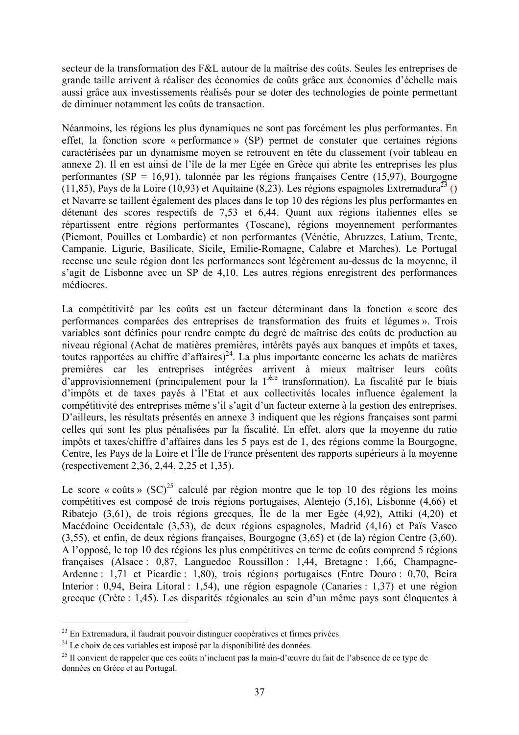secteur de la transformation des F&L autour de la maîtrise des coûts. Seules les entreprises de grande taille arrivent à réaliser des économies de coûts grâce aux économies d'échelle mais aussi grâce aux investissements réalisés pour se doter des technologies de pointe permettant de diminuer notamment les coûts de transaction.

Néanmoins, les régions les plus dynamiques ne sont pas forcément les plus performantes. En effet, la fonction score « performance » (SP) permet de constater que certaines régions caractérisées par un dynamisme moyen se retrouvent en tête du classement (voir tableau en annexe 2). Il en est ainsi de l'île de la mer Egée en Grèce qui abrite les entreprises les plus performantes (SP = 16,91), talonnée par les régions françaises Centre (15,97), Bourgogne (11,85), Pays de la Loire (10,93) et Aquitaine (8,23). Les régions espagnoles Extremadura[23] () et Navarre se taillent également des places dans le top 10 des régions les plus performantes en détenant des scores respectifs de 7,53 et 6,44. Quant aux régions italiennes elles se répartissent entre régions performantes (Toscane), régions moyennement performantes (Piemont, Pouilles et Lombardie) et non performantes (Vénétie, Abruzzes, Latium, Trente, Campanie, Ligurie, Basilicate, Sicile, Emilie-Romagne, Calabre et Marches). Le Portugal recense une seule région dont les performances sont légèrement au-dessus de la moyenne, il s'agit de Lisbonne avec un SP de 4,10. Les autres régions enregistrent des performances médiocres.

La compétitivité par les coûts est un facteur déterminant dans la fonction « score des performances comparées des entreprises de transformation des fruits et légumes ». Trois variables sont définies pour rendre compte du degré de maîtrise des coûts de production au niveau régional (Achat de matières premières, intérêts payés aux banques et impôts et taxes, toutes rapportées au chiffre d'affaires)[24]. La plus importante concerne les achats de matières premières car les entreprises intégrées arrivent à mieux maîtriser leurs coûts d'approvisionnement (principalement pour la 1ière transformation). La fiscalité par le biais d'impôts et de taxes payés à l'Etat et aux collectivités locales influence également la compétitivité des entreprises même s'il s'agit d'un facteur externe à la gestion des entreprises. D'ailleurs, les résultats présentés en annexe 3 indiquent que les régions françaises sont parmi celles qui sont les plus pénalisées par la fiscalité. En effet, alors que la moyenne du ratio impôts et taxes/chiffre d'affaires dans les 5 pays est de 1, des régions comme la Bourgogne, Centre, les Pays de la Loire et l'Île de France présentent des rapports supérieurs à la moyenne (respectivement 2,36, 2,44, 2,25 et 1,35).

Le score « coûts » (SC)[25] calculé par région montre que le top 10 des régions les moins compétitives est composé de trois régions portugaises, Alentejo (5,16), Lisbonne (4,66) et Ribatejo (3,61), de trois régions grecques, Île de la mer Egée (4,92), Attiki (4,20) et Macédoine Occidentale (3,53), de deux régions espagnoles, Madrid (4,16) et Païs Vasco (3,55), et enfin, de deux régions françaises, Bourgogne (3,65) et (de la) région Centre (3,60). A l'opposé, le top 10 des régions les plus compétitives en terme de coûts comprend 5 régions françaises (Alsace : 0,87, Languedoc Roussillon : 1,44, Bretagne : 1,66, Champagne-Ardenne : 1,71 et Picardie : 1,80), trois régions portugaises (Entre Douro : 0,70, Beira Interior : 0,94, Beira Litoral : 1,54), une région espagnole (Canaries : 1,37) et une région grecque (Crète : 1,45). Les disparités régionales au sein d'un même pays sont éloquentes à

---

[23] En Extremadura, il faudrait pouvoir distinguer coopératives et firmes privées

[24] Le choix de ces variables est imposé par la disponibilité des données.

[25] Il convient de rappeler que ces coûts n'incluent pas la main-d'œuvre du fait de l'absence de ce type de données en Grèce et au Portugal.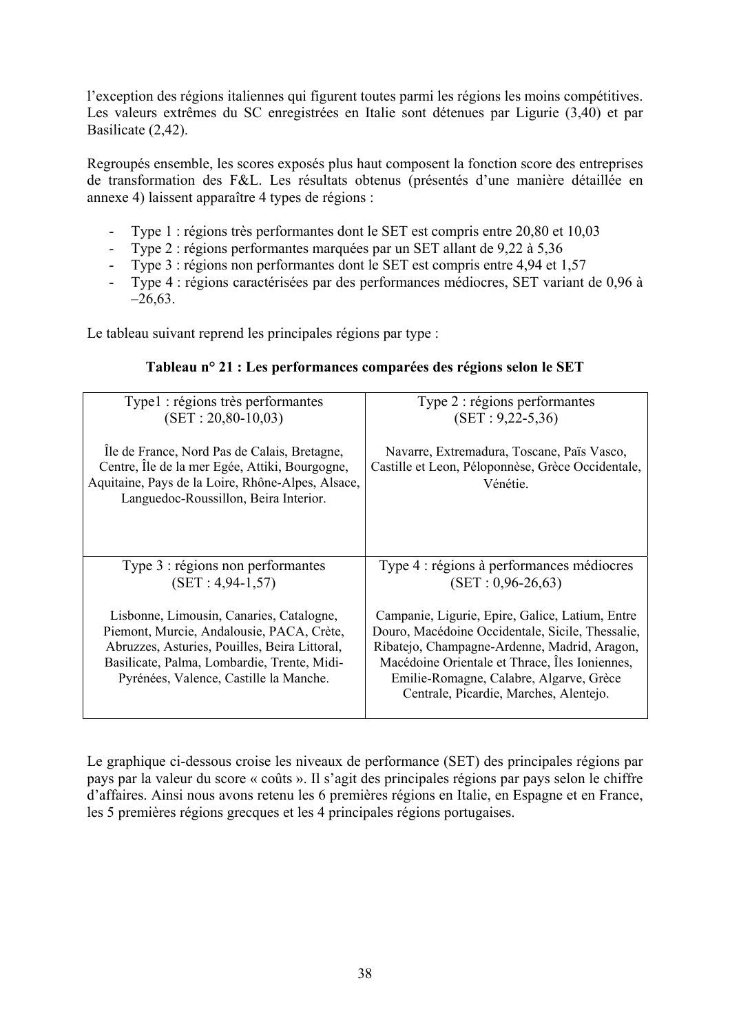l'exception des régions italiennes qui figurent toutes parmi les régions les moins compétitives. Les valeurs extrêmes du SC enregistrées en Italie sont détenues par Ligurie (3,40) et par Basilicate (2,42).

Regroupés ensemble, les scores exposés plus haut composent la fonction score des entreprises de transformation des F&L. Les résultats obtenus (présentés d'une manière détaillée en annexe 4) laissent apparaître 4 types de régions :

- Type 1 : régions très performantes dont le SET est compris entre 20,80 et 10,03
- Type 2 : régions performantes marquées par un SET allant de 9,22 à 5,36
- Type 3 : régions non performantes dont le SET est compris entre 4,94 et 1,57
- Type 4 : régions caractérisées par des performances médiocres, SET variant de 0,96 à –26,63.

Le tableau suivant reprend les principales régions par type :

**Tableau n° 21 : Les performances comparées des régions selon le SET**

| Type1 : régions très performantes (SET : 20,80-10,03) | Type 2 : régions performantes (SET : 9,22-5,36) |
|---|---|
| Île de France, Nord Pas de Calais, Bretagne, Centre, Île de la mer Egée, Attiki, Bourgogne, Aquitaine, Pays de la Loire, Rhône-Alpes, Alsace, Languedoc-Roussillon, Beira Interior. | Navarre, Extremadura, Toscane, Païs Vasco, Castille et Leon, Péloponnèse, Grèce Occidentale, Vénétie. |
| **Type 3 : régions non performantes (SET : 4,94-1,57)** | **Type 4 : régions à performances médiocres (SET : 0,96-26,63)** |
| Lisbonne, Limousin, Canaries, Catalogne, Piemont, Murcie, Andalousie, PACA, Crète, Abruzzes, Asturies, Pouilles, Beira Littoral, Basilicate, Palma, Lombardie, Trente, Midi-Pyrénées, Valence, Castille la Manche. | Campanie, Ligurie, Epire, Galice, Latium, Entre Douro, Macédoine Occidentale, Sicile, Thessalie, Ribatejo, Champagne-Ardenne, Madrid, Aragon, Macédoine Orientale et Thrace, Îles Ioniennes, Emilie-Romagne, Calabre, Algarve, Grèce Centrale, Picardie, Marches, Alentejo. |

Le graphique ci-dessous croise les niveaux de performance (SET) des principales régions par pays par la valeur du score « coûts ». Il s'agit des principales régions par pays selon le chiffre d'affaires. Ainsi nous avons retenu les 6 premières régions en Italie, en Espagne et en France, les 5 premières régions grecques et les 4 principales régions portugaises.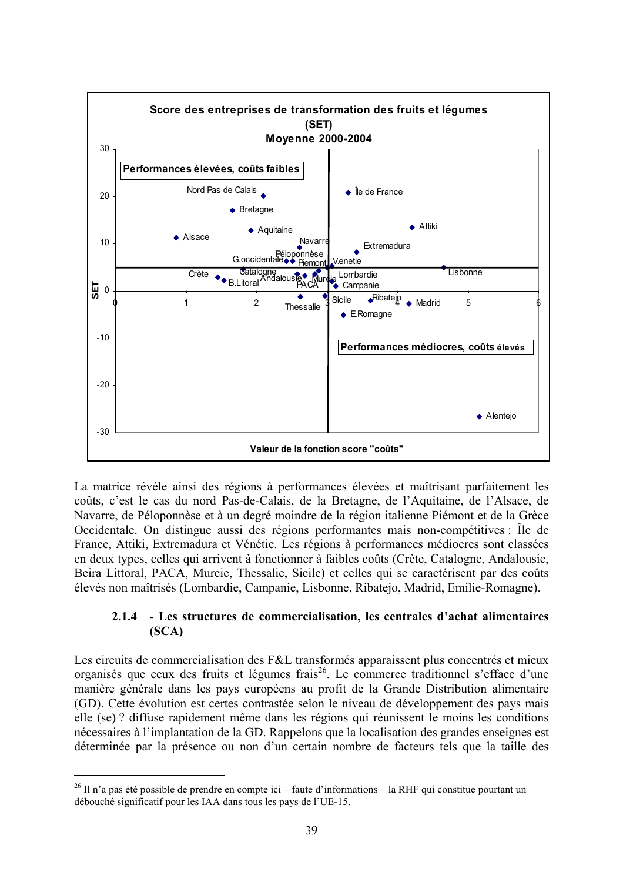Score des entreprises de transformation des fruits et légumes (SET) Moyenne 2000-2004

La matrice révèle ainsi des régions à performances élevées et maîtrisant parfaitement les coûts, c’est le cas du nord Pas-de-Calais, de la Bretagne, de l’Aquitaine, de l’Alsace, de Navarre, de Péloponnèse et à un degré moindre de la région italienne Piémont et de la Grèce Occidentale. On distingue aussi des régions performantes mais non-compétitives : Île de France, Attiki, Extremadura et Vénétie. Les régions à performances médiocres sont classées en deux types, celles qui arrivent à fonctionner à faibles coûts (Crète, Catalogne, Andalousie, Beira Littoral, PACA, Murcie, Thessalie, Sicile) et celles qui se caractérisent par des coûts élevés non maîtrisés (Lombardie, Campanie, Lisbonne, Ribatejo, Madrid, Emilie-Romagne).

### 2.1.4 - Les structures de commercialisation, les centrales d’achat alimentaires (SCA)

Les circuits de commercialisation des F&L transformés apparaissent plus concentrés et mieux organisés que ceux des fruits et légumes frais[26]. Le commerce traditionnel s’efface d’une manière générale dans les pays européens au profit de la Grande Distribution alimentaire (GD). Cette évolution est certes contrastée selon le niveau de développement des pays mais elle (se) ? diffuse rapidement même dans les régions qui réunissent le moins les conditions nécessaires à l’implantation de la GD. Rappelons que la localisation des grandes enseignes est déterminée par la présence ou non d’un certain nombre de facteurs tels que la taille des

[26] Il n’a pas été possible de prendre en compte ici – faute d’informations – la RHF qui constitue pourtant un débouché significatif pour les IAA dans tous les pays de l’UE-15.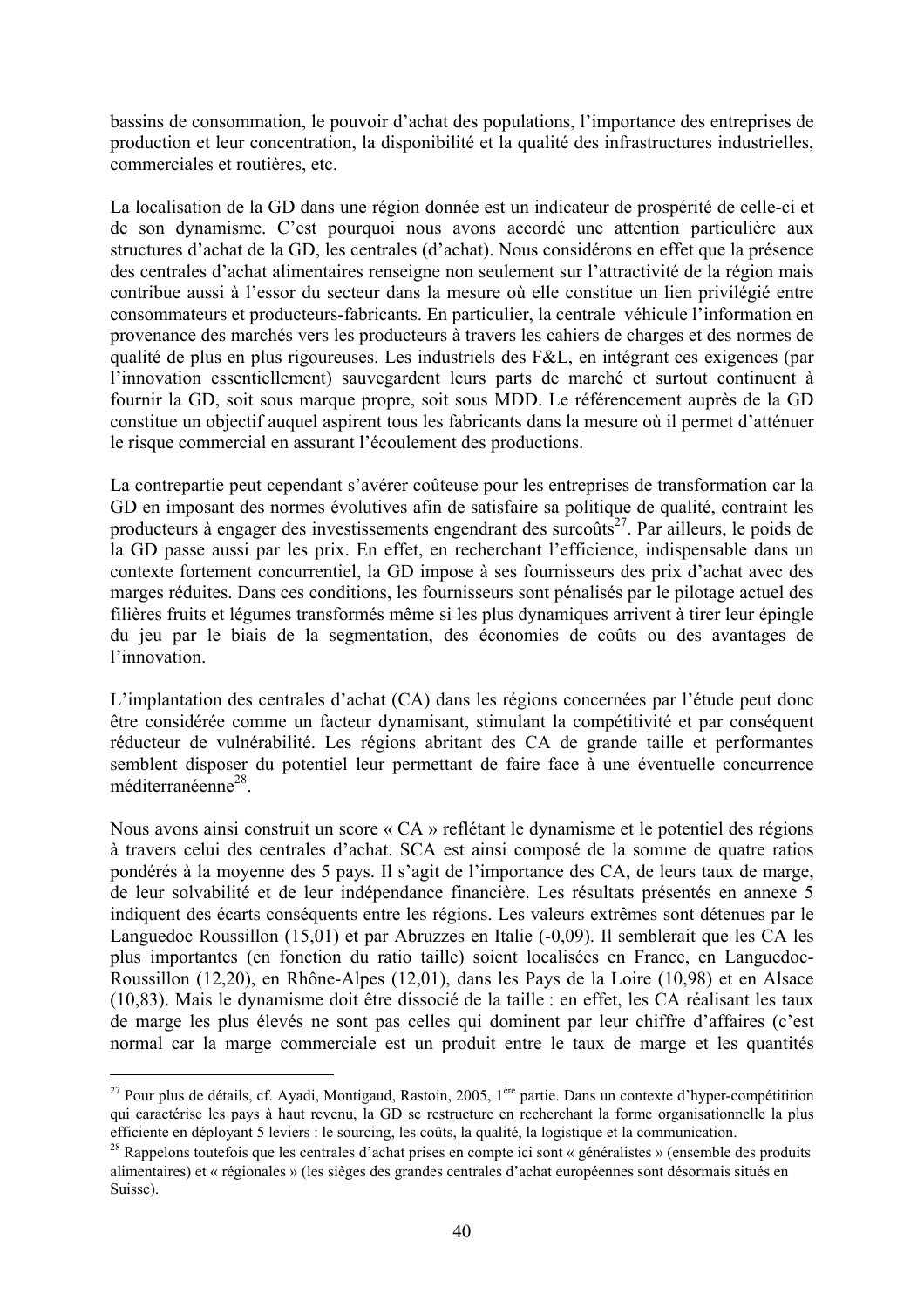bassins de consommation, le pouvoir d'achat des populations, l'importance des entreprises de production et leur concentration, la disponibilité et la qualité des infrastructures industrielles, commerciales et routières, etc.

La localisation de la GD dans une région donnée est un indicateur de prospérité de celle-ci et de son dynamisme. C'est pourquoi nous avons accordé une attention particulière aux structures d'achat de la GD, les centrales (d'achat). Nous considérons en effet que la présence des centrales d'achat alimentaires renseigne non seulement sur l'attractivité de la région mais contribue aussi à l'essor du secteur dans la mesure où elle constitue un lien privilégié entre consommateurs et producteurs-fabricants. En particulier, la centrale véhicule l'information en provenance des marchés vers les producteurs à travers les cahiers de charges et des normes de qualité de plus en plus rigoureuses. Les industriels des F&L, en intégrant ces exigences (par l'innovation essentiellement) sauvegardent leurs parts de marché et surtout continuent à fournir la GD, soit sous marque propre, soit sous MDD. Le référencement auprès de la GD constitue un objectif auquel aspirent tous les fabricants dans la mesure où il permet d'atténuer le risque commercial en assurant l'écoulement des productions.

La contrepartie peut cependant s'avérer coûteuse pour les entreprises de transformation car la GD en imposant des normes évolutives afin de satisfaire sa politique de qualité, contraint les producteurs à engager des investissements engendrant des surcoûts[27]. Par ailleurs, le poids de la GD passe aussi par les prix. En effet, en recherchant l'efficience, indispensable dans un contexte fortement concurrentiel, la GD impose à ses fournisseurs des prix d'achat avec des marges réduites. Dans ces conditions, les fournisseurs sont pénalisés par le pilotage actuel des filières fruits et légumes transformés même si les plus dynamiques arrivent à tirer leur épingle du jeu par le biais de la segmentation, des économies de coûts ou des avantages de l'innovation.

L'implantation des centrales d'achat (CA) dans les régions concernées par l'étude peut donc être considérée comme un facteur dynamisant, stimulant la compétitivité et par conséquent réducteur de vulnérabilité. Les régions abritant des CA de grande taille et performantes semblent disposer du potentiel leur permettant de faire face à une éventuelle concurrence méditerranéenne[28].

Nous avons ainsi construit un score « CA » reflétant le dynamisme et le potentiel des régions à travers celui des centrales d'achat. SCA est ainsi composé de la somme de quatre ratios pondérés à la moyenne des 5 pays. Il s'agit de l'importance des CA, de leurs taux de marge, de leur solvabilité et de leur indépendance financière. Les résultats présentés en annexe 5 indiquent des écarts conséquents entre les régions. Les valeurs extrêmes sont détenues par le Languedoc Roussillon (15,01) et par Abruzzes en Italie (-0,09). Il semblerait que les CA les plus importantes (en fonction du ratio taille) soient localisées en France, en Languedoc-Roussillon (12,20), en Rhône-Alpes (12,01), dans les Pays de la Loire (10,98) et en Alsace (10,83). Mais le dynamisme doit être dissocié de la taille : en effet, les CA réalisant les taux de marge les plus élevés ne sont pas celles qui dominent par leur chiffre d'affaires (c'est normal car la marge commerciale est un produit entre le taux de marge et les quantités

---

[27] Pour plus de détails, cf. Ayadi, Montigaud, Rastoin, 2005, 1ère partie. Dans un contexte d'hyper-compétitition qui caractérise les pays à haut revenu, la GD se restructure en recherchant la forme organisationnelle la plus efficiente en déployant 5 leviers : le sourcing, les coûts, la qualité, la logistique et la communication.

[28] Rappelons toutefois que les centrales d'achat prises en compte ici sont « généralistes » (ensemble des produits alimentaires) et « régionales » (les sièges des grandes centrales d'achat européennes sont désormais situés en Suisse).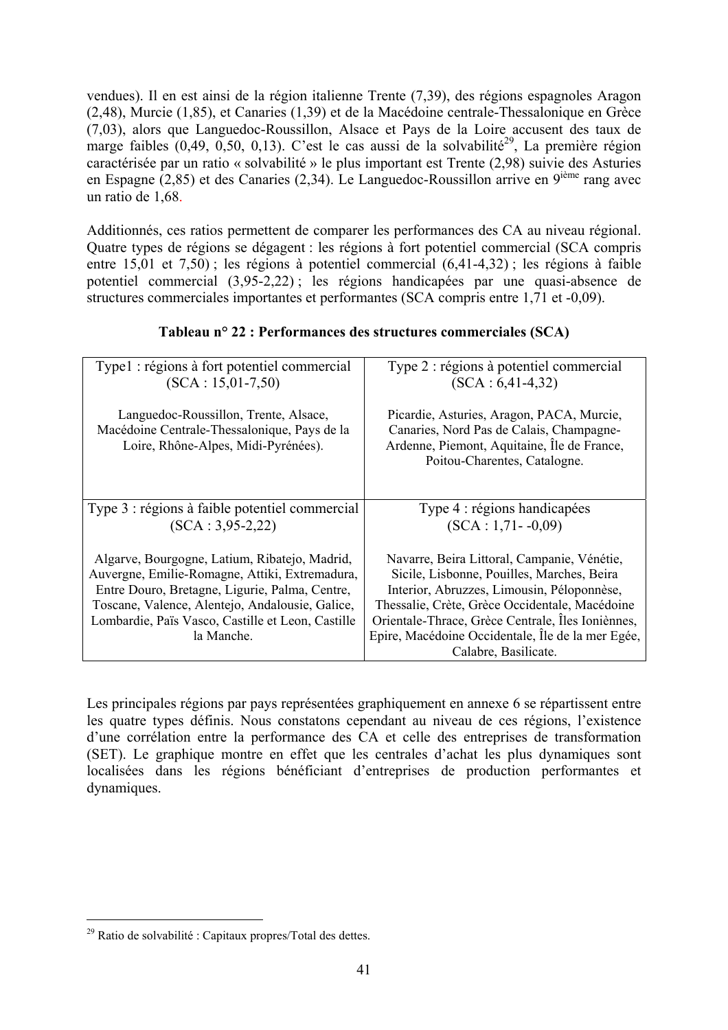vendues). Il en est ainsi de la région italienne Trente (7,39), des régions espagnoles Aragon (2,48), Murcie (1,85), et Canaries (1,39) et de la Macédoine centrale-Thessalonique en Grèce (7,03), alors que Languedoc-Roussillon, Alsace et Pays de la Loire accusent des taux de marge faibles (0,49, 0,50, 0,13). C'est le cas aussi de la solvabilité[29], La première région caractérisée par un ratio « solvabilité » le plus important est Trente (2,98) suivie des Asturies en Espagne (2,85) et des Canaries (2,34). Le Languedoc-Roussillon arrive en 9[ième] rang avec un ratio de 1,68.

Additionnés, ces ratios permettent de comparer les performances des CA au niveau régional. Quatre types de régions se dégagent : les régions à fort potentiel commercial (SCA compris entre 15,01 et 7,50) ; les régions à potentiel commercial (6,41-4,32) ; les régions à faible potentiel commercial (3,95-2,22) ; les régions handicapées par une quasi-absence de structures commerciales importantes et performantes (SCA compris entre 1,71 et -0,09).

**Tableau n° 22 : Performances des structures commerciales (SCA)**

| Type1 : régions à fort potentiel commercial (SCA : 15,01-7,50) | Type 2 : régions à potentiel commercial (SCA : 6,41-4,32) |
|---|---|
| Languedoc-Roussillon, Trente, Alsace, Macédoine Centrale-Thessalonique, Pays de la Loire, Rhône-Alpes, Midi-Pyrénées). | Picardie, Asturies, Aragon, PACA, Murcie, Canaries, Nord Pas de Calais, Champagne-Ardenne, Piemont, Aquitaine, Île de France, Poitou-Charentes, Catalogne. |
| **Type 3 : régions à faible potentiel commercial (SCA : 3,95-2,22)** | **Type 4 : régions handicapées (SCA : 1,71- -0,09)** |
| Algarve, Bourgogne, Latium, Ribatejo, Madrid, Auvergne, Emilie-Romagne, Attiki, Extremadura, Entre Douro, Bretagne, Ligurie, Palma, Centre, Toscane, Valence, Alentejo, Andalousie, Galice, Lombardie, Païs Vasco, Castille et Leon, Castille la Manche. | Navarre, Beira Littoral, Campanie, Vénétie, Sicile, Lisbonne, Pouilles, Marches, Beira Interior, Abruzzes, Limousin, Péloponnèse, Thessalie, Crète, Grèce Occidentale, Macédoine Orientale-Thrace, Grèce Centrale, Îles Ioniènnes, Epire, Macédoine Occidentale, Île de la mer Egée, Calabre, Basilicate. |

Les principales régions par pays représentées graphiquement en annexe 6 se répartissent entre les quatre types définis. Nous constatons cependant au niveau de ces régions, l'existence d'une corrélation entre la performance des CA et celle des entreprises de transformation (SET). Le graphique montre en effet que les centrales d'achat les plus dynamiques sont localisées dans les régions bénéficiant d'entreprises de production performantes et dynamiques.

[29] Ratio de solvabilité : Capitaux propres/Total des dettes.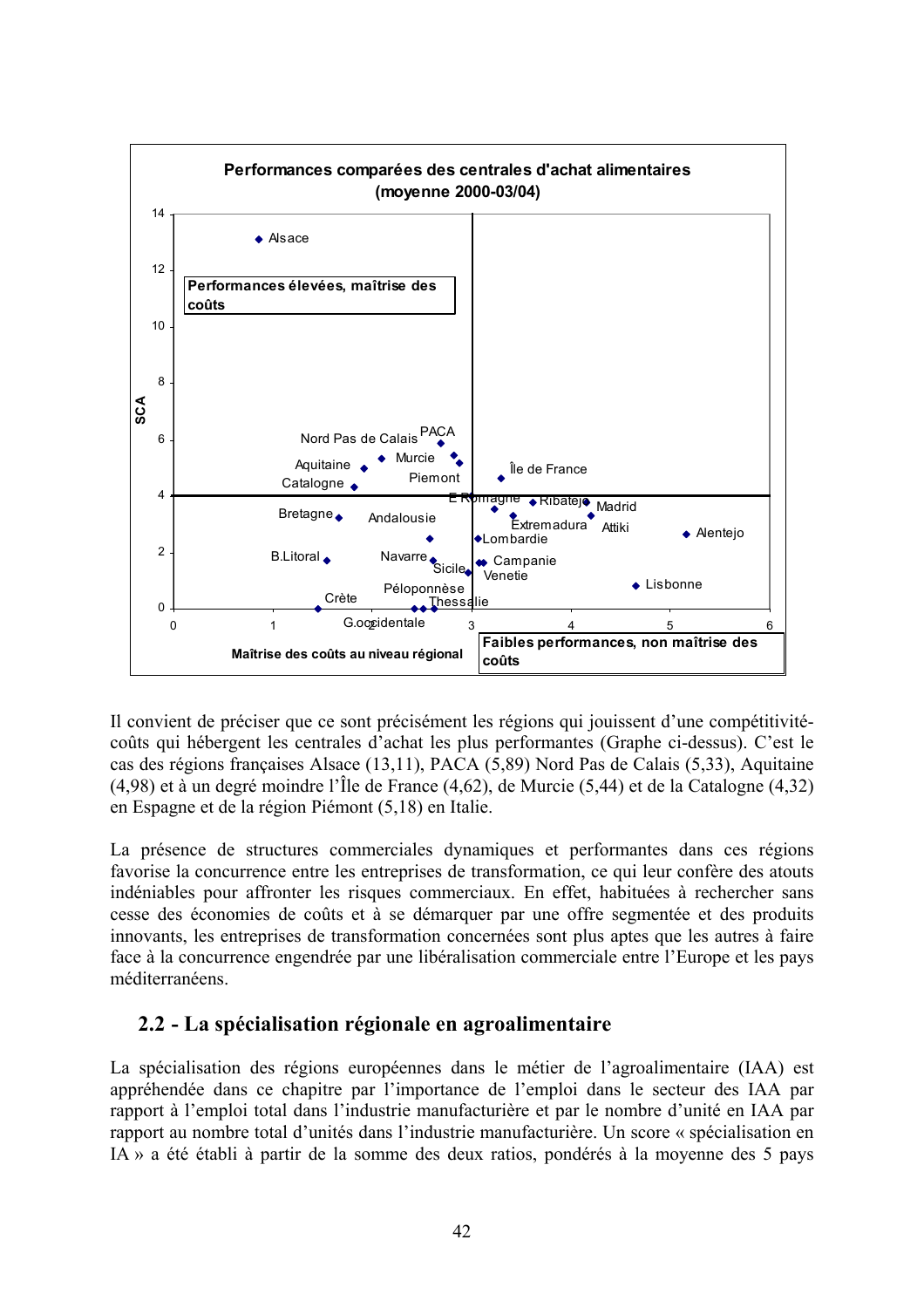**Performances comparées des centrales d'achat alimentaires (moyenne 2000-03/04)**

Performances élevées, maîtrise des coûts

Faibles performances, non maîtrise des coûts

SCA

Maîtrise des coûts au niveau régional

Alsace, Nord Pas de Calais, PACA, Aquitaine, Murcie, Piemont, Catalogne, Île de France, E Romagne, Ribatejo, Madrid, Bretagne, Andalousie, Extremadura, Attiki, Alentejo, Lombardie, B.Litoral, Navarre, Sicile, Campanie, Venetie, Lisbonne, Péloponnèse, Crète, Thessalie, G.occidentale

Il convient de préciser que ce sont précisément les régions qui jouissent d'une compétitivité-coûts qui hébergent les centrales d'achat les plus performantes (Graphe ci-dessus). C'est le cas des régions françaises Alsace (13,11), PACA (5,89) Nord Pas de Calais (5,33), Aquitaine (4,98) et à un degré moindre l'Île de France (4,62), de Murcie (5,44) et de la Catalogne (4,32) en Espagne et de la région Piémont (5,18) en Italie.

La présence de structures commerciales dynamiques et performantes dans ces régions favorise la concurrence entre les entreprises de transformation, ce qui leur confère des atouts indéniables pour affronter les risques commerciaux. En effet, habituées à rechercher sans cesse des économies de coûts et à se démarquer par une offre segmentée et des produits innovants, les entreprises de transformation concernées sont plus aptes que les autres à faire face à la concurrence engendrée par une libéralisation commerciale entre l'Europe et les pays méditerranéens.

## 2.2 - La spécialisation régionale en agroalimentaire

La spécialisation des régions européennes dans le métier de l'agroalimentaire (IAA) est appréhendée dans ce chapitre par l'importance de l'emploi dans le secteur des IAA par rapport à l'emploi total dans l'industrie manufacturière et par le nombre d'unité en IAA par rapport au nombre total d'unités dans l'industrie manufacturière. Un score « spécialisation en IA » a été établi à partir de la somme des deux ratios, pondérés à la moyenne des 5 pays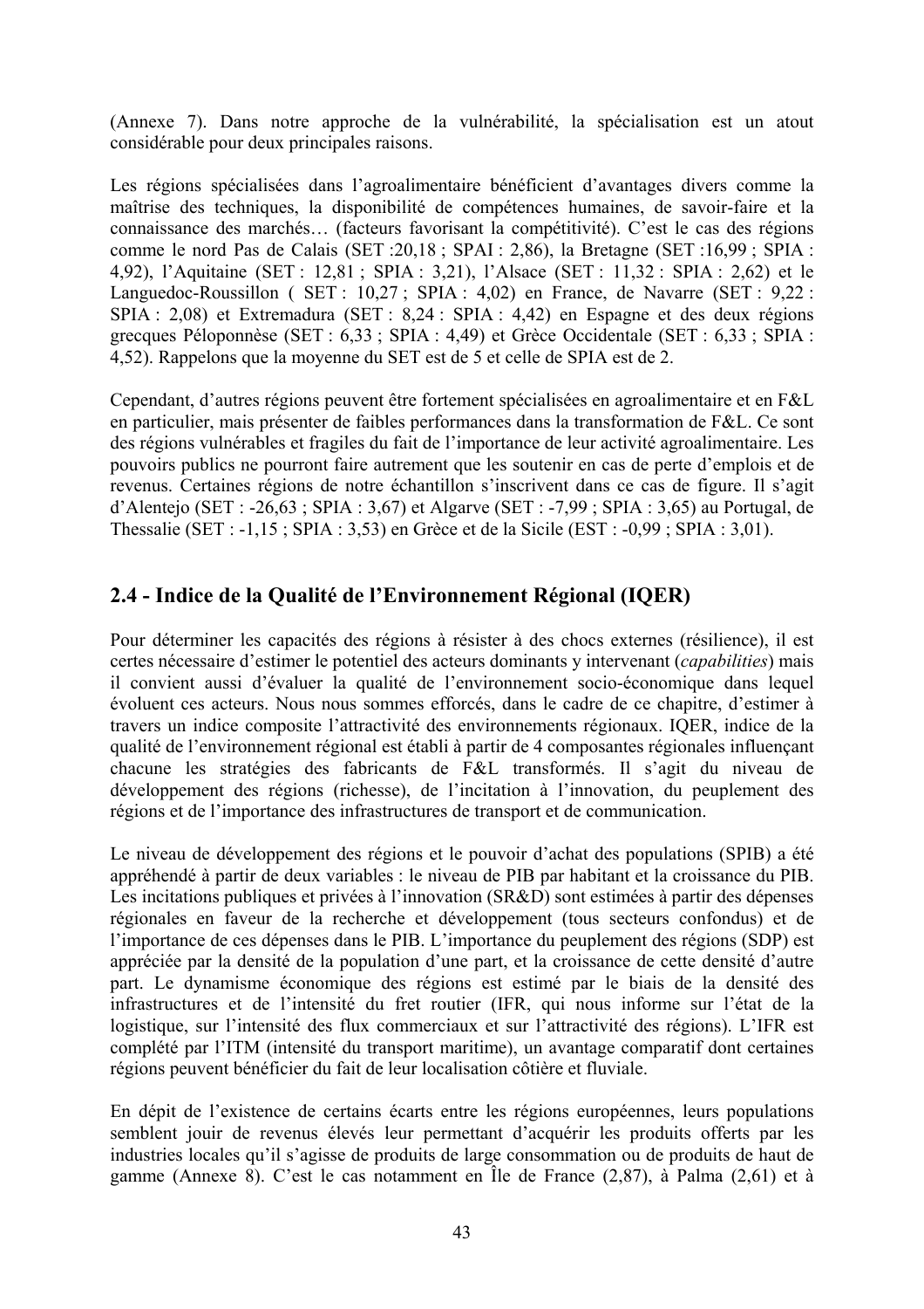(Annexe 7). Dans notre approche de la vulnérabilité, la spécialisation est un atout considérable pour deux principales raisons.

Les régions spécialisées dans l'agroalimentaire bénéficient d'avantages divers comme la maîtrise des techniques, la disponibilité de compétences humaines, de savoir-faire et la connaissance des marchés… (facteurs favorisant la compétitivité). C'est le cas des régions comme le nord Pas de Calais (SET :20,18 ; SPAI : 2,86), la Bretagne (SET :16,99 ; SPIA : 4,92), l'Aquitaine (SET : 12,81 ; SPIA : 3,21), l'Alsace (SET : 11,32 : SPIA : 2,62) et le Languedoc-Roussillon ( SET : 10,27 ; SPIA : 4,02) en France, de Navarre (SET : 9,22 : SPIA : 2,08) et Extremadura (SET : 8,24 : SPIA : 4,42) en Espagne et des deux régions grecques Péloponnèse (SET : 6,33 ; SPIA : 4,49) et Grèce Occidentale (SET : 6,33 ; SPIA : 4,52). Rappelons que la moyenne du SET est de 5 et celle de SPIA est de 2.

Cependant, d'autres régions peuvent être fortement spécialisées en agroalimentaire et en F&L en particulier, mais présenter de faibles performances dans la transformation de F&L. Ce sont des régions vulnérables et fragiles du fait de l'importance de leur activité agroalimentaire. Les pouvoirs publics ne pourront faire autrement que les soutenir en cas de perte d'emplois et de revenus. Certaines régions de notre échantillon s'inscrivent dans ce cas de figure. Il s'agit d'Alentejo (SET : -26,63 ; SPIA : 3,67) et Algarve (SET : -7,99 ; SPIA : 3,65) au Portugal, de Thessalie (SET : -1,15 ; SPIA : 3,53) en Grèce et de la Sicile (EST : -0,99 ; SPIA : 3,01).

## 2.4 - Indice de la Qualité de l'Environnement Régional (IQER)

Pour déterminer les capacités des régions à résister à des chocs externes (résilience), il est certes nécessaire d'estimer le potentiel des acteurs dominants y intervenant (*capabilities*) mais il convient aussi d'évaluer la qualité de l'environnement socio-économique dans lequel évoluent ces acteurs. Nous nous sommes efforcés, dans le cadre de ce chapitre, d'estimer à travers un indice composite l'attractivité des environnements régionaux. IQER, indice de la qualité de l'environnement régional est établi à partir de 4 composantes régionales influençant chacune les stratégies des fabricants de F&L transformés. Il s'agit du niveau de développement des régions (richesse), de l'incitation à l'innovation, du peuplement des régions et de l'importance des infrastructures de transport et de communication.

Le niveau de développement des régions et le pouvoir d'achat des populations (SPIB) a été appréhendé à partir de deux variables : le niveau de PIB par habitant et la croissance du PIB. Les incitations publiques et privées à l'innovation (SR&D) sont estimées à partir des dépenses régionales en faveur de la recherche et développement (tous secteurs confondus) et de l'importance de ces dépenses dans le PIB. L'importance du peuplement des régions (SDP) est appréciée par la densité de la population d'une part, et la croissance de cette densité d'autre part. Le dynamisme économique des régions est estimé par le biais de la densité des infrastructures et de l'intensité du fret routier (IFR, qui nous informe sur l'état de la logistique, sur l'intensité des flux commerciaux et sur l'attractivité des régions). L'IFR est complété par l'ITM (intensité du transport maritime), un avantage comparatif dont certaines régions peuvent bénéficier du fait de leur localisation côtière et fluviale.

En dépit de l'existence de certains écarts entre les régions européennes, leurs populations semblent jouir de revenus élevés leur permettant d'acquérir les produits offerts par les industries locales qu'il s'agisse de produits de large consommation ou de produits de haut de gamme (Annexe 8). C'est le cas notamment en Île de France (2,87), à Palma (2,61) et à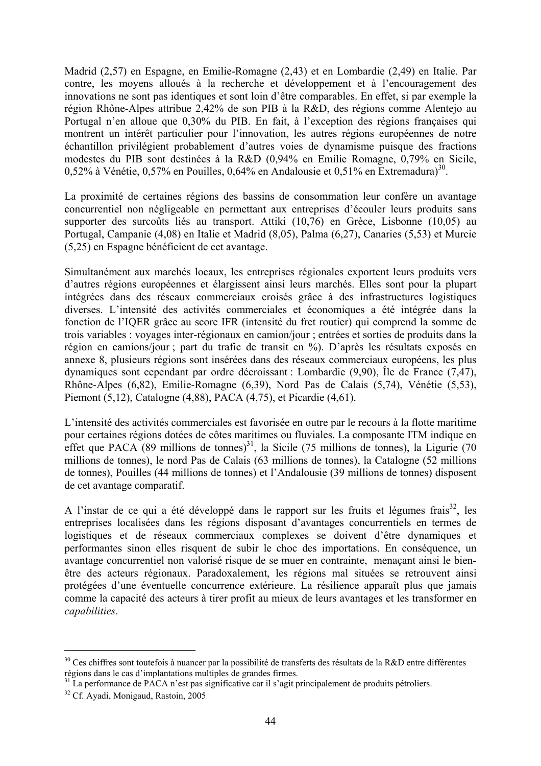Madrid (2,57) en Espagne, en Emilie-Romagne (2,43) et en Lombardie (2,49) en Italie. Par contre, les moyens alloués à la recherche et développement et à l'encouragement des innovations ne sont pas identiques et sont loin d'être comparables. En effet, si par exemple la région Rhône-Alpes attribue 2,42% de son PIB à la R&D, des régions comme Alentejo au Portugal n'en alloue que 0,30% du PIB. En fait, à l'exception des régions françaises qui montrent un intérêt particulier pour l'innovation, les autres régions européennes de notre échantillon privilégient probablement d'autres voies de dynamisme puisque des fractions modestes du PIB sont destinées à la R&D (0,94% en Emilie Romagne, 0,79% en Sicile, 0,52% à Vénétie, 0,57% en Pouilles, 0,64% en Andalousie et 0,51% en Extremadura)[30].

La proximité de certaines régions des bassins de consommation leur confère un avantage concurrentiel non négligeable en permettant aux entreprises d'écouler leurs produits sans supporter des surcoûts liés au transport. Attiki (10,76) en Grèce, Lisbonne (10,05) au Portugal, Campanie (4,08) en Italie et Madrid (8,05), Palma (6,27), Canaries (5,53) et Murcie (5,25) en Espagne bénéficient de cet avantage.

Simultanément aux marchés locaux, les entreprises régionales exportent leurs produits vers d'autres régions européennes et élargissent ainsi leurs marchés. Elles sont pour la plupart intégrées dans des réseaux commerciaux croisés grâce à des infrastructures logistiques diverses. L'intensité des activités commerciales et économiques a été intégrée dans la fonction de l'IQER grâce au score IFR (intensité du fret routier) qui comprend la somme de trois variables : voyages inter-régionaux en camion/jour ; entrées et sorties de produits dans la région en camions/jour ; part du trafic de transit en %). D'après les résultats exposés en annexe 8, plusieurs régions sont insérées dans des réseaux commerciaux européens, les plus dynamiques sont cependant par ordre décroissant : Lombardie (9,90), Île de France (7,47), Rhône-Alpes (6,82), Emilie-Romagne (6,39), Nord Pas de Calais (5,74), Vénétie (5,53), Piemont (5,12), Catalogne (4,88), PACA (4,75), et Picardie (4,61).

L'intensité des activités commerciales est favorisée en outre par le recours à la flotte maritime pour certaines régions dotées de côtes maritimes ou fluviales. La composante ITM indique en effet que PACA (89 millions de tonnes)[31], la Sicile (75 millions de tonnes), la Ligurie (70 millions de tonnes), le nord Pas de Calais (63 millions de tonnes), la Catalogne (52 millions de tonnes), Pouilles (44 millions de tonnes) et l'Andalousie (39 millions de tonnes) disposent de cet avantage comparatif.

A l'instar de ce qui a été développé dans le rapport sur les fruits et légumes frais[32], les entreprises localisées dans les régions disposant d'avantages concurrentiels en termes de logistiques et de réseaux commerciaux complexes se doivent d'être dynamiques et performantes sinon elles risquent de subir le choc des importations. En conséquence, un avantage concurrentiel non valorisé risque de se muer en contrainte, menaçant ainsi le bien-être des acteurs régionaux. Paradoxalement, les régions mal situées se retrouvent ainsi protégées d'une éventuelle concurrence extérieure. La résilience apparaît plus que jamais comme la capacité des acteurs à tirer profit au mieux de leurs avantages et les transformer en *capabilities*.

---

[30] Ces chiffres sont toutefois à nuancer par la possibilité de transferts des résultats de la R&D entre différentes régions dans le cas d'implantations multiples de grandes firmes.

[31] La performance de PACA n'est pas significative car il s'agit principalement de produits pétroliers.

[32] Cf. Ayadi, Monigaud, Rastoin, 2005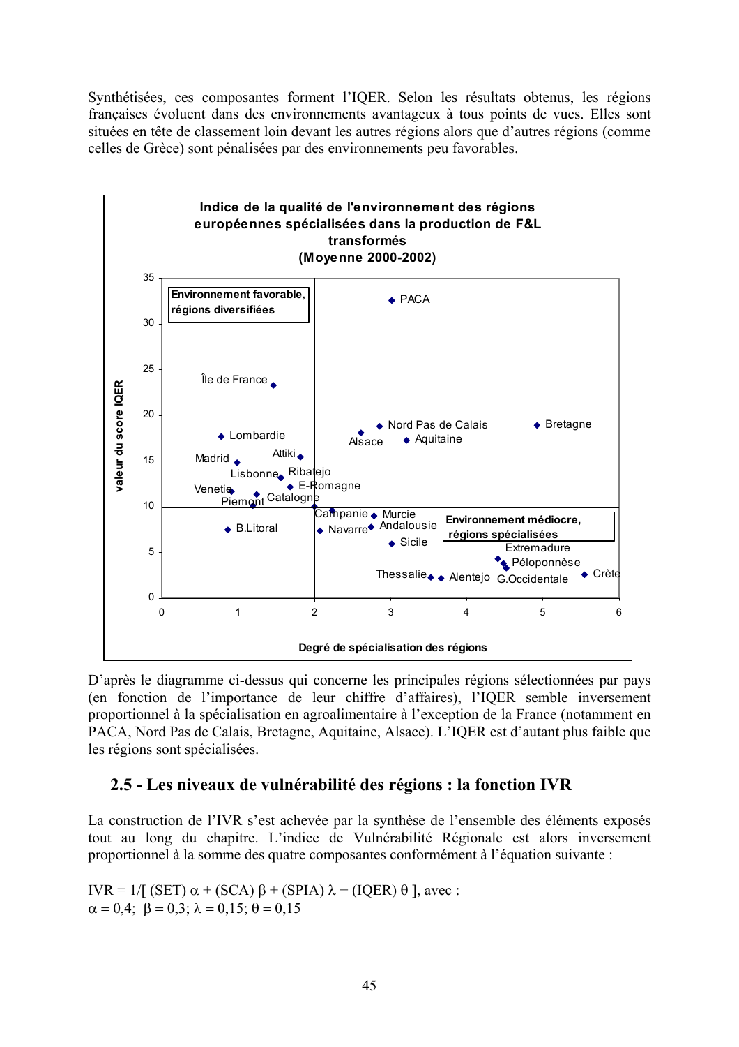Synthétisées, ces composantes forment l'IQER. Selon les résultats obtenus, les régions françaises évoluent dans des environnements avantageux à tous points de vues. Elles sont situées en tête de classement loin devant les autres régions alors que d'autres régions (comme celles de Grèce) sont pénalisées par des environnements peu favorables.

**Indice de la qualité de l'environnement des régions européennes spécialisées dans la production de F&L transformés (Moyenne 2000-2002)**

D'après le diagramme ci-dessus qui concerne les principales régions sélectionnées par pays (en fonction de l'importance de leur chiffre d'affaires), l'IQER semble inversement proportionnel à la spécialisation en agroalimentaire à l'exception de la France (notamment en PACA, Nord Pas de Calais, Bretagne, Aquitaine, Alsace). L'IQER est d'autant plus faible que les régions sont spécialisées.

## 2.5 - Les niveaux de vulnérabilité des régions : la fonction IVR

La construction de l'IVR s'est achevée par la synthèse de l'ensemble des éléments exposés tout au long du chapitre. L'indice de Vulnérabilité Régionale est alors inversement proportionnel à la somme des quatre composantes conformément à l'équation suivante :

IVR = 1/[ (SET) $\alpha$ + (SCA) $\beta$ + (SPIA) $\lambda$ + (IQER) $\theta$ ], avec :
$\alpha = 0{,}4$; $\beta = 0{,}3$; $\lambda = 0{,}15$; $\theta = 0{,}15$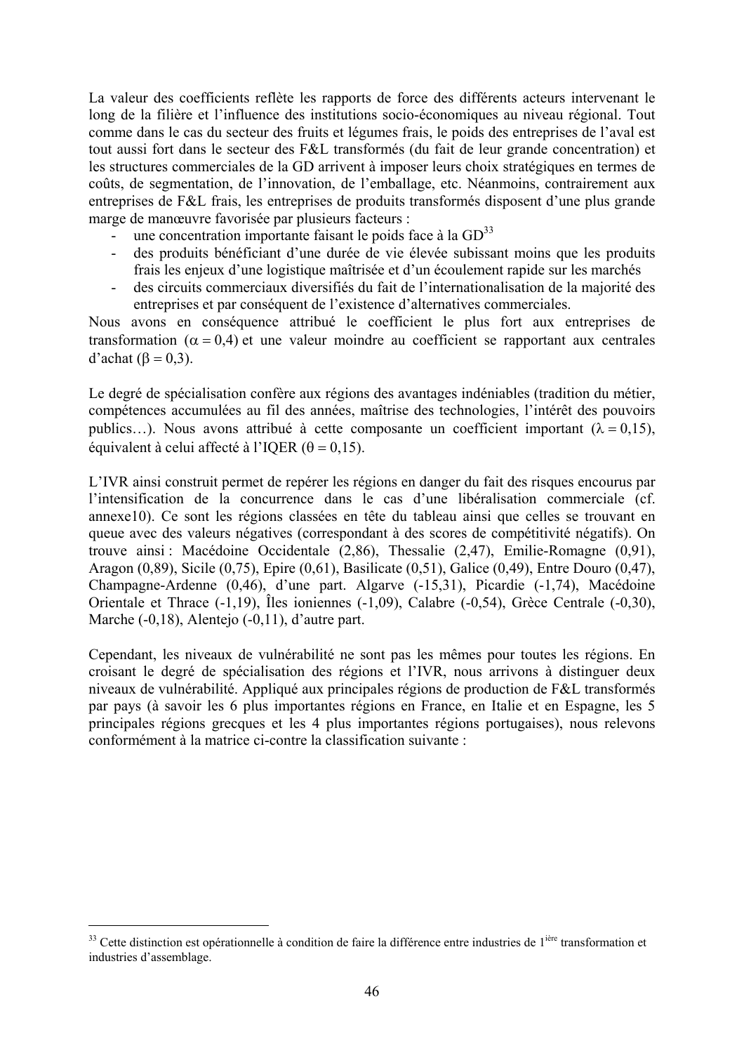La valeur des coefficients reflète les rapports de force des différents acteurs intervenant le long de la filière et l'influence des institutions socio-économiques au niveau régional. Tout comme dans le cas du secteur des fruits et légumes frais, le poids des entreprises de l'aval est tout aussi fort dans le secteur des F&L transformés (du fait de leur grande concentration) et les structures commerciales de la GD arrivent à imposer leurs choix stratégiques en termes de coûts, de segmentation, de l'innovation, de l'emballage, etc. Néanmoins, contrairement aux entreprises de F&L frais, les entreprises de produits transformés disposent d'une plus grande marge de manœuvre favorisée par plusieurs facteurs :

- une concentration importante faisant le poids face à la GD[33]
- des produits bénéficiant d'une durée de vie élevée subissant moins que les produits frais les enjeux d'une logistique maîtrisée et d'un écoulement rapide sur les marchés
- des circuits commerciaux diversifiés du fait de l'internationalisation de la majorité des entreprises et par conséquent de l'existence d'alternatives commerciales.

Nous avons en conséquence attribué le coefficient le plus fort aux entreprises de transformation ($\alpha = 0{,}4$) et une valeur moindre au coefficient se rapportant aux centrales d'achat ($\beta = 0{,}3$).

Le degré de spécialisation confère aux régions des avantages indéniables (tradition du métier, compétences accumulées au fil des années, maîtrise des technologies, l'intérêt des pouvoirs publics…). Nous avons attribué à cette composante un coefficient important ($\lambda = 0{,}15$), équivalent à celui affecté à l'IQER ($\theta = 0{,}15$).

L'IVR ainsi construit permet de repérer les régions en danger du fait des risques encourus par l'intensification de la concurrence dans le cas d'une libéralisation commerciale (cf. annexe10). Ce sont les régions classées en tête du tableau ainsi que celles se trouvant en queue avec des valeurs négatives (correspondant à des scores de compétitivité négatifs). On trouve ainsi : Macédoine Occidentale (2,86), Thessalie (2,47), Emilie-Romagne (0,91), Aragon (0,89), Sicile (0,75), Epire (0,61), Basilicate (0,51), Galice (0,49), Entre Douro (0,47), Champagne-Ardenne (0,46), d'une part. Algarve (-15,31), Picardie (-1,74), Macédoine Orientale et Thrace (-1,19), Îles ioniennes (-1,09), Calabre (-0,54), Grèce Centrale (-0,30), Marche (-0,18), Alentejo (-0,11), d'autre part.

Cependant, les niveaux de vulnérabilité ne sont pas les mêmes pour toutes les régions. En croisant le degré de spécialisation des régions et l'IVR, nous arrivons à distinguer deux niveaux de vulnérabilité. Appliqué aux principales régions de production de F&L transformés par pays (à savoir les 6 plus importantes régions en France, en Italie et en Espagne, les 5 principales régions grecques et les 4 plus importantes régions portugaises), nous relevons conformément à la matrice ci-contre la classification suivante :

[33] Cette distinction est opérationnelle à condition de faire la différence entre industries de 1ière transformation et industries d'assemblage.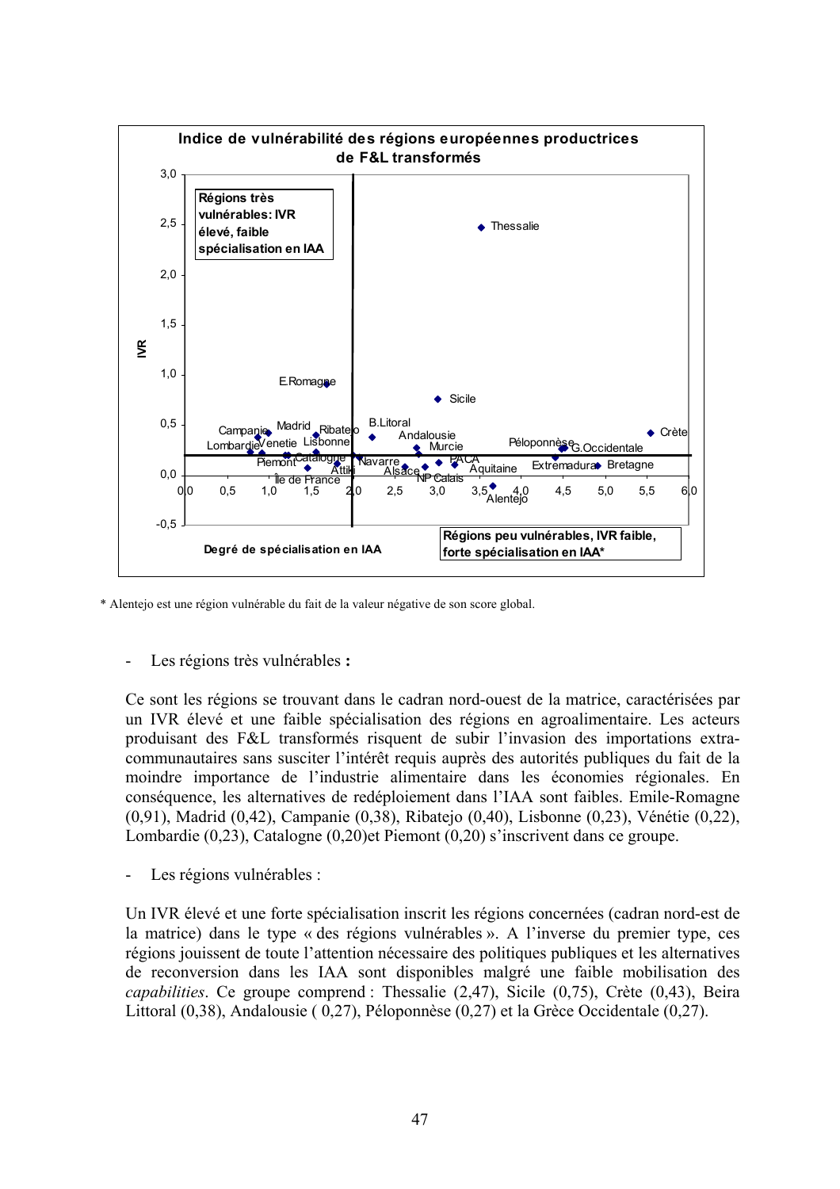**Indice de vulnérabilité des régions européennes productrices de F&L transformés**

Régions très vulnérables: IVR élevé, faible spécialisation en IAA

Régions peu vulnérables, IVR faible, forte spécialisation en IAA*

IVR

Degré de spécialisation en IAA

\* Alentejo est une région vulnérable du fait de la valeur négative de son score global.

- Les régions très vulnérables **:**

Ce sont les régions se trouvant dans le cadran nord-ouest de la matrice, caractérisées par un IVR élevé et une faible spécialisation des régions en agroalimentaire. Les acteurs produisant des F&L transformés risquent de subir l'invasion des importations extra-communautaires sans susciter l'intérêt requis auprès des autorités publiques du fait de la moindre importance de l'industrie alimentaire dans les économies régionales. En conséquence, les alternatives de redéploiement dans l'IAA sont faibles. Emile-Romagne (0,91), Madrid (0,42), Campanie (0,38), Ribatejo (0,40), Lisbonne (0,23), Vénétie (0,22), Lombardie (0,23), Catalogne (0,20)et Piemont (0,20) s'inscrivent dans ce groupe.

- Les régions vulnérables :

Un IVR élevé et une forte spécialisation inscrit les régions concernées (cadran nord-est de la matrice) dans le type « des régions vulnérables ». A l'inverse du premier type, ces régions jouissent de toute l'attention nécessaire des politiques publiques et les alternatives de reconversion dans les IAA sont disponibles malgré une faible mobilisation des *capabilities*. Ce groupe comprend : Thessalie (2,47), Sicile (0,75), Crète (0,43), Beira Littoral (0,38), Andalousie ( 0,27), Péloponnèse (0,27) et la Grèce Occidentale (0,27).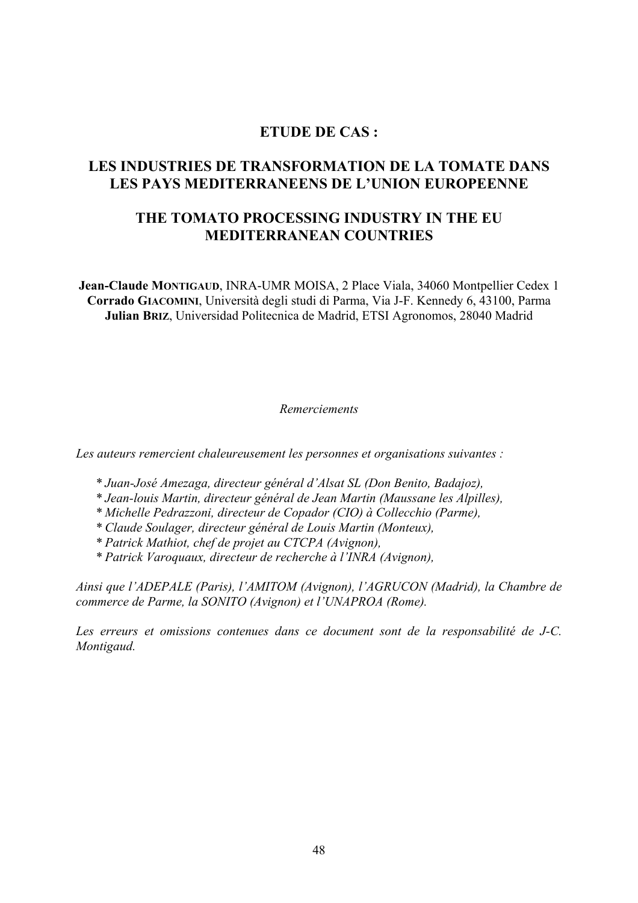# ETUDE DE CAS :

# LES INDUSTRIES DE TRANSFORMATION DE LA TOMATE DANS LES PAYS MEDITERRANEENS DE L'UNION EUROPEENNE

# THE TOMATO PROCESSING INDUSTRY IN THE EU MEDITERRANEAN COUNTRIES

**Jean-Claude MONTIGAUD**, INRA-UMR MOISA, 2 Place Viala, 34060 Montpellier Cedex 1
**Corrado GIACOMINI**, Università degli studi di Parma, Via J-F. Kennedy 6, 43100, Parma
**Julian BRIZ**, Universidad Politecnica de Madrid, ETSI Agronomos, 28040 Madrid

*Remerciements*

*Les auteurs remercient chaleureusement les personnes et organisations suivantes :*

*\* Juan-José Amezaga, directeur général d'Alsat SL (Don Benito, Badajoz),*
*\* Jean-louis Martin, directeur général de Jean Martin (Maussane les Alpilles),*
*\* Michelle Pedrazzoni, directeur de Copador (CIO) à Collecchio (Parme),*
*\* Claude Soulager, directeur général de Louis Martin (Monteux),*
*\* Patrick Mathiot, chef de projet au CTCPA (Avignon),*
*\* Patrick Varoquaux, directeur de recherche à l'INRA (Avignon),*

*Ainsi que l'ADEPALE (Paris), l'AMITOM (Avignon), l'AGRUCON (Madrid), la Chambre de commerce de Parme, la SONITO (Avignon) et l'UNAPROA (Rome).*

*Les erreurs et omissions contenues dans ce document sont de la responsabilité de J-C. Montigaud.*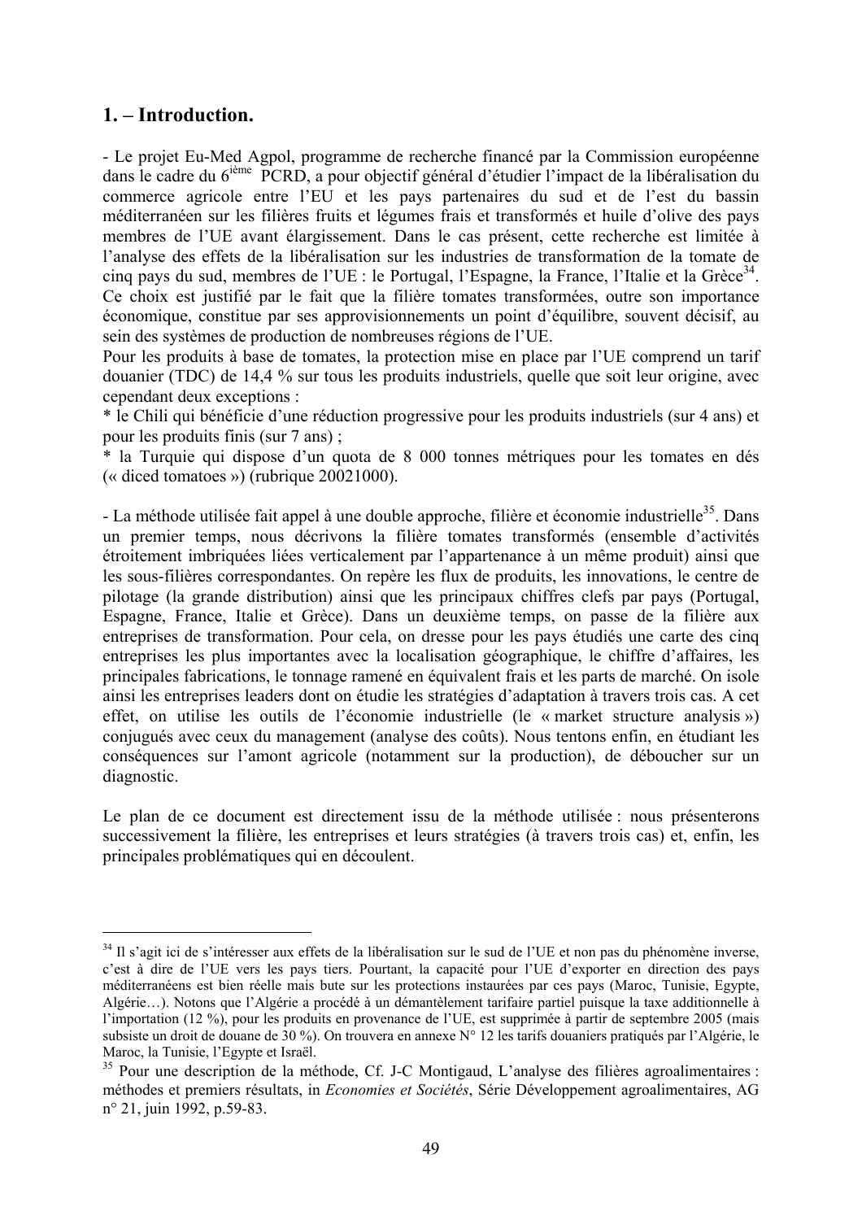## 1. – Introduction.

- Le projet Eu-Med Agpol, programme de recherche financé par la Commission européenne dans le cadre du 6[ième] PCRD, a pour objectif général d'étudier l'impact de la libéralisation du commerce agricole entre l'EU et les pays partenaires du sud et de l'est du bassin méditerranéen sur les filières fruits et légumes frais et transformés et huile d'olive des pays membres de l'UE avant élargissement. Dans le cas présent, cette recherche est limitée à l'analyse des effets de la libéralisation sur les industries de transformation de la tomate de cinq pays du sud, membres de l'UE : le Portugal, l'Espagne, la France, l'Italie et la Grèce[34]. Ce choix est justifié par le fait que la filière tomates transformées, outre son importance économique, constitue par ses approvisionnements un point d'équilibre, souvent décisif, au sein des systèmes de production de nombreuses régions de l'UE.

Pour les produits à base de tomates, la protection mise en place par l'UE comprend un tarif douanier (TDC) de 14,4 % sur tous les produits industriels, quelle que soit leur origine, avec cependant deux exceptions :

* le Chili qui bénéficie d'une réduction progressive pour les produits industriels (sur 4 ans) et pour les produits finis (sur 7 ans) ;
* la Turquie qui dispose d'un quota de 8 000 tonnes métriques pour les tomates en dés (« diced tomatoes ») (rubrique 20021000).

- La méthode utilisée fait appel à une double approche, filière et économie industrielle[35]. Dans un premier temps, nous décrivons la filière tomates transformés (ensemble d'activités étroitement imbriquées liées verticalement par l'appartenance à un même produit) ainsi que les sous-filières correspondantes. On repère les flux de produits, les innovations, le centre de pilotage (la grande distribution) ainsi que les principaux chiffres clefs par pays (Portugal, Espagne, France, Italie et Grèce). Dans un deuxième temps, on passe de la filière aux entreprises de transformation. Pour cela, on dresse pour les pays étudiés une carte des cinq entreprises les plus importantes avec la localisation géographique, le chiffre d'affaires, les principales fabrications, le tonnage ramené en équivalent frais et les parts de marché. On isole ainsi les entreprises leaders dont on étudie les stratégies d'adaptation à travers trois cas. A cet effet, on utilise les outils de l'économie industrielle (le « market structure analysis ») conjugués avec ceux du management (analyse des coûts). Nous tentons enfin, en étudiant les conséquences sur l'amont agricole (notamment sur la production), de déboucher sur un diagnostic.

Le plan de ce document est directement issu de la méthode utilisée : nous présenterons successivement la filière, les entreprises et leurs stratégies (à travers trois cas) et, enfin, les principales problématiques qui en découlent.

---

[34] Il s'agit ici de s'intéresser aux effets de la libéralisation sur le sud de l'UE et non pas du phénomène inverse, c'est à dire de l'UE vers les pays tiers. Pourtant, la capacité pour l'UE d'exporter en direction des pays méditerranéens est bien réelle mais bute sur les protections instaurées par ces pays (Maroc, Tunisie, Egypte, Algérie…). Notons que l'Algérie a procédé à un démantèlement tarifaire partiel puisque la taxe additionnelle à l'importation (12 %), pour les produits en provenance de l'UE, est supprimée à partir de septembre 2005 (mais subsiste un droit de douane de 30 %). On trouvera en annexe N° 12 les tarifs douaniers pratiqués par l'Algérie, le Maroc, la Tunisie, l'Egypte et Israël.

[35] Pour une description de la méthode, Cf. J-C Montigaud, L'analyse des filières agroalimentaires : méthodes et premiers résultats, in *Economies et Sociétés*, Série Développement agroalimentaires, AG n° 21, juin 1992, p.59-83.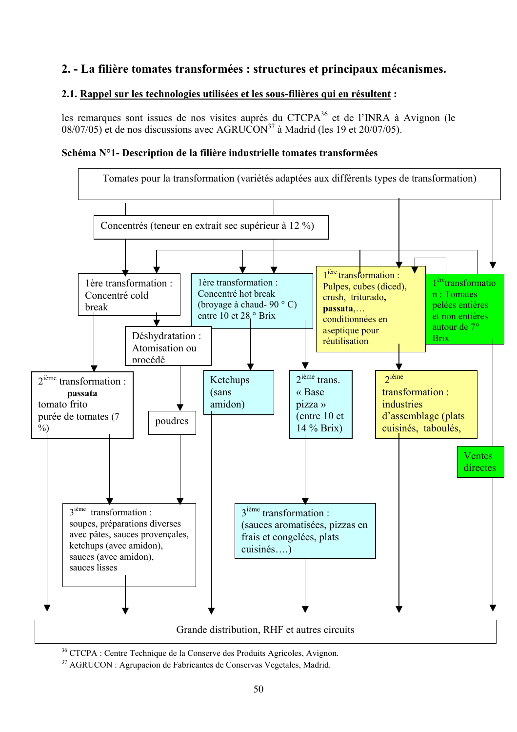## 2. - La filière tomates transformées : structures et principaux mécanismes.

### 2.1. Rappel sur les technologies utilisées et les sous-filières qui en résultent :

les remarques sont issues de nos visites auprès du CTCPA[36] et de l'INRA à Avignon (le 08/07/05) et de nos discussions avec AGRUCON[37] à Madrid (les 19 et 20/07/05).

**Schéma N°1- Description de la filière industrielle tomates transformées**

Tomates pour la transformation (variétés adaptées aux différents types de transformation)

Concentrés (teneur en extrait sec supérieur à 12 %)

1ère transformation : Concentré cold break

1ère transformation : Concentré hot break (broyage à chaud- 90 ° C) entre 10 et 28 ° Brix

1ière transformation : Pulpes, cubes (diced), crush, triturado, **passata**,… conditionnées en aseptique pour réutilisation

1ère transformation : Tomates pelées entières et non entières autour de 7° Brix

Déshydratation : Atomisation ou procédé

2ième transformation : **passata** tomato frito purée de tomates (7 %)

poudres

Ketchups (sans amidon)

2ième trans. « Base pizza » (entre 10 et 14 % Brix)

2ième transformation : industries d'assemblage (plats cuisinés, taboulés,

Ventes directes

3ième transformation : soupes, préparations diverses avec pâtes, sauces provençales, ketchups (avec amidon), sauces (avec amidon), sauces lisses

3ième transformation : (sauces aromatisées, pizzas en frais et congelées, plats cuisinés….)

Grande distribution, RHF et autres circuits

[36] CTCPA : Centre Technique de la Conserve des Produits Agricoles, Avignon.

[37] AGRUCON : Agrupacion de Fabricantes de Conservas Vegetales, Madrid.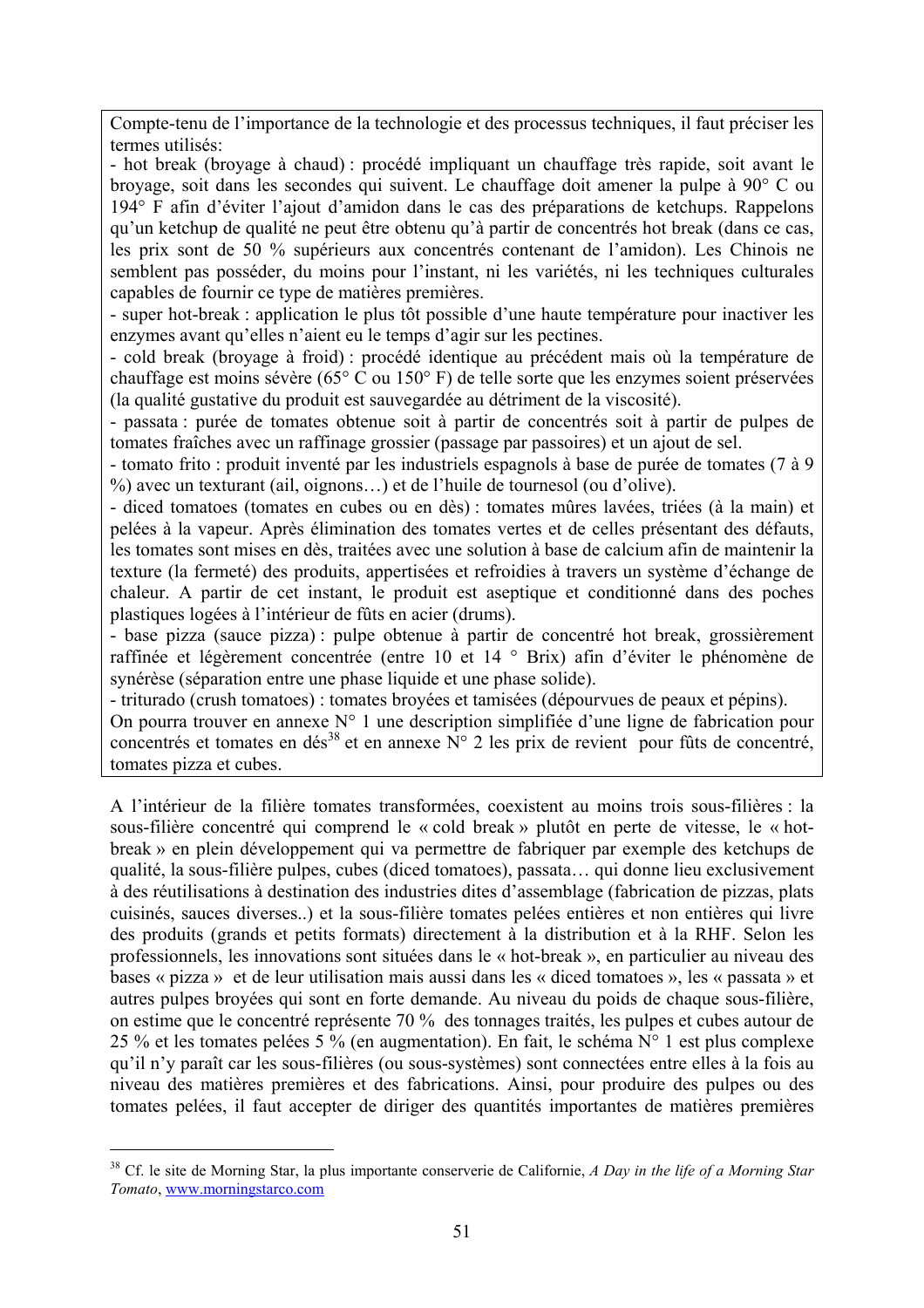Compte-tenu de l'importance de la technologie et des processus techniques, il faut préciser les termes utilisés:

- hot break (broyage à chaud) : procédé impliquant un chauffage très rapide, soit avant le broyage, soit dans les secondes qui suivent. Le chauffage doit amener la pulpe à 90° C ou 194° F afin d'éviter l'ajout d'amidon dans le cas des préparations de ketchups. Rappelons qu'un ketchup de qualité ne peut être obtenu qu'à partir de concentrés hot break (dans ce cas, les prix sont de 50 % supérieurs aux concentrés contenant de l'amidon). Les Chinois ne semblent pas posséder, du moins pour l'instant, ni les variétés, ni les techniques culturales capables de fournir ce type de matières premières.
- super hot-break : application le plus tôt possible d'une haute température pour inactiver les enzymes avant qu'elles n'aient eu le temps d'agir sur les pectines.
- cold break (broyage à froid) : procédé identique au précédent mais où la température de chauffage est moins sévère (65° C ou 150° F) de telle sorte que les enzymes soient préservées (la qualité gustative du produit est sauvegardée au détriment de la viscosité).
- passata : purée de tomates obtenue soit à partir de concentrés soit à partir de pulpes de tomates fraîches avec un raffinage grossier (passage par passoires) et un ajout de sel.
- tomato frito : produit inventé par les industriels espagnols à base de purée de tomates (7 à 9 %) avec un texturant (ail, oignons…) et de l'huile de tournesol (ou d'olive).
- diced tomatoes (tomates en cubes ou en dès) : tomates mûres lavées, triées (à la main) et pelées à la vapeur. Après élimination des tomates vertes et de celles présentant des défauts, les tomates sont mises en dès, traitées avec une solution à base de calcium afin de maintenir la texture (la fermeté) des produits, appertisées et refroidies à travers un système d'échange de chaleur. A partir de cet instant, le produit est aseptique et conditionné dans des poches plastiques logées à l'intérieur de fûts en acier (drums).
- base pizza (sauce pizza) : pulpe obtenue à partir de concentré hot break, grossièrement raffinée et légèrement concentrée (entre 10 et 14 ° Brix) afin d'éviter le phénomène de synérèse (séparation entre une phase liquide et une phase solide).
- triturado (crush tomatoes) : tomates broyées et tamisées (dépourvues de peaux et pépins).

On pourra trouver en annexe N° 1 une description simplifiée d'une ligne de fabrication pour concentrés et tomates en dés[38] et en annexe N° 2 les prix de revient pour fûts de concentré, tomates pizza et cubes.

A l'intérieur de la filière tomates transformées, coexistent au moins trois sous-filières : la sous-filière concentré qui comprend le « cold break » plutôt en perte de vitesse, le « hot-break » en plein développement qui va permettre de fabriquer par exemple des ketchups de qualité, la sous-filière pulpes, cubes (diced tomatoes), passata… qui donne lieu exclusivement à des réutilisations à destination des industries dites d'assemblage (fabrication de pizzas, plats cuisinés, sauces diverses..) et la sous-filière tomates pelées entières et non entières qui livre des produits (grands et petits formats) directement à la distribution et à la RHF. Selon les professionnels, les innovations sont situées dans le « hot-break », en particulier au niveau des bases « pizza » et de leur utilisation mais aussi dans les « diced tomatoes », les « passata » et autres pulpes broyées qui sont en forte demande. Au niveau du poids de chaque sous-filière, on estime que le concentré représente 70 % des tonnages traités, les pulpes et cubes autour de 25 % et les tomates pelées 5 % (en augmentation). En fait, le schéma N° 1 est plus complexe qu'il n'y paraît car les sous-filières (ou sous-systèmes) sont connectées entre elles à la fois au niveau des matières premières et des fabrications. Ainsi, pour produire des pulpes ou des tomates pelées, il faut accepter de diriger des quantités importantes de matières premières

[38] Cf. le site de Morning Star, la plus importante conserverie de Californie, *A Day in the life of a Morning Star Tomato*, www.morningstarco.com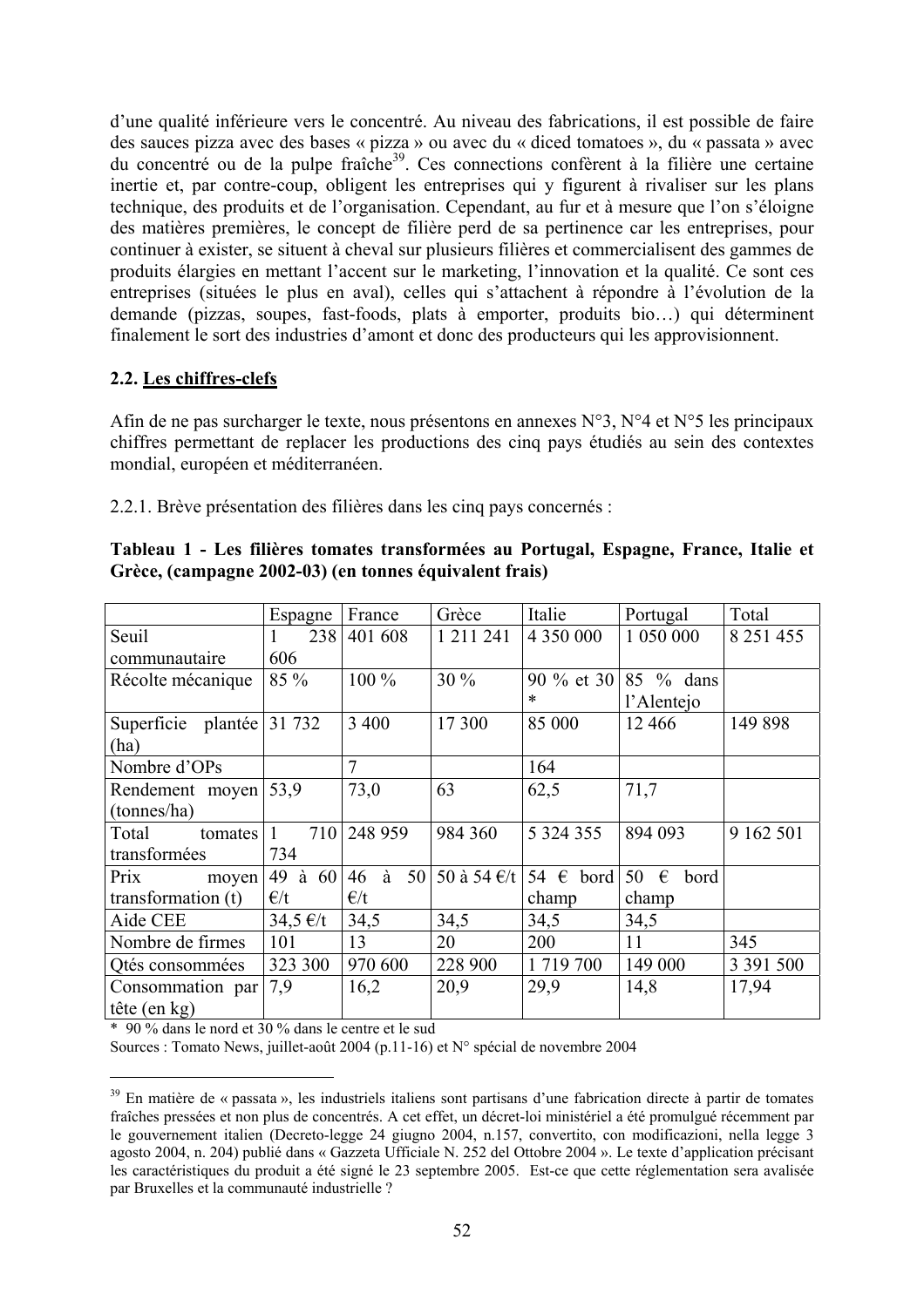d'une qualité inférieure vers le concentré. Au niveau des fabrications, il est possible de faire des sauces pizza avec des bases « pizza » ou avec du « diced tomatoes », du « passata » avec du concentré ou de la pulpe fraîche[39]. Ces connections confèrent à la filière une certaine inertie et, par contre-coup, obligent les entreprises qui y figurent à rivaliser sur les plans technique, des produits et de l'organisation. Cependant, au fur et à mesure que l'on s'éloigne des matières premières, le concept de filière perd de sa pertinence car les entreprises, pour continuer à exister, se situent à cheval sur plusieurs filières et commercialisent des gammes de produits élargies en mettant l'accent sur le marketing, l'innovation et la qualité. Ce sont ces entreprises (situées le plus en aval), celles qui s'attachent à répondre à l'évolution de la demande (pizzas, soupes, fast-foods, plats à emporter, produits bio…) qui déterminent finalement le sort des industries d'amont et donc des producteurs qui les approvisionnent.

## 2.2. Les chiffres-clefs

Afin de ne pas surcharger le texte, nous présentons en annexes N°3, N°4 et N°5 les principaux chiffres permettant de replacer les productions des cinq pays étudiés au sein des contextes mondial, européen et méditerranéen.

2.2.1. Brève présentation des filières dans les cinq pays concernés :

**Tableau 1 - Les filières tomates transformées au Portugal, Espagne, France, Italie et Grèce, (campagne 2002-03) (en tonnes équivalent frais)**

| | Espagne | France | Grèce | Italie | Portugal | Total |
|---|---|---|---|---|---|---|
| Seuil communautaire | 1 238 606 | 401 608 | 1 211 241 | 4 350 000 | 1 050 000 | 8 251 455 |
| Récolte mécanique | 85 % | 100 % | 30 % | 90 % et 30 * | 85 % dans l'Alentejo | |
| Superficie plantée (ha) | 31 732 | 3 400 | 17 300 | 85 000 | 12 466 | 149 898 |
| Nombre d'OPs | | 7 | | 164 | | |
| Rendement moyen (tonnes/ha) | 53,9 | 73,0 | 63 | 62,5 | 71,7 | |
| Total tomates transformées | 1 710 734 | 248 959 | 984 360 | 5 324 355 | 894 093 | 9 162 501 |
| Prix moyen transformation (t) | 49 à 60 €/t | 46 à 50 €/t | 50 à 54 €/t | 54 € bord champ | 50 € bord champ | |
| Aide CEE | 34,5 €/t | 34,5 | 34,5 | 34,5 | 34,5 | |
| Nombre de firmes | 101 | 13 | 20 | 200 | 11 | 345 |
| Qtés consommées | 323 300 | 970 600 | 228 900 | 1 719 700 | 149 000 | 3 391 500 |
| Consommation par tête (en kg) | 7,9 | 16,2 | 20,9 | 29,9 | 14,8 | 17,94 |

\* 90 % dans le nord et 30 % dans le centre et le sud

Sources : Tomato News, juillet-août 2004 (p.11-16) et N° spécial de novembre 2004

[39] En matière de « passata », les industriels italiens sont partisans d'une fabrication directe à partir de tomates fraîches pressées et non plus de concentrés. A cet effet, un décret-loi ministériel a été promulgué récemment par le gouvernement italien (Decreto-legge 24 giugno 2004, n.157, convertito, con modificazioni, nella legge 3 agosto 2004, n. 204) publié dans « Gazzeta Ufficiale N. 252 del Ottobre 2004 ». Le texte d'application précisant les caractéristiques du produit a été signé le 23 septembre 2005. Est-ce que cette réglementation sera avalisée par Bruxelles et la communauté industrielle ?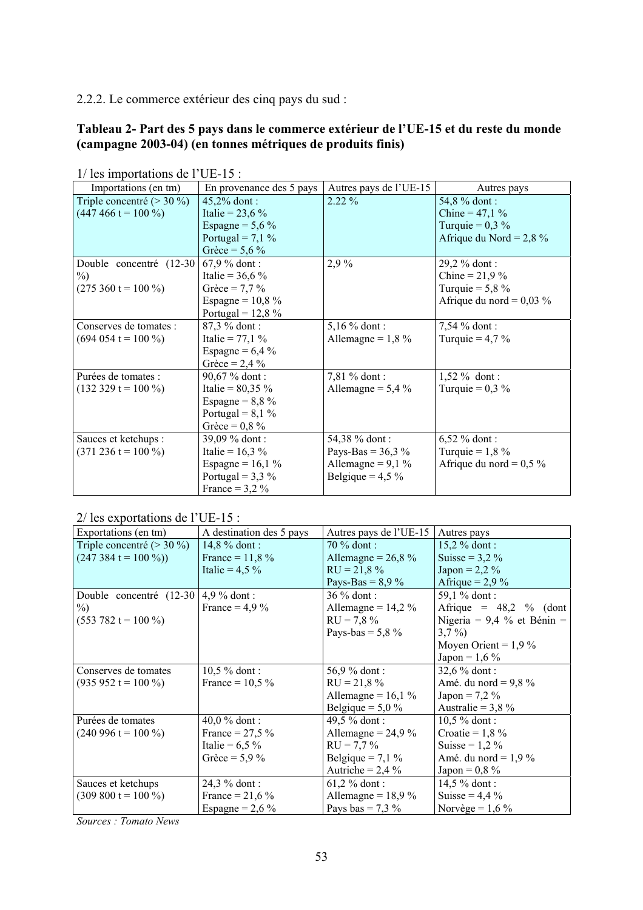2.2.2. Le commerce extérieur des cinq pays du sud :

**Tableau 2- Part des 5 pays dans le commerce extérieur de l'UE-15 et du reste du monde (campagne 2003-04) (en tonnes métriques de produits finis)**

1/ les importations de l'UE-15 :

| Importations (en tm) | En provenance des 5 pays | Autres pays de l'UE-15 | Autres pays |
|---|---|---|---|
| Triple concentré (> 30 %) (447 466 t = 100 %) | 45,2% dont : Italie = 23,6 % Espagne = 5,6 % Portugal = 7,1 % Grèce = 5,6 % | 2.22 % | 54,8 % dont : Chine = 47,1 % Turquie = 0,3 % Afrique du Nord = 2,8 % |
| Double concentré (12-30 %) (275 360 t = 100 %) | 67,9 % dont : Italie = 36,6 % Grèce = 7,7 % Espagne = 10,8 % Portugal = 12,8 % | 2,9 % | 29,2 % dont : Chine = 21,9 % Turquie = 5,8 % Afrique du nord = 0,03 % |
| Conserves de tomates : (694 054 t = 100 %) | 87,3 % dont : Italie = 77,1 % Espagne = 6,4 % Grèce = 2,4 % | 5,16 % dont : Allemagne = 1,8 % | 7,54 % dont : Turquie = 4,7 % |
| Purées de tomates : (132 329 t = 100 %) | 90,67 % dont : Italie = 80,35 % Espagne = 8,8 % Portugal = 8,1 % Grèce = 0,8 % | 7,81 % dont : Allemagne = 5,4 % | 1,52 % dont : Turquie = 0,3 % |
| Sauces et ketchups : (371 236 t = 100 %) | 39,09 % dont : Italie = 16,3 % Espagne = 16,1 % Portugal = 3,3 % France = 3,2 % | 54,38 % dont : Pays-Bas = 36,3 % Allemagne = 9,1 % Belgique = 4,5 % | 6,52 % dont : Turquie = 1,8 % Afrique du nord = 0,5 % |

2/ les exportations de l'UE-15 :

| Exportations (en tm) | A destination des 5 pays | Autres pays de l'UE-15 | Autres pays |
|---|---|---|---|
| Triple concentré (> 30 %) (247 384 t = 100 %)) | 14,8 % dont : France = 11,8 % Italie = 4,5 % | 70 % dont : Allemagne = 26,8 % RU = 21,8 % Pays-Bas = 8,9 % | 15,2 % dont : Suisse = 3,2 % Japon = 2,2 % Afrique = 2,9 % |
| Double concentré (12-30 %) (553 782 t = 100 %) | 4,9 % dont : France = 4,9 % | 36 % dont : Allemagne = 14,2 % RU = 7,8 % Pays-bas = 5,8 % | 59,1 % dont : Afrique = 48,2 % (dont Nigeria = 9,4 % et Bénin = 3,7 %) Moyen Orient = 1,9 % Japon = 1,6 % |
| Conserves de tomates (935 952 t = 100 %) | 10,5 % dont : France = 10,5 % | 56,9 % dont : RU = 21,8 % Allemagne = 16,1 % Belgique = 5,0 % | 32,6 % dont : Amé. du nord = 9,8 % Japon = 7,2 % Australie = 3,8 % |
| Purées de tomates (240 996 t = 100 %) | 40,0 % dont : France = 27,5 % Italie = 6,5 % Grèce = 5,9 % | 49,5 % dont : Allemagne = 24,9 % RU = 7,7 % Belgique = 7,1 % Autriche = 2,4 % | 10,5 % dont : Croatie = 1,8 % Suisse = 1,2 % Amé. du nord = 1,9 % Japon = 0,8 % |
| Sauces et ketchups (309 800 t = 100 %) | 24,3 % dont : France = 21,6 % Espagne = 2,6 % | 61,2 % dont : Allemagne = 18,9 % Pays bas = 7,3 % | 14,5 % dont : Suisse = 4,4 % Norvège = 1,6 % |

*Sources : Tomato News*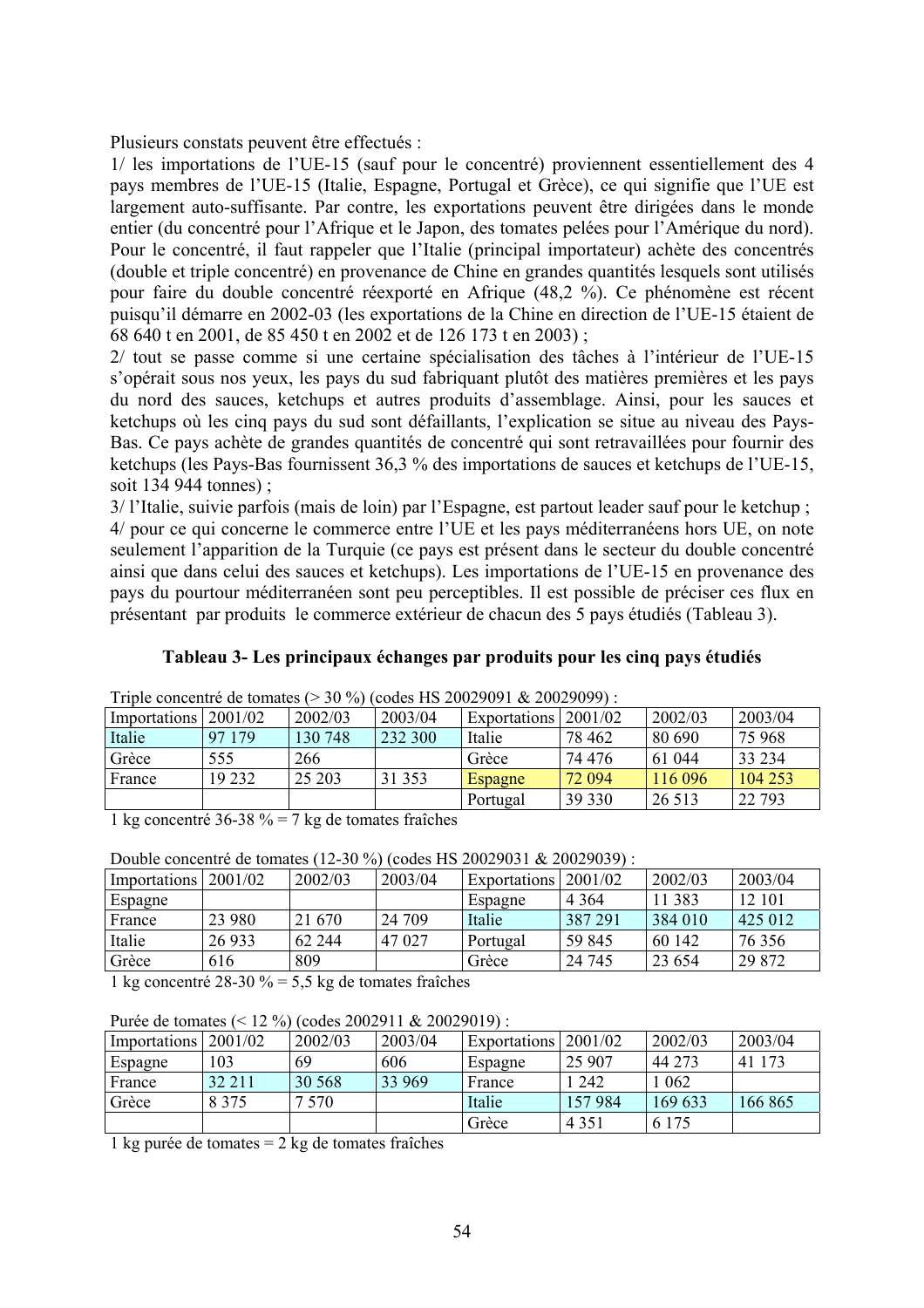Plusieurs constats peuvent être effectués :

1/ les importations de l'UE-15 (sauf pour le concentré) proviennent essentiellement des 4 pays membres de l'UE-15 (Italie, Espagne, Portugal et Grèce), ce qui signifie que l'UE est largement auto-suffisante. Par contre, les exportations peuvent être dirigées dans le monde entier (du concentré pour l'Afrique et le Japon, des tomates pelées pour l'Amérique du nord). Pour le concentré, il faut rappeler que l'Italie (principal importateur) achète des concentrés (double et triple concentré) en provenance de Chine en grandes quantités lesquels sont utilisés pour faire du double concentré réexporté en Afrique (48,2 %). Ce phénomène est récent puisqu'il démarre en 2002-03 (les exportations de la Chine en direction de l'UE-15 étaient de 68 640 t en 2001, de 85 450 t en 2002 et de 126 173 t en 2003) ;

2/ tout se passe comme si une certaine spécialisation des tâches à l'intérieur de l'UE-15 s'opérait sous nos yeux, les pays du sud fabriquant plutôt des matières premières et les pays du nord des sauces, ketchups et autres produits d'assemblage. Ainsi, pour les sauces et ketchups où les cinq pays du sud sont défaillants, l'explication se situe au niveau des Pays-Bas. Ce pays achète de grandes quantités de concentré qui sont retravaillées pour fournir des ketchups (les Pays-Bas fournissent 36,3 % des importations de sauces et ketchups de l'UE-15, soit 134 944 tonnes) ;

3/ l'Italie, suivie parfois (mais de loin) par l'Espagne, est partout leader sauf pour le ketchup ;

4/ pour ce qui concerne le commerce entre l'UE et les pays méditerranéens hors UE, on note seulement l'apparition de la Turquie (ce pays est présent dans le secteur du double concentré ainsi que dans celui des sauces et ketchups). Les importations de l'UE-15 en provenance des pays du pourtour méditerranéen sont peu perceptibles. Il est possible de préciser ces flux en présentant par produits le commerce extérieur de chacun des 5 pays étudiés (Tableau 3).

**Tableau 3- Les principaux échanges par produits pour les cinq pays étudiés**

Triple concentré de tomates (> 30 %) (codes HS 20029091 & 20029099) :

| Importations | 2001/02 | 2002/03 | 2003/04 | Exportations | 2001/02 | 2002/03 | 2003/04 |
|---|---|---|---|---|---|---|---|
| Italie | 97 179 | 130 748 | 232 300 | Italie | 78 462 | 80 690 | 75 968 |
| Grèce | 555 | 266 | | Grèce | 74 476 | 61 044 | 33 234 |
| France | 19 232 | 25 203 | 31 353 | Espagne | 72 094 | 116 096 | 104 253 |
| | | | | Portugal | 39 330 | 26 513 | 22 793 |

1 kg concentré 36-38 % = 7 kg de tomates fraîches

Double concentré de tomates (12-30 %) (codes HS 20029031 & 20029039) :

| Importations | 2001/02 | 2002/03 | 2003/04 | Exportations | 2001/02 | 2002/03 | 2003/04 |
|---|---|---|---|---|---|---|---|
| Espagne | | | | Espagne | 4 364 | 11 383 | 12 101 |
| France | 23 980 | 21 670 | 24 709 | Italie | 387 291 | 384 010 | 425 012 |
| Italie | 26 933 | 62 244 | 47 027 | Portugal | 59 845 | 60 142 | 76 356 |
| Grèce | 616 | 809 | | Grèce | 24 745 | 23 654 | 29 872 |

1 kg concentré 28-30 % = 5,5 kg de tomates fraîches

Purée de tomates (< 12 %) (codes 2002911 & 20029019) :

| Importations | 2001/02 | 2002/03 | 2003/04 | Exportations | 2001/02 | 2002/03 | 2003/04 |
|---|---|---|---|---|---|---|---|
| Espagne | 103 | 69 | 606 | Espagne | 25 907 | 44 273 | 41 173 |
| France | 32 211 | 30 568 | 33 969 | France | 1 242 | 1 062 | |
| Grèce | 8 375 | 7 570 | | Italie | 157 984 | 169 633 | 166 865 |
| | | | | Grèce | 4 351 | 6 175 | |

1 kg purée de tomates = 2 kg de tomates fraîches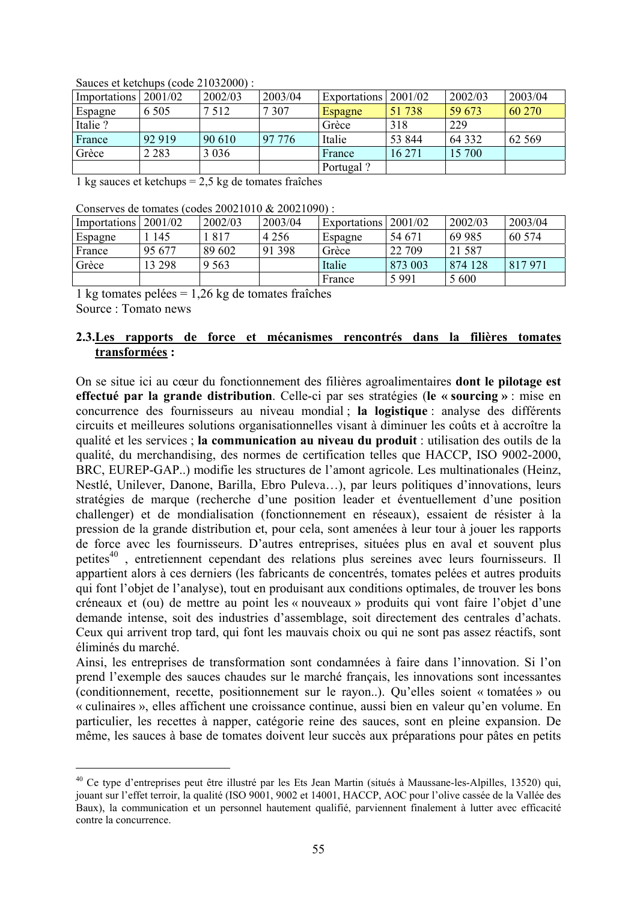Sauces et ketchups (code 21032000) :

| Importations | 2001/02 | 2002/03 | 2003/04 | Exportations | 2001/02 | 2002/03 | 2003/04 |
|---|---|---|---|---|---|---|---|
| Espagne | 6 505 | 7 512 | 7 307 | Espagne | 51 738 | 59 673 | 60 270 |
| Italie ? | | | | Grèce | 318 | 229 | |
| France | 92 919 | 90 610 | 97 776 | Italie | 53 844 | 64 332 | 62 569 |
| Grèce | 2 283 | 3 036 | | France | 16 271 | 15 700 | |
| | | | | Portugal ? | | | |

1 kg sauces et ketchups = 2,5 kg de tomates fraîches

Conserves de tomates (codes 20021010 & 20021090) :

| Importations | 2001/02 | 2002/03 | 2003/04 | Exportations | 2001/02 | 2002/03 | 2003/04 |
|---|---|---|---|---|---|---|---|
| Espagne | 1 145 | 1 817 | 4 256 | Espagne | 54 671 | 69 985 | 60 574 |
| France | 95 677 | 89 602 | 91 398 | Grèce | 22 709 | 21 587 | |
| Grèce | 13 298 | 9 563 | | Italie | 873 003 | 874 128 | 817 971 |
| | | | | France | 5 991 | 5 600 | |

1 kg tomates pelées = 1,26 kg de tomates fraîches
Source : Tomato news

### 2.3. Les rapports de force et mécanismes rencontrés dans la filières tomates transformées :

On se situe ici au cœur du fonctionnement des filières agroalimentaires **dont le pilotage est effectué par la grande distribution**. Celle-ci par ses stratégies (**le « sourcing »** : mise en concurrence des fournisseurs au niveau mondial ; **la logistique** : analyse des différents circuits et meilleures solutions organisationnelles visant à diminuer les coûts et à accroître la qualité et les services ; **la communication au niveau du produit** : utilisation des outils de la qualité, du merchandising, des normes de certification telles que HACCP, ISO 9002-2000, BRC, EUREP-GAP..) modifie les structures de l'amont agricole. Les multinationales (Heinz, Nestlé, Unilever, Danone, Barilla, Ebro Puleva…), par leurs politiques d'innovations, leurs stratégies de marque (recherche d'une position leader et éventuellement d'une position challenger) et de mondialisation (fonctionnement en réseaux), essaient de résister à la pression de la grande distribution et, pour cela, sont amenées à leur tour à jouer les rapports de force avec les fournisseurs. D'autres entreprises, situées plus en aval et souvent plus petites[40] , entretiennent cependant des relations plus sereines avec leurs fournisseurs. Il appartient alors à ces derniers (les fabricants de concentrés, tomates pelées et autres produits qui font l'objet de l'analyse), tout en produisant aux conditions optimales, de trouver les bons créneaux et (ou) de mettre au point les « nouveaux » produits qui vont faire l'objet d'une demande intense, soit des industries d'assemblage, soit directement des centrales d'achats. Ceux qui arrivent trop tard, qui font les mauvais choix ou qui ne sont pas assez réactifs, sont éliminés du marché.

Ainsi, les entreprises de transformation sont condamnées à faire dans l'innovation. Si l'on prend l'exemple des sauces chaudes sur le marché français, les innovations sont incessantes (conditionnement, recette, positionnement sur le rayon..). Qu'elles soient « tomatées » ou « culinaires », elles affichent une croissance continue, aussi bien en valeur qu'en volume. En particulier, les recettes à napper, catégorie reine des sauces, sont en pleine expansion. De même, les sauces à base de tomates doivent leur succès aux préparations pour pâtes en petits

---

[40] Ce type d'entreprises peut être illustré par les Ets Jean Martin (situés à Maussane-les-Alpilles, 13520) qui, jouant sur l'effet terroir, la qualité (ISO 9001, 9002 et 14001, HACCP, AOC pour l'olive cassée de la Vallée des Baux), la communication et un personnel hautement qualifié, parviennent finalement à lutter avec efficacité contre la concurrence.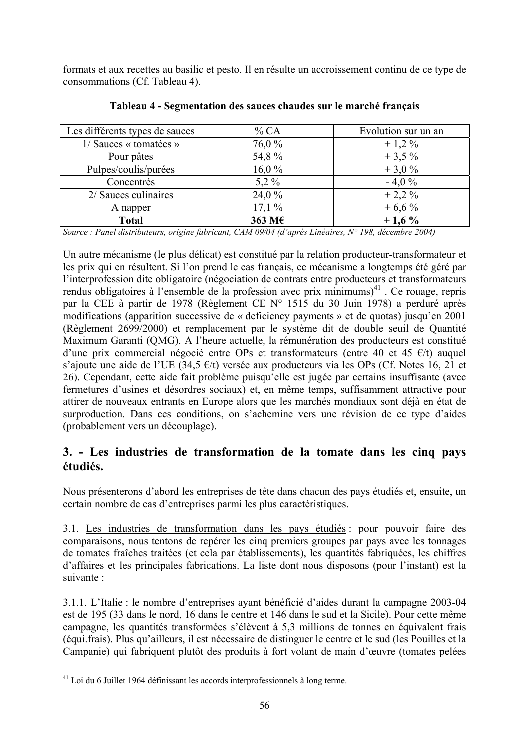formats et aux recettes au basilic et pesto. Il en résulte un accroissement continu de ce type de consommations (Cf. Tableau 4).

**Tableau 4 - Segmentation des sauces chaudes sur le marché français**

| Les différents types de sauces | % CA | Evolution sur un an |
|---|---|---|
| 1/ Sauces « tomatées » | 76,0 % | + 1,2 % |
| Pour pâtes | 54,8 % | + 3,5 % |
| Pulpes/coulis/purées | 16,0 % | + 3,0 % |
| Concentrés | 5,2 % | - 4,0 % |
| 2/ Sauces culinaires | 24,0 % | + 2,2 % |
| A napper | 17,1 % | + 6,6 % |
| **Total** | **363 M€** | **+ 1,6 %** |

*Source : Panel distributeurs, origine fabricant, CAM 09/04 (d'après Linéaires, N° 198, décembre 2004)*

Un autre mécanisme (le plus délicat) est constitué par la relation producteur-transformateur et les prix qui en résultent. Si l'on prend le cas français, ce mécanisme a longtemps été géré par l'interprofession dite obligatoire (négociation de contrats entre producteurs et transformateurs rendus obligatoires à l'ensemble de la profession avec prix minimums)[41] . Ce rouage, repris par la CEE à partir de 1978 (Règlement CE N° 1515 du 30 Juin 1978) a perduré après modifications (apparition successive de « deficiency payments » et de quotas) jusqu'en 2001 (Règlement 2699/2000) et remplacement par le système dit de double seuil de Quantité Maximum Garanti (QMG). A l'heure actuelle, la rémunération des producteurs est constitué d'une prix commercial négocié entre OPs et transformateurs (entre 40 et 45 €/t) auquel s'ajoute une aide de l'UE (34,5 €/t) versée aux producteurs via les OPs (Cf. Notes 16, 21 et 26). Cependant, cette aide fait problème puisqu'elle est jugée par certains insuffisante (avec fermetures d'usines et désordres sociaux) et, en même temps, suffisamment attractive pour attirer de nouveaux entrants en Europe alors que les marchés mondiaux sont déjà en état de surproduction. Dans ces conditions, on s'achemine vers une révision de ce type d'aides (probablement vers un découplage).

## 3. - Les industries de transformation de la tomate dans les cinq pays étudiés.

Nous présenterons d'abord les entreprises de tête dans chacun des pays étudiés et, ensuite, un certain nombre de cas d'entreprises parmi les plus caractéristiques.

3.1. Les industries de transformation dans les pays étudiés : pour pouvoir faire des comparaisons, nous tentons de repérer les cinq premiers groupes par pays avec les tonnages de tomates fraîches traitées (et cela par établissements), les quantités fabriquées, les chiffres d'affaires et les principales fabrications. La liste dont nous disposons (pour l'instant) est la suivante :

3.1.1. L'Italie : le nombre d'entreprises ayant bénéficié d'aides durant la campagne 2003-04 est de 195 (33 dans le nord, 16 dans le centre et 146 dans le sud et la Sicile). Pour cette même campagne, les quantités transformées s'élèvent à 5,3 millions de tonnes en équivalent frais (équi.frais). Plus qu'ailleurs, il est nécessaire de distinguer le centre et le sud (les Pouilles et la Campanie) qui fabriquent plutôt des produits à fort volant de main d'œuvre (tomates pelées

[41] Loi du 6 Juillet 1964 définissant les accords interprofessionnels à long terme.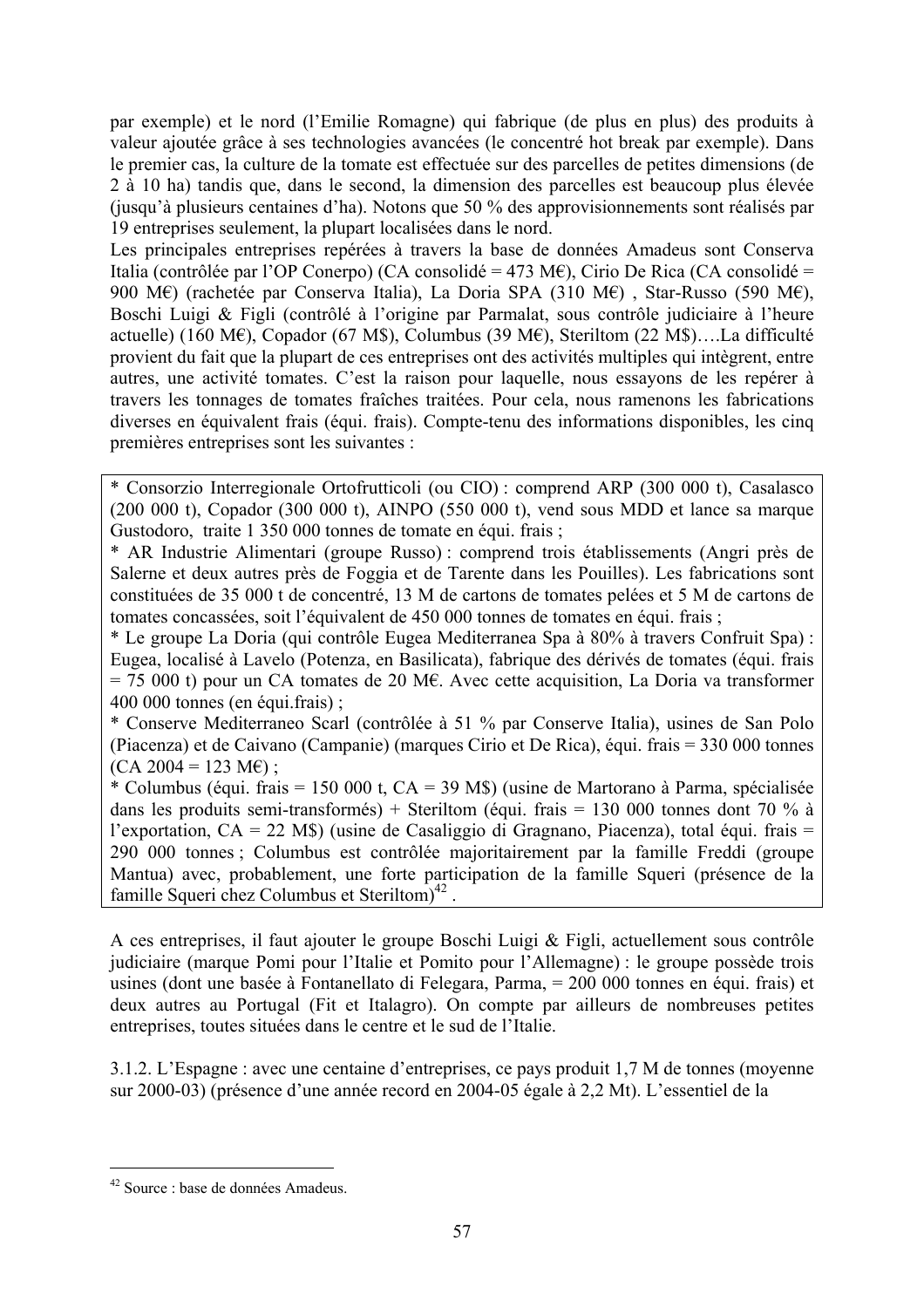par exemple) et le nord (l'Emilie Romagne) qui fabrique (de plus en plus) des produits à valeur ajoutée grâce à ses technologies avancées (le concentré hot break par exemple). Dans le premier cas, la culture de la tomate est effectuée sur des parcelles de petites dimensions (de 2 à 10 ha) tandis que, dans le second, la dimension des parcelles est beaucoup plus élevée (jusqu'à plusieurs centaines d'ha). Notons que 50 % des approvisionnements sont réalisés par 19 entreprises seulement, la plupart localisées dans le nord.

Les principales entreprises repérées à travers la base de données Amadeus sont Conserva Italia (contrôlée par l'OP Conerpo) (CA consolidé = 473 M€), Cirio De Rica (CA consolidé = 900 M€) (rachetée par Conserva Italia), La Doria SPA (310 M€) , Star-Russo (590 M€), Boschi Luigi & Figli (contrôlé à l'origine par Parmalat, sous contrôle judiciaire à l'heure actuelle) (160 M€), Copador (67 M$), Columbus (39 M€), Steriltom (22 M$)….La difficulté provient du fait que la plupart de ces entreprises ont des activités multiples qui intègrent, entre autres, une activité tomates. C'est la raison pour laquelle, nous essayons de les repérer à travers les tonnages de tomates fraîches traitées. Pour cela, nous ramenons les fabrications diverses en équivalent frais (équi. frais). Compte-tenu des informations disponibles, les cinq premières entreprises sont les suivantes :

* Consorzio Interregionale Ortofrutticoli (ou CIO) : comprend ARP (300 000 t), Casalasco (200 000 t), Copador (300 000 t), AINPO (550 000 t), vend sous MDD et lance sa marque Gustodoro, traite 1 350 000 tonnes de tomate en équi. frais ;
* AR Industrie Alimentari (groupe Russo) : comprend trois établissements (Angri près de Salerne et deux autres près de Foggia et de Tarente dans les Pouilles). Les fabrications sont constituées de 35 000 t de concentré, 13 M de cartons de tomates pelées et 5 M de cartons de tomates concassées, soit l'équivalent de 450 000 tonnes de tomates en équi. frais ;
* Le groupe La Doria (qui contrôle Eugea Mediterranea Spa à 80% à travers Confruit Spa) : Eugea, localisé à Lavelo (Potenza, en Basilicata), fabrique des dérivés de tomates (équi. frais = 75 000 t) pour un CA tomates de 20 M€. Avec cette acquisition, La Doria va transformer 400 000 tonnes (en équi.frais) ;
* Conserve Mediterraneo Scarl (contrôlée à 51 % par Conserve Italia), usines de San Polo (Piacenza) et de Caivano (Campanie) (marques Cirio et De Rica), équi. frais = 330 000 tonnes (CA 2004 = 123 M€) ;
* Columbus (équi. frais = 150 000 t, CA = 39 M$) (usine de Martorano à Parma, spécialisée dans les produits semi-transformés) + Steriltom (équi. frais = 130 000 tonnes dont 70 % à l'exportation, CA = 22 M$) (usine de Casaliggio di Gragnano, Piacenza), total équi. frais = 290 000 tonnes ; Columbus est contrôlée majoritairement par la famille Freddi (groupe Mantua) avec, probablement, une forte participation de la famille Squeri (présence de la famille Squeri chez Columbus et Steriltom)[42] .

A ces entreprises, il faut ajouter le groupe Boschi Luigi & Figli, actuellement sous contrôle judiciaire (marque Pomi pour l'Italie et Pomito pour l'Allemagne) : le groupe possède trois usines (dont une basée à Fontanellato di Felegara, Parma, = 200 000 tonnes en équi. frais) et deux autres au Portugal (Fit et Italagro). On compte par ailleurs de nombreuses petites entreprises, toutes situées dans le centre et le sud de l'Italie.

3.1.2. L'Espagne : avec une centaine d'entreprises, ce pays produit 1,7 M de tonnes (moyenne sur 2000-03) (présence d'une année record en 2004-05 égale à 2,2 Mt). L'essentiel de la

---

[42] Source : base de données Amadeus.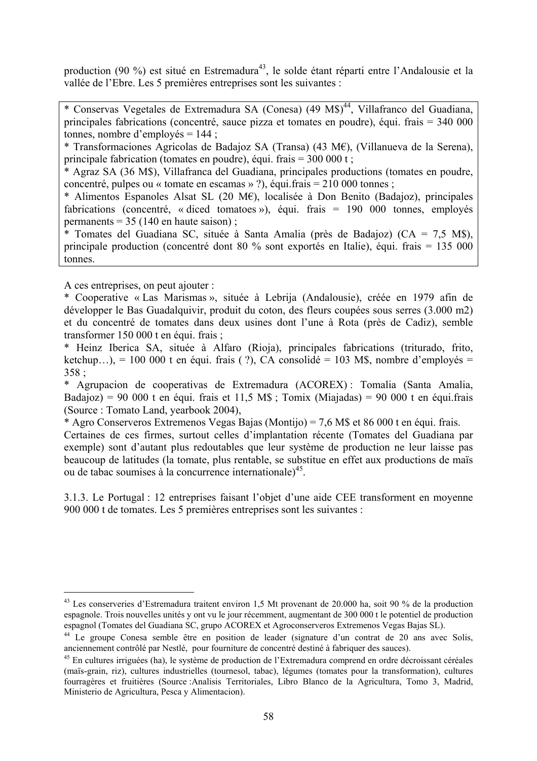production (90 %) est situé en Estremadura[43], le solde étant réparti entre l'Andalousie et la vallée de l'Ebre. Les 5 premières entreprises sont les suivantes :

* Conservas Vegetales de Extremadura SA (Conesa) (49 M$)[44], Villafranco del Guadiana, principales fabrications (concentré, sauce pizza et tomates en poudre), équi. frais = 340 000 tonnes, nombre d'employés = 144 ;
* Transformaciones Agricolas de Badajoz SA (Transa) (43 M€), (Villanueva de la Serena), principale fabrication (tomates en poudre), équi. frais = 300 000 t ;
* Agraz SA (36 M$), Villafranca del Guadiana, principales productions (tomates en poudre, concentré, pulpes ou « tomate en escamas » ?), équi.frais = 210 000 tonnes ;
* Alimentos Espanoles Alsat SL (20 M€), localisée à Don Benito (Badajoz), principales fabrications (concentré, « diced tomatoes »), équi. frais = 190 000 tonnes, employés permanents = 35 (140 en haute saison) ;
* Tomates del Guadiana SC, située à Santa Amalia (près de Badajoz) (CA = 7,5 M$), principale production (concentré dont 80 % sont exportés en Italie), équi. frais = 135 000 tonnes.

A ces entreprises, on peut ajouter :
* Cooperative « Las Marismas », située à Lebrija (Andalousie), créée en 1979 afin de développer le Bas Guadalquivir, produit du coton, des fleurs coupées sous serres (3.000 m2) et du concentré de tomates dans deux usines dont l'une à Rota (près de Cadiz), semble transformer 150 000 t en équi. frais ;
* Heinz Iberica SA, située à Alfaro (Rioja), principales fabrications (triturado, frito, ketchup…), = 100 000 t en équi. frais ( ?), CA consolidé = 103 M$, nombre d'employés = 358 ;
* Agrupacion de cooperativas de Extremadura (ACOREX) : Tomalia (Santa Amalia, Badajoz) = 90 000 t en équi. frais et 11,5 M$ ; Tomix (Miajadas) = 90 000 t en équi.frais (Source : Tomato Land, yearbook 2004),
* Agro Conserveros Extremenos Vegas Bajas (Montijo) = 7,6 M$ et 86 000 t en équi. frais.
Certaines de ces firmes, surtout celles d'implantation récente (Tomates del Guadiana par exemple) sont d'autant plus redoutables que leur système de production ne leur laisse pas beaucoup de latitudes (la tomate, plus rentable, se substitue en effet aux productions de maïs ou de tabac soumises à la concurrence internationale)[45].

3.1.3. Le Portugal : 12 entreprises faisant l'objet d'une aide CEE transforment en moyenne 900 000 t de tomates. Les 5 premières entreprises sont les suivantes :

---

[43] Les conserveries d'Estremadura traitent environ 1,5 Mt provenant de 20.000 ha, soit 90 % de la production espagnole. Trois nouvelles unités y ont vu le jour récemment, augmentant de 300 000 t le potentiel de production espagnol (Tomates del Guadiana SC, grupo ACOREX et Agroconserveros Extremenos Vegas Bajas SL).

[44] Le groupe Conesa semble être en position de leader (signature d'un contrat de 20 ans avec Solis, anciennement contrôlé par Nestlé, pour fourniture de concentré destiné à fabriquer des sauces).

[45] En cultures irriguées (ha), le système de production de l'Extremadura comprend en ordre décroissant céréales (maïs-grain, riz), cultures industrielles (tournesol, tabac), légumes (tomates pour la transformation), cultures fourragères et fruitières (Source :Analisis Territoriales, Libro Blanco de la Agricultura, Tomo 3, Madrid, Ministerio de Agricultura, Pesca y Alimentacion).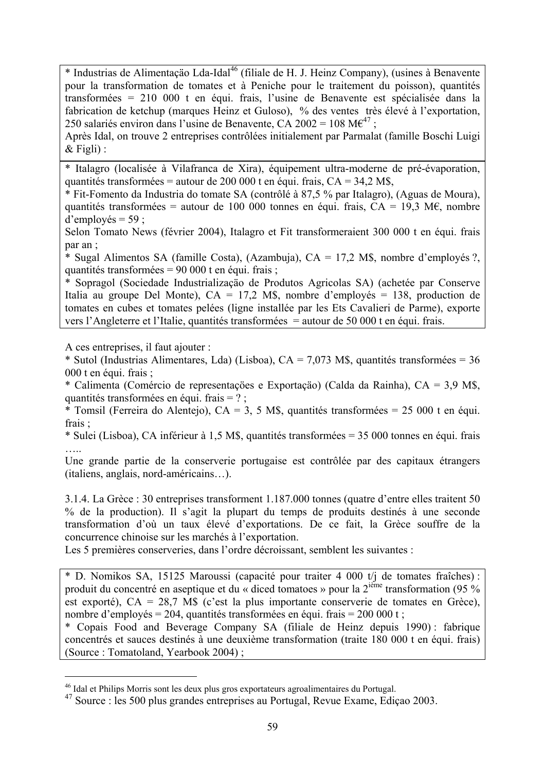* Industrias de Alimentação Lda-Idal[46] (filiale de H. J. Heinz Company), (usines à Benavente pour la transformation de tomates et à Peniche pour le traitement du poisson), quantités transformées = 210 000 t en équi. frais, l'usine de Benavente est spécialisée dans la fabrication de ketchup (marques Heinz et Guloso), % des ventes très élevé à l'exportation, 250 salariés environ dans l'usine de Benavente, CA 2002 = 108 M€[47] ;
Après Idal, on trouve 2 entreprises contrôlées initialement par Parmalat (famille Boschi Luigi & Figli) :

* Italagro (localisée à Vilafranca de Xira), équipement ultra-moderne de pré-évaporation, quantités transformées = autour de 200 000 t en équi. frais, CA = 34,2 M$,
* Fit-Fomento da Industria do tomate SA (contrôlé à 87,5 % par Italagro), (Aguas de Moura), quantités transformées = autour de 100 000 tonnes en équi. frais, CA = 19,3 M€, nombre d'employés = 59 ;
Selon Tomato News (février 2004), Italagro et Fit transformeraient 300 000 t en équi. frais par an ;
* Sugal Alimentos SA (famille Costa), (Azambuja), CA = 17,2 M$, nombre d'employés ?, quantités transformées = 90 000 t en équi. frais ;
* Sopragol (Sociedade Industrialização de Produtos Agricolas SA) (achetée par Conserve Italia au groupe Del Monte), CA = 17,2 M$, nombre d'employés = 138, production de tomates en cubes et tomates pelées (ligne installée par les Ets Cavalieri de Parme), exporte vers l'Angleterre et l'Italie, quantités transformées = autour de 50 000 t en équi. frais.

A ces entreprises, il faut ajouter :
* Sutol (Industrias Alimentares, Lda) (Lisboa), CA = 7,073 M$, quantités transformées = 36 000 t en équi. frais ;
* Calimenta (Comércio de representações e Exportação) (Calda da Rainha), CA = 3,9 M$, quantités transformées en équi. frais = ? ;
* Tomsil (Ferreira do Alentejo), CA = 3, 5 M$, quantités transformées = 25 000 t en équi. frais ;
* Sulei (Lisboa), CA inférieur à 1,5 M$, quantités transformées = 35 000 tonnes en équi. frais …..
Une grande partie de la conserverie portugaise est contrôlée par des capitaux étrangers (italiens, anglais, nord-américains…).

3.1.4. La Grèce : 30 entreprises transforment 1.187.000 tonnes (quatre d'entre elles traitent 50 % de la production). Il s'agit la plupart du temps de produits destinés à une seconde transformation d'où un taux élevé d'exportations. De ce fait, la Grèce souffre de la concurrence chinoise sur les marchés à l'exportation.
Les 5 premières conserveries, dans l'ordre décroissant, semblent les suivantes :

* D. Nomikos SA, 15125 Maroussi (capacité pour traiter 4 000 t/j de tomates fraîches) : produit du concentré en aseptique et du « diced tomatoes » pour la 2ième transformation (95 % est exporté), CA = 28,7 M$ (c'est la plus importante conserverie de tomates en Grèce), nombre d'employés = 204, quantités transformées en équi. frais = 200 000 t ;
* Copais Food and Beverage Company SA (filiale de Heinz depuis 1990) : fabrique concentrés et sauces destinés à une deuxième transformation (traite 180 000 t en équi. frais) (Source : Tomatoland, Yearbook 2004) ;

---

[46] Idal et Philips Morris sont les deux plus gros exportateurs agroalimentaires du Portugal.
[47] Source : les 500 plus grandes entreprises au Portugal, Revue Exame, Ediçao 2003.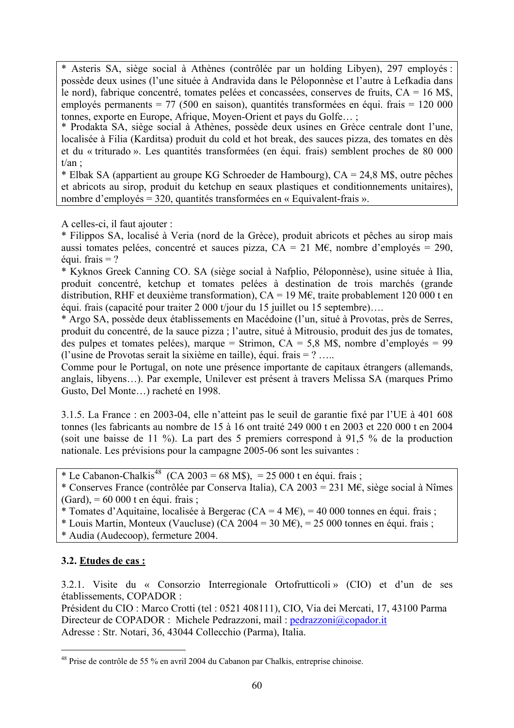* Asteris SA, siège social à Athènes (contrôlée par un holding Libyen), 297 employés : possède deux usines (l'une située à Andravida dans le Péloponnèse et l'autre à Lefkadia dans le nord), fabrique concentré, tomates pelées et concassées, conserves de fruits, CA = 16 M$, employés permanents = 77 (500 en saison), quantités transformées en équi. frais = 120 000 tonnes, exporte en Europe, Afrique, Moyen-Orient et pays du Golfe… ;
* Prodakta SA, siège social à Athènes, possède deux usines en Grèce centrale dont l'une, localisée à Filia (Karditsa) produit du cold et hot break, des sauces pizza, des tomates en dès et du « triturado ». Les quantités transformées (en équi. frais) semblent proches de 80 000 t/an ;
* Elbak SA (appartient au groupe KG Schroeder de Hambourg), CA = 24,8 M$, outre pêches et abricots au sirop, produit du ketchup en seaux plastiques et conditionnements unitaires), nombre d'employés = 320, quantités transformées en « Equivalent-frais ».

A celles-ci, il faut ajouter :
* Filippos SA, localisé à Veria (nord de la Grèce), produit abricots et pêches au sirop mais aussi tomates pelées, concentré et sauces pizza, CA = 21 M€, nombre d'employés = 290, équi. frais = ?
* Kyknos Greek Canning CO. SA (siège social à Nafplio, Péloponnèse), usine située à Ilia, produit concentré, ketchup et tomates pelées à destination de trois marchés (grande distribution, RHF et deuxième transformation), CA = 19 M€, traite probablement 120 000 t en équi. frais (capacité pour traiter 2 000 t/jour du 15 juillet ou 15 septembre)….
* Argo SA, possède deux établissements en Macédoine (l'un, situé à Provotas, près de Serres, produit du concentré, de la sauce pizza ; l'autre, situé à Mitrousio, produit des jus de tomates, des pulpes et tomates pelées), marque = Strimon, CA = 5,8 M$, nombre d'employés = 99 (l'usine de Provotas serait la sixième en taille), équi. frais = ? …..
Comme pour le Portugal, on note une présence importante de capitaux étrangers (allemands, anglais, libyens…). Par exemple, Unilever est présent à travers Melissa SA (marques Primo Gusto, Del Monte…) racheté en 1998.

3.1.5. La France : en 2003-04, elle n'atteint pas le seuil de garantie fixé par l'UE à 401 608 tonnes (les fabricants au nombre de 15 à 16 ont traité 249 000 t en 2003 et 220 000 t en 2004 (soit une baisse de 11 %). La part des 5 premiers correspond à 91,5 % de la production nationale. Les prévisions pour la campagne 2005-06 sont les suivantes :

* Le Cabanon-Chalkis[48] (CA 2003 = 68 M$), = 25 000 t en équi. frais ;
* Conserves France (contrôlée par Conserva Italia), CA 2003 = 231 M€, siège social à Nîmes (Gard), = 60 000 t en équi. frais ;
* Tomates d'Aquitaine, localisée à Bergerac (CA = 4 M€), = 40 000 tonnes en équi. frais ;
* Louis Martin, Monteux (Vaucluse) (CA 2004 = 30 M€), = 25 000 tonnes en équi. frais ;
* Audia (Audecoop), fermeture 2004.

### 3.2. Etudes de cas :

3.2.1. Visite du « Consorzio Interregionale Ortofrutticoli » (CIO) et d'un de ses établissements, COPADOR :
Président du CIO : Marco Crotti (tel : 0521 408111), CIO, Via dei Mercati, 17, 43100 Parma
Directeur de COPADOR : Michele Pedrazzoni, mail : pedrazzoni@copador.it
Adresse : Str. Notari, 36, 43044 Collecchio (Parma), Italia.

[48] Prise de contrôle de 55 % en avril 2004 du Cabanon par Chalkis, entreprise chinoise.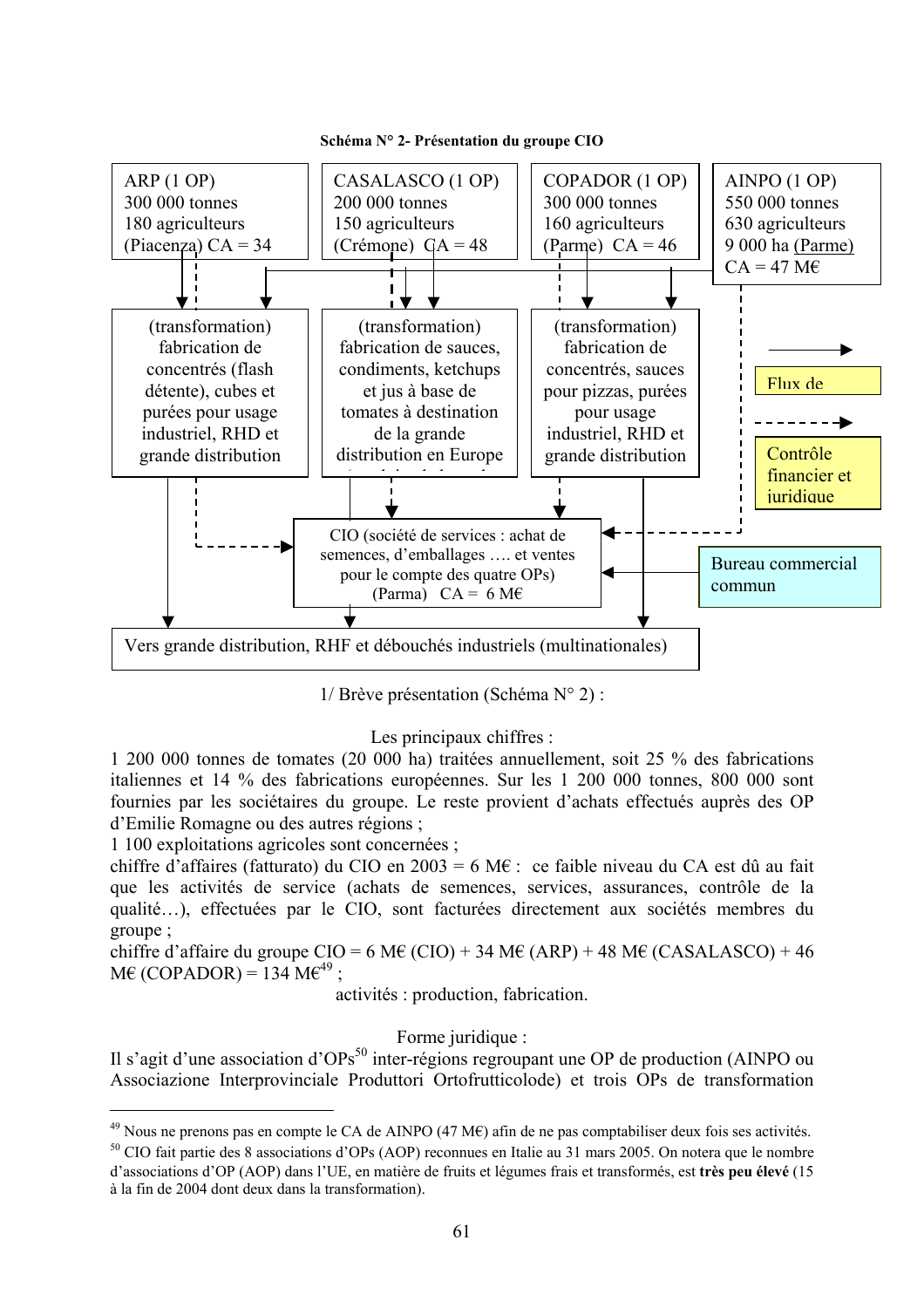**Schéma N° 2- Présentation du groupe CIO**

ARP (1 OP)
300 000 tonnes
180 agriculteurs
(Piacenza) CA = 34

CASALASCO (1 OP)
200 000 tonnes
150 agriculteurs
(Crémone) CA = 48

COPADOR (1 OP)
300 000 tonnes
160 agriculteurs
(Parme) CA = 46

AINPO (1 OP)
550 000 tonnes
630 agriculteurs
9 000 ha (Parme)
CA = 47 M€

(transformation) fabrication de concentrés (flash détente), cubes et purées pour usage industriel, RHD et grande distribution

(transformation) fabrication de sauces, condiments, ketchups et jus à base de tomates à destination de la grande distribution en Europe

(transformation) fabrication de concentrés, sauces pour pizzas, purées pour usage industriel, RHD et grande distribution

Flux de

Contrôle financier et juridique

CIO (société de services : achat de semences, d'emballages …. et ventes pour le compte des quatre OPs) (Parma) CA = 6 M€

Bureau commercial commun

Vers grande distribution, RHF et débouchés industriels (multinationales)

1/ Brève présentation (Schéma N° 2) :

Les principaux chiffres :

1 200 000 tonnes de tomates (20 000 ha) traitées annuellement, soit 25 % des fabrications italiennes et 14 % des fabrications européennes. Sur les 1 200 000 tonnes, 800 000 sont fournies par les sociétaires du groupe. Le reste provient d'achats effectués auprès des OP d'Emilie Romagne ou des autres régions ;

1 100 exploitations agricoles sont concernées ;

chiffre d'affaires (fatturato) du CIO en 2003 = 6 M€ : ce faible niveau du CA est dû au fait que les activités de service (achats de semences, services, assurances, contrôle de la qualité…), effectuées par le CIO, sont facturées directement aux sociétés membres du groupe ;

chiffre d'affaire du groupe CIO = 6 M€ (CIO) + 34 M€ (ARP) + 48 M€ (CASALASCO) + 46 M€ (COPADOR) = 134 M€[49] ;

activités : production, fabrication.

Forme juridique :

Il s'agit d'une association d'OPs[50] inter-régions regroupant une OP de production (AINPO ou Associazione Interprovinciale Produttori Ortofrutticolode) et trois OPs de transformation

---

[49] Nous ne prenons pas en compte le CA de AINPO (47 M€) afin de ne pas comptabiliser deux fois ses activités.

[50] CIO fait partie des 8 associations d'OPs (AOP) reconnues en Italie au 31 mars 2005. On notera que le nombre d'associations d'OP (AOP) dans l'UE, en matière de fruits et légumes frais et transformés, est **très peu élevé** (15 à la fin de 2004 dont deux dans la transformation).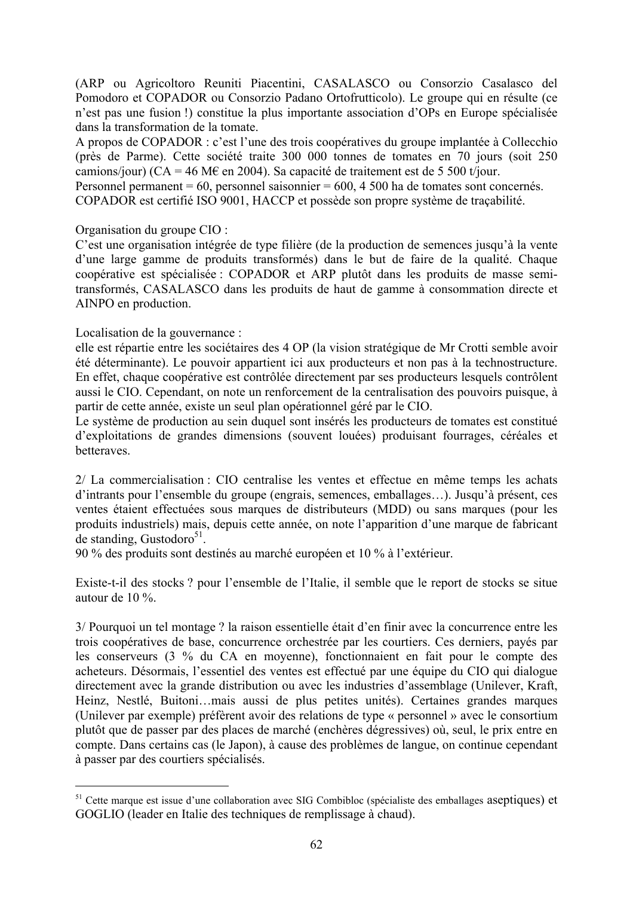(ARP ou Agricoltoro Reuniti Piacentini, CASALASCO ou Consorzio Casalasco del Pomodoro et COPADOR ou Consorzio Padano Ortofrutticolo). Le groupe qui en résulte (ce n'est pas une fusion !) constitue la plus importante association d'OPs en Europe spécialisée dans la transformation de la tomate.

A propos de COPADOR : c'est l'une des trois coopératives du groupe implantée à Collecchio (près de Parme). Cette société traite 300 000 tonnes de tomates en 70 jours (soit 250 camions/jour) (CA = 46 M€ en 2004). Sa capacité de traitement est de 5 500 t/jour.

Personnel permanent = 60, personnel saisonnier = 600, 4 500 ha de tomates sont concernés.

COPADOR est certifié ISO 9001, HACCP et possède son propre système de traçabilité.

Organisation du groupe CIO :

C'est une organisation intégrée de type filière (de la production de semences jusqu'à la vente d'une large gamme de produits transformés) dans le but de faire de la qualité. Chaque coopérative est spécialisée : COPADOR et ARP plutôt dans les produits de masse semi-transformés, CASALASCO dans les produits de haut de gamme à consommation directe et AINPO en production.

Localisation de la gouvernance :

elle est répartie entre les sociétaires des 4 OP (la vision stratégique de Mr Crotti semble avoir été déterminante). Le pouvoir appartient ici aux producteurs et non pas à la technostructure. En effet, chaque coopérative est contrôlée directement par ses producteurs lesquels contrôlent aussi le CIO. Cependant, on note un renforcement de la centralisation des pouvoirs puisque, à partir de cette année, existe un seul plan opérationnel géré par le CIO.

Le système de production au sein duquel sont insérés les producteurs de tomates est constitué d'exploitations de grandes dimensions (souvent louées) produisant fourrages, céréales et betteraves.

2/ La commercialisation : CIO centralise les ventes et effectue en même temps les achats d'intrants pour l'ensemble du groupe (engrais, semences, emballages…). Jusqu'à présent, ces ventes étaient effectuées sous marques de distributeurs (MDD) ou sans marques (pour les produits industriels) mais, depuis cette année, on note l'apparition d'une marque de fabricant de standing, Gustodoro[51].

90 % des produits sont destinés au marché européen et 10 % à l'extérieur.

Existe-t-il des stocks ? pour l'ensemble de l'Italie, il semble que le report de stocks se situe autour de 10 %.

3/ Pourquoi un tel montage ? la raison essentielle était d'en finir avec la concurrence entre les trois coopératives de base, concurrence orchestrée par les courtiers. Ces derniers, payés par les conserveurs (3 % du CA en moyenne), fonctionnaient en fait pour le compte des acheteurs. Désormais, l'essentiel des ventes est effectué par une équipe du CIO qui dialogue directement avec la grande distribution ou avec les industries d'assemblage (Unilever, Kraft, Heinz, Nestlé, Buitoni…mais aussi de plus petites unités). Certaines grandes marques (Unilever par exemple) préfèrent avoir des relations de type « personnel » avec le consortium plutôt que de passer par des places de marché (enchères dégressives) où, seul, le prix entre en compte. Dans certains cas (le Japon), à cause des problèmes de langue, on continue cependant à passer par des courtiers spécialisés.

---

[51] Cette marque est issue d'une collaboration avec SIG Combibloc (spécialiste des emballages aseptiques) et GOGLIO (leader en Italie des techniques de remplissage à chaud).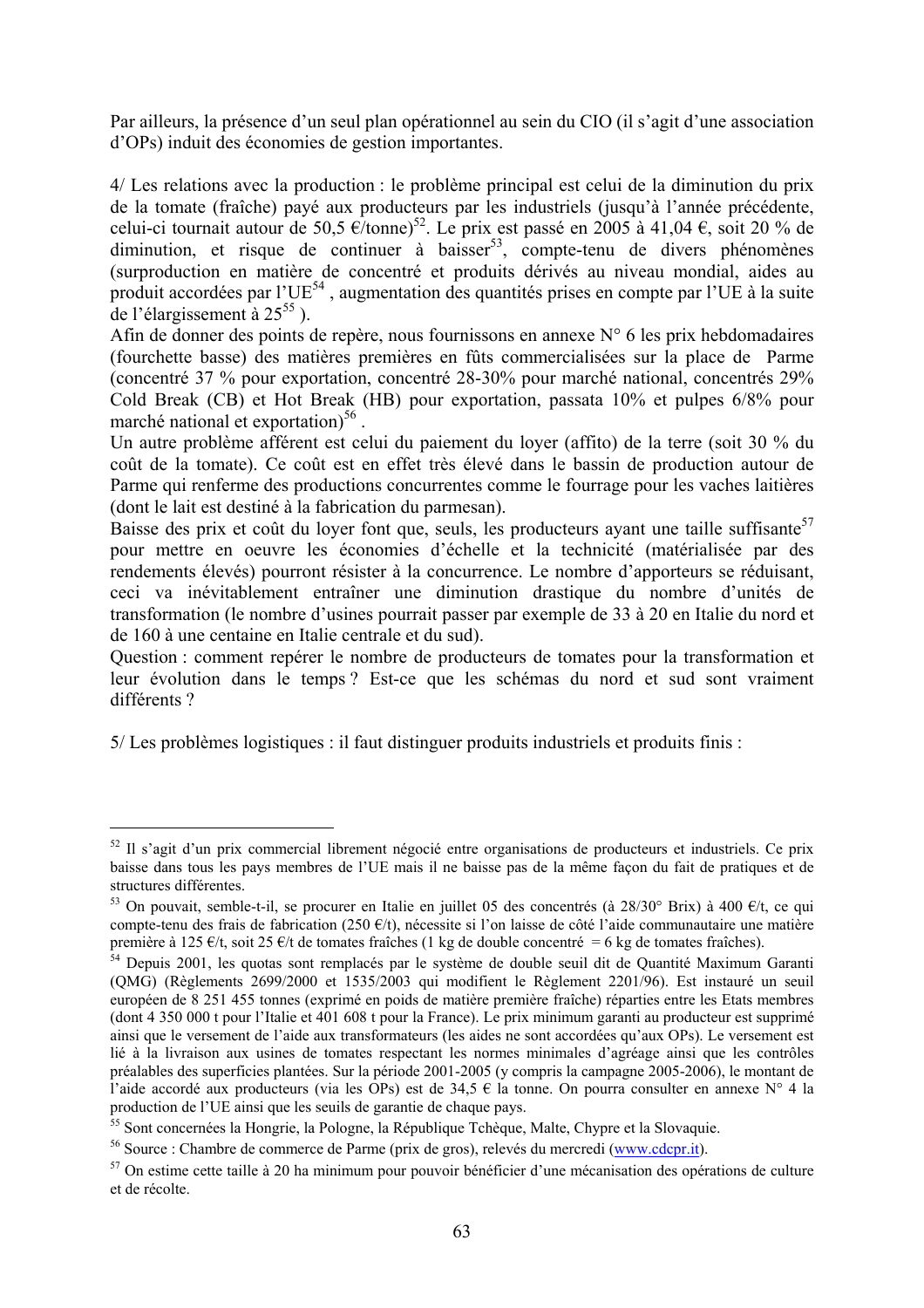Par ailleurs, la présence d'un seul plan opérationnel au sein du CIO (il s'agit d'une association d'OPs) induit des économies de gestion importantes.

4/ Les relations avec la production : le problème principal est celui de la diminution du prix de la tomate (fraîche) payé aux producteurs par les industriels (jusqu'à l'année précédente, celui-ci tournait autour de 50,5 €/tonne)[52]. Le prix est passé en 2005 à 41,04 €, soit 20 % de diminution, et risque de continuer à baisser[53], compte-tenu de divers phénomènes (surproduction en matière de concentré et produits dérivés au niveau mondial, aides au produit accordées par l'UE[54] , augmentation des quantités prises en compte par l'UE à la suite de l'élargissement à 25[55] ).

Afin de donner des points de repère, nous fournissons en annexe N° 6 les prix hebdomadaires (fourchette basse) des matières premières en fûts commercialisées sur la place de Parme (concentré 37 % pour exportation, concentré 28-30% pour marché national, concentrés 29% Cold Break (CB) et Hot Break (HB) pour exportation, passata 10% et pulpes 6/8% pour marché national et exportation)[56] .

Un autre problème afférent est celui du paiement du loyer (affito) de la terre (soit 30 % du coût de la tomate). Ce coût est en effet très élevé dans le bassin de production autour de Parme qui renferme des productions concurrentes comme le fourrage pour les vaches laitières (dont le lait est destiné à la fabrication du parmesan).

Baisse des prix et coût du loyer font que, seuls, les producteurs ayant une taille suffisante[57] pour mettre en oeuvre les économies d'échelle et la technicité (matérialisée par des rendements élevés) pourront résister à la concurrence. Le nombre d'apporteurs se réduisant, ceci va inévitablement entraîner une diminution drastique du nombre d'unités de transformation (le nombre d'usines pourrait passer par exemple de 33 à 20 en Italie du nord et de 160 à une centaine en Italie centrale et du sud).

Question : comment repérer le nombre de producteurs de tomates pour la transformation et leur évolution dans le temps ? Est-ce que les schémas du nord et sud sont vraiment différents ?

5/ Les problèmes logistiques : il faut distinguer produits industriels et produits finis :

---

[52] Il s'agit d'un prix commercial librement négocié entre organisations de producteurs et industriels. Ce prix baisse dans tous les pays membres de l'UE mais il ne baisse pas de la même façon du fait de pratiques et de structures différentes.

[53] On pouvait, semble-t-il, se procurer en Italie en juillet 05 des concentrés (à 28/30° Brix) à 400 €/t, ce qui compte-tenu des frais de fabrication (250 €/t), nécessite si l'on laisse de côté l'aide communautaire une matière première à 125 €/t, soit 25 €/t de tomates fraîches (1 kg de double concentré = 6 kg de tomates fraîches).

[54] Depuis 2001, les quotas sont remplacés par le système de double seuil dit de Quantité Maximum Garanti (QMG) (Règlements 2699/2000 et 1535/2003 qui modifient le Règlement 2201/96). Est instauré un seuil européen de 8 251 455 tonnes (exprimé en poids de matière première fraîche) réparties entre les Etats membres (dont 4 350 000 t pour l'Italie et 401 608 t pour la France). Le prix minimum garanti au producteur est supprimé ainsi que le versement de l'aide aux transformateurs (les aides ne sont accordées qu'aux OPs). Le versement est lié à la livraison aux usines de tomates respectant les normes minimales d'agréage ainsi que les contrôles préalables des superficies plantées. Sur la période 2001-2005 (y compris la campagne 2005-2006), le montant de l'aide accordé aux producteurs (via les OPs) est de 34,5 € la tonne. On pourra consulter en annexe N° 4 la production de l'UE ainsi que les seuils de garantie de chaque pays.

[55] Sont concernées la Hongrie, la Pologne, la République Tchèque, Malte, Chypre et la Slovaquie.

[56] Source : Chambre de commerce de Parme (prix de gros), relevés du mercredi (www.cdcpr.it).

[57] On estime cette taille à 20 ha minimum pour pouvoir bénéficier d'une mécanisation des opérations de culture et de récolte.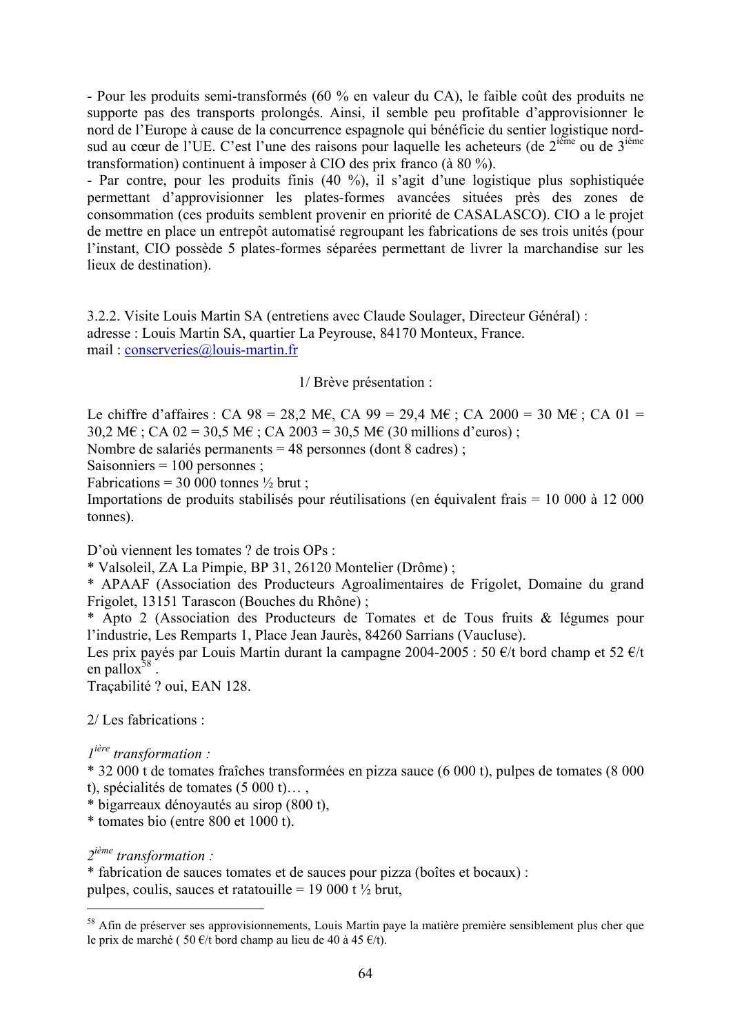- Pour les produits semi-transformés (60 % en valeur du CA), le faible coût des produits ne supporte pas des transports prolongés. Ainsi, il semble peu profitable d'approvisionner le nord de l'Europe à cause de la concurrence espagnole qui bénéficie du sentier logistique nord-sud au cœur de l'UE. C'est l'une des raisons pour laquelle les acheteurs (de 2ième ou de 3ième transformation) continuent à imposer à CIO des prix franco (à 80 %).

- Par contre, pour les produits finis (40 %), il s'agit d'une logistique plus sophistiquée permettant d'approvisionner les plates-formes avancées situées près des zones de consommation (ces produits semblent provenir en priorité de CASALASCO). CIO a le projet de mettre en place un entrepôt automatisé regroupant les fabrications de ses trois unités (pour l'instant, CIO possède 5 plates-formes séparées permettant de livrer la marchandise sur les lieux de destination).

3.2.2. Visite Louis Martin SA (entretiens avec Claude Soulager, Directeur Général) :
adresse : Louis Martin SA, quartier La Peyrouse, 84170 Monteux, France.
mail : conserveries@louis-martin.fr

1/ Brève présentation :

Le chiffre d'affaires : CA 98 = 28,2 M€, CA 99 = 29,4 M€ ; CA 2000 = 30 M€ ; CA 01 = 30,2 M€ ; CA 02 = 30,5 M€ ; CA 2003 = 30,5 M€ (30 millions d'euros) ;
Nombre de salariés permanents = 48 personnes (dont 8 cadres) ;
Saisonniers = 100 personnes ;
Fabrications = 30 000 tonnes ½ brut ;
Importations de produits stabilisés pour réutilisations (en équivalent frais = 10 000 à 12 000 tonnes).

D'où viennent les tomates ? de trois OPs :
* Valsoleil, ZA La Pimpie, BP 31, 26120 Montelier (Drôme) ;
* APAAF (Association des Producteurs Agroalimentaires de Frigolet, Domaine du grand Frigolet, 13151 Tarascon (Bouches du Rhône) ;
* Apto 2 (Association des Producteurs de Tomates et de Tous fruits & légumes pour l'industrie, Les Remparts 1, Place Jean Jaurès, 84260 Sarrians (Vaucluse).
Les prix payés par Louis Martin durant la campagne 2004-2005 : 50 €/t bord champ et 52 €/t en pallox[58] .
Traçabilité ? oui, EAN 128.

2/ Les fabrications :

*1ière transformation :*
* 32 000 t de tomates fraîches transformées en pizza sauce (6 000 t), pulpes de tomates (8 000 t), spécialités de tomates (5 000 t)… ,
* bigarreaux dénoyautés au sirop (800 t),
* tomates bio (entre 800 et 1000 t).

*2ième transformation :*
* fabrication de sauces tomates et de sauces pour pizza (boîtes et bocaux) :
pulpes, coulis, sauces et ratatouille = 19 000 t ½ brut,

[58] Afin de préserver ses approvisionnements, Louis Martin paye la matière première sensiblement plus cher que le prix de marché ( 50 €/t bord champ au lieu de 40 à 45 €/t).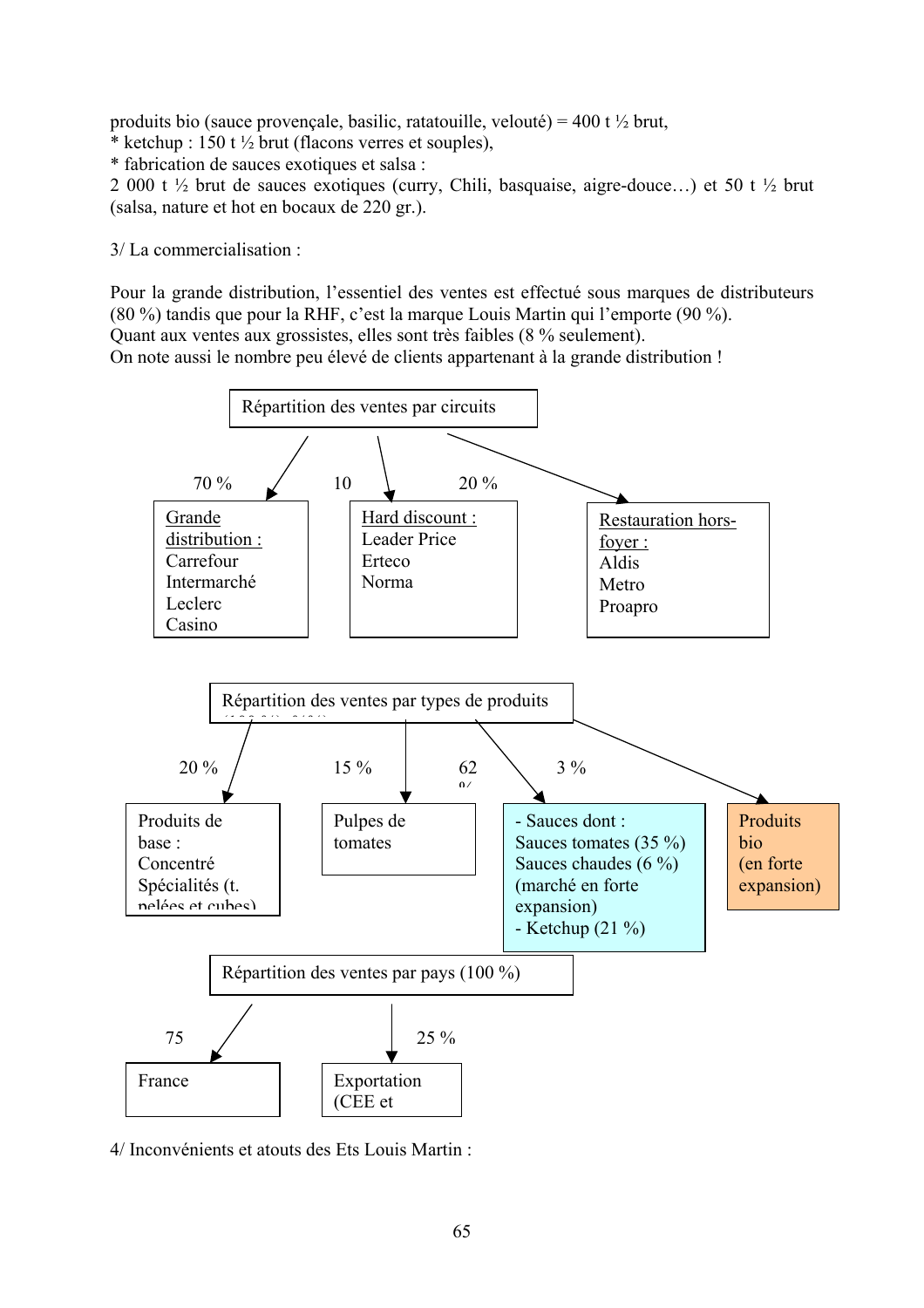produits bio (sauce provençale, basilic, ratatouille, velouté) = 400 t ½ brut,
* ketchup : 150 t ½ brut (flacons verres et souples),
* fabrication de sauces exotiques et salsa :
2 000 t ½ brut de sauces exotiques (curry, Chili, basquaise, aigre-douce…) et 50 t ½ brut (salsa, nature et hot en bocaux de 220 gr.).

3/ La commercialisation :

Pour la grande distribution, l'essentiel des ventes est effectué sous marques de distributeurs (80 %) tandis que pour la RHF, c'est la marque Louis Martin qui l'emporte (90 %).
Quant aux ventes aux grossistes, elles sont très faibles (8 % seulement).
On note aussi le nombre peu élevé de clients appartenant à la grande distribution !

**Répartition des ventes par circuits**

- 70 % — Grande distribution : Carrefour, Intermarché, Leclerc, Casino
- 10 — Hard discount : Leader Price, Erteco, Norma
- 20 % — Restauration hors-foyer : Aldis, Metro, Proapro

**Répartition des ventes par types de produits**

- 20 % — Produits de base : Concentré, Spécialités (t. pelées et cubes)
- 15 % — Pulpes de tomates
- 62 % — Sauces dont : Sauces tomates (35 %), Sauces chaudes (6 %) (marché en forte expansion) ; Ketchup (21 %)
- 3 % — Produits bio (en forte expansion)

**Répartition des ventes par pays (100 %)**

- 75 — France
- 25 % — Exportation (CEE et

4/ Inconvénients et atouts des Ets Louis Martin :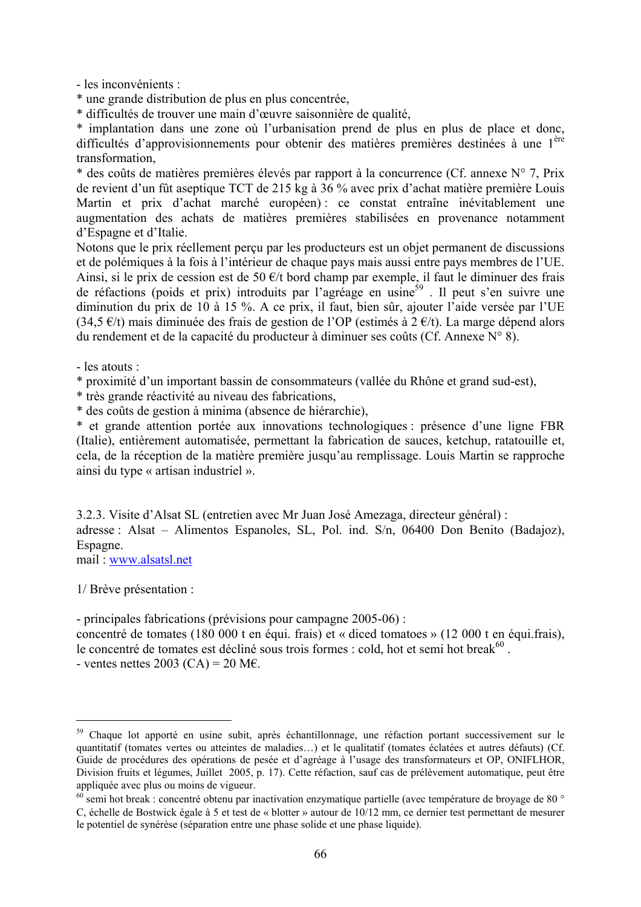- les inconvénients :

* une grande distribution de plus en plus concentrée,
* difficultés de trouver une main d'œuvre saisonnière de qualité,
* implantation dans une zone où l'urbanisation prend de plus en plus de place et donc, difficultés d'approvisionnements pour obtenir des matières premières destinées à une 1ère transformation,
* des coûts de matières premières élevés par rapport à la concurrence (Cf. annexe N° 7, Prix de revient d'un fût aseptique TCT de 215 kg à 36 % avec prix d'achat matière première Louis Martin et prix d'achat marché européen) : ce constat entraîne inévitablement une augmentation des achats de matières premières stabilisées en provenance notamment d'Espagne et d'Italie.

Notons que le prix réellement perçu par les producteurs est un objet permanent de discussions et de polémiques à la fois à l'intérieur de chaque pays mais aussi entre pays membres de l'UE. Ainsi, si le prix de cession est de 50 €/t bord champ par exemple, il faut le diminuer des frais de réfactions (poids et prix) introduits par l'agréage en usine[59] . Il peut s'en suivre une diminution du prix de 10 à 15 %. A ce prix, il faut, bien sûr, ajouter l'aide versée par l'UE (34,5 €/t) mais diminuée des frais de gestion de l'OP (estimés à 2 €/t). La marge dépend alors du rendement et de la capacité du producteur à diminuer ses coûts (Cf. Annexe N° 8).

- les atouts :

* proximité d'un important bassin de consommateurs (vallée du Rhône et grand sud-est),
* très grande réactivité au niveau des fabrications,
* des coûts de gestion à minima (absence de hiérarchie),
* et grande attention portée aux innovations technologiques : présence d'une ligne FBR (Italie), entièrement automatisée, permettant la fabrication de sauces, ketchup, ratatouille et, cela, de la réception de la matière première jusqu'au remplissage. Louis Martin se rapproche ainsi du type « artisan industriel ».

3.2.3. Visite d'Alsat SL (entretien avec Mr Juan José Amezaga, directeur général) :
adresse : Alsat – Alimentos Espanoles, SL, Pol. ind. S/n, 06400 Don Benito (Badajoz), Espagne.
mail : www.alsatsl.net

1/ Brève présentation :

- principales fabrications (prévisions pour campagne 2005-06) :
concentré de tomates (180 000 t en équi. frais) et « diced tomatoes » (12 000 t en équi.frais), le concentré de tomates est décliné sous trois formes : cold, hot et semi hot break[60] .
- ventes nettes 2003 (CA) = 20 M€.

---

[59] Chaque lot apporté en usine subit, après échantillonnage, une réfaction portant successivement sur le quantitatif (tomates vertes ou atteintes de maladies…) et le qualitatif (tomates éclatées et autres défauts) (Cf. Guide de procédures des opérations de pesée et d'agréage à l'usage des transformateurs et OP, ONIFLHOR, Division fruits et légumes, Juillet 2005, p. 17). Cette réfaction, sauf cas de prélèvement automatique, peut être appliquée avec plus ou moins de vigueur.

[60] semi hot break : concentré obtenu par inactivation enzymatique partielle (avec température de broyage de 80 ° C, échelle de Bostwick égale à 5 et test de « blotter » autour de 10/12 mm, ce dernier test permettant de mesurer le potentiel de synérèse (séparation entre une phase solide et une phase liquide).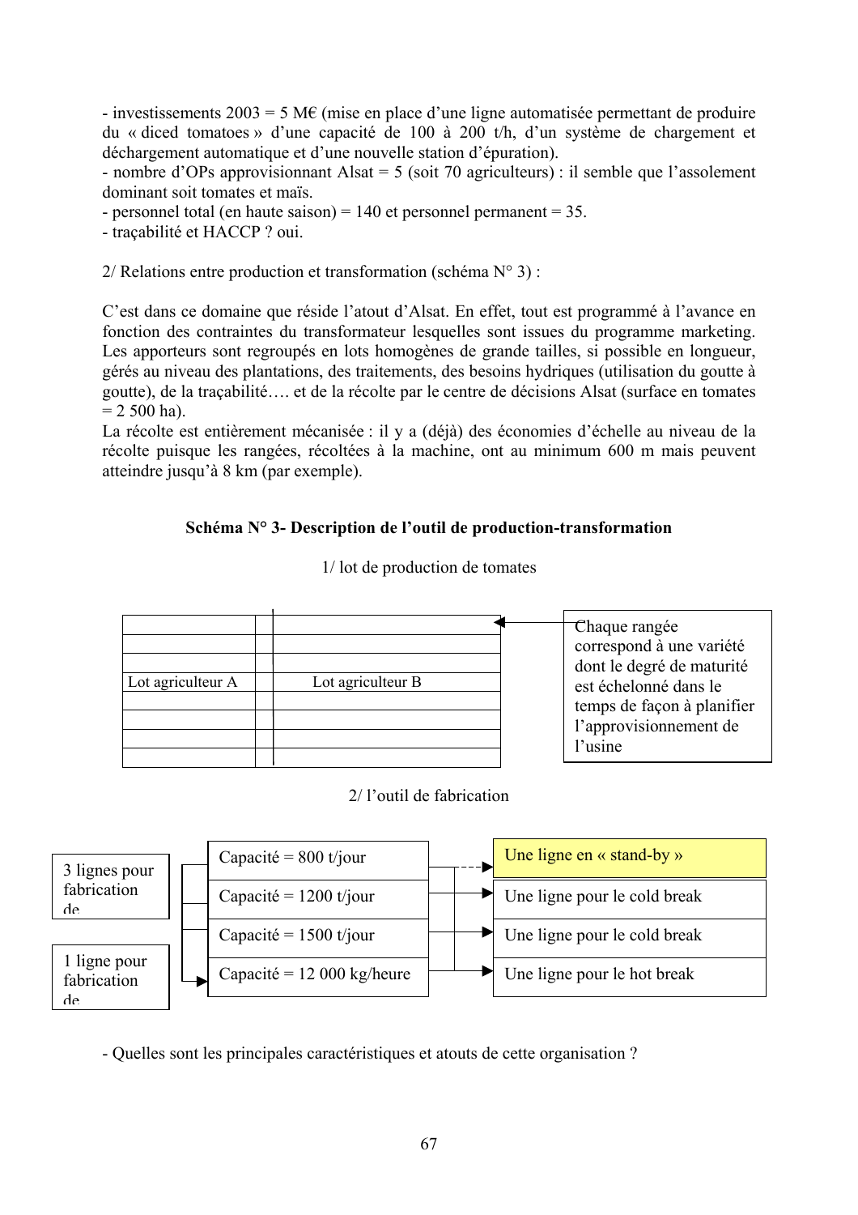- investissements 2003 = 5 M€ (mise en place d'une ligne automatisée permettant de produire du « diced tomatoes » d'une capacité de 100 à 200 t/h, d'un système de chargement et déchargement automatique et d'une nouvelle station d'épuration).
- nombre d'OPs approvisionnant Alsat = 5 (soit 70 agriculteurs) : il semble que l'assolement dominant soit tomates et maïs.
- personnel total (en haute saison) = 140 et personnel permanent = 35.
- traçabilité et HACCP ? oui.

2/ Relations entre production et transformation (schéma N° 3) :

C'est dans ce domaine que réside l'atout d'Alsat. En effet, tout est programmé à l'avance en fonction des contraintes du transformateur lesquelles sont issues du programme marketing. Les apporteurs sont regroupés en lots homogènes de grande tailles, si possible en longueur, gérés au niveau des plantations, des traitements, des besoins hydriques (utilisation du goutte à goutte), de la traçabilité…. et de la récolte par le centre de décisions Alsat (surface en tomates = 2 500 ha).
La récolte est entièrement mécanisée : il y a (déjà) des économies d'échelle au niveau de la récolte puisque les rangées, récoltées à la machine, ont au minimum 600 m mais peuvent atteindre jusqu'à 8 km (par exemple).

**Schéma N° 3- Description de l'outil de production-transformation**

1/ lot de production de tomates

| Lot agriculteur A | Lot agriculteur B |
|---|---|

Chaque rangée correspond à une variété dont le degré de maturité est échelonné dans le temps de façon à planifier l'approvisionnement de l'usine

2/ l'outil de fabrication

| Lignes | Capacité | Destination |
|---|---|---|
| 3 lignes pour fabrication de | Capacité = 800 t/jour | Une ligne en « stand-by » |
| | Capacité = 1200 t/jour | Une ligne pour le cold break |
| | Capacité = 1500 t/jour | Une ligne pour le cold break |
| 1 ligne pour fabrication de | Capacité = 12 000 kg/heure | Une ligne pour le hot break |

- Quelles sont les principales caractéristiques et atouts de cette organisation ?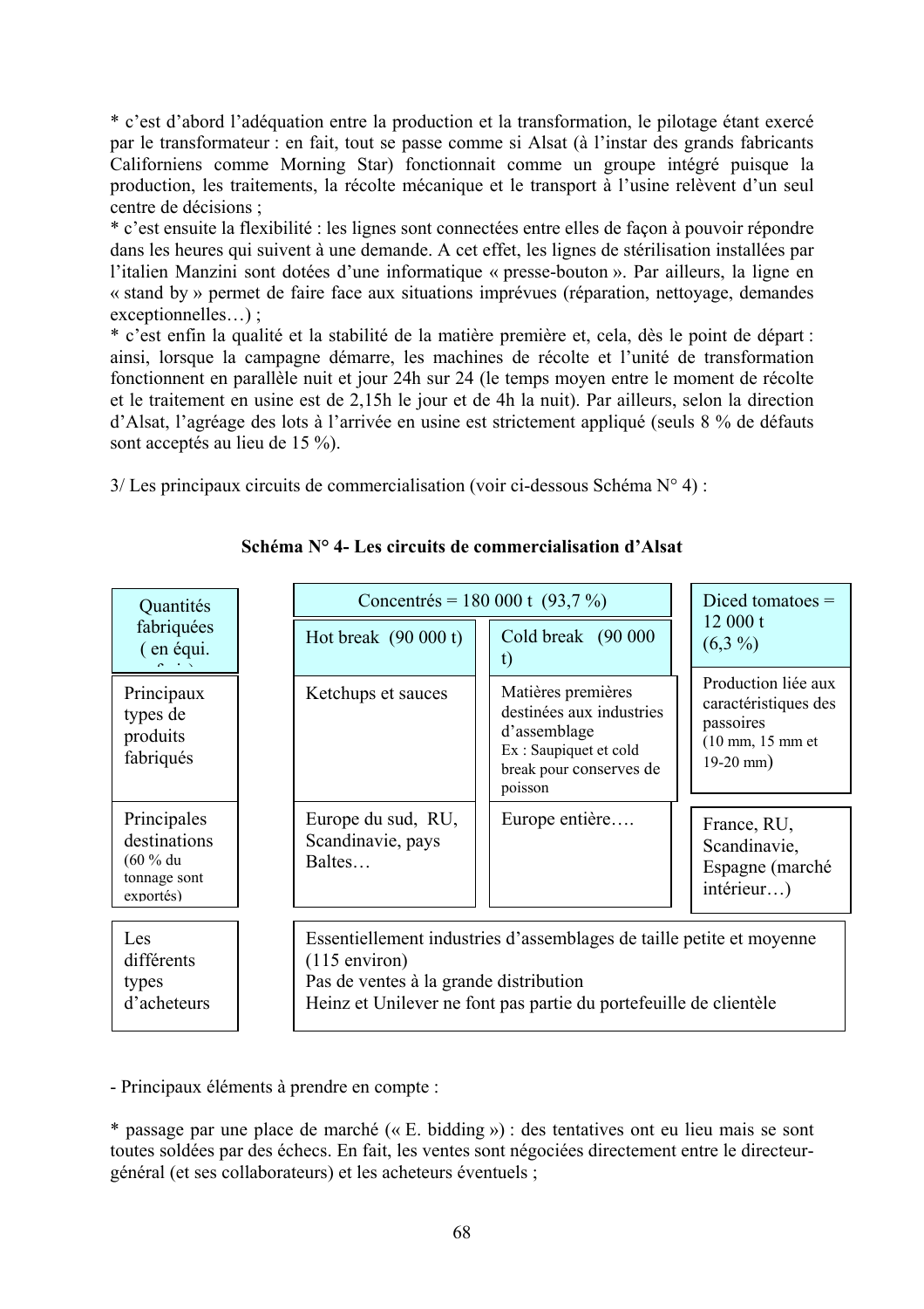* c'est d'abord l'adéquation entre la production et la transformation, le pilotage étant exercé par le transformateur : en fait, tout se passe comme si Alsat (à l'instar des grands fabricants Californiens comme Morning Star) fonctionnait comme un groupe intégré puisque la production, les traitements, la récolte mécanique et le transport à l'usine relèvent d'un seul centre de décisions ;
* c'est ensuite la flexibilité : les lignes sont connectées entre elles de façon à pouvoir répondre dans les heures qui suivent à une demande. A cet effet, les lignes de stérilisation installées par l'italien Manzini sont dotées d'une informatique « presse-bouton ». Par ailleurs, la ligne en « stand by » permet de faire face aux situations imprévues (réparation, nettoyage, demandes exceptionnelles…) ;
* c'est enfin la qualité et la stabilité de la matière première et, cela, dès le point de départ : ainsi, lorsque la campagne démarre, les machines de récolte et l'unité de transformation fonctionnent en parallèle nuit et jour 24h sur 24 (le temps moyen entre le moment de récolte et le traitement en usine est de 2,15h le jour et de 4h la nuit). Par ailleurs, selon la direction d'Alsat, l'agréage des lots à l'arrivée en usine est strictement appliqué (seuls 8 % de défauts sont acceptés au lieu de 15 %).

3/ Les principaux circuits de commercialisation (voir ci-dessous Schéma N° 4) :

**Schéma N° 4- Les circuits de commercialisation d'Alsat**

| Quantités fabriquées ( en équi. frais) | Concentrés = 180 000 t (93,7 %) | | Diced tomatoes = 12 000 t (6,3 %) |
|---|---|---|---|
| | Hot break (90 000 t) | Cold break (90 000 t) | |
| Principaux types de produits fabriqués | Ketchups et sauces | Matières premières destinées aux industries d'assemblage<br>Ex : Saupiquet et cold break pour conserves de poisson | Production liée aux caractéristiques des passoires (10 mm, 15 mm et 19-20 mm) |
| Principales destinations (60 % du tonnage sont exportés) | Europe du sud, RU, Scandinavie, pays Baltes… | Europe entière…. | France, RU, Scandinavie, Espagne (marché intérieur…) |
| Les différents types d'acheteurs | Essentiellement industries d'assemblages de taille petite et moyenne (115 environ)<br>Pas de ventes à la grande distribution<br>Heinz et Unilever ne font pas partie du portefeuille de clientèle | | |

- Principaux éléments à prendre en compte :

* passage par une place de marché (« E. bidding ») : des tentatives ont eu lieu mais se sont toutes soldées par des échecs. En fait, les ventes sont négociées directement entre le directeur-général (et ses collaborateurs) et les acheteurs éventuels ;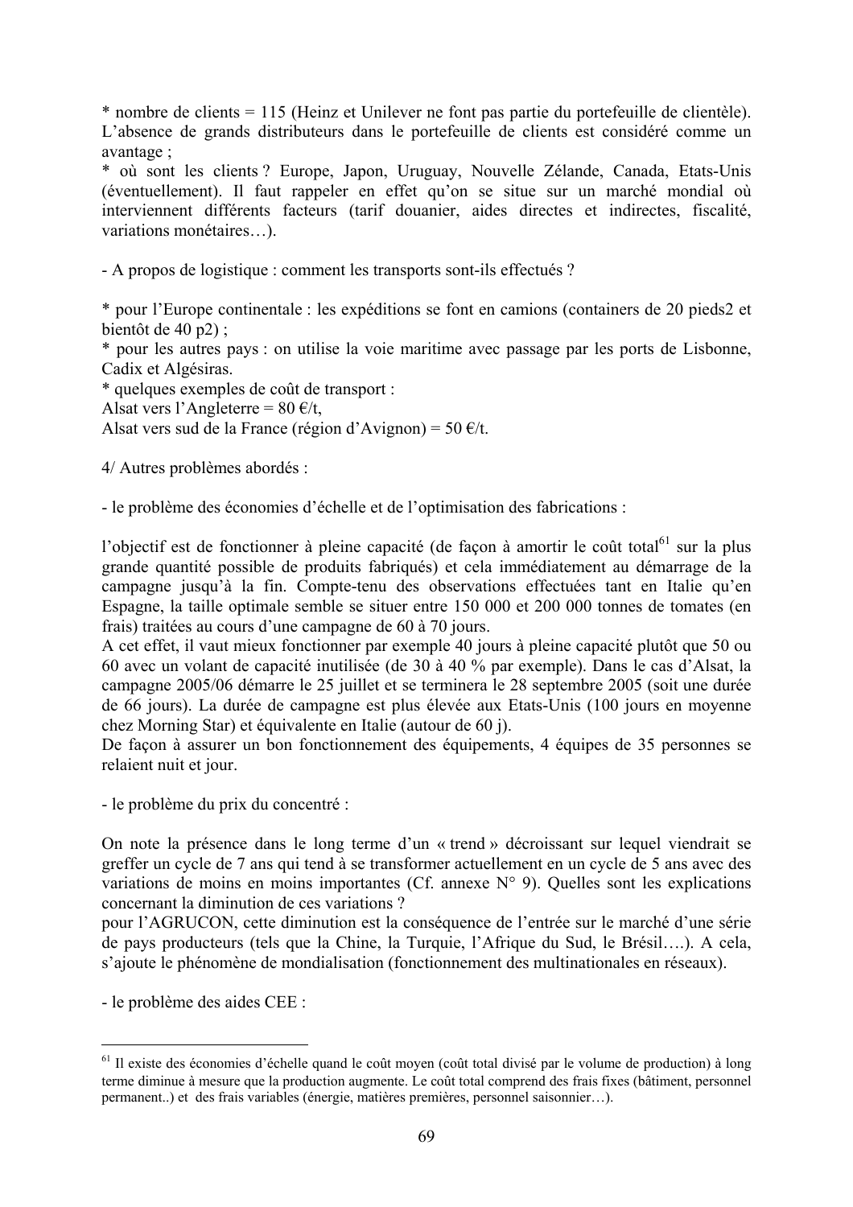* nombre de clients = 115 (Heinz et Unilever ne font pas partie du portefeuille de clientèle). L'absence de grands distributeurs dans le portefeuille de clients est considéré comme un avantage ;
* où sont les clients ? Europe, Japon, Uruguay, Nouvelle Zélande, Canada, Etats-Unis (éventuellement). Il faut rappeler en effet qu'on se situe sur un marché mondial où interviennent différents facteurs (tarif douanier, aides directes et indirectes, fiscalité, variations monétaires…).

- A propos de logistique : comment les transports sont-ils effectués ?

* pour l'Europe continentale : les expéditions se font en camions (containers de 20 pieds2 et bientôt de 40 p2) ;
* pour les autres pays : on utilise la voie maritime avec passage par les ports de Lisbonne, Cadix et Algésiras.
* quelques exemples de coût de transport :
Alsat vers l'Angleterre = 80 €/t,
Alsat vers sud de la France (région d'Avignon) = 50 €/t.

4/ Autres problèmes abordés :

- le problème des économies d'échelle et de l'optimisation des fabrications :

l'objectif est de fonctionner à pleine capacité (de façon à amortir le coût total[61] sur la plus grande quantité possible de produits fabriqués) et cela immédiatement au démarrage de la campagne jusqu'à la fin. Compte-tenu des observations effectuées tant en Italie qu'en Espagne, la taille optimale semble se situer entre 150 000 et 200 000 tonnes de tomates (en frais) traitées au cours d'une campagne de 60 à 70 jours.
A cet effet, il vaut mieux fonctionner par exemple 40 jours à pleine capacité plutôt que 50 ou 60 avec un volant de capacité inutilisée (de 30 à 40 % par exemple). Dans le cas d'Alsat, la campagne 2005/06 démarre le 25 juillet et se terminera le 28 septembre 2005 (soit une durée de 66 jours). La durée de campagne est plus élevée aux Etats-Unis (100 jours en moyenne chez Morning Star) et équivalente en Italie (autour de 60 j).
De façon à assurer un bon fonctionnement des équipements, 4 équipes de 35 personnes se relaient nuit et jour.

- le problème du prix du concentré :

On note la présence dans le long terme d'un « trend » décroissant sur lequel viendrait se greffer un cycle de 7 ans qui tend à se transformer actuellement en un cycle de 5 ans avec des variations de moins en moins importantes (Cf. annexe N° 9). Quelles sont les explications concernant la diminution de ces variations ?
pour l'AGRUCON, cette diminution est la conséquence de l'entrée sur le marché d'une série de pays producteurs (tels que la Chine, la Turquie, l'Afrique du Sud, le Brésil….). A cela, s'ajoute le phénomène de mondialisation (fonctionnement des multinationales en réseaux).

- le problème des aides CEE :

---

[61] Il existe des économies d'échelle quand le coût moyen (coût total divisé par le volume de production) à long terme diminue à mesure que la production augmente. Le coût total comprend des frais fixes (bâtiment, personnel permanent..) et des frais variables (énergie, matières premières, personnel saisonnier…).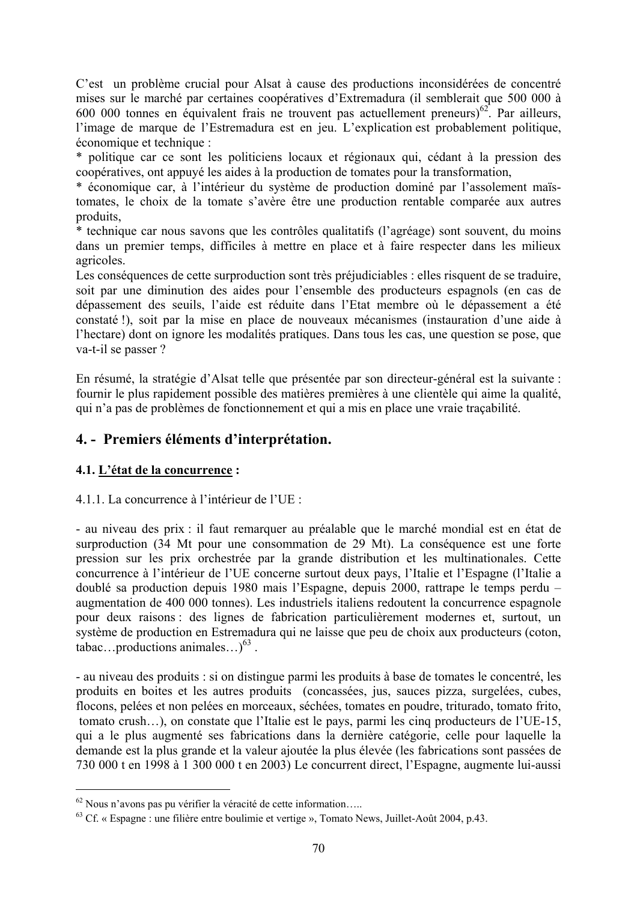C'est un problème crucial pour Alsat à cause des productions inconsidérées de concentré mises sur le marché par certaines coopératives d'Extremadura (il semblerait que 500 000 à 600 000 tonnes en équivalent frais ne trouvent pas actuellement preneurs)[62]. Par ailleurs, l'image de marque de l'Estremadura est en jeu. L'explication est probablement politique, économique et technique :

* politique car ce sont les politiciens locaux et régionaux qui, cédant à la pression des coopératives, ont appuyé les aides à la production de tomates pour la transformation,
* économique car, à l'intérieur du système de production dominé par l'assolement maïs-tomates, le choix de la tomate s'avère être une production rentable comparée aux autres produits,
* technique car nous savons que les contrôles qualitatifs (l'agréage) sont souvent, du moins dans un premier temps, difficiles à mettre en place et à faire respecter dans les milieux agricoles.

Les conséquences de cette surproduction sont très préjudiciables : elles risquent de se traduire, soit par une diminution des aides pour l'ensemble des producteurs espagnols (en cas de dépassement des seuils, l'aide est réduite dans l'Etat membre où le dépassement a été constaté !), soit par la mise en place de nouveaux mécanismes (instauration d'une aide à l'hectare) dont on ignore les modalités pratiques. Dans tous les cas, une question se pose, que va-t-il se passer ?

En résumé, la stratégie d'Alsat telle que présentée par son directeur-général est la suivante : fournir le plus rapidement possible des matières premières à une clientèle qui aime la qualité, qui n'a pas de problèmes de fonctionnement et qui a mis en place une vraie traçabilité.

## 4. - Premiers éléments d'interprétation.

### 4.1. L'état de la concurrence :

4.1.1. La concurrence à l'intérieur de l'UE :

- au niveau des prix : il faut remarquer au préalable que le marché mondial est en état de surproduction (34 Mt pour une consommation de 29 Mt). La conséquence est une forte pression sur les prix orchestrée par la grande distribution et les multinationales. Cette concurrence à l'intérieur de l'UE concerne surtout deux pays, l'Italie et l'Espagne (l'Italie a doublé sa production depuis 1980 mais l'Espagne, depuis 2000, rattrape le temps perdu – augmentation de 400 000 tonnes). Les industriels italiens redoutent la concurrence espagnole pour deux raisons : des lignes de fabrication particulièrement modernes et, surtout, un système de production en Estremadura qui ne laisse que peu de choix aux producteurs (coton, tabac…productions animales…)[63] .

- au niveau des produits : si on distingue parmi les produits à base de tomates le concentré, les produits en boites et les autres produits (concassées, jus, sauces pizza, surgelées, cubes, flocons, pelées et non pelées en morceaux, séchées, tomates en poudre, triturado, tomato frito, tomato crush…), on constate que l'Italie est le pays, parmi les cinq producteurs de l'UE-15, qui a le plus augmenté ses fabrications dans la dernière catégorie, celle pour laquelle la demande est la plus grande et la valeur ajoutée la plus élevée (les fabrications sont passées de 730 000 t en 1998 à 1 300 000 t en 2003) Le concurrent direct, l'Espagne, augmente lui-aussi

---

[62] Nous n'avons pas pu vérifier la véracité de cette information…..

[63] Cf. « Espagne : une filière entre boulimie et vertige », Tomato News, Juillet-Août 2004, p.43.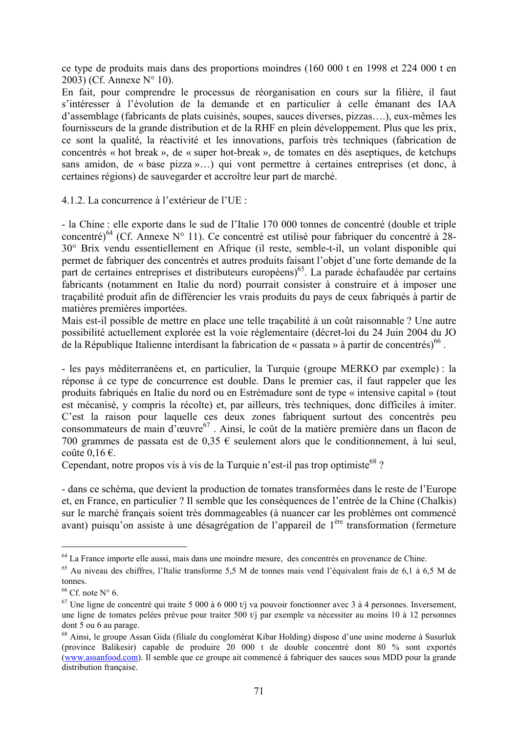ce type de produits mais dans des proportions moindres (160 000 t en 1998 et 224 000 t en 2003) (Cf. Annexe N° 10).
En fait, pour comprendre le processus de réorganisation en cours sur la filière, il faut s'intéresser à l'évolution de la demande et en particulier à celle émanant des IAA d'assemblage (fabricants de plats cuisinés, soupes, sauces diverses, pizzas….), eux-mêmes les fournisseurs de la grande distribution et de la RHF en plein développement. Plus que les prix, ce sont la qualité, la réactivité et les innovations, parfois très techniques (fabrication de concentrés « hot break », de « super hot-break », de tomates en dès aseptiques, de ketchups sans amidon, de « base pizza »…) qui vont permettre à certaines entreprises (et donc, à certaines régions) de sauvegarder et accroître leur part de marché.

4.1.2. La concurrence à l'extérieur de l'UE :

- la Chine : elle exporte dans le sud de l'Italie 170 000 tonnes de concentré (double et triple concentré)[64] (Cf. Annexe N° 11). Ce concentré est utilisé pour fabriquer du concentré à 28-30° Brix vendu essentiellement en Afrique (il reste, semble-t-il, un volant disponible qui permet de fabriquer des concentrés et autres produits faisant l'objet d'une forte demande de la part de certaines entreprises et distributeurs européens)[65]. La parade échafaudée par certains fabricants (notamment en Italie du nord) pourrait consister à construire et à imposer une traçabilité produit afin de différencier les vrais produits du pays de ceux fabriqués à partir de matières premières importées.
Mais est-il possible de mettre en place une telle traçabilité à un coût raisonnable ? Une autre possibilité actuellement explorée est la voie réglementaire (décret-loi du 24 Juin 2004 du JO de la République Italienne interdisant la fabrication de « passata » à partir de concentrés)[66] .

- les pays méditerranéens et, en particulier, la Turquie (groupe MERKO par exemple) : la réponse à ce type de concurrence est double. Dans le premier cas, il faut rappeler que les produits fabriqués en Italie du nord ou en Estrémadure sont de type « intensive capital » (tout est mécanisé, y compris la récolte) et, par ailleurs, très techniques, donc difficiles à imiter. C'est la raison pour laquelle ces deux zones fabriquent surtout des concentrés peu consommateurs de main d'œuvre[67] . Ainsi, le coût de la matière première dans un flacon de 700 grammes de passata est de 0,35 € seulement alors que le conditionnement, à lui seul, coûte 0,16 €.
Cependant, notre propos vis à vis de la Turquie n'est-il pas trop optimiste[68] ?

- dans ce schéma, que devient la production de tomates transformées dans le reste de l'Europe et, en France, en particulier ? Il semble que les conséquences de l'entrée de la Chine (Chalkis) sur le marché français soient très dommageables (à nuancer car les problèmes ont commencé avant) puisqu'on assiste à une désagrégation de l'appareil de 1ère transformation (fermeture

---

[64] La France importe elle aussi, mais dans une moindre mesure, des concentrés en provenance de Chine.

[65] Au niveau des chiffres, l'Italie transforme 5,5 M de tonnes mais vend l'équivalent frais de 6,1 à 6,5 M de tonnes.

[66] Cf. note N° 6.

[67] Une ligne de concentré qui traite 5 000 à 6 000 t/j va pouvoir fonctionner avec 3 à 4 personnes. Inversement, une ligne de tomates pelées prévue pour traiter 500 t/j par exemple va nécessiter au moins 10 à 12 personnes dont 5 ou 6 au parage.

[68] Ainsi, le groupe Assan Gida (filiale du conglomérat Kibar Holding) dispose d'une usine moderne à Susurluk (province Balikesir) capable de produire 20 000 t de double concentré dont 80 % sont exportés (www.assanfood.com). Il semble que ce groupe ait commencé à fabriquer des sauces sous MDD pour la grande distribution française.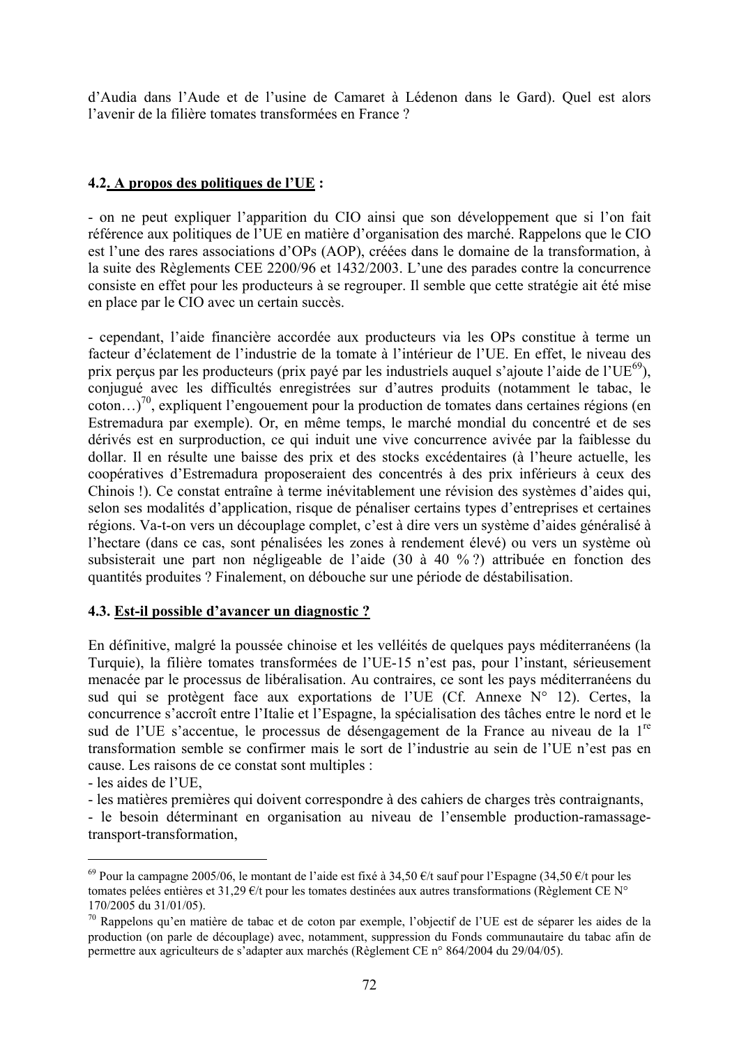d'Audia dans l'Aude et de l'usine de Camaret à Lédenon dans le Gard). Quel est alors l'avenir de la filière tomates transformées en France ?

### 4.2. A propos des politiques de l'UE :

- on ne peut expliquer l'apparition du CIO ainsi que son développement que si l'on fait référence aux politiques de l'UE en matière d'organisation des marché. Rappelons que le CIO est l'une des rares associations d'OPs (AOP), créées dans le domaine de la transformation, à la suite des Règlements CEE 2200/96 et 1432/2003. L'une des parades contre la concurrence consiste en effet pour les producteurs à se regrouper. Il semble que cette stratégie ait été mise en place par le CIO avec un certain succès.

- cependant, l'aide financière accordée aux producteurs via les OPs constitue à terme un facteur d'éclatement de l'industrie de la tomate à l'intérieur de l'UE. En effet, le niveau des prix perçus par les producteurs (prix payé par les industriels auquel s'ajoute l'aide de l'UE[69]), conjugué avec les difficultés enregistrées sur d'autres produits (notamment le tabac, le coton…)[70], expliquent l'engouement pour la production de tomates dans certaines régions (en Estremadura par exemple). Or, en même temps, le marché mondial du concentré et de ses dérivés est en surproduction, ce qui induit une vive concurrence avivée par la faiblesse du dollar. Il en résulte une baisse des prix et des stocks excédentaires (à l'heure actuelle, les coopératives d'Estremadura proposeraient des concentrés à des prix inférieurs à ceux des Chinois !). Ce constat entraîne à terme inévitablement une révision des systèmes d'aides qui, selon ses modalités d'application, risque de pénaliser certains types d'entreprises et certaines régions. Va-t-on vers un découplage complet, c'est à dire vers un système d'aides généralisé à l'hectare (dans ce cas, sont pénalisées les zones à rendement élevé) ou vers un système où subsisterait une part non négligeable de l'aide (30 à 40 % ?) attribuée en fonction des quantités produites ? Finalement, on débouche sur une période de déstabilisation.

### 4.3. Est-il possible d'avancer un diagnostic ?

En définitive, malgré la poussée chinoise et les velléités de quelques pays méditerranéens (la Turquie), la filière tomates transformées de l'UE-15 n'est pas, pour l'instant, sérieusement menacée par le processus de libéralisation. Au contraires, ce sont les pays méditerranéens du sud qui se protègent face aux exportations de l'UE (Cf. Annexe N° 12). Certes, la concurrence s'accroît entre l'Italie et l'Espagne, la spécialisation des tâches entre le nord et le sud de l'UE s'accentue, le processus de désengagement de la France au niveau de la 1re transformation semble se confirmer mais le sort de l'industrie au sein de l'UE n'est pas en cause. Les raisons de ce constat sont multiples :

- les aides de l'UE,
- les matières premières qui doivent correspondre à des cahiers de charges très contraignants,
- le besoin déterminant en organisation au niveau de l'ensemble production-ramassage-transport-transformation,

---

[69] Pour la campagne 2005/06, le montant de l'aide est fixé à 34,50 €/t sauf pour l'Espagne (34,50 €/t pour les tomates pelées entières et 31,29 €/t pour les tomates destinées aux autres transformations (Règlement CE N° 170/2005 du 31/01/05).

[70] Rappelons qu'en matière de tabac et de coton par exemple, l'objectif de l'UE est de séparer les aides de la production (on parle de découplage) avec, notamment, suppression du Fonds communautaire du tabac afin de permettre aux agriculteurs de s'adapter aux marchés (Règlement CE n° 864/2004 du 29/04/05).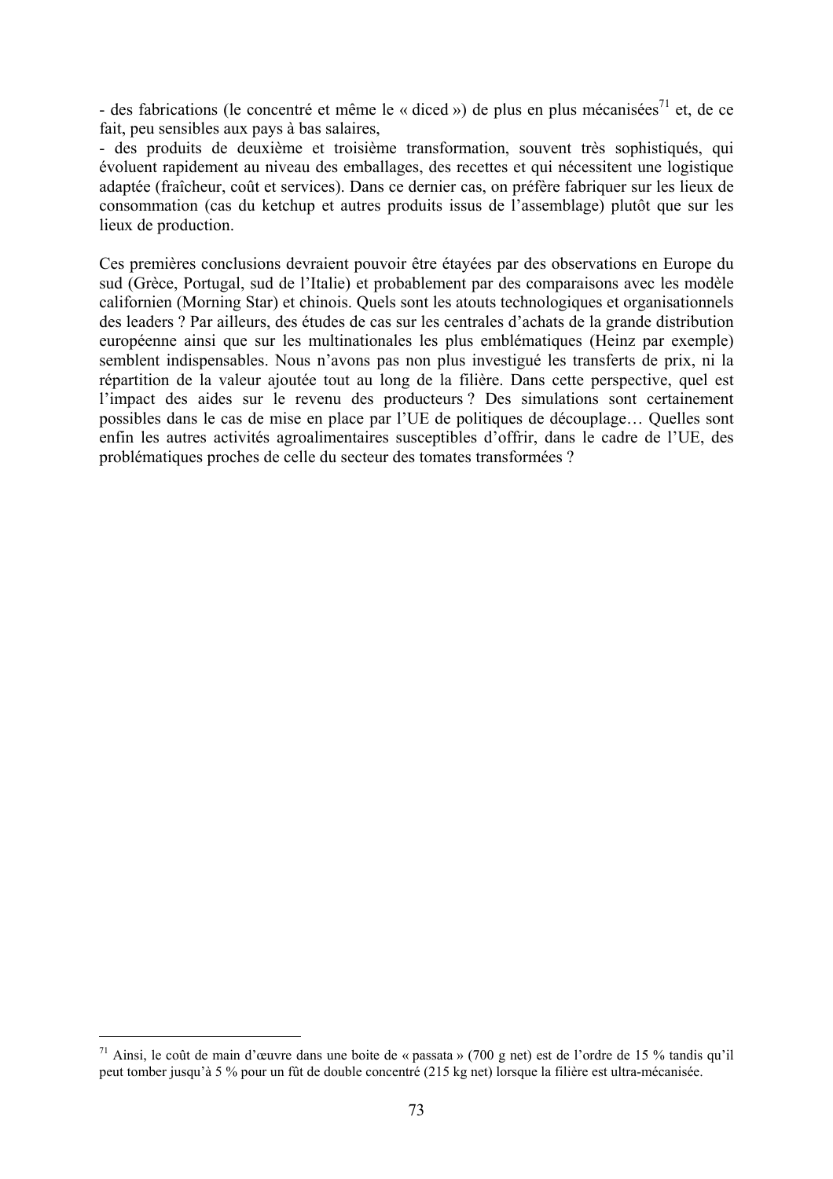- des fabrications (le concentré et même le « diced ») de plus en plus mécanisées[71] et, de ce fait, peu sensibles aux pays à bas salaires,

- des produits de deuxième et troisième transformation, souvent très sophistiqués, qui évoluent rapidement au niveau des emballages, des recettes et qui nécessitent une logistique adaptée (fraîcheur, coût et services). Dans ce dernier cas, on préfère fabriquer sur les lieux de consommation (cas du ketchup et autres produits issus de l'assemblage) plutôt que sur les lieux de production.

Ces premières conclusions devraient pouvoir être étayées par des observations en Europe du sud (Grèce, Portugal, sud de l'Italie) et probablement par des comparaisons avec les modèle californien (Morning Star) et chinois. Quels sont les atouts technologiques et organisationnels des leaders ? Par ailleurs, des études de cas sur les centrales d'achats de la grande distribution européenne ainsi que sur les multinationales les plus emblématiques (Heinz par exemple) semblent indispensables. Nous n'avons pas non plus investigué les transferts de prix, ni la répartition de la valeur ajoutée tout au long de la filière. Dans cette perspective, quel est l'impact des aides sur le revenu des producteurs ? Des simulations sont certainement possibles dans le cas de mise en place par l'UE de politiques de découplage… Quelles sont enfin les autres activités agroalimentaires susceptibles d'offrir, dans le cadre de l'UE, des problématiques proches de celle du secteur des tomates transformées ?

[71] Ainsi, le coût de main d'œuvre dans une boite de « passata » (700 g net) est de l'ordre de 15 % tandis qu'il peut tomber jusqu'à 5 % pour un fût de double concentré (215 kg net) lorsque la filière est ultra-mécanisée.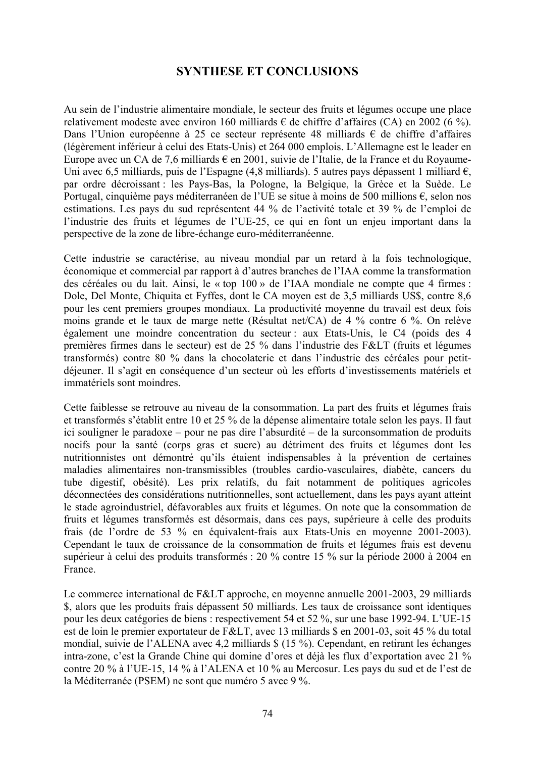# SYNTHESE ET CONCLUSIONS

Au sein de l'industrie alimentaire mondiale, le secteur des fruits et légumes occupe une place relativement modeste avec environ 160 milliards € de chiffre d'affaires (CA) en 2002 (6 %). Dans l'Union européenne à 25 ce secteur représente 48 milliards € de chiffre d'affaires (légèrement inférieur à celui des Etats-Unis) et 264 000 emplois. L'Allemagne est le leader en Europe avec un CA de 7,6 milliards € en 2001, suivie de l'Italie, de la France et du Royaume-Uni avec 6,5 milliards, puis de l'Espagne (4,8 milliards). 5 autres pays dépassent 1 milliard €, par ordre décroissant : les Pays-Bas, la Pologne, la Belgique, la Grèce et la Suède. Le Portugal, cinquième pays méditerranéen de l'UE se situe à moins de 500 millions €, selon nos estimations. Les pays du sud représentent 44 % de l'activité totale et 39 % de l'emploi de l'industrie des fruits et légumes de l'UE-25, ce qui en font un enjeu important dans la perspective de la zone de libre-échange euro-méditerranéenne.

Cette industrie se caractérise, au niveau mondial par un retard à la fois technologique, économique et commercial par rapport à d'autres branches de l'IAA comme la transformation des céréales ou du lait. Ainsi, le « top 100 » de l'IAA mondiale ne compte que 4 firmes : Dole, Del Monte, Chiquita et Fyffes, dont le CA moyen est de 3,5 milliards US$, contre 8,6 pour les cent premiers groupes mondiaux. La productivité moyenne du travail est deux fois moins grande et le taux de marge nette (Résultat net/CA) de 4 % contre 6 %. On relève également une moindre concentration du secteur : aux Etats-Unis, le C4 (poids des 4 premières firmes dans le secteur) est de 25 % dans l'industrie des F&LT (fruits et légumes transformés) contre 80 % dans la chocolaterie et dans l'industrie des céréales pour petit-déjeuner. Il s'agit en conséquence d'un secteur où les efforts d'investissements matériels et immatériels sont moindres.

Cette faiblesse se retrouve au niveau de la consommation. La part des fruits et légumes frais et transformés s'établit entre 10 et 25 % de la dépense alimentaire totale selon les pays. Il faut ici souligner le paradoxe – pour ne pas dire l'absurdité – de la surconsommation de produits nocifs pour la santé (corps gras et sucre) au détriment des fruits et légumes dont les nutritionnistes ont démontré qu'ils étaient indispensables à la prévention de certaines maladies alimentaires non-transmissibles (troubles cardio-vasculaires, diabète, cancers du tube digestif, obésité). Les prix relatifs, du fait notamment de politiques agricoles déconnectées des considérations nutritionnelles, sont actuellement, dans les pays ayant atteint le stade agroindustriel, défavorables aux fruits et légumes. On note que la consommation de fruits et légumes transformés est désormais, dans ces pays, supérieure à celle des produits frais (de l'ordre de 53 % en équivalent-frais aux Etats-Unis en moyenne 2001-2003). Cependant le taux de croissance de la consommation de fruits et légumes frais est devenu supérieur à celui des produits transformés : 20 % contre 15 % sur la période 2000 à 2004 en France.

Le commerce international de F&LT approche, en moyenne annuelle 2001-2003, 29 milliards $, alors que les produits frais dépassent 50 milliards. Les taux de croissance sont identiques pour les deux catégories de biens : respectivement 54 et 52 %, sur une base 1992-94. L'UE-15 est de loin le premier exportateur de F&LT, avec 13 milliards $ en 2001-03, soit 45 % du total mondial, suivie de l'ALENA avec 4,2 milliards $ (15 %). Cependant, en retirant les échanges intra-zone, c'est la Grande Chine qui domine d'ores et déjà les flux d'exportation avec 21 % contre 20 % à l'UE-15, 14 % à l'ALENA et 10 % au Mercosur. Les pays du sud et de l'est de la Méditerranée (PSEM) ne sont que numéro 5 avec 9 %.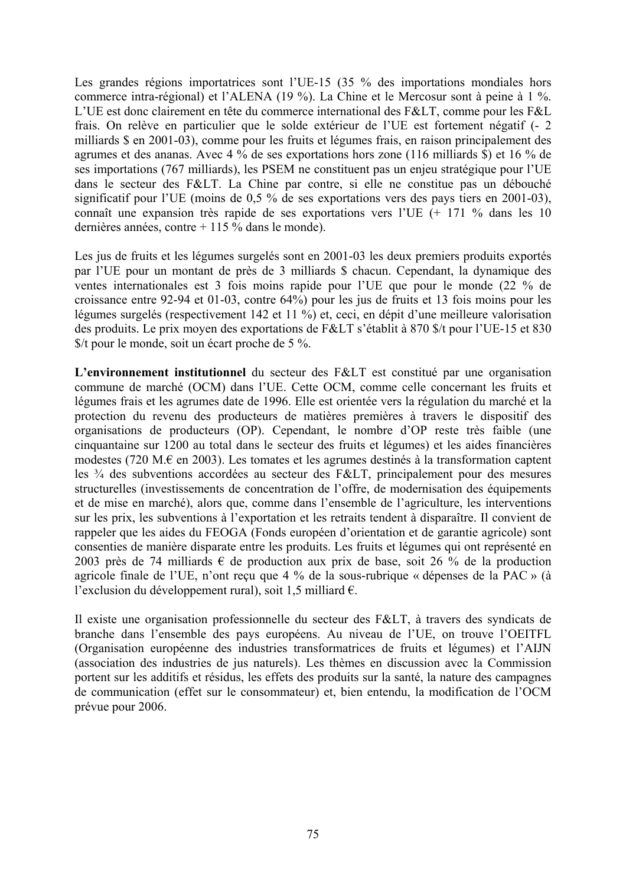Les grandes régions importatrices sont l'UE-15 (35 % des importations mondiales hors commerce intra-régional) et l'ALENA (19 %). La Chine et le Mercosur sont à peine à 1 %. L'UE est donc clairement en tête du commerce international des F&LT, comme pour les F&L frais. On relève en particulier que le solde extérieur de l'UE est fortement négatif (- 2 milliards $ en 2001-03), comme pour les fruits et légumes frais, en raison principalement des agrumes et des ananas. Avec 4 % de ses exportations hors zone (116 milliards $) et 16 % de ses importations (767 milliards), les PSEM ne constituent pas un enjeu stratégique pour l'UE dans le secteur des F&LT. La Chine par contre, si elle ne constitue pas un débouché significatif pour l'UE (moins de 0,5 % de ses exportations vers des pays tiers en 2001-03), connaît une expansion très rapide de ses exportations vers l'UE (+ 171 % dans les 10 dernières années, contre + 115 % dans le monde).

Les jus de fruits et les légumes surgelés sont en 2001-03 les deux premiers produits exportés par l'UE pour un montant de près de 3 milliards $ chacun. Cependant, la dynamique des ventes internationales est 3 fois moins rapide pour l'UE que pour le monde (22 % de croissance entre 92-94 et 01-03, contre 64%) pour les jus de fruits et 13 fois moins pour les légumes surgelés (respectivement 142 et 11 %) et, ceci, en dépit d'une meilleure valorisation des produits. Le prix moyen des exportations de F&LT s'établit à 870 $/t pour l'UE-15 et 830 $/t pour le monde, soit un écart proche de 5 %.

**L'environnement institutionnel** du secteur des F&LT est constitué par une organisation commune de marché (OCM) dans l'UE. Cette OCM, comme celle concernant les fruits et légumes frais et les agrumes date de 1996. Elle est orientée vers la régulation du marché et la protection du revenu des producteurs de matières premières à travers le dispositif des organisations de producteurs (OP). Cependant, le nombre d'OP reste très faible (une cinquantaine sur 1200 au total dans le secteur des fruits et légumes) et les aides financières modestes (720 M.€ en 2003). Les tomates et les agrumes destinés à la transformation captent les ¾ des subventions accordées au secteur des F&LT, principalement pour des mesures structurelles (investissements de concentration de l'offre, de modernisation des équipements et de mise en marché), alors que, comme dans l'ensemble de l'agriculture, les interventions sur les prix, les subventions à l'exportation et les retraits tendent à disparaître. Il convient de rappeler que les aides du FEOGA (Fonds européen d'orientation et de garantie agricole) sont consenties de manière disparate entre les produits. Les fruits et légumes qui ont représenté en 2003 près de 74 milliards € de production aux prix de base, soit 26 % de la production agricole finale de l'UE, n'ont reçu que 4 % de la sous-rubrique « dépenses de la PAC » (à l'exclusion du développement rural), soit 1,5 milliard €.

Il existe une organisation professionnelle du secteur des F&LT, à travers des syndicats de branche dans l'ensemble des pays européens. Au niveau de l'UE, on trouve l'OEITFL (Organisation européenne des industries transformatrices de fruits et légumes) et l'AIJN (association des industries de jus naturels). Les thèmes en discussion avec la Commission portent sur les additifs et résidus, les effets des produits sur la santé, la nature des campagnes de communication (effet sur le consommateur) et, bien entendu, la modification de l'OCM prévue pour 2006.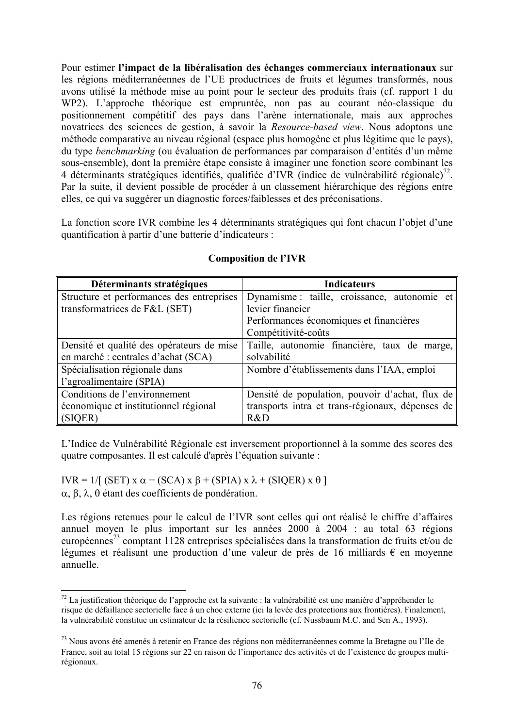Pour estimer **l'impact de la libéralisation des échanges commerciaux internationaux** sur les régions méditerranéennes de l'UE productrices de fruits et légumes transformés, nous avons utilisé la méthode mise au point pour le secteur des produits frais (cf. rapport 1 du WP2). L'approche théorique est empruntée, non pas au courant néo-classique du positionnement compétitif des pays dans l'arène internationale, mais aux approches novatrices des sciences de gestion, à savoir la *Resource-based view*. Nous adoptons une méthode comparative au niveau régional (espace plus homogène et plus légitime que le pays), du type *benchmarking* (ou évaluation de performances par comparaison d'entités d'un même sous-ensemble), dont la première étape consiste à imaginer une fonction score combinant les 4 déterminants stratégiques identifiés, qualifiée d'IVR (indice de vulnérabilité régionale)[72]. Par la suite, il devient possible de procéder à un classement hiérarchique des régions entre elles, ce qui va suggérer un diagnostic forces/faiblesses et des préconisations.

La fonction score IVR combine les 4 déterminants stratégiques qui font chacun l'objet d'une quantification à partir d'une batterie d'indicateurs :

**Composition de l'IVR**

| Déterminants stratégiques | Indicateurs |
|---|---|
| Structure et performances des entreprises transformatrices de F&L (SET) | Dynamisme : taille, croissance, autonomie et levier financier<br>Performances économiques et financières<br>Compétitivité-coûts |
| Densité et qualité des opérateurs de mise en marché : centrales d'achat (SCA) | Taille, autonomie financière, taux de marge, solvabilité |
| Spécialisation régionale dans l'agroalimentaire (SPIA) | Nombre d'établissements dans l'IAA, emploi |
| Conditions de l'environnement économique et institutionnel régional (SIQER) | Densité de population, pouvoir d'achat, flux de transports intra et trans-régionaux, dépenses de R&D |

L'Indice de Vulnérabilité Régionale est inversement proportionnel à la somme des scores des quatre composantes. Il est calculé d'après l'équation suivante :

$$IVR = 1/[\,(SET) \times \alpha + (SCA) \times \beta + (SPIA) \times \lambda + (SIQER) \times \theta\,]$$

$\alpha$, $\beta$, $\lambda$, $\theta$ étant des coefficients de pondération.

Les régions retenues pour le calcul de l'IVR sont celles qui ont réalisé le chiffre d'affaires annuel moyen le plus important sur les années 2000 à 2004 : au total 63 régions européennes[73] comptant 1128 entreprises spécialisées dans la transformation de fruits et/ou de légumes et réalisant une production d'une valeur de près de 16 milliards € en moyenne annuelle.

---

[72] La justification théorique de l'approche est la suivante : la vulnérabilité est une manière d'appréhender le risque de défaillance sectorielle face à un choc externe (ici la levée des protections aux frontières). Finalement, la vulnérabilité constitue un estimateur de la résilience sectorielle (cf. Nussbaum M.C. and Sen A., 1993).

[73] Nous avons été amenés à retenir en France des régions non méditerranéennes comme la Bretagne ou l'Ile de France, soit au total 15 régions sur 22 en raison de l'importance des activités et de l'existence de groupes multi-régionaux.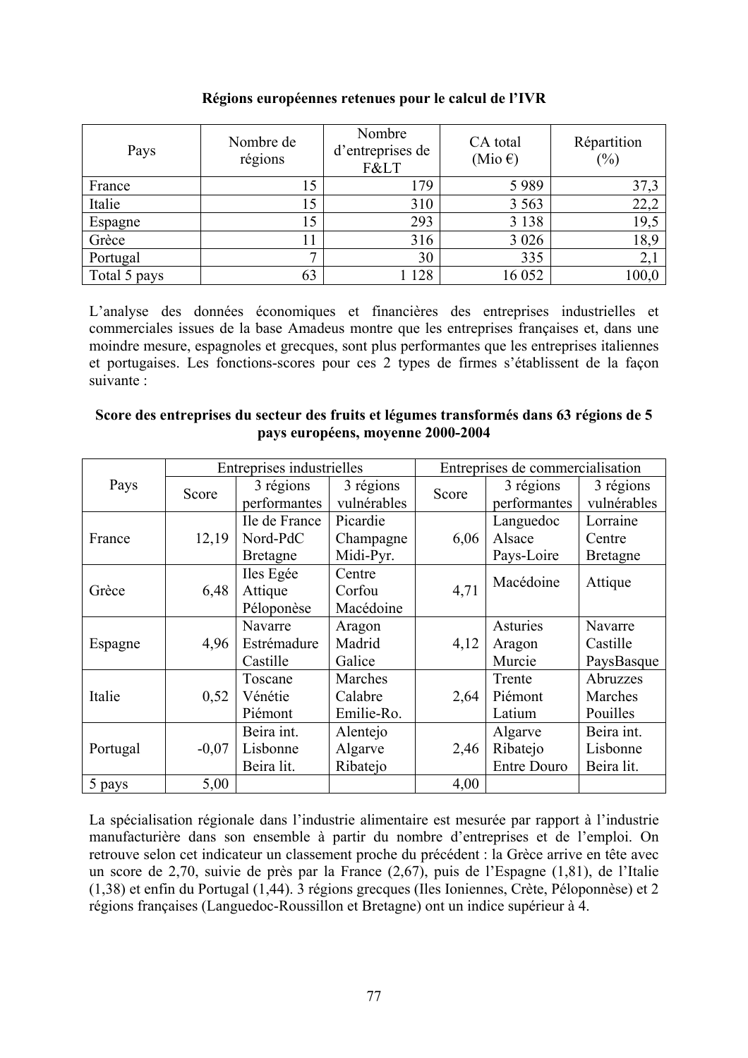**Régions européennes retenues pour le calcul de l'IVR**

| Pays | Nombre de régions | Nombre d'entreprises de F&LT | CA total (Mio €) | Répartition (%) |
|---|---|---|---|---|
| France | 15 | 179 | 5 989 | 37,3 |
| Italie | 15 | 310 | 3 563 | 22,2 |
| Espagne | 15 | 293 | 3 138 | 19,5 |
| Grèce | 11 | 316 | 3 026 | 18,9 |
| Portugal | 7 | 30 | 335 | 2,1 |
| Total 5 pays | 63 | 1 128 | 16 052 | 100,0 |

L'analyse des données économiques et financières des entreprises industrielles et commerciales issues de la base Amadeus montre que les entreprises françaises et, dans une moindre mesure, espagnoles et grecques, sont plus performantes que les entreprises italiennes et portugaises. Les fonctions-scores pour ces 2 types de firmes s'établissent de la façon suivante :

**Score des entreprises du secteur des fruits et légumes transformés dans 63 régions de 5 pays européens, moyenne 2000-2004**

| Pays | Entreprises industrielles | | | Entreprises de commercialisation | | |
|---|---|---|---|---|---|---|
| | Score | 3 régions performantes | 3 régions vulnérables | Score | 3 régions performantes | 3 régions vulnérables |
| France | 12,19 | Ile de France<br>Nord-PdC<br>Bretagne | Picardie<br>Champagne<br>Midi-Pyr. | 6,06 | Languedoc<br>Alsace<br>Pays-Loire | Lorraine<br>Centre<br>Bretagne |
| Grèce | 6,48 | Iles Egée<br>Attique<br>Péloponèse | Centre<br>Corfou<br>Macédoine | 4,71 | Macédoine | Attique |
| Espagne | 4,96 | Navarre<br>Estrémadure<br>Castille | Aragon<br>Madrid<br>Galice | 4,12 | Asturies<br>Aragon<br>Murcie | Navarre<br>Castille<br>PaysBasque |
| Italie | 0,52 | Toscane<br>Vénétie<br>Piémont | Marches<br>Calabre<br>Emilie-Ro. | 2,64 | Trente<br>Piémont<br>Latium | Abruzzes<br>Marches<br>Pouilles |
| Portugal | -0,07 | Beira int.<br>Lisbonne<br>Beira lit. | Alentejo<br>Algarve<br>Ribatejo | 2,46 | Algarve<br>Ribatejo<br>Entre Douro | Beira int.<br>Lisbonne<br>Beira lit. |
| 5 pays | 5,00 | | | 4,00 | | |

La spécialisation régionale dans l'industrie alimentaire est mesurée par rapport à l'industrie manufacturière dans son ensemble à partir du nombre d'entreprises et de l'emploi. On retrouve selon cet indicateur un classement proche du précédent : la Grèce arrive en tête avec un score de 2,70, suivie de près par la France (2,67), puis de l'Espagne (1,81), de l'Italie (1,38) et enfin du Portugal (1,44). 3 régions grecques (Iles Ioniennes, Crète, Péloponnèse) et 2 régions françaises (Languedoc-Roussillon et Bretagne) ont un indice supérieur à 4.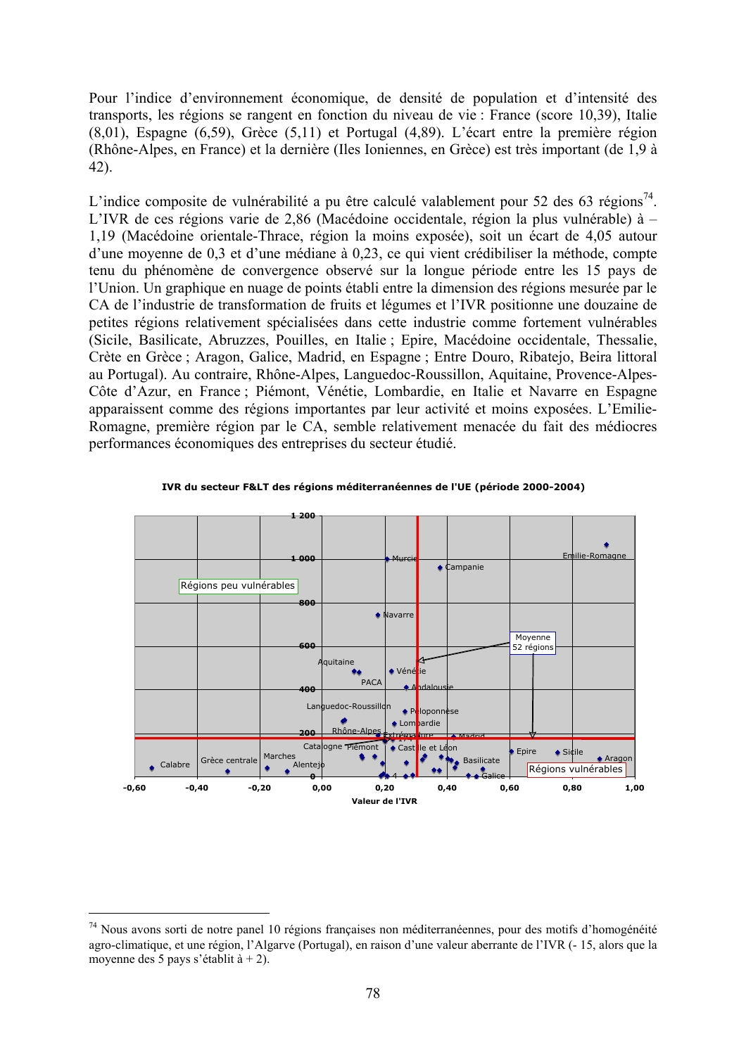Pour l'indice d'environnement économique, de densité de population et d'intensité des transports, les régions se rangent en fonction du niveau de vie : France (score 10,39), Italie (8,01), Espagne (6,59), Grèce (5,11) et Portugal (4,89). L'écart entre la première région (Rhône-Alpes, en France) et la dernière (Iles Ioniennes, en Grèce) est très important (de 1,9 à 42).

L'indice composite de vulnérabilité a pu être calculé valablement pour 52 des 63 régions[74]. L'IVR de ces régions varie de 2,86 (Macédoine occidentale, région la plus vulnérable) à – 1,19 (Macédoine orientale-Thrace, région la moins exposée), soit un écart de 4,05 autour d'une moyenne de 0,3 et d'une médiane à 0,23, ce qui vient crédibiliser la méthode, compte tenu du phénomène de convergence observé sur la longue période entre les 15 pays de l'Union. Un graphique en nuage de points établi entre la dimension des régions mesurée par le CA de l'industrie de transformation de fruits et légumes et l'IVR positionne une douzaine de petites régions relativement spécialisées dans cette industrie comme fortement vulnérables (Sicile, Basilicate, Abruzzes, Pouilles, en Italie ; Epire, Macédoine occidentale, Thessalie, Crète en Grèce ; Aragon, Galice, Madrid, en Espagne ; Entre Douro, Ribatejo, Beira littoral au Portugal). Au contraire, Rhône-Alpes, Languedoc-Roussillon, Aquitaine, Provence-Alpes-Côte d'Azur, en France ; Piémont, Vénétie, Lombardie, en Italie et Navarre en Espagne apparaissent comme des régions importantes par leur activité et moins exposées. L'Emilie-Romagne, première région par le CA, semble relativement menacée du fait des médiocres performances économiques des entreprises du secteur étudié.

**IVR du secteur F&LT des régions méditerranéennes de l'UE (période 2000-2004)**

[Graphique en nuage de points — axe horizontal : Valeur de l'IVR (de -0,60 à 1,00) ; axe vertical : 0 à 1 200. Étiquettes : Régions peu vulnérables ; Régions vulnérables ; Moyenne 52 régions ; Emilie-Romagne, Murcie, Campanie, Navarre, Aquitaine, Vénétie, PACA, Andalousie, Languedoc-Roussillon, Péloponnèse, Lombardie, Rhône-Alpes, Extrémadure, Madrid, Catalogne, Piémont, Castille et Léon, Epire, Sicile, Aragon, Basilicate, Galice, Calabre, Grèce centrale, Marches, Alentejo]

---

[74] Nous avons sorti de notre panel 10 régions françaises non méditerranéennes, pour des motifs d'homogénéité agro-climatique, et une région, l'Algarve (Portugal), en raison d'une valeur aberrante de l'IVR (- 15, alors que la moyenne des 5 pays s'établit à + 2).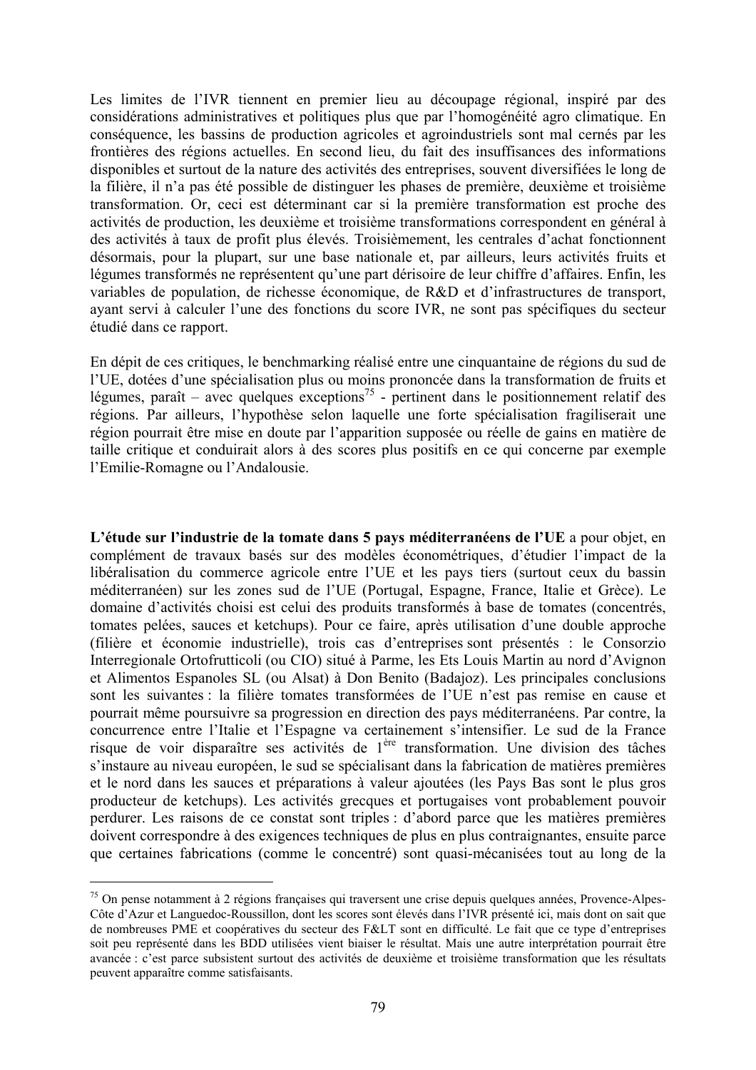Les limites de l'IVR tiennent en premier lieu au découpage régional, inspiré par des considérations administratives et politiques plus que par l'homogénéité agro climatique. En conséquence, les bassins de production agricoles et agroindustriels sont mal cernés par les frontières des régions actuelles. En second lieu, du fait des insuffisances des informations disponibles et surtout de la nature des activités des entreprises, souvent diversifiées le long de la filière, il n'a pas été possible de distinguer les phases de première, deuxième et troisième transformation. Or, ceci est déterminant car si la première transformation est proche des activités de production, les deuxième et troisième transformations correspondent en général à des activités à taux de profit plus élevés. Troisièmement, les centrales d'achat fonctionnent désormais, pour la plupart, sur une base nationale et, par ailleurs, leurs activités fruits et légumes transformés ne représentent qu'une part dérisoire de leur chiffre d'affaires. Enfin, les variables de population, de richesse économique, de R&D et d'infrastructures de transport, ayant servi à calculer l'une des fonctions du score IVR, ne sont pas spécifiques du secteur étudié dans ce rapport.

En dépit de ces critiques, le benchmarking réalisé entre une cinquantaine de régions du sud de l'UE, dotées d'une spécialisation plus ou moins prononcée dans la transformation de fruits et légumes, paraît – avec quelques exceptions[75] - pertinent dans le positionnement relatif des régions. Par ailleurs, l'hypothèse selon laquelle une forte spécialisation fragiliserait une région pourrait être mise en doute par l'apparition supposée ou réelle de gains en matière de taille critique et conduirait alors à des scores plus positifs en ce qui concerne par exemple l'Emilie-Romagne ou l'Andalousie.

**L'étude sur l'industrie de la tomate dans 5 pays méditerranéens de l'UE** a pour objet, en complément de travaux basés sur des modèles économétriques, d'étudier l'impact de la libéralisation du commerce agricole entre l'UE et les pays tiers (surtout ceux du bassin méditerranéen) sur les zones sud de l'UE (Portugal, Espagne, France, Italie et Grèce). Le domaine d'activités choisi est celui des produits transformés à base de tomates (concentrés, tomates pelées, sauces et ketchups). Pour ce faire, après utilisation d'une double approche (filière et économie industrielle), trois cas d'entreprises sont présentés : le Consorzio Interregionale Ortofrutticoli (ou CIO) situé à Parme, les Ets Louis Martin au nord d'Avignon et Alimentos Espanoles SL (ou Alsat) à Don Benito (Badajoz). Les principales conclusions sont les suivantes : la filière tomates transformées de l'UE n'est pas remise en cause et pourrait même poursuivre sa progression en direction des pays méditerranéens. Par contre, la concurrence entre l'Italie et l'Espagne va certainement s'intensifier. Le sud de la France risque de voir disparaître ses activités de 1ère transformation. Une division des tâches s'instaure au niveau européen, le sud se spécialisant dans la fabrication de matières premières et le nord dans les sauces et préparations à valeur ajoutées (les Pays Bas sont le plus gros producteur de ketchups). Les activités grecques et portugaises vont probablement pouvoir perdurer. Les raisons de ce constat sont triples : d'abord parce que les matières premières doivent correspondre à des exigences techniques de plus en plus contraignantes, ensuite parce que certaines fabrications (comme le concentré) sont quasi-mécanisées tout au long de la

---

[75] On pense notamment à 2 régions françaises qui traversent une crise depuis quelques années, Provence-Alpes-Côte d'Azur et Languedoc-Roussillon, dont les scores sont élevés dans l'IVR présenté ici, mais dont on sait que de nombreuses PME et coopératives du secteur des F&LT sont en difficulté. Le fait que ce type d'entreprises soit peu représenté dans les BDD utilisées vient biaiser le résultat. Mais une autre interprétation pourrait être avancée : c'est parce subsistent surtout des activités de deuxième et troisième transformation que les résultats peuvent apparaître comme satisfaisants.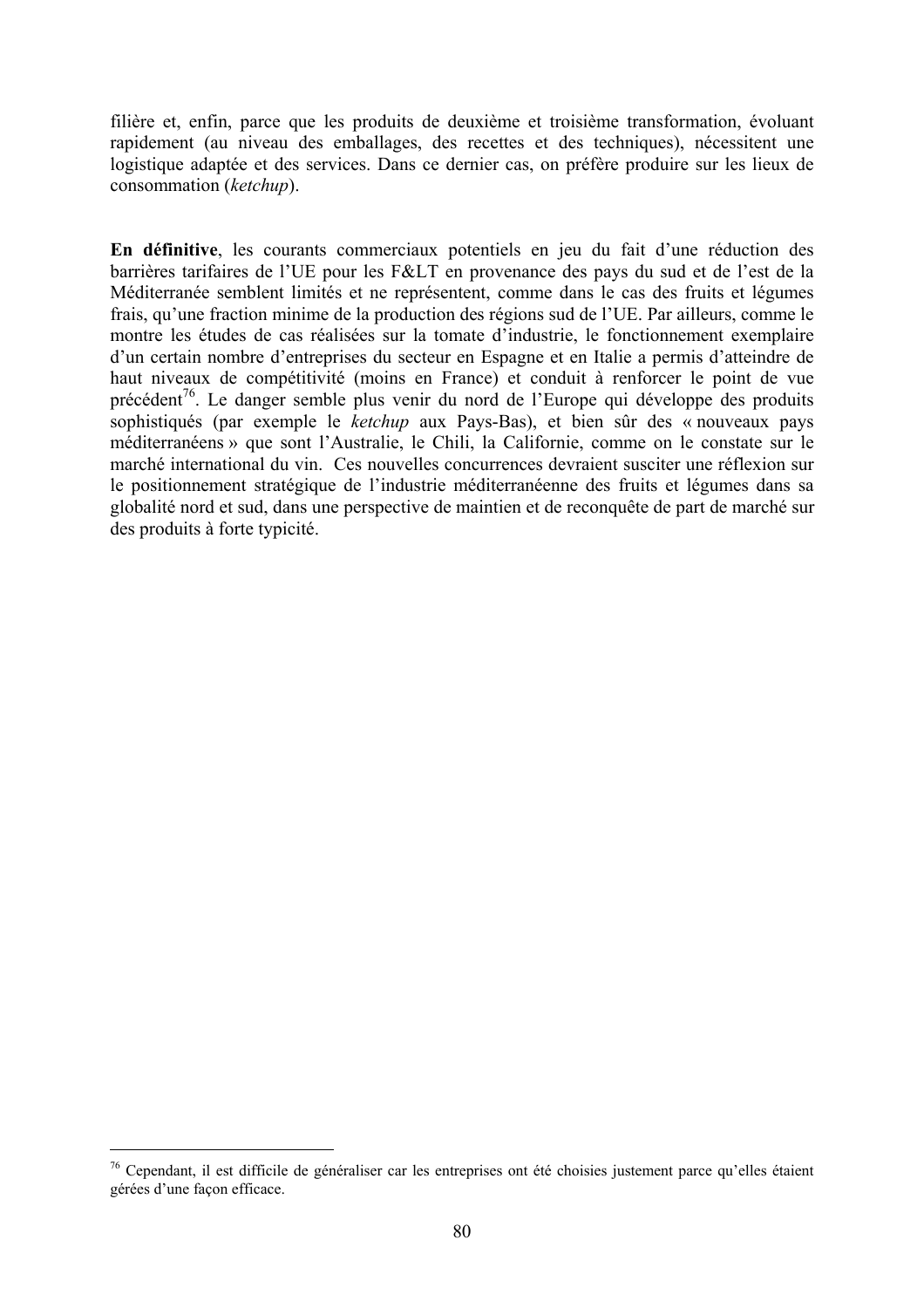filière et, enfin, parce que les produits de deuxième et troisième transformation, évoluant rapidement (au niveau des emballages, des recettes et des techniques), nécessitent une logistique adaptée et des services. Dans ce dernier cas, on préfère produire sur les lieux de consommation (*ketchup*).

**En définitive**, les courants commerciaux potentiels en jeu du fait d'une réduction des barrières tarifaires de l'UE pour les F&LT en provenance des pays du sud et de l'est de la Méditerranée semblent limités et ne représentent, comme dans le cas des fruits et légumes frais, qu'une fraction minime de la production des régions sud de l'UE. Par ailleurs, comme le montre les études de cas réalisées sur la tomate d'industrie, le fonctionnement exemplaire d'un certain nombre d'entreprises du secteur en Espagne et en Italie a permis d'atteindre de haut niveaux de compétitivité (moins en France) et conduit à renforcer le point de vue précédent[76]. Le danger semble plus venir du nord de l'Europe qui développe des produits sophistiqués (par exemple le *ketchup* aux Pays-Bas), et bien sûr des « nouveaux pays méditerranéens » que sont l'Australie, le Chili, la Californie, comme on le constate sur le marché international du vin. Ces nouvelles concurrences devraient susciter une réflexion sur le positionnement stratégique de l'industrie méditerranéenne des fruits et légumes dans sa globalité nord et sud, dans une perspective de maintien et de reconquête de part de marché sur des produits à forte typicité.

---

[76] Cependant, il est difficile de généraliser car les entreprises ont été choisies justement parce qu'elles étaient gérées d'une façon efficace.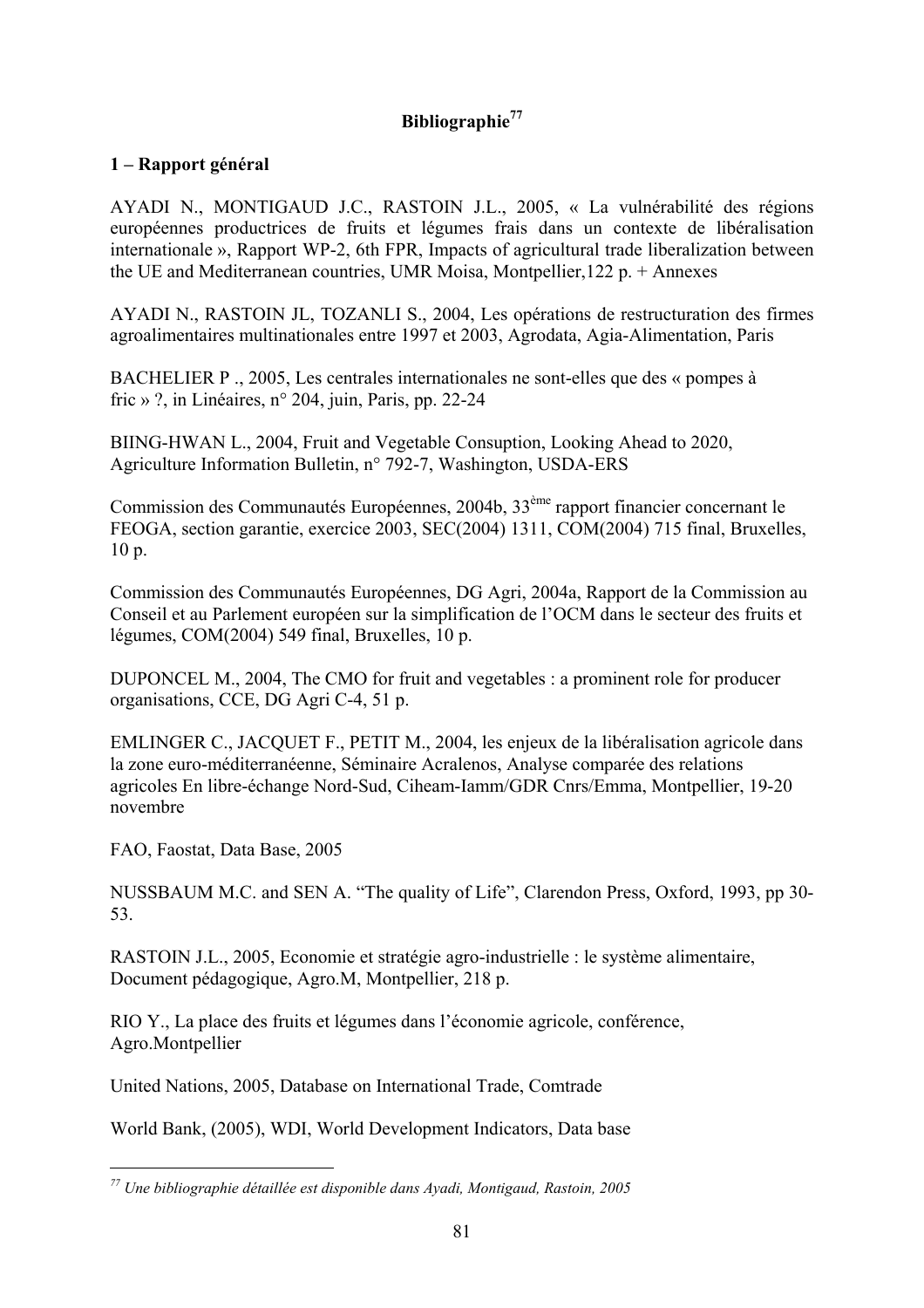**Bibliographie[77]**

**1 – Rapport général**

AYADI N., MONTIGAUD J.C., RASTOIN J.L., 2005, « La vulnérabilité des régions européennes productrices de fruits et légumes frais dans un contexte de libéralisation internationale », Rapport WP-2, 6th FPR, Impacts of agricultural trade liberalization between the UE and Mediterranean countries, UMR Moisa, Montpellier,122 p. + Annexes

AYADI N., RASTOIN JL, TOZANLI S., 2004, Les opérations de restructuration des firmes agroalimentaires multinationales entre 1997 et 2003, Agrodata, Agia-Alimentation, Paris

BACHELIER P ., 2005, Les centrales internationales ne sont-elles que des « pompes à fric » ?, in Linéaires, n° 204, juin, Paris, pp. 22-24

BIING-HWAN L., 2004, Fruit and Vegetable Consuption, Looking Ahead to 2020, Agriculture Information Bulletin, n° 792-7, Washington, USDA-ERS

Commission des Communautés Européennes, 2004b, 33ème rapport financier concernant le FEOGA, section garantie, exercice 2003, SEC(2004) 1311, COM(2004) 715 final, Bruxelles, 10 p.

Commission des Communautés Européennes, DG Agri, 2004a, Rapport de la Commission au Conseil et au Parlement européen sur la simplification de l'OCM dans le secteur des fruits et légumes, COM(2004) 549 final, Bruxelles, 10 p.

DUPONCEL M., 2004, The CMO for fruit and vegetables : a prominent role for producer organisations, CCE, DG Agri C-4, 51 p.

EMLINGER C., JACQUET F., PETIT M., 2004, les enjeux de la libéralisation agricole dans la zone euro-méditerranéenne, Séminaire Acralenos, Analyse comparée des relations agricoles En libre-échange Nord-Sud, Ciheam-Iamm/GDR Cnrs/Emma, Montpellier, 19-20 novembre

FAO, Faostat, Data Base, 2005

NUSSBAUM M.C. and SEN A. "The quality of Life", Clarendon Press, Oxford, 1993, pp 30-53.

RASTOIN J.L., 2005, Economie et stratégie agro-industrielle : le système alimentaire, Document pédagogique, Agro.M, Montpellier, 218 p.

RIO Y., La place des fruits et légumes dans l'économie agricole, conférence, Agro.Montpellier

United Nations, 2005, Database on International Trade, Comtrade

World Bank, (2005), WDI, World Development Indicators, Data base

---

[77] *Une bibliographie détaillée est disponible dans Ayadi, Montigaud, Rastoin, 2005*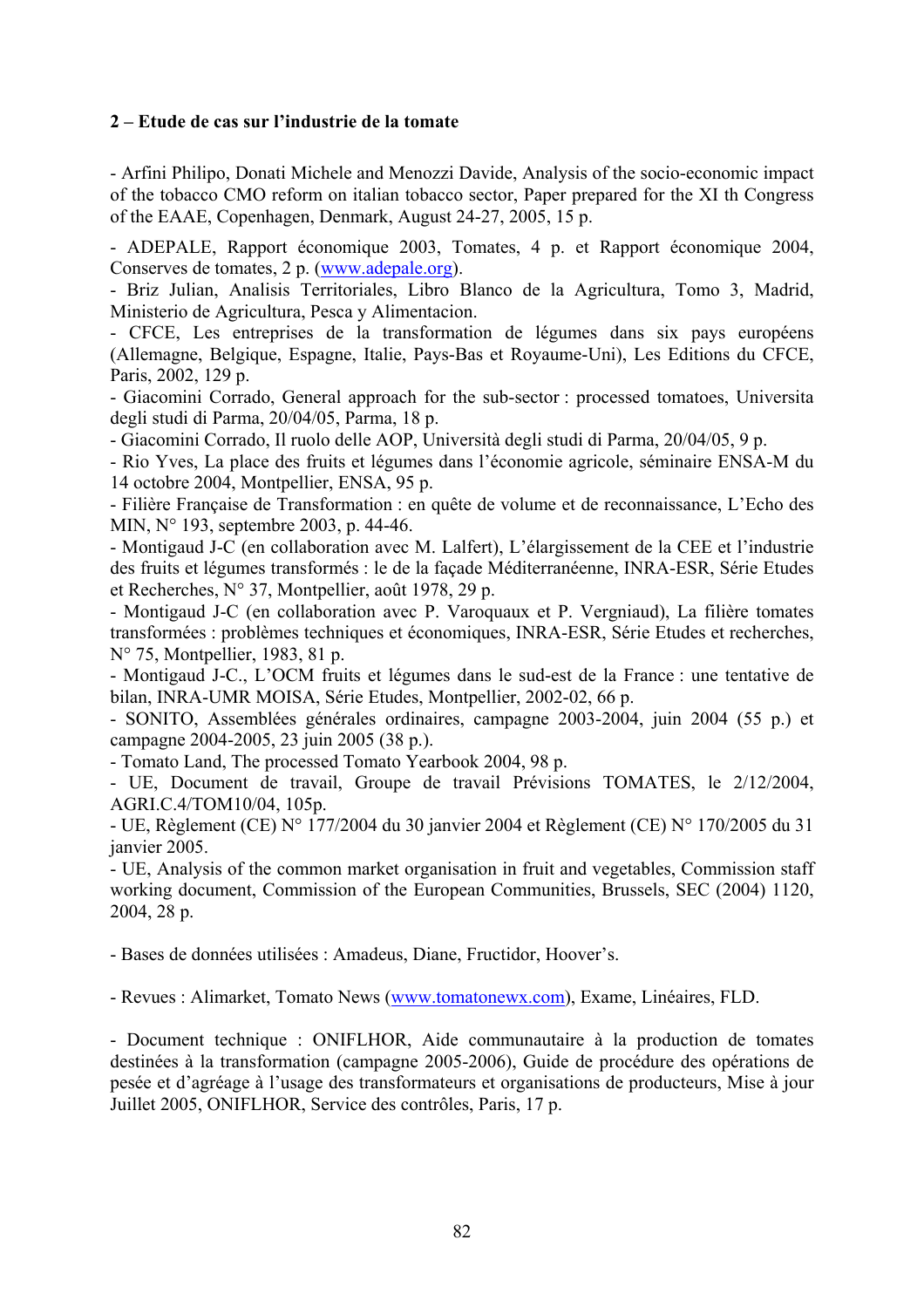**2 – Etude de cas sur l'industrie de la tomate**

- Arfini Philipo, Donati Michele and Menozzi Davide, Analysis of the socio-economic impact of the tobacco CMO reform on italian tobacco sector, Paper prepared for the XI th Congress of the EAAE, Copenhagen, Denmark, August 24-27, 2005, 15 p.

- ADEPALE, Rapport économique 2003, Tomates, 4 p. et Rapport économique 2004, Conserves de tomates, 2 p. (www.adepale.org).
- Briz Julian, Analisis Territoriales, Libro Blanco de la Agricultura, Tomo 3, Madrid, Ministerio de Agricultura, Pesca y Alimentacion.
- CFCE, Les entreprises de la transformation de légumes dans six pays européens (Allemagne, Belgique, Espagne, Italie, Pays-Bas et Royaume-Uni), Les Editions du CFCE, Paris, 2002, 129 p.
- Giacomini Corrado, General approach for the sub-sector : processed tomatoes, Universita degli studi di Parma, 20/04/05, Parma, 18 p.
- Giacomini Corrado, Il ruolo delle AOP, Università degli studi di Parma, 20/04/05, 9 p.
- Rio Yves, La place des fruits et légumes dans l'économie agricole, séminaire ENSA-M du 14 octobre 2004, Montpellier, ENSA, 95 p.
- Filière Française de Transformation : en quête de volume et de reconnaissance, L'Echo des MIN, N° 193, septembre 2003, p. 44-46.
- Montigaud J-C (en collaboration avec M. Lalfert), L'élargissement de la CEE et l'industrie des fruits et légumes transformés : le de la façade Méditerranéenne, INRA-ESR, Série Etudes et Recherches, N° 37, Montpellier, août 1978, 29 p.
- Montigaud J-C (en collaboration avec P. Varoquaux et P. Vergniaud), La filière tomates transformées : problèmes techniques et économiques, INRA-ESR, Série Etudes et recherches, N° 75, Montpellier, 1983, 81 p.
- Montigaud J-C., L'OCM fruits et légumes dans le sud-est de la France : une tentative de bilan, INRA-UMR MOISA, Série Etudes, Montpellier, 2002-02, 66 p.
- SONITO, Assemblées générales ordinaires, campagne 2003-2004, juin 2004 (55 p.) et campagne 2004-2005, 23 juin 2005 (38 p.).
- Tomato Land, The processed Tomato Yearbook 2004, 98 p.
- UE, Document de travail, Groupe de travail Prévisions TOMATES, le 2/12/2004, AGRI.C.4/TOM10/04, 105p.
- UE, Règlement (CE) N° 177/2004 du 30 janvier 2004 et Règlement (CE) N° 170/2005 du 31 janvier 2005.
- UE, Analysis of the common market organisation in fruit and vegetables, Commission staff working document, Commission of the European Communities, Brussels, SEC (2004) 1120, 2004, 28 p.

- Bases de données utilisées : Amadeus, Diane, Fructidor, Hoover's.

- Revues : Alimarket, Tomato News (www.tomatonewx.com), Exame, Linéaires, FLD.

- Document technique : ONIFLHOR, Aide communautaire à la production de tomates destinées à la transformation (campagne 2005-2006), Guide de procédure des opérations de pesée et d'agréage à l'usage des transformateurs et organisations de producteurs, Mise à jour Juillet 2005, ONIFLHOR, Service des contrôles, Paris, 17 p.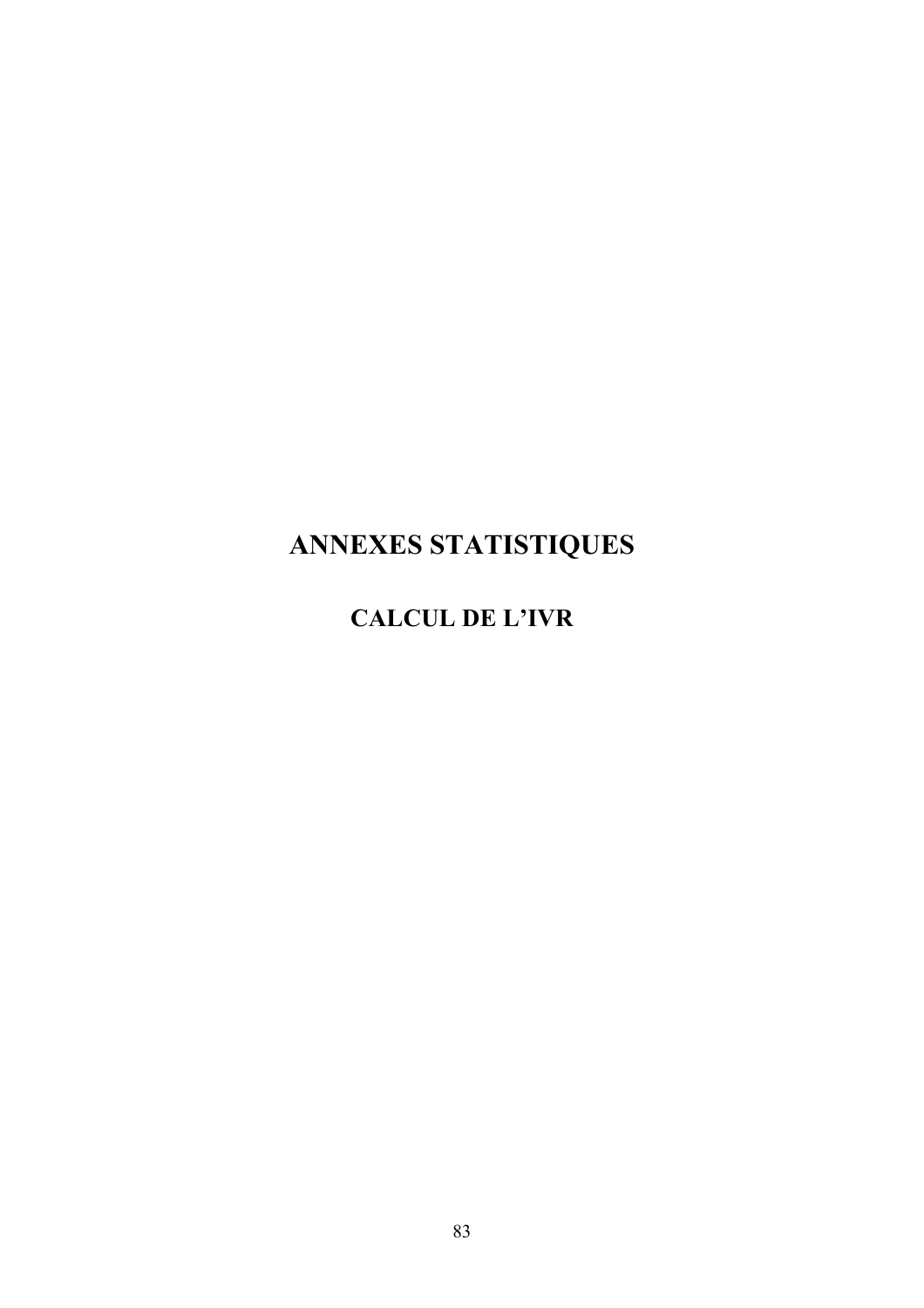# ANNEXES STATISTIQUES

## CALCUL DE L'IVR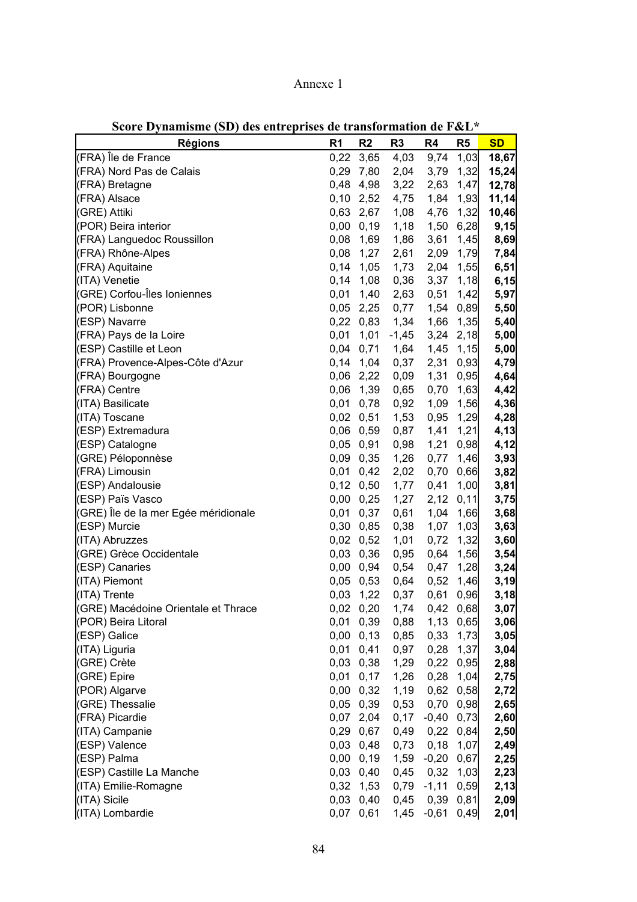Annexe 1

**Score Dynamisme (SD) des entreprises de transformation de F&L***

| Régions | R1 | R2 | R3 | R4 | R5 | SD |
|---|---|---|---|---|---|---|
| (FRA) Île de France | 0,22 | 3,65 | 4,03 | 9,74 | 1,03 | **18,67** |
| (FRA) Nord Pas de Calais | 0,29 | 7,80 | 2,04 | 3,79 | 1,32 | **15,24** |
| (FRA) Bretagne | 0,48 | 4,98 | 3,22 | 2,63 | 1,47 | **12,78** |
| (FRA) Alsace | 0,10 | 2,52 | 4,75 | 1,84 | 1,93 | **11,14** |
| (GRE) Attiki | 0,63 | 2,67 | 1,08 | 4,76 | 1,32 | **10,46** |
| (POR) Beira interior | 0,00 | 0,19 | 1,18 | 1,50 | 6,28 | **9,15** |
| (FRA) Languedoc Roussillon | 0,08 | 1,69 | 1,86 | 3,61 | 1,45 | **8,69** |
| (FRA) Rhône-Alpes | 0,08 | 1,27 | 2,61 | 2,09 | 1,79 | **7,84** |
| (FRA) Aquitaine | 0,14 | 1,05 | 1,73 | 2,04 | 1,55 | **6,51** |
| (ITA) Venetie | 0,14 | 1,08 | 0,36 | 3,37 | 1,18 | **6,15** |
| (GRE) Corfou-Îles Ioniennes | 0,01 | 1,40 | 2,63 | 0,51 | 1,42 | **5,97** |
| (POR) Lisbonne | 0,05 | 2,25 | 0,77 | 1,54 | 0,89 | **5,50** |
| (ESP) Navarre | 0,22 | 0,83 | 1,34 | 1,66 | 1,35 | **5,40** |
| (FRA) Pays de la Loire | 0,01 | 1,01 | -1,45 | 3,24 | 2,18 | **5,00** |
| (ESP) Castille et Leon | 0,04 | 0,71 | 1,64 | 1,45 | 1,15 | **5,00** |
| (FRA) Provence-Alpes-Côte d'Azur | 0,14 | 1,04 | 0,37 | 2,31 | 0,93 | **4,79** |
| (FRA) Bourgogne | 0,06 | 2,22 | 0,09 | 1,31 | 0,95 | **4,64** |
| (FRA) Centre | 0,06 | 1,39 | 0,65 | 0,70 | 1,63 | **4,42** |
| (ITA) Basilicate | 0,01 | 0,78 | 0,92 | 1,09 | 1,56 | **4,36** |
| (ITA) Toscane | 0,02 | 0,51 | 1,53 | 0,95 | 1,29 | **4,28** |
| (ESP) Extremadura | 0,06 | 0,59 | 0,87 | 1,41 | 1,21 | **4,13** |
| (ESP) Catalogne | 0,05 | 0,91 | 0,98 | 1,21 | 0,98 | **4,12** |
| (GRE) Péloponnèse | 0,09 | 0,35 | 1,26 | 0,77 | 1,46 | **3,93** |
| (FRA) Limousin | 0,01 | 0,42 | 2,02 | 0,70 | 0,66 | **3,82** |
| (ESP) Andalousie | 0,12 | 0,50 | 1,77 | 0,41 | 1,00 | **3,81** |
| (ESP) Païs Vasco | 0,00 | 0,25 | 1,27 | 2,12 | 0,11 | **3,75** |
| (GRE) Île de la mer Egée méridionale | 0,01 | 0,37 | 0,61 | 1,04 | 1,66 | **3,68** |
| (ESP) Murcie | 0,30 | 0,85 | 0,38 | 1,07 | 1,03 | **3,63** |
| (ITA) Abruzzes | 0,02 | 0,52 | 1,01 | 0,72 | 1,32 | **3,60** |
| (GRE) Grèce Occidentale | 0,03 | 0,36 | 0,95 | 0,64 | 1,56 | **3,54** |
| (ESP) Canaries | 0,00 | 0,94 | 0,54 | 0,47 | 1,28 | **3,24** |
| (ITA) Piemont | 0,05 | 0,53 | 0,64 | 0,52 | 1,46 | **3,19** |
| (ITA) Trente | 0,03 | 1,22 | 0,37 | 0,61 | 0,96 | **3,18** |
| (GRE) Macédoine Orientale et Thrace | 0,02 | 0,20 | 1,74 | 0,42 | 0,68 | **3,07** |
| (POR) Beira Litoral | 0,01 | 0,39 | 0,88 | 1,13 | 0,65 | **3,06** |
| (ESP) Galice | 0,00 | 0,13 | 0,85 | 0,33 | 1,73 | **3,05** |
| (ITA) Liguria | 0,01 | 0,41 | 0,97 | 0,28 | 1,37 | **3,04** |
| (GRE) Crète | 0,03 | 0,38 | 1,29 | 0,22 | 0,95 | **2,88** |
| (GRE) Epire | 0,01 | 0,17 | 1,26 | 0,28 | 1,04 | **2,75** |
| (POR) Algarve | 0,00 | 0,32 | 1,19 | 0,62 | 0,58 | **2,72** |
| (GRE) Thessalie | 0,05 | 0,39 | 0,53 | 0,70 | 0,98 | **2,65** |
| (FRA) Picardie | 0,07 | 2,04 | 0,17 | -0,40 | 0,73 | **2,60** |
| (ITA) Campanie | 0,29 | 0,67 | 0,49 | 0,22 | 0,84 | **2,50** |
| (ESP) Valence | 0,03 | 0,48 | 0,73 | 0,18 | 1,07 | **2,49** |
| (ESP) Palma | 0,00 | 0,19 | 1,59 | -0,20 | 0,67 | **2,25** |
| (ESP) Castille La Manche | 0,03 | 0,40 | 0,45 | 0,32 | 1,03 | **2,23** |
| (ITA) Emilie-Romagne | 0,32 | 1,53 | 0,79 | -1,11 | 0,59 | **2,13** |
| (ITA) Sicile | 0,03 | 0,40 | 0,45 | 0,39 | 0,81 | **2,09** |
| (ITA) Lombardie | 0,07 | 0,61 | 1,45 | -0,61 | 0,49 | **2,01** |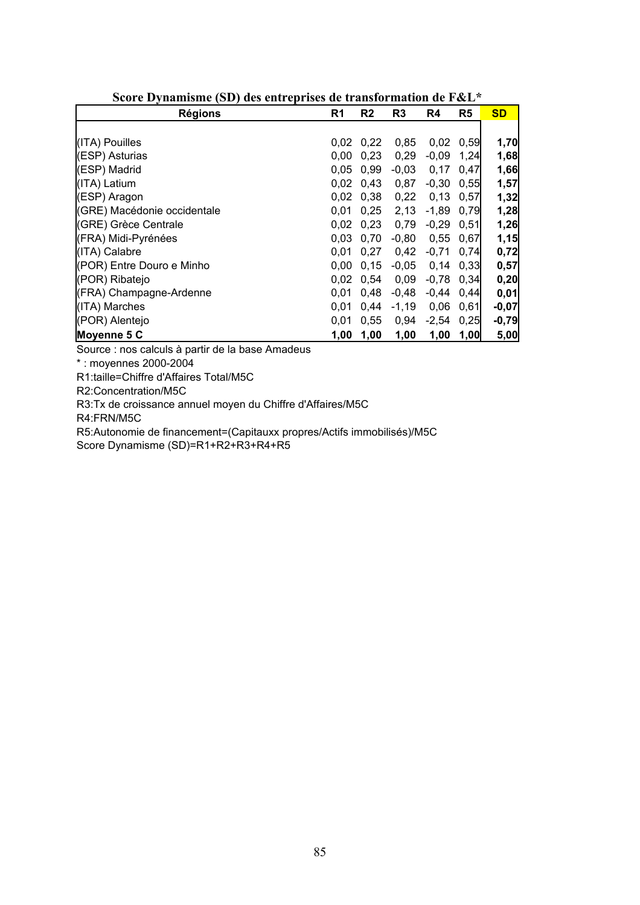**Score Dynamisme (SD) des entreprises de transformation de F&L***

| Régions | R1 | R2 | R3 | R4 | R5 | SD |
|---|---|---|---|---|---|---|
| (ITA) Pouilles | 0,02 | 0,22 | 0,85 | 0,02 | 0,59 | **1,70** |
| (ESP) Asturias | 0,00 | 0,23 | 0,29 | -0,09 | 1,24 | **1,68** |
| (ESP) Madrid | 0,05 | 0,99 | -0,03 | 0,17 | 0,47 | **1,66** |
| (ITA) Latium | 0,02 | 0,43 | 0,87 | -0,30 | 0,55 | **1,57** |
| (ESP) Aragon | 0,02 | 0,38 | 0,22 | 0,13 | 0,57 | **1,32** |
| (GRE) Macédonie occidentale | 0,01 | 0,25 | 2,13 | -1,89 | 0,79 | **1,28** |
| (GRE) Grèce Centrale | 0,02 | 0,23 | 0,79 | -0,29 | 0,51 | **1,26** |
| (FRA) Midi-Pyrénées | 0,03 | 0,70 | -0,80 | 0,55 | 0,67 | **1,15** |
| (ITA) Calabre | 0,01 | 0,27 | 0,42 | -0,71 | 0,74 | **0,72** |
| (POR) Entre Douro e Minho | 0,00 | 0,15 | -0,05 | 0,14 | 0,33 | **0,57** |
| (POR) Ribatejo | 0,02 | 0,54 | 0,09 | -0,78 | 0,34 | **0,20** |
| (FRA) Champagne-Ardenne | 0,01 | 0,48 | -0,48 | -0,44 | 0,44 | **0,01** |
| (ITA) Marches | 0,01 | 0,44 | -1,19 | 0,06 | 0,61 | **-0,07** |
| (POR) Alentejo | 0,01 | 0,55 | 0,94 | -2,54 | 0,25 | **-0,79** |
| **Moyenne 5 C** | **1,00** | **1,00** | **1,00** | **1,00** | **1,00** | **5,00** |

Source : nos calculs à partir de la base Amadeus

* : moyennes 2000-2004

R1:taille=Chiffre d'Affaires Total/M5C

R2:Concentration/M5C

R3:Tx de croissance annuel moyen du Chiffre d'Affaires/M5C

R4:FRN/M5C

R5:Autonomie de financement=(Capitauxx propres/Actifs immobilisés)/M5C

Score Dynamisme (SD)=R1+R2+R3+R4+R5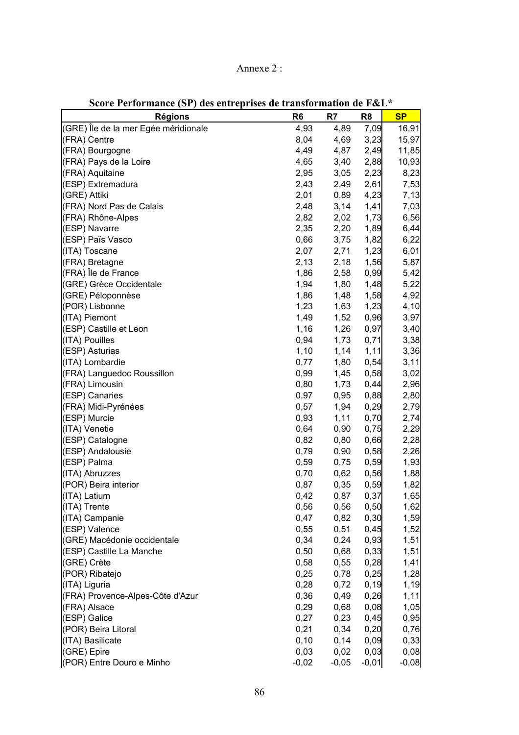Annexe 2 :

**Score Performance (SP) des entreprises de transformation de F&L***

| Régions | R6 | R7 | R8 | SP |
|---|---|---|---|---|
| (GRE) Île de la mer Egée méridionale | 4,93 | 4,89 | 7,09 | 16,91 |
| (FRA) Centre | 8,04 | 4,69 | 3,23 | 15,97 |
| (FRA) Bourgogne | 4,49 | 4,87 | 2,49 | 11,85 |
| (FRA) Pays de la Loire | 4,65 | 3,40 | 2,88 | 10,93 |
| (FRA) Aquitaine | 2,95 | 3,05 | 2,23 | 8,23 |
| (ESP) Extremadura | 2,43 | 2,49 | 2,61 | 7,53 |
| (GRE) Attiki | 2,01 | 0,89 | 4,23 | 7,13 |
| (FRA) Nord Pas de Calais | 2,48 | 3,14 | 1,41 | 7,03 |
| (FRA) Rhône-Alpes | 2,82 | 2,02 | 1,73 | 6,56 |
| (ESP) Navarre | 2,35 | 2,20 | 1,89 | 6,44 |
| (ESP) Païs Vasco | 0,66 | 3,75 | 1,82 | 6,22 |
| (ITA) Toscane | 2,07 | 2,71 | 1,23 | 6,01 |
| (FRA) Bretagne | 2,13 | 2,18 | 1,56 | 5,87 |
| (FRA) Île de France | 1,86 | 2,58 | 0,99 | 5,42 |
| (GRE) Grèce Occidentale | 1,94 | 1,80 | 1,48 | 5,22 |
| (GRE) Péloponnèse | 1,86 | 1,48 | 1,58 | 4,92 |
| (POR) Lisbonne | 1,23 | 1,63 | 1,23 | 4,10 |
| (ITA) Piemont | 1,49 | 1,52 | 0,96 | 3,97 |
| (ESP) Castille et Leon | 1,16 | 1,26 | 0,97 | 3,40 |
| (ITA) Pouilles | 0,94 | 1,73 | 0,71 | 3,38 |
| (ESP) Asturias | 1,10 | 1,14 | 1,11 | 3,36 |
| (ITA) Lombardie | 0,77 | 1,80 | 0,54 | 3,11 |
| (FRA) Languedoc Roussillon | 0,99 | 1,45 | 0,58 | 3,02 |
| (FRA) Limousin | 0,80 | 1,73 | 0,44 | 2,96 |
| (ESP) Canaries | 0,97 | 0,95 | 0,88 | 2,80 |
| (FRA) Midi-Pyrénées | 0,57 | 1,94 | 0,29 | 2,79 |
| (ESP) Murcie | 0,93 | 1,11 | 0,70 | 2,74 |
| (ITA) Venetie | 0,64 | 0,90 | 0,75 | 2,29 |
| (ESP) Catalogne | 0,82 | 0,80 | 0,66 | 2,28 |
| (ESP) Andalousie | 0,79 | 0,90 | 0,58 | 2,26 |
| (ESP) Palma | 0,59 | 0,75 | 0,59 | 1,93 |
| (ITA) Abruzzes | 0,70 | 0,62 | 0,56 | 1,88 |
| (POR) Beira interior | 0,87 | 0,35 | 0,59 | 1,82 |
| (ITA) Latium | 0,42 | 0,87 | 0,37 | 1,65 |
| (ITA) Trente | 0,56 | 0,56 | 0,50 | 1,62 |
| (ITA) Campanie | 0,47 | 0,82 | 0,30 | 1,59 |
| (ESP) Valence | 0,55 | 0,51 | 0,45 | 1,52 |
| (GRE) Macédonie occidentale | 0,34 | 0,24 | 0,93 | 1,51 |
| (ESP) Castille La Manche | 0,50 | 0,68 | 0,33 | 1,51 |
| (GRE) Crète | 0,58 | 0,55 | 0,28 | 1,41 |
| (POR) Ribatejo | 0,25 | 0,78 | 0,25 | 1,28 |
| (ITA) Liguria | 0,28 | 0,72 | 0,19 | 1,19 |
| (FRA) Provence-Alpes-Côte d'Azur | 0,36 | 0,49 | 0,26 | 1,11 |
| (FRA) Alsace | 0,29 | 0,68 | 0,08 | 1,05 |
| (ESP) Galice | 0,27 | 0,23 | 0,45 | 0,95 |
| (POR) Beira Litoral | 0,21 | 0,34 | 0,20 | 0,76 |
| (ITA) Basilicate | 0,10 | 0,14 | 0,09 | 0,33 |
| (GRE) Epire | 0,03 | 0,02 | 0,03 | 0,08 |
| (POR) Entre Douro e Minho | -0,02 | -0,05 | -0,01 | -0,08 |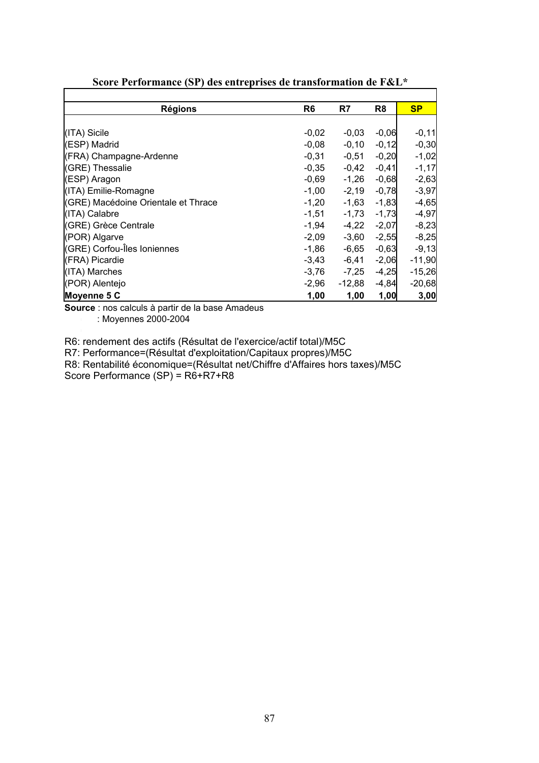**Score Performance (SP) des entreprises de transformation de F&L***

| Régions | R6 | R7 | R8 | SP |
|---|---|---|---|---|
| (ITA) Sicile | -0,02 | -0,03 | -0,06 | -0,11 |
| (ESP) Madrid | -0,08 | -0,10 | -0,12 | -0,30 |
| (FRA) Champagne-Ardenne | -0,31 | -0,51 | -0,20 | -1,02 |
| (GRE) Thessalie | -0,35 | -0,42 | -0,41 | -1,17 |
| (ESP) Aragon | -0,69 | -1,26 | -0,68 | -2,63 |
| (ITA) Emilie-Romagne | -1,00 | -2,19 | -0,78 | -3,97 |
| (GRE) Macédoine Orientale et Thrace | -1,20 | -1,63 | -1,83 | -4,65 |
| (ITA) Calabre | -1,51 | -1,73 | -1,73 | -4,97 |
| (GRE) Grèce Centrale | -1,94 | -4,22 | -2,07 | -8,23 |
| (POR) Algarve | -2,09 | -3,60 | -2,55 | -8,25 |
| (GRE) Corfou-Îles Ioniennes | -1,86 | -6,65 | -0,63 | -9,13 |
| (FRA) Picardie | -3,43 | -6,41 | -2,06 | -11,90 |
| (ITA) Marches | -3,76 | -7,25 | -4,25 | -15,26 |
| (POR) Alentejo | -2,96 | -12,88 | -4,84 | -20,68 |
| **Moyenne 5 C** | **1,00** | **1,00** | **1,00** | **3,00** |

**Source** : nos calculs à partir de la base Amadeus

: Moyennes 2000-2004

R6: rendement des actifs (Résultat de l'exercice/actif total)/M5C

R7: Performance=(Résultat d'exploitation/Capitaux propres)/M5C

R8: Rentabilité économique=(Résultat net/Chiffre d'Affaires hors taxes)/M5C

Score Performance (SP) = R6+R7+R8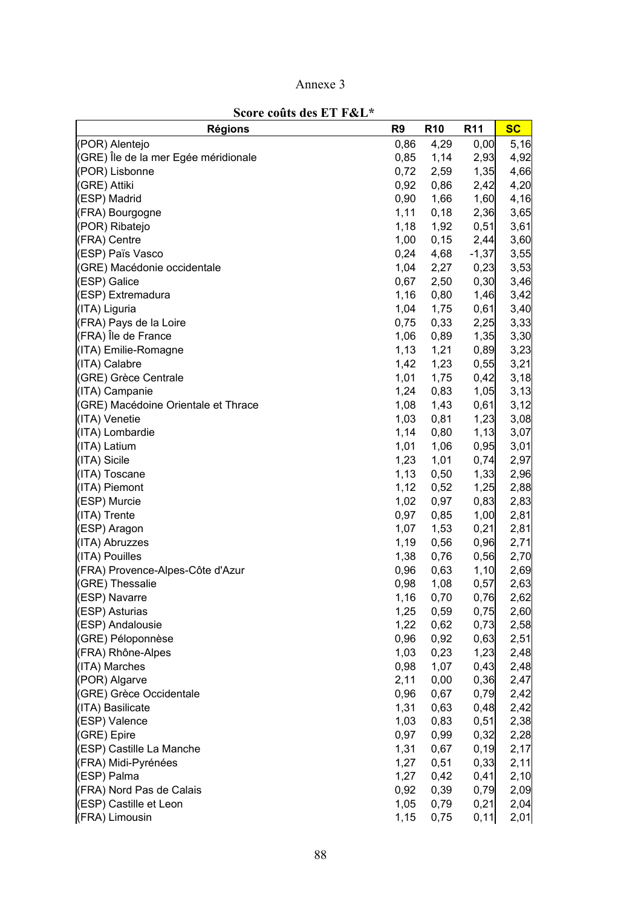Annexe 3

**Score coûts des ET F&L***

| Régions | R9 | R10 | R11 | SC |
|---|---|---|---|---|
| (POR) Alentejo | 0,86 | 4,29 | 0,00 | 5,16 |
| (GRE) Île de la mer Egée méridionale | 0,85 | 1,14 | 2,93 | 4,92 |
| (POR) Lisbonne | 0,72 | 2,59 | 1,35 | 4,66 |
| (GRE) Attiki | 0,92 | 0,86 | 2,42 | 4,20 |
| (ESP) Madrid | 0,90 | 1,66 | 1,60 | 4,16 |
| (FRA) Bourgogne | 1,11 | 0,18 | 2,36 | 3,65 |
| (POR) Ribatejo | 1,18 | 1,92 | 0,51 | 3,61 |
| (FRA) Centre | 1,00 | 0,15 | 2,44 | 3,60 |
| (ESP) Païs Vasco | 0,24 | 4,68 | -1,37 | 3,55 |
| (GRE) Macédonie occidentale | 1,04 | 2,27 | 0,23 | 3,53 |
| (ESP) Galice | 0,67 | 2,50 | 0,30 | 3,46 |
| (ESP) Extremadura | 1,16 | 0,80 | 1,46 | 3,42 |
| (ITA) Liguria | 1,04 | 1,75 | 0,61 | 3,40 |
| (FRA) Pays de la Loire | 0,75 | 0,33 | 2,25 | 3,33 |
| (FRA) Île de France | 1,06 | 0,89 | 1,35 | 3,30 |
| (ITA) Emilie-Romagne | 1,13 | 1,21 | 0,89 | 3,23 |
| (ITA) Calabre | 1,42 | 1,23 | 0,55 | 3,21 |
| (GRE) Grèce Centrale | 1,01 | 1,75 | 0,42 | 3,18 |
| (ITA) Campanie | 1,24 | 0,83 | 1,05 | 3,13 |
| (GRE) Macédoine Orientale et Thrace | 1,08 | 1,43 | 0,61 | 3,12 |
| (ITA) Venetie | 1,03 | 0,81 | 1,23 | 3,08 |
| (ITA) Lombardie | 1,14 | 0,80 | 1,13 | 3,07 |
| (ITA) Latium | 1,01 | 1,06 | 0,95 | 3,01 |
| (ITA) Sicile | 1,23 | 1,01 | 0,74 | 2,97 |
| (ITA) Toscane | 1,13 | 0,50 | 1,33 | 2,96 |
| (ITA) Piemont | 1,12 | 0,52 | 1,25 | 2,88 |
| (ESP) Murcie | 1,02 | 0,97 | 0,83 | 2,83 |
| (ITA) Trente | 0,97 | 0,85 | 1,00 | 2,81 |
| (ESP) Aragon | 1,07 | 1,53 | 0,21 | 2,81 |
| (ITA) Abruzzes | 1,19 | 0,56 | 0,96 | 2,71 |
| (ITA) Pouilles | 1,38 | 0,76 | 0,56 | 2,70 |
| (FRA) Provence-Alpes-Côte d'Azur | 0,96 | 0,63 | 1,10 | 2,69 |
| (GRE) Thessalie | 0,98 | 1,08 | 0,57 | 2,63 |
| (ESP) Navarre | 1,16 | 0,70 | 0,76 | 2,62 |
| (ESP) Asturias | 1,25 | 0,59 | 0,75 | 2,60 |
| (ESP) Andalousie | 1,22 | 0,62 | 0,73 | 2,58 |
| (GRE) Péloponnèse | 0,96 | 0,92 | 0,63 | 2,51 |
| (FRA) Rhône-Alpes | 1,03 | 0,23 | 1,23 | 2,48 |
| (ITA) Marches | 0,98 | 1,07 | 0,43 | 2,48 |
| (POR) Algarve | 2,11 | 0,00 | 0,36 | 2,47 |
| (GRE) Grèce Occidentale | 0,96 | 0,67 | 0,79 | 2,42 |
| (ITA) Basilicate | 1,31 | 0,63 | 0,48 | 2,42 |
| (ESP) Valence | 1,03 | 0,83 | 0,51 | 2,38 |
| (GRE) Epire | 0,97 | 0,99 | 0,32 | 2,28 |
| (ESP) Castille La Manche | 1,31 | 0,67 | 0,19 | 2,17 |
| (FRA) Midi-Pyrénées | 1,27 | 0,51 | 0,33 | 2,11 |
| (ESP) Palma | 1,27 | 0,42 | 0,41 | 2,10 |
| (FRA) Nord Pas de Calais | 0,92 | 0,39 | 0,79 | 2,09 |
| (ESP) Castille et Leon | 1,05 | 0,79 | 0,21 | 2,04 |
| (FRA) Limousin | 1,15 | 0,75 | 0,11 | 2,01 |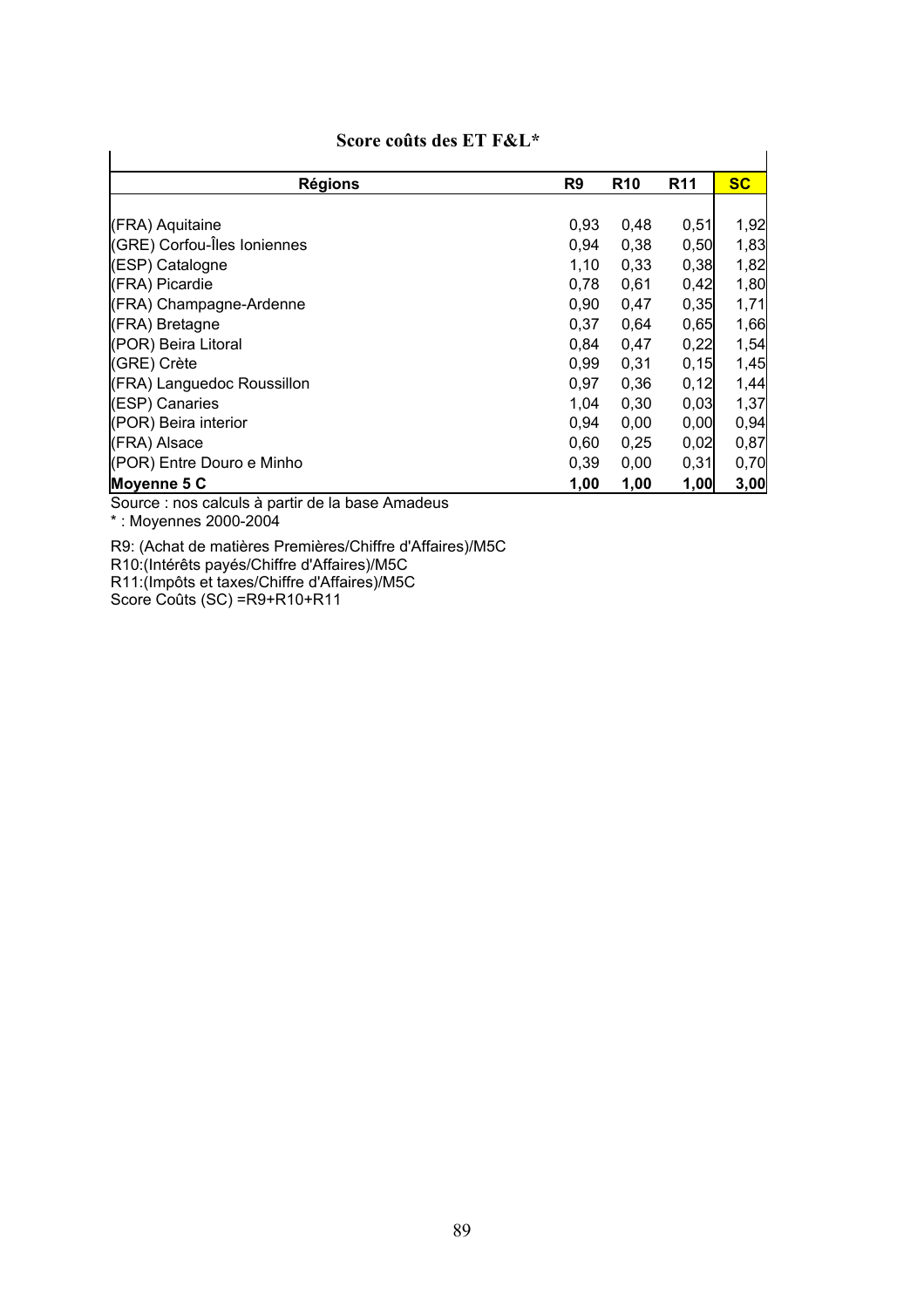**Score coûts des ET F&L***

| Régions | R9 | R10 | R11 | SC |
|---|---|---|---|---|
| (FRA) Aquitaine | 0,93 | 0,48 | 0,51 | 1,92 |
| (GRE) Corfou-Îles Ioniennes | 0,94 | 0,38 | 0,50 | 1,83 |
| (ESP) Catalogne | 1,10 | 0,33 | 0,38 | 1,82 |
| (FRA) Picardie | 0,78 | 0,61 | 0,42 | 1,80 |
| (FRA) Champagne-Ardenne | 0,90 | 0,47 | 0,35 | 1,71 |
| (FRA) Bretagne | 0,37 | 0,64 | 0,65 | 1,66 |
| (POR) Beira Litoral | 0,84 | 0,47 | 0,22 | 1,54 |
| (GRE) Crète | 0,99 | 0,31 | 0,15 | 1,45 |
| (FRA) Languedoc Roussillon | 0,97 | 0,36 | 0,12 | 1,44 |
| (ESP) Canaries | 1,04 | 0,30 | 0,03 | 1,37 |
| (POR) Beira interior | 0,94 | 0,00 | 0,00 | 0,94 |
| (FRA) Alsace | 0,60 | 0,25 | 0,02 | 0,87 |
| (POR) Entre Douro e Minho | 0,39 | 0,00 | 0,31 | 0,70 |
| **Moyenne 5 C** | **1,00** | **1,00** | **1,00** | **3,00** |

Source : nos calculs à partir de la base Amadeus

* : Moyennes 2000-2004

R9: (Achat de matières Premières/Chiffre d'Affaires)/M5C
R10:(Intérêts payés/Chiffre d'Affaires)/M5C
R11:(Impôts et taxes/Chiffre d'Affaires)/M5C
Score Coûts (SC) =R9+R10+R11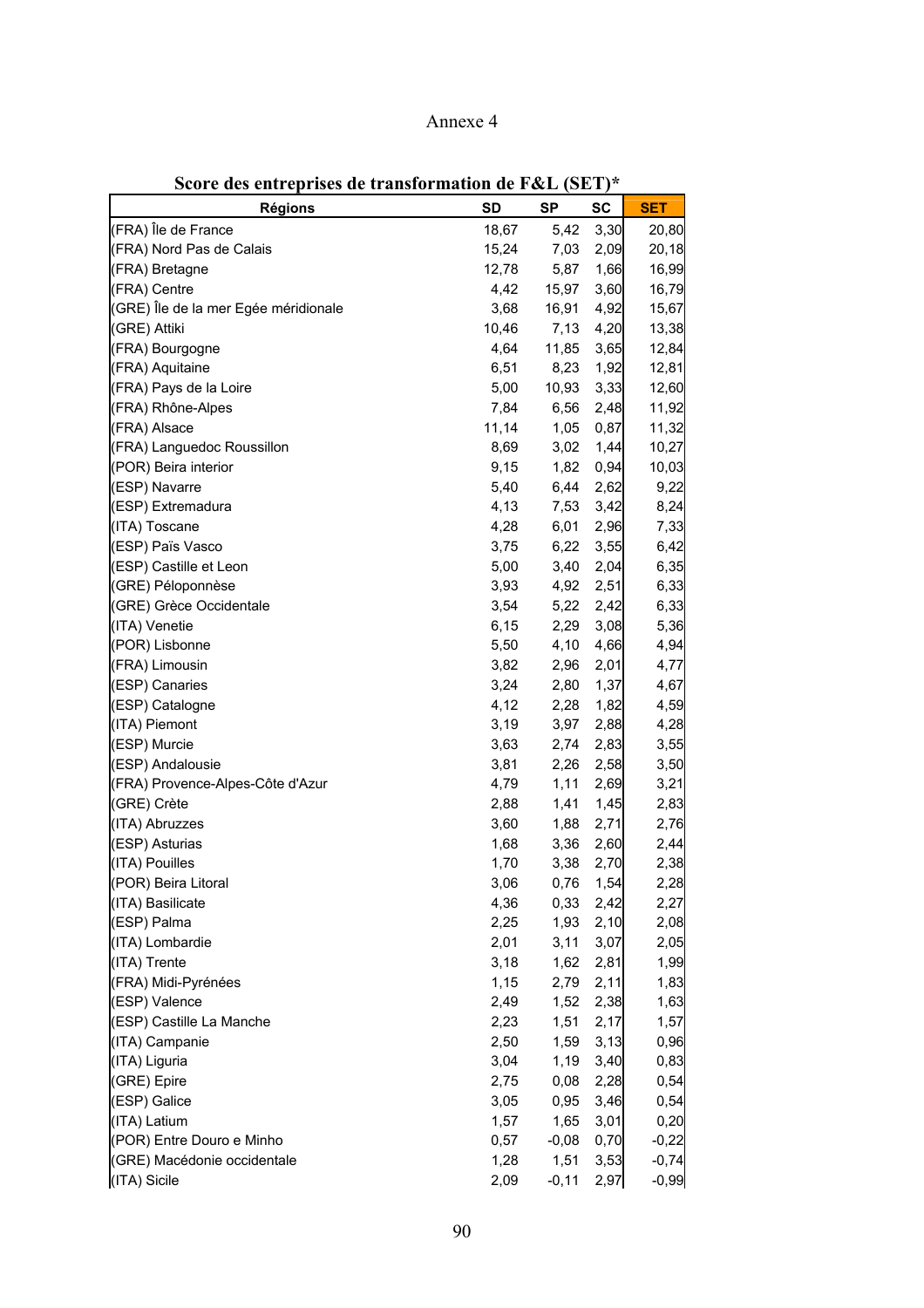Annexe 4

**Score des entreprises de transformation de F&L (SET)***

| Régions | SD | SP | SC | SET |
|---|---|---|---|---|
| (FRA) Île de France | 18,67 | 5,42 | 3,30 | 20,80 |
| (FRA) Nord Pas de Calais | 15,24 | 7,03 | 2,09 | 20,18 |
| (FRA) Bretagne | 12,78 | 5,87 | 1,66 | 16,99 |
| (FRA) Centre | 4,42 | 15,97 | 3,60 | 16,79 |
| (GRE) Île de la mer Egée méridionale | 3,68 | 16,91 | 4,92 | 15,67 |
| (GRE) Attiki | 10,46 | 7,13 | 4,20 | 13,38 |
| (FRA) Bourgogne | 4,64 | 11,85 | 3,65 | 12,84 |
| (FRA) Aquitaine | 6,51 | 8,23 | 1,92 | 12,81 |
| (FRA) Pays de la Loire | 5,00 | 10,93 | 3,33 | 12,60 |
| (FRA) Rhône-Alpes | 7,84 | 6,56 | 2,48 | 11,92 |
| (FRA) Alsace | 11,14 | 1,05 | 0,87 | 11,32 |
| (FRA) Languedoc Roussillon | 8,69 | 3,02 | 1,44 | 10,27 |
| (POR) Beira interior | 9,15 | 1,82 | 0,94 | 10,03 |
| (ESP) Navarre | 5,40 | 6,44 | 2,62 | 9,22 |
| (ESP) Extremadura | 4,13 | 7,53 | 3,42 | 8,24 |
| (ITA) Toscane | 4,28 | 6,01 | 2,96 | 7,33 |
| (ESP) Païs Vasco | 3,75 | 6,22 | 3,55 | 6,42 |
| (ESP) Castille et Leon | 5,00 | 3,40 | 2,04 | 6,35 |
| (GRE) Péloponnèse | 3,93 | 4,92 | 2,51 | 6,33 |
| (GRE) Grèce Occidentale | 3,54 | 5,22 | 2,42 | 6,33 |
| (ITA) Venetie | 6,15 | 2,29 | 3,08 | 5,36 |
| (POR) Lisbonne | 5,50 | 4,10 | 4,66 | 4,94 |
| (FRA) Limousin | 3,82 | 2,96 | 2,01 | 4,77 |
| (ESP) Canaries | 3,24 | 2,80 | 1,37 | 4,67 |
| (ESP) Catalogne | 4,12 | 2,28 | 1,82 | 4,59 |
| (ITA) Piemont | 3,19 | 3,97 | 2,88 | 4,28 |
| (ESP) Murcie | 3,63 | 2,74 | 2,83 | 3,55 |
| (ESP) Andalousie | 3,81 | 2,26 | 2,58 | 3,50 |
| (FRA) Provence-Alpes-Côte d'Azur | 4,79 | 1,11 | 2,69 | 3,21 |
| (GRE) Crète | 2,88 | 1,41 | 1,45 | 2,83 |
| (ITA) Abruzzes | 3,60 | 1,88 | 2,71 | 2,76 |
| (ESP) Asturias | 1,68 | 3,36 | 2,60 | 2,44 |
| (ITA) Pouilles | 1,70 | 3,38 | 2,70 | 2,38 |
| (POR) Beira Litoral | 3,06 | 0,76 | 1,54 | 2,28 |
| (ITA) Basilicate | 4,36 | 0,33 | 2,42 | 2,27 |
| (ESP) Palma | 2,25 | 1,93 | 2,10 | 2,08 |
| (ITA) Lombardie | 2,01 | 3,11 | 3,07 | 2,05 |
| (ITA) Trente | 3,18 | 1,62 | 2,81 | 1,99 |
| (FRA) Midi-Pyrénées | 1,15 | 2,79 | 2,11 | 1,83 |
| (ESP) Valence | 2,49 | 1,52 | 2,38 | 1,63 |
| (ESP) Castille La Manche | 2,23 | 1,51 | 2,17 | 1,57 |
| (ITA) Campanie | 2,50 | 1,59 | 3,13 | 0,96 |
| (ITA) Liguria | 3,04 | 1,19 | 3,40 | 0,83 |
| (GRE) Epire | 2,75 | 0,08 | 2,28 | 0,54 |
| (ESP) Galice | 3,05 | 0,95 | 3,46 | 0,54 |
| (ITA) Latium | 1,57 | 1,65 | 3,01 | 0,20 |
| (POR) Entre Douro e Minho | 0,57 | -0,08 | 0,70 | -0,22 |
| (GRE) Macédonie occidentale | 1,28 | 1,51 | 3,53 | -0,74 |
| (ITA) Sicile | 2,09 | -0,11 | 2,97 | -0,99 |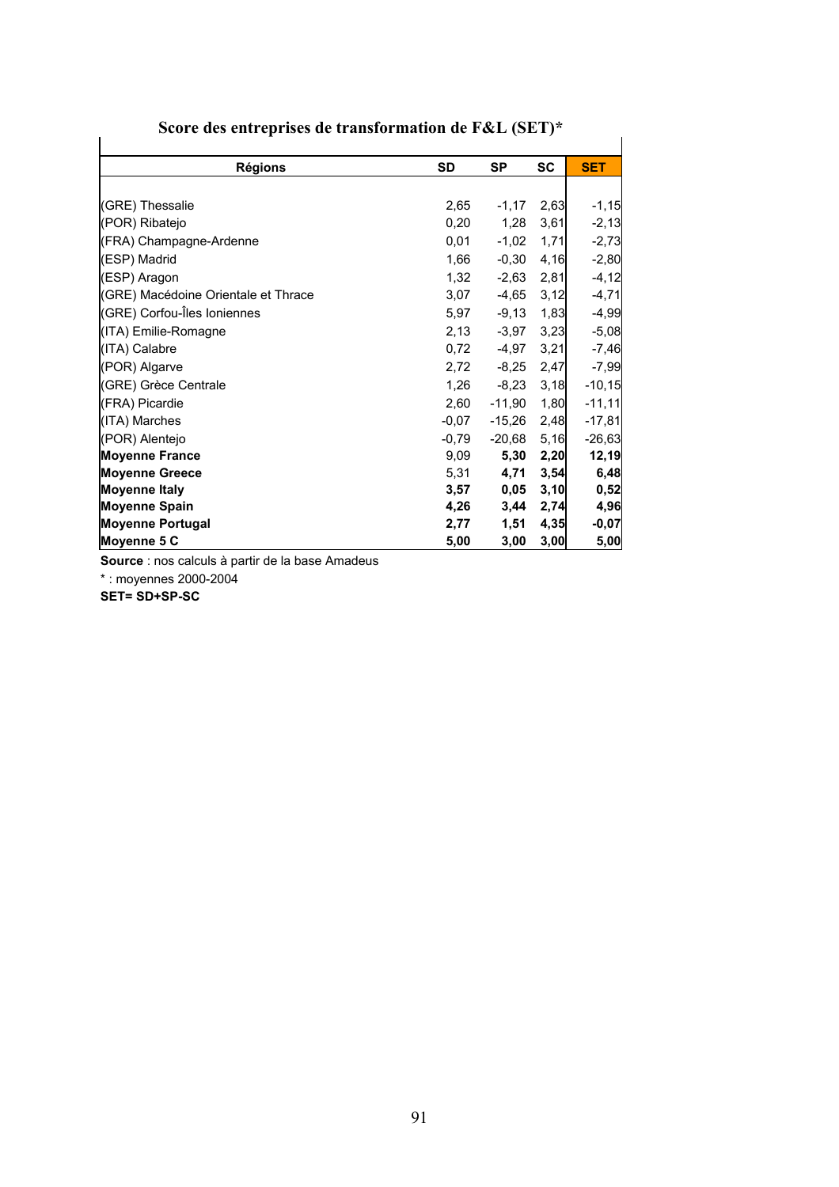**Score des entreprises de transformation de F&L (SET)***

| Régions | SD | SP | SC | SET |
|---|---|---|---|---|
| (GRE) Thessalie | 2,65 | -1,17 | 2,63 | -1,15 |
| (POR) Ribatejo | 0,20 | 1,28 | 3,61 | -2,13 |
| (FRA) Champagne-Ardenne | 0,01 | -1,02 | 1,71 | -2,73 |
| (ESP) Madrid | 1,66 | -0,30 | 4,16 | -2,80 |
| (ESP) Aragon | 1,32 | -2,63 | 2,81 | -4,12 |
| (GRE) Macédoine Orientale et Thrace | 3,07 | -4,65 | 3,12 | -4,71 |
| (GRE) Corfou-Îles Ioniennes | 5,97 | -9,13 | 1,83 | -4,99 |
| (ITA) Emilie-Romagne | 2,13 | -3,97 | 3,23 | -5,08 |
| (ITA) Calabre | 0,72 | -4,97 | 3,21 | -7,46 |
| (POR) Algarve | 2,72 | -8,25 | 2,47 | -7,99 |
| (GRE) Grèce Centrale | 1,26 | -8,23 | 3,18 | -10,15 |
| (FRA) Picardie | 2,60 | -11,90 | 1,80 | -11,11 |
| (ITA) Marches | -0,07 | -15,26 | 2,48 | -17,81 |
| (POR) Alentejo | -0,79 | -20,68 | 5,16 | -26,63 |
| **Moyenne France** | 9,09 | **5,30** | **2,20** | **12,19** |
| **Moyenne Greece** | 5,31 | **4,71** | **3,54** | **6,48** |
| **Moyenne Italy** | **3,57** | **0,05** | **3,10** | **0,52** |
| **Moyenne Spain** | **4,26** | **3,44** | **2,74** | **4,96** |
| **Moyenne Portugal** | **2,77** | **1,51** | **4,35** | **-0,07** |
| **Moyenne 5 C** | **5,00** | **3,00** | **3,00** | **5,00** |

**Source** : nos calculs à partir de la base Amadeus

* : moyennes 2000-2004

**SET= SD+SP-SC**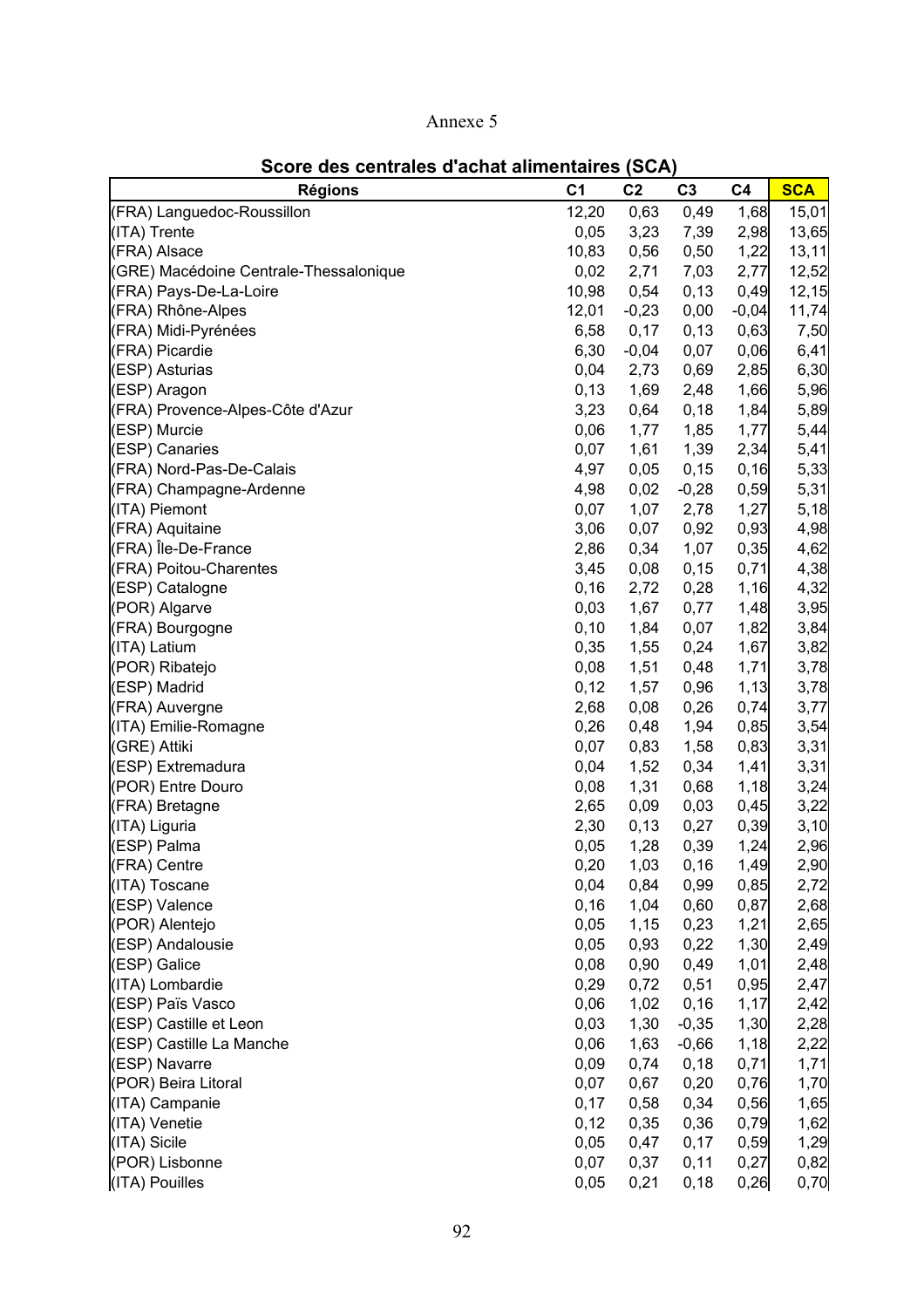Annexe 5

## Score des centrales d'achat alimentaires (SCA)

| Régions | C1 | C2 | C3 | C4 | SCA |
|---|---|---|---|---|---|
| (FRA) Languedoc-Roussillon | 12,20 | 0,63 | 0,49 | 1,68 | 15,01 |
| (ITA) Trente | 0,05 | 3,23 | 7,39 | 2,98 | 13,65 |
| (FRA) Alsace | 10,83 | 0,56 | 0,50 | 1,22 | 13,11 |
| (GRE) Macédoine Centrale-Thessalonique | 0,02 | 2,71 | 7,03 | 2,77 | 12,52 |
| (FRA) Pays-De-La-Loire | 10,98 | 0,54 | 0,13 | 0,49 | 12,15 |
| (FRA) Rhône-Alpes | 12,01 | -0,23 | 0,00 | -0,04 | 11,74 |
| (FRA) Midi-Pyrénées | 6,58 | 0,17 | 0,13 | 0,63 | 7,50 |
| (FRA) Picardie | 6,30 | -0,04 | 0,07 | 0,06 | 6,41 |
| (ESP) Asturias | 0,04 | 2,73 | 0,69 | 2,85 | 6,30 |
| (ESP) Aragon | 0,13 | 1,69 | 2,48 | 1,66 | 5,96 |
| (FRA) Provence-Alpes-Côte d'Azur | 3,23 | 0,64 | 0,18 | 1,84 | 5,89 |
| (ESP) Murcie | 0,06 | 1,77 | 1,85 | 1,77 | 5,44 |
| (ESP) Canaries | 0,07 | 1,61 | 1,39 | 2,34 | 5,41 |
| (FRA) Nord-Pas-De-Calais | 4,97 | 0,05 | 0,15 | 0,16 | 5,33 |
| (FRA) Champagne-Ardenne | 4,98 | 0,02 | -0,28 | 0,59 | 5,31 |
| (ITA) Piemont | 0,07 | 1,07 | 2,78 | 1,27 | 5,18 |
| (FRA) Aquitaine | 3,06 | 0,07 | 0,92 | 0,93 | 4,98 |
| (FRA) Île-De-France | 2,86 | 0,34 | 1,07 | 0,35 | 4,62 |
| (FRA) Poitou-Charentes | 3,45 | 0,08 | 0,15 | 0,71 | 4,38 |
| (ESP) Catalogne | 0,16 | 2,72 | 0,28 | 1,16 | 4,32 |
| (POR) Algarve | 0,03 | 1,67 | 0,77 | 1,48 | 3,95 |
| (FRA) Bourgogne | 0,10 | 1,84 | 0,07 | 1,82 | 3,84 |
| (ITA) Latium | 0,35 | 1,55 | 0,24 | 1,67 | 3,82 |
| (POR) Ribatejo | 0,08 | 1,51 | 0,48 | 1,71 | 3,78 |
| (ESP) Madrid | 0,12 | 1,57 | 0,96 | 1,13 | 3,78 |
| (FRA) Auvergne | 2,68 | 0,08 | 0,26 | 0,74 | 3,77 |
| (ITA) Emilie-Romagne | 0,26 | 0,48 | 1,94 | 0,85 | 3,54 |
| (GRE) Attiki | 0,07 | 0,83 | 1,58 | 0,83 | 3,31 |
| (ESP) Extremadura | 0,04 | 1,52 | 0,34 | 1,41 | 3,31 |
| (POR) Entre Douro | 0,08 | 1,31 | 0,68 | 1,18 | 3,24 |
| (FRA) Bretagne | 2,65 | 0,09 | 0,03 | 0,45 | 3,22 |
| (ITA) Liguria | 2,30 | 0,13 | 0,27 | 0,39 | 3,10 |
| (ESP) Palma | 0,05 | 1,28 | 0,39 | 1,24 | 2,96 |
| (FRA) Centre | 0,20 | 1,03 | 0,16 | 1,49 | 2,90 |
| (ITA) Toscane | 0,04 | 0,84 | 0,99 | 0,85 | 2,72 |
| (ESP) Valence | 0,16 | 1,04 | 0,60 | 0,87 | 2,68 |
| (POR) Alentejo | 0,05 | 1,15 | 0,23 | 1,21 | 2,65 |
| (ESP) Andalousie | 0,05 | 0,93 | 0,22 | 1,30 | 2,49 |
| (ESP) Galice | 0,08 | 0,90 | 0,49 | 1,01 | 2,48 |
| (ITA) Lombardie | 0,29 | 0,72 | 0,51 | 0,95 | 2,47 |
| (ESP) Païs Vasco | 0,06 | 1,02 | 0,16 | 1,17 | 2,42 |
| (ESP) Castille et Leon | 0,03 | 1,30 | -0,35 | 1,30 | 2,28 |
| (ESP) Castille La Manche | 0,06 | 1,63 | -0,66 | 1,18 | 2,22 |
| (ESP) Navarre | 0,09 | 0,74 | 0,18 | 0,71 | 1,71 |
| (POR) Beira Litoral | 0,07 | 0,67 | 0,20 | 0,76 | 1,70 |
| (ITA) Campanie | 0,17 | 0,58 | 0,34 | 0,56 | 1,65 |
| (ITA) Venetie | 0,12 | 0,35 | 0,36 | 0,79 | 1,62 |
| (ITA) Sicile | 0,05 | 0,47 | 0,17 | 0,59 | 1,29 |
| (POR) Lisbonne | 0,07 | 0,37 | 0,11 | 0,27 | 0,82 |
| (ITA) Pouilles | 0,05 | 0,21 | 0,18 | 0,26 | 0,70 |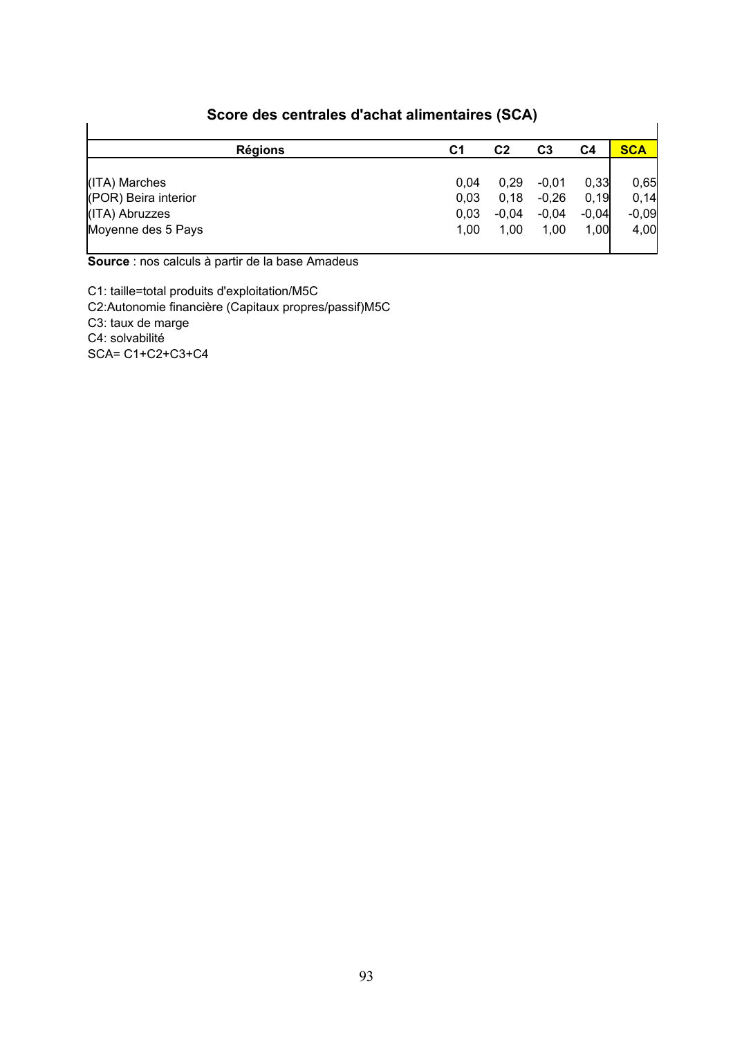## Score des centrales d'achat alimentaires (SCA)

| Régions | C1 | C2 | C3 | C4 | SCA |
|---|---|---|---|---|---|
| (ITA) Marches | 0,04 | 0,29 | -0,01 | 0,33 | 0,65 |
| (POR) Beira interior | 0,03 | 0,18 | -0,26 | 0,19 | 0,14 |
| (ITA) Abruzzes | 0,03 | -0,04 | -0,04 | -0,04 | -0,09 |
| Moyenne des 5 Pays | 1,00 | 1,00 | 1,00 | 1,00 | 4,00 |

**Source** : nos calculs à partir de la base Amadeus

C1: taille=total produits d'exploitation/M5C
C2:Autonomie financière (Capitaux propres/passif)M5C
C3: taux de marge
C4: solvabilité
SCA= C1+C2+C3+C4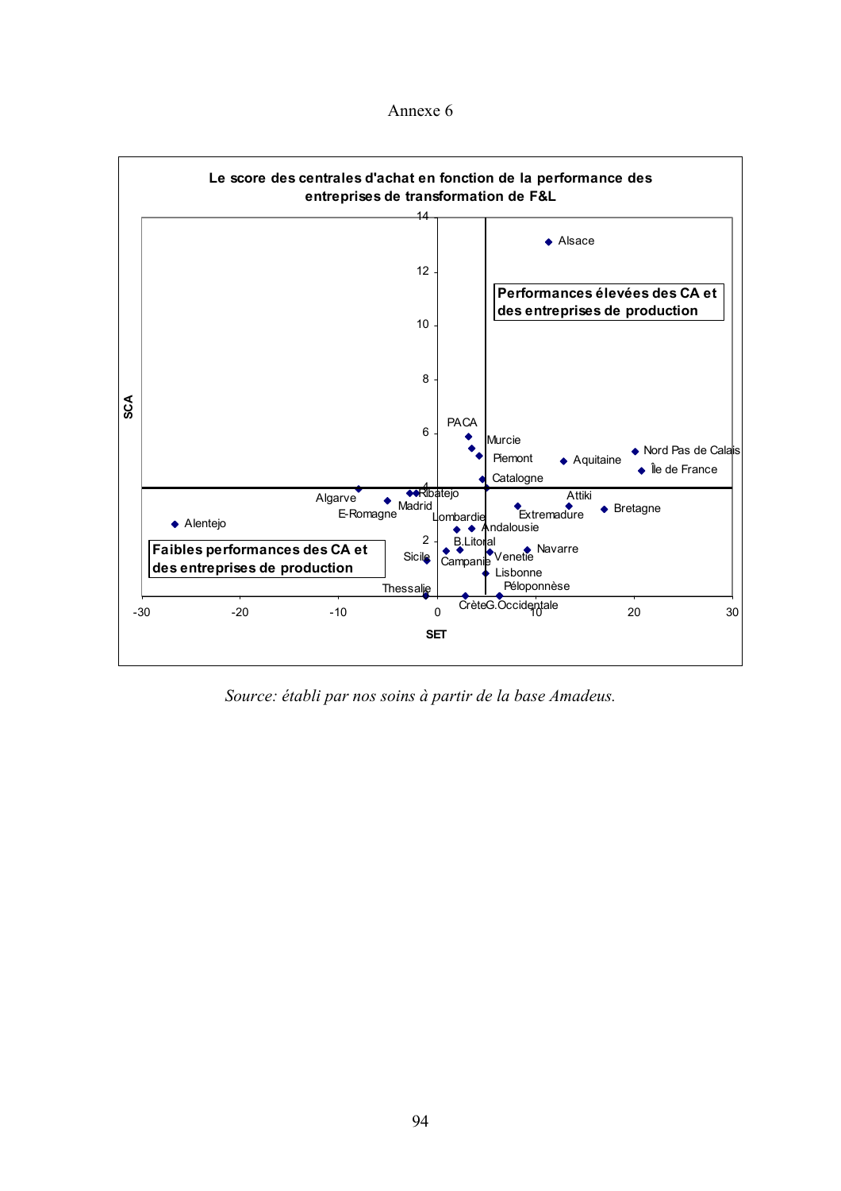Annexe 6

**Le score des centrales d'achat en fonction de la performance des entreprises de transformation de F&L**

SCA (axe vertical, 0 à 14) ; SET (axe horizontal, -30 à 30)

Performances élevées des CA et des entreprises de production

Faibles performances des CA et des entreprises de production

Alsace, PACA, Murcie, Piemont, Aquitaine, Nord Pas de Calais, Île de France, Catalogne, Algarve, Ribatejo, Attiki, Madrid, E-Romagne, Extremadure, Bretagne, Lombardie, Alentejo, Andalousie, B.Litoral, Navarre, Sicile, Campanie, Venetie, Lisbonne, Péloponnèse, Thessalie, Crète, G.Occidentale

*Source: établi par nos soins à partir de la base Amadeus.*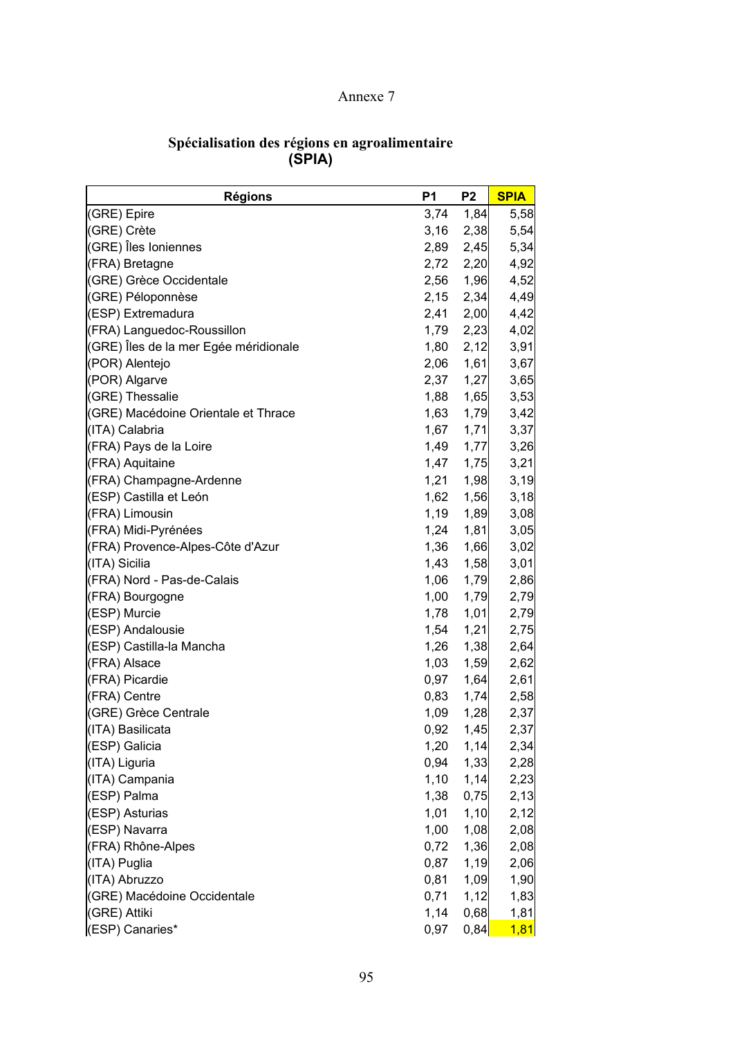Annexe 7

## Spécialisation des régions en agroalimentaire (SPIA)

| Régions | P1 | P2 | SPIA |
|---|---|---|---|
| (GRE) Epire | 3,74 | 1,84 | 5,58 |
| (GRE) Crète | 3,16 | 2,38 | 5,54 |
| (GRE) Îles Ioniennes | 2,89 | 2,45 | 5,34 |
| (FRA) Bretagne | 2,72 | 2,20 | 4,92 |
| (GRE) Grèce Occidentale | 2,56 | 1,96 | 4,52 |
| (GRE) Péloponnèse | 2,15 | 2,34 | 4,49 |
| (ESP) Extremadura | 2,41 | 2,00 | 4,42 |
| (FRA) Languedoc-Roussillon | 1,79 | 2,23 | 4,02 |
| (GRE) Îles de la mer Egée méridionale | 1,80 | 2,12 | 3,91 |
| (POR) Alentejo | 2,06 | 1,61 | 3,67 |
| (POR) Algarve | 2,37 | 1,27 | 3,65 |
| (GRE) Thessalie | 1,88 | 1,65 | 3,53 |
| (GRE) Macédoine Orientale et Thrace | 1,63 | 1,79 | 3,42 |
| (ITA) Calabria | 1,67 | 1,71 | 3,37 |
| (FRA) Pays de la Loire | 1,49 | 1,77 | 3,26 |
| (FRA) Aquitaine | 1,47 | 1,75 | 3,21 |
| (FRA) Champagne-Ardenne | 1,21 | 1,98 | 3,19 |
| (ESP) Castilla et León | 1,62 | 1,56 | 3,18 |
| (FRA) Limousin | 1,19 | 1,89 | 3,08 |
| (FRA) Midi-Pyrénées | 1,24 | 1,81 | 3,05 |
| (FRA) Provence-Alpes-Côte d'Azur | 1,36 | 1,66 | 3,02 |
| (ITA) Sicilia | 1,43 | 1,58 | 3,01 |
| (FRA) Nord - Pas-de-Calais | 1,06 | 1,79 | 2,86 |
| (FRA) Bourgogne | 1,00 | 1,79 | 2,79 |
| (ESP) Murcie | 1,78 | 1,01 | 2,79 |
| (ESP) Andalousie | 1,54 | 1,21 | 2,75 |
| (ESP) Castilla-la Mancha | 1,26 | 1,38 | 2,64 |
| (FRA) Alsace | 1,03 | 1,59 | 2,62 |
| (FRA) Picardie | 0,97 | 1,64 | 2,61 |
| (FRA) Centre | 0,83 | 1,74 | 2,58 |
| (GRE) Grèce Centrale | 1,09 | 1,28 | 2,37 |
| (ITA) Basilicata | 0,92 | 1,45 | 2,37 |
| (ESP) Galicia | 1,20 | 1,14 | 2,34 |
| (ITA) Liguria | 0,94 | 1,33 | 2,28 |
| (ITA) Campania | 1,10 | 1,14 | 2,23 |
| (ESP) Palma | 1,38 | 0,75 | 2,13 |
| (ESP) Asturias | 1,01 | 1,10 | 2,12 |
| (ESP) Navarra | 1,00 | 1,08 | 2,08 |
| (FRA) Rhône-Alpes | 0,72 | 1,36 | 2,08 |
| (ITA) Puglia | 0,87 | 1,19 | 2,06 |
| (ITA) Abruzzo | 0,81 | 1,09 | 1,90 |
| (GRE) Macédoine Occidentale | 0,71 | 1,12 | 1,83 |
| (GRE) Attiki | 1,14 | 0,68 | 1,81 |
| (ESP) Canaries* | 0,97 | 0,84 | 1,81 |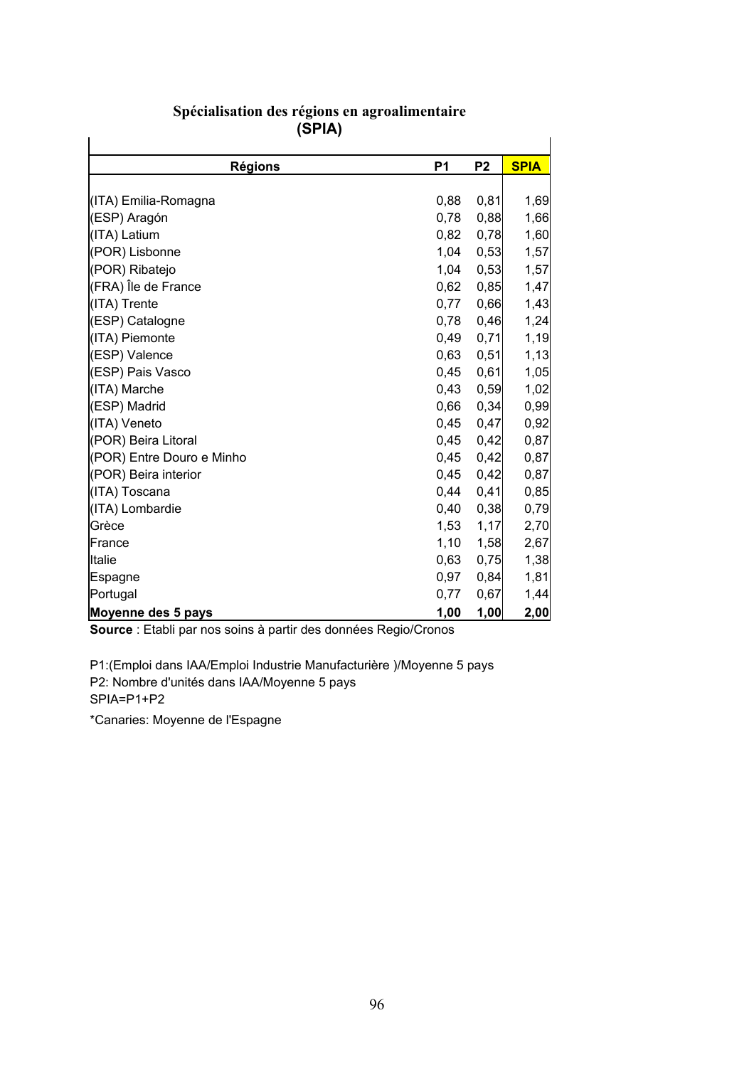**Spécialisation des régions en agroalimentaire**
**(SPIA)**

| Régions | P1 | P2 | SPIA |
|---|---|---|---|
| (ITA) Emilia-Romagna | 0,88 | 0,81 | 1,69 |
| (ESP) Aragón | 0,78 | 0,88 | 1,66 |
| (ITA) Latium | 0,82 | 0,78 | 1,60 |
| (POR) Lisbonne | 1,04 | 0,53 | 1,57 |
| (POR) Ribatejo | 1,04 | 0,53 | 1,57 |
| (FRA) Île de France | 0,62 | 0,85 | 1,47 |
| (ITA) Trente | 0,77 | 0,66 | 1,43 |
| (ESP) Catalogne | 0,78 | 0,46 | 1,24 |
| (ITA) Piemonte | 0,49 | 0,71 | 1,19 |
| (ESP) Valence | 0,63 | 0,51 | 1,13 |
| (ESP) Pais Vasco | 0,45 | 0,61 | 1,05 |
| (ITA) Marche | 0,43 | 0,59 | 1,02 |
| (ESP) Madrid | 0,66 | 0,34 | 0,99 |
| (ITA) Veneto | 0,45 | 0,47 | 0,92 |
| (POR) Beira Litoral | 0,45 | 0,42 | 0,87 |
| (POR) Entre Douro e Minho | 0,45 | 0,42 | 0,87 |
| (POR) Beira interior | 0,45 | 0,42 | 0,87 |
| (ITA) Toscana | 0,44 | 0,41 | 0,85 |
| (ITA) Lombardie | 0,40 | 0,38 | 0,79 |
| Grèce | 1,53 | 1,17 | 2,70 |
| France | 1,10 | 1,58 | 2,67 |
| Italie | 0,63 | 0,75 | 1,38 |
| Espagne | 0,97 | 0,84 | 1,81 |
| Portugal | 0,77 | 0,67 | 1,44 |
| **Moyenne des 5 pays** | **1,00** | **1,00** | **2,00** |

**Source** : Etabli par nos soins à partir des données Regio/Cronos

P1:(Emploi dans IAA/Emploi Industrie Manufacturière )/Moyenne 5 pays
P2: Nombre d'unités dans IAA/Moyenne 5 pays
SPIA=P1+P2

*Canaries: Moyenne de l'Espagne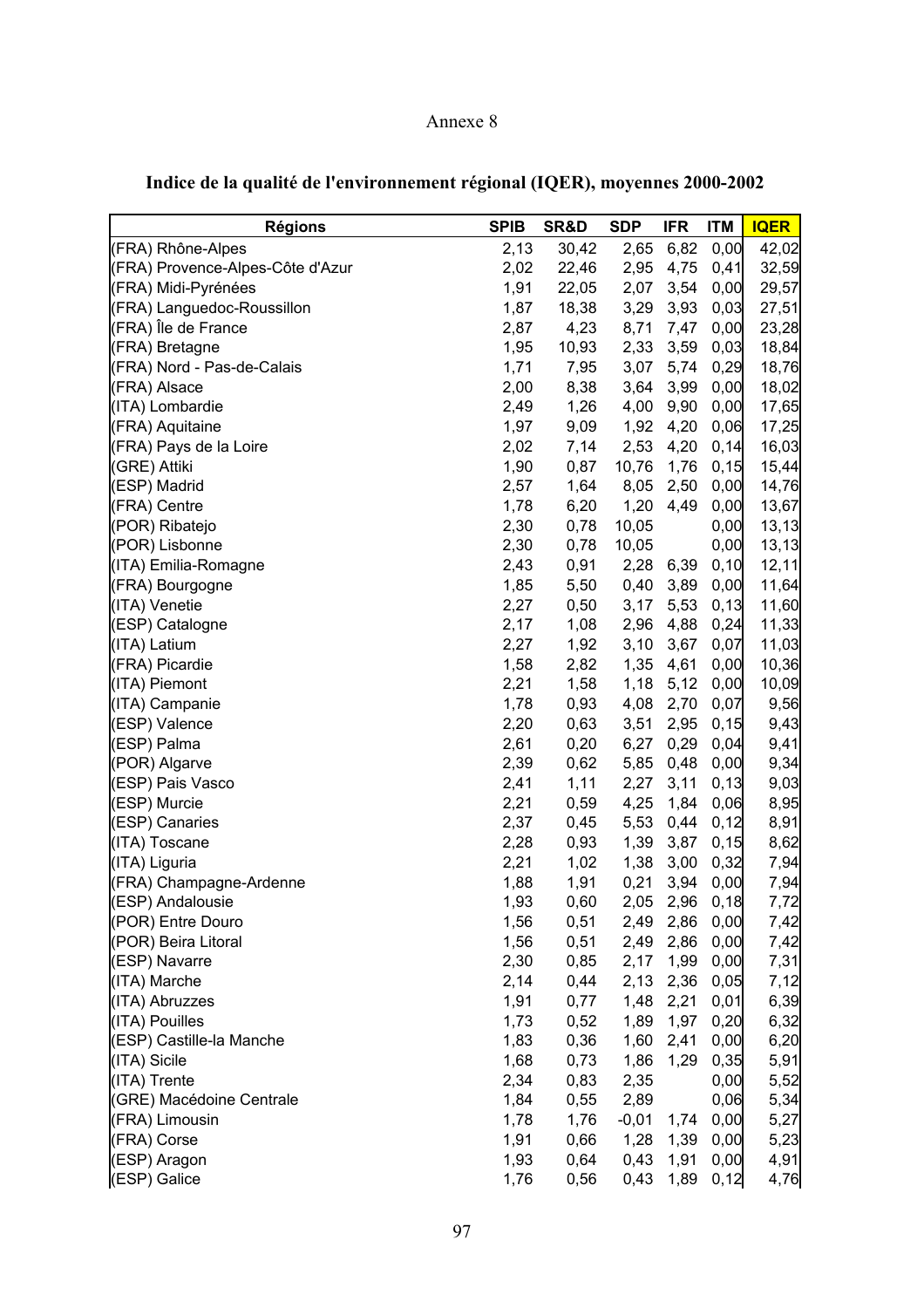Annexe 8

## Indice de la qualité de l'environnement régional (IQER), moyennes 2000-2002

| Régions | SPIB | SR&D | SDP | IFR | ITM | IQER |
|---|---|---|---|---|---|---|
| (FRA) Rhône-Alpes | 2,13 | 30,42 | 2,65 | 6,82 | 0,00 | 42,02 |
| (FRA) Provence-Alpes-Côte d'Azur | 2,02 | 22,46 | 2,95 | 4,75 | 0,41 | 32,59 |
| (FRA) Midi-Pyrénées | 1,91 | 22,05 | 2,07 | 3,54 | 0,00 | 29,57 |
| (FRA) Languedoc-Roussillon | 1,87 | 18,38 | 3,29 | 3,93 | 0,03 | 27,51 |
| (FRA) Île de France | 2,87 | 4,23 | 8,71 | 7,47 | 0,00 | 23,28 |
| (FRA) Bretagne | 1,95 | 10,93 | 2,33 | 3,59 | 0,03 | 18,84 |
| (FRA) Nord - Pas-de-Calais | 1,71 | 7,95 | 3,07 | 5,74 | 0,29 | 18,76 |
| (FRA) Alsace | 2,00 | 8,38 | 3,64 | 3,99 | 0,00 | 18,02 |
| (ITA) Lombardie | 2,49 | 1,26 | 4,00 | 9,90 | 0,00 | 17,65 |
| (FRA) Aquitaine | 1,97 | 9,09 | 1,92 | 4,20 | 0,06 | 17,25 |
| (FRA) Pays de la Loire | 2,02 | 7,14 | 2,53 | 4,20 | 0,14 | 16,03 |
| (GRE) Attiki | 1,90 | 0,87 | 10,76 | 1,76 | 0,15 | 15,44 |
| (ESP) Madrid | 2,57 | 1,64 | 8,05 | 2,50 | 0,00 | 14,76 |
| (FRA) Centre | 1,78 | 6,20 | 1,20 | 4,49 | 0,00 | 13,67 |
| (POR) Ribatejo | 2,30 | 0,78 | 10,05 | | 0,00 | 13,13 |
| (POR) Lisbonne | 2,30 | 0,78 | 10,05 | | 0,00 | 13,13 |
| (ITA) Emilia-Romagne | 2,43 | 0,91 | 2,28 | 6,39 | 0,10 | 12,11 |
| (FRA) Bourgogne | 1,85 | 5,50 | 0,40 | 3,89 | 0,00 | 11,64 |
| (ITA) Venetie | 2,27 | 0,50 | 3,17 | 5,53 | 0,13 | 11,60 |
| (ESP) Catalogne | 2,17 | 1,08 | 2,96 | 4,88 | 0,24 | 11,33 |
| (ITA) Latium | 2,27 | 1,92 | 3,10 | 3,67 | 0,07 | 11,03 |
| (FRA) Picardie | 1,58 | 2,82 | 1,35 | 4,61 | 0,00 | 10,36 |
| (ITA) Piemont | 2,21 | 1,58 | 1,18 | 5,12 | 0,00 | 10,09 |
| (ITA) Campanie | 1,78 | 0,93 | 4,08 | 2,70 | 0,07 | 9,56 |
| (ESP) Valence | 2,20 | 0,63 | 3,51 | 2,95 | 0,15 | 9,43 |
| (ESP) Palma | 2,61 | 0,20 | 6,27 | 0,29 | 0,04 | 9,41 |
| (POR) Algarve | 2,39 | 0,62 | 5,85 | 0,48 | 0,00 | 9,34 |
| (ESP) Pais Vasco | 2,41 | 1,11 | 2,27 | 3,11 | 0,13 | 9,03 |
| (ESP) Murcie | 2,21 | 0,59 | 4,25 | 1,84 | 0,06 | 8,95 |
| (ESP) Canaries | 2,37 | 0,45 | 5,53 | 0,44 | 0,12 | 8,91 |
| (ITA) Toscane | 2,28 | 0,93 | 1,39 | 3,87 | 0,15 | 8,62 |
| (ITA) Liguria | 2,21 | 1,02 | 1,38 | 3,00 | 0,32 | 7,94 |
| (FRA) Champagne-Ardenne | 1,88 | 1,91 | 0,21 | 3,94 | 0,00 | 7,94 |
| (ESP) Andalousie | 1,93 | 0,60 | 2,05 | 2,96 | 0,18 | 7,72 |
| (POR) Entre Douro | 1,56 | 0,51 | 2,49 | 2,86 | 0,00 | 7,42 |
| (POR) Beira Litoral | 1,56 | 0,51 | 2,49 | 2,86 | 0,00 | 7,42 |
| (ESP) Navarre | 2,30 | 0,85 | 2,17 | 1,99 | 0,00 | 7,31 |
| (ITA) Marche | 2,14 | 0,44 | 2,13 | 2,36 | 0,05 | 7,12 |
| (ITA) Abruzzes | 1,91 | 0,77 | 1,48 | 2,21 | 0,01 | 6,39 |
| (ITA) Pouilles | 1,73 | 0,52 | 1,89 | 1,97 | 0,20 | 6,32 |
| (ESP) Castille-la Manche | 1,83 | 0,36 | 1,60 | 2,41 | 0,00 | 6,20 |
| (ITA) Sicile | 1,68 | 0,73 | 1,86 | 1,29 | 0,35 | 5,91 |
| (ITA) Trente | 2,34 | 0,83 | 2,35 | | 0,00 | 5,52 |
| (GRE) Macédoine Centrale | 1,84 | 0,55 | 2,89 | | 0,06 | 5,34 |
| (FRA) Limousin | 1,78 | 1,76 | -0,01 | 1,74 | 0,00 | 5,27 |
| (FRA) Corse | 1,91 | 0,66 | 1,28 | 1,39 | 0,00 | 5,23 |
| (ESP) Aragon | 1,93 | 0,64 | 0,43 | 1,91 | 0,00 | 4,91 |
| (ESP) Galice | 1,76 | 0,56 | 0,43 | 1,89 | 0,12 | 4,76 |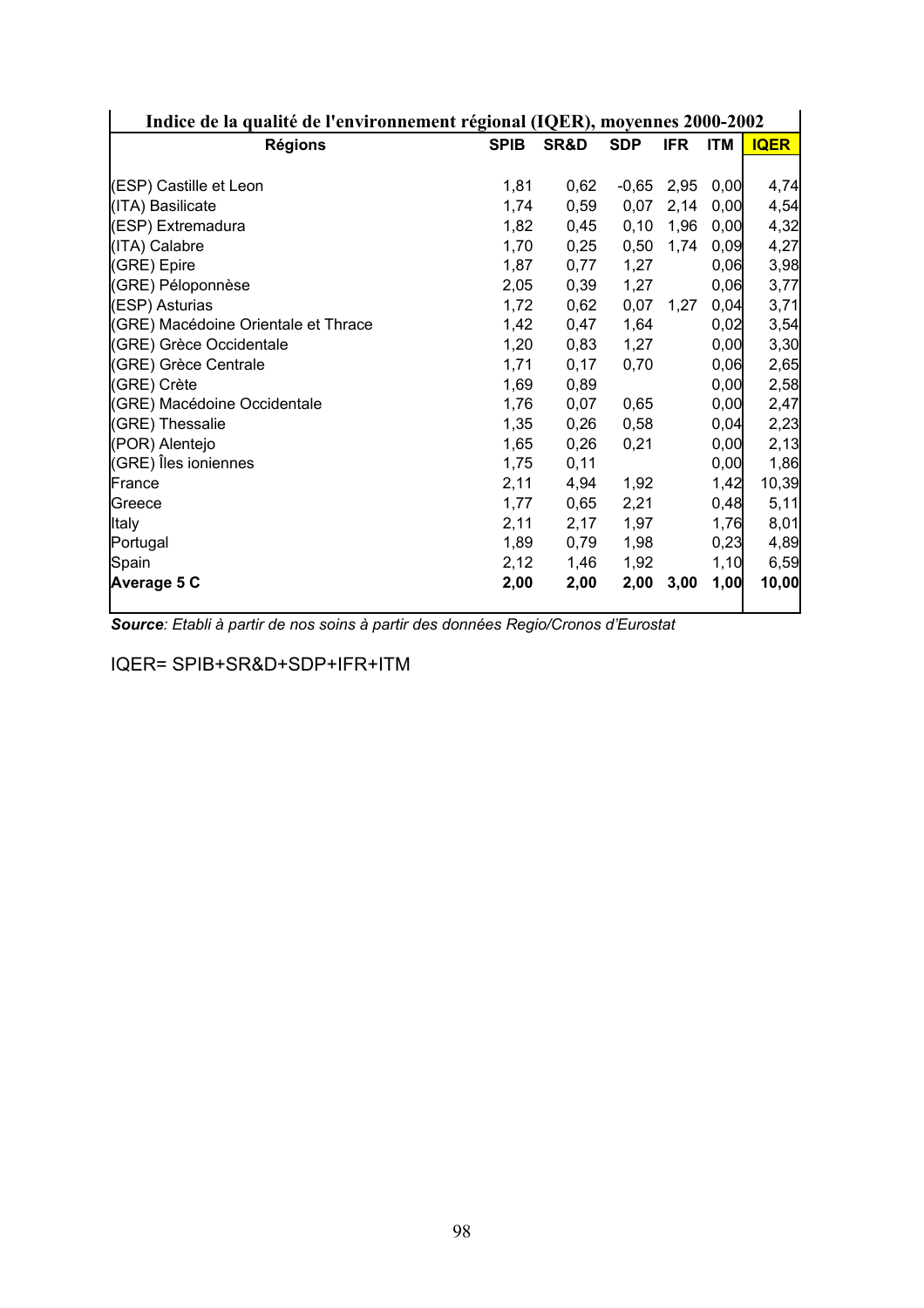**Indice de la qualité de l'environnement régional (IQER), moyennes 2000-2002**

| Régions | SPIB | SR&D | SDP | IFR | ITM | IQER |
|---|---|---|---|---|---|---|
| (ESP) Castille et Leon | 1,81 | 0,62 | -0,65 | 2,95 | 0,00 | 4,74 |
| (ITA) Basilicate | 1,74 | 0,59 | 0,07 | 2,14 | 0,00 | 4,54 |
| (ESP) Extremadura | 1,82 | 0,45 | 0,10 | 1,96 | 0,00 | 4,32 |
| (ITA) Calabre | 1,70 | 0,25 | 0,50 | 1,74 | 0,09 | 4,27 |
| (GRE) Epire | 1,87 | 0,77 | 1,27 | | 0,06 | 3,98 |
| (GRE) Péloponnèse | 2,05 | 0,39 | 1,27 | | 0,06 | 3,77 |
| (ESP) Asturias | 1,72 | 0,62 | 0,07 | 1,27 | 0,04 | 3,71 |
| (GRE) Macédoine Orientale et Thrace | 1,42 | 0,47 | 1,64 | | 0,02 | 3,54 |
| (GRE) Grèce Occidentale | 1,20 | 0,83 | 1,27 | | 0,00 | 3,30 |
| (GRE) Grèce Centrale | 1,71 | 0,17 | 0,70 | | 0,06 | 2,65 |
| (GRE) Crète | 1,69 | 0,89 | | | 0,00 | 2,58 |
| (GRE) Macédoine Occidentale | 1,76 | 0,07 | 0,65 | | 0,00 | 2,47 |
| (GRE) Thessalie | 1,35 | 0,26 | 0,58 | | 0,04 | 2,23 |
| (POR) Alentejo | 1,65 | 0,26 | 0,21 | | 0,00 | 2,13 |
| (GRE) Îles ioniennes | 1,75 | 0,11 | | | 0,00 | 1,86 |
| France | 2,11 | 4,94 | 1,92 | | 1,42 | 10,39 |
| Greece | 1,77 | 0,65 | 2,21 | | 0,48 | 5,11 |
| Italy | 2,11 | 2,17 | 1,97 | | 1,76 | 8,01 |
| Portugal | 1,89 | 0,79 | 1,98 | | 0,23 | 4,89 |
| Spain | 2,12 | 1,46 | 1,92 | | 1,10 | 6,59 |
| **Average 5 C** | **2,00** | **2,00** | **2,00** | **3,00** | **1,00** | **10,00** |

***Source****: Etabli à partir de nos soins à partir des données Regio/Cronos d'Eurostat*

IQER= SPIB+SR&D+SDP+IFR+ITM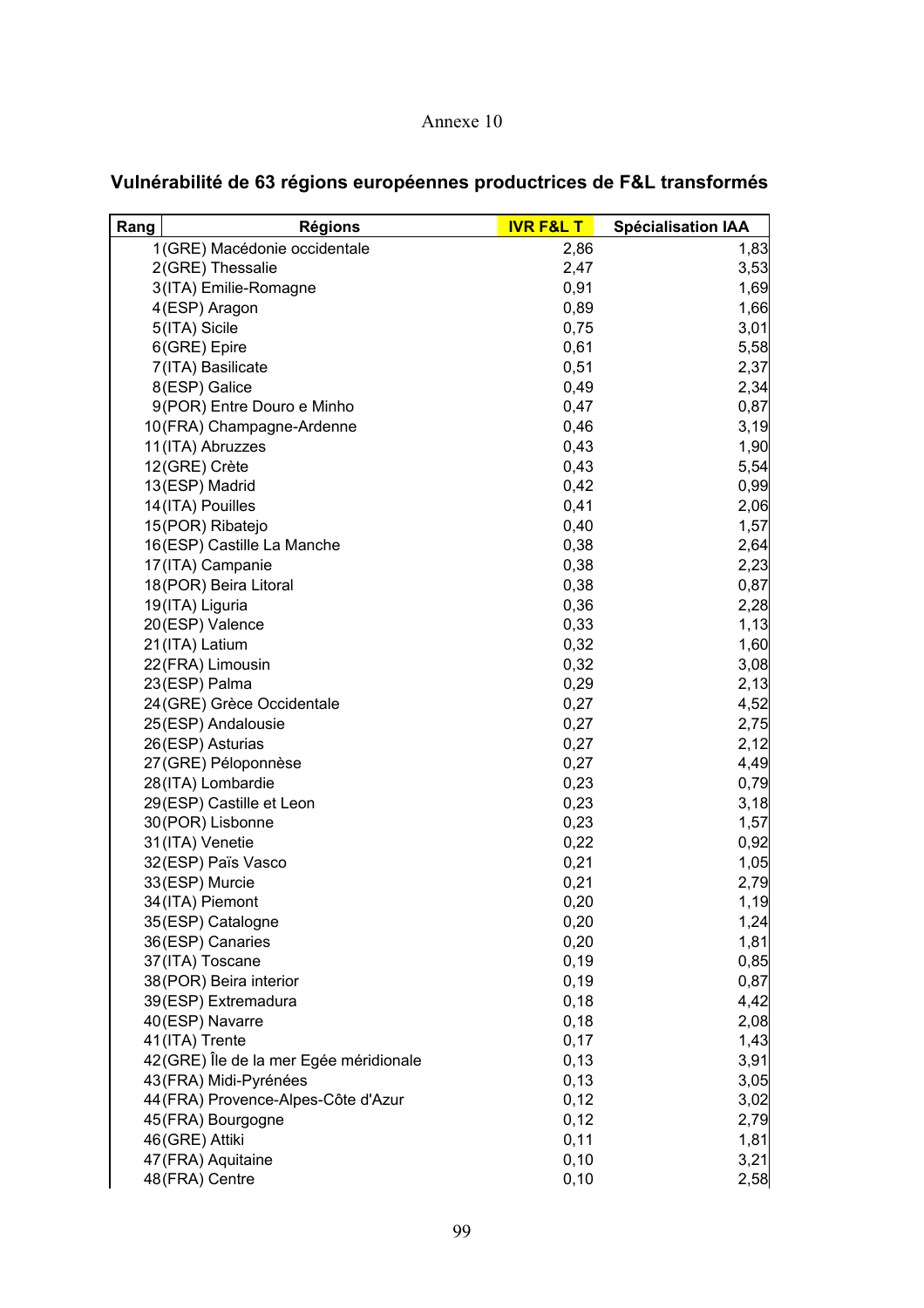Annexe 10

## Vulnérabilité de 63 régions européennes productrices de F&L transformés

| Rang | Régions | IVR F&L T | Spécialisation IAA |
|---|---|---|---|
| 1 | (GRE) Macédonie occidentale | 2,86 | 1,83 |
| 2 | (GRE) Thessalie | 2,47 | 3,53 |
| 3 | (ITA) Emilie-Romagne | 0,91 | 1,69 |
| 4 | (ESP) Aragon | 0,89 | 1,66 |
| 5 | (ITA) Sicile | 0,75 | 3,01 |
| 6 | (GRE) Epire | 0,61 | 5,58 |
| 7 | (ITA) Basilicate | 0,51 | 2,37 |
| 8 | (ESP) Galice | 0,49 | 2,34 |
| 9 | (POR) Entre Douro e Minho | 0,47 | 0,87 |
| 10 | (FRA) Champagne-Ardenne | 0,46 | 3,19 |
| 11 | (ITA) Abruzzes | 0,43 | 1,90 |
| 12 | (GRE) Crète | 0,43 | 5,54 |
| 13 | (ESP) Madrid | 0,42 | 0,99 |
| 14 | (ITA) Pouilles | 0,41 | 2,06 |
| 15 | (POR) Ribatejo | 0,40 | 1,57 |
| 16 | (ESP) Castille La Manche | 0,38 | 2,64 |
| 17 | (ITA) Campanie | 0,38 | 2,23 |
| 18 | (POR) Beira Litoral | 0,38 | 0,87 |
| 19 | (ITA) Liguria | 0,36 | 2,28 |
| 20 | (ESP) Valence | 0,33 | 1,13 |
| 21 | (ITA) Latium | 0,32 | 1,60 |
| 22 | (FRA) Limousin | 0,32 | 3,08 |
| 23 | (ESP) Palma | 0,29 | 2,13 |
| 24 | (GRE) Grèce Occidentale | 0,27 | 4,52 |
| 25 | (ESP) Andalousie | 0,27 | 2,75 |
| 26 | (ESP) Asturias | 0,27 | 2,12 |
| 27 | (GRE) Péloponnèse | 0,27 | 4,49 |
| 28 | (ITA) Lombardie | 0,23 | 0,79 |
| 29 | (ESP) Castille et Leon | 0,23 | 3,18 |
| 30 | (POR) Lisbonne | 0,23 | 1,57 |
| 31 | (ITA) Venetie | 0,22 | 0,92 |
| 32 | (ESP) Païs Vasco | 0,21 | 1,05 |
| 33 | (ESP) Murcie | 0,21 | 2,79 |
| 34 | (ITA) Piemont | 0,20 | 1,19 |
| 35 | (ESP) Catalogne | 0,20 | 1,24 |
| 36 | (ESP) Canaries | 0,20 | 1,81 |
| 37 | (ITA) Toscane | 0,19 | 0,85 |
| 38 | (POR) Beira interior | 0,19 | 0,87 |
| 39 | (ESP) Extremadura | 0,18 | 4,42 |
| 40 | (ESP) Navarre | 0,18 | 2,08 |
| 41 | (ITA) Trente | 0,17 | 1,43 |
| 42 | (GRE) Île de la mer Egée méridionale | 0,13 | 3,91 |
| 43 | (FRA) Midi-Pyrénées | 0,13 | 3,05 |
| 44 | (FRA) Provence-Alpes-Côte d'Azur | 0,12 | 3,02 |
| 45 | (FRA) Bourgogne | 0,12 | 2,79 |
| 46 | (GRE) Attiki | 0,11 | 1,81 |
| 47 | (FRA) Aquitaine | 0,10 | 3,21 |
| 48 | (FRA) Centre | 0,10 | 2,58 |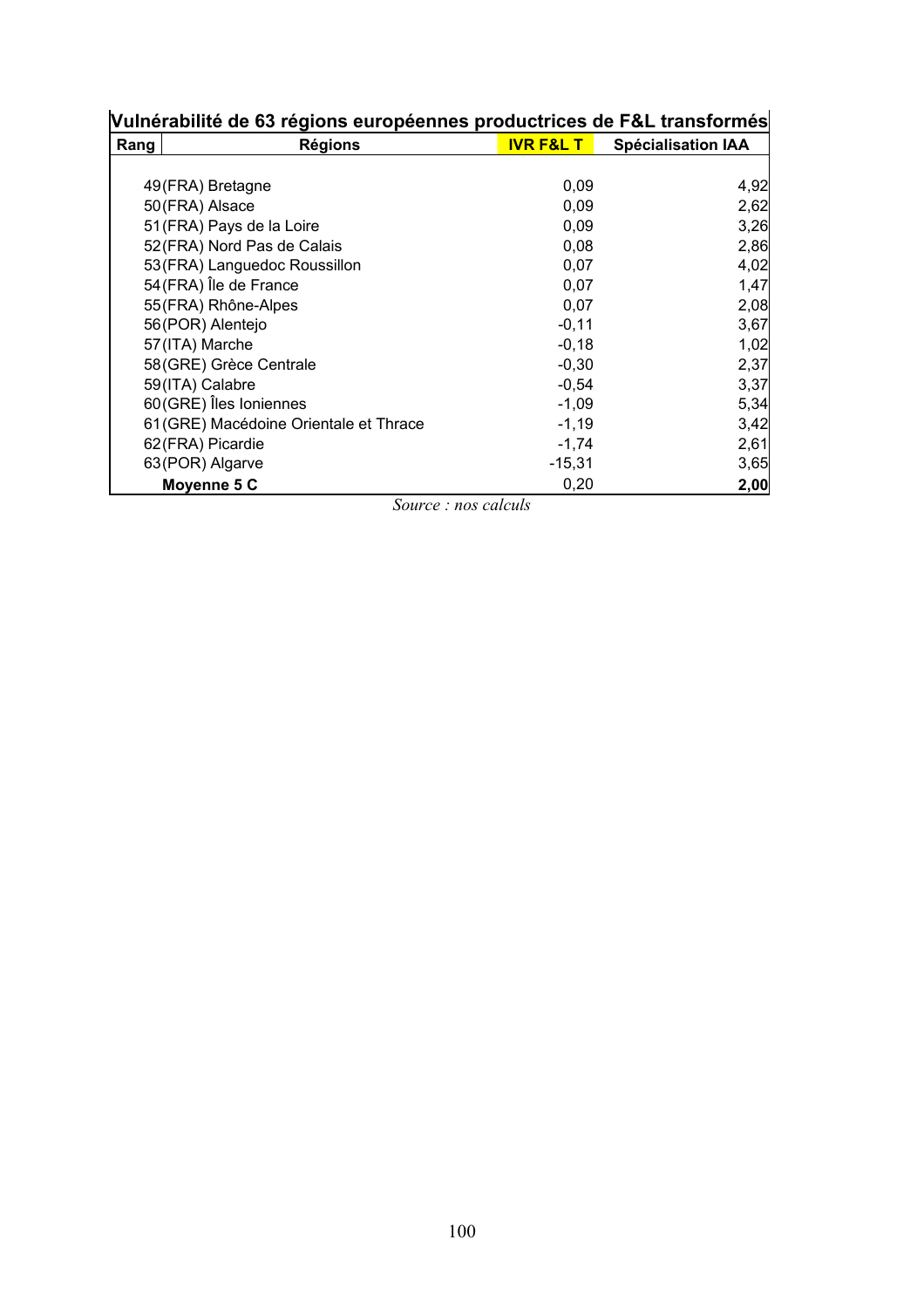**Vulnérabilité de 63 régions européennes productrices de F&L transformés**

| Rang | Régions | IVR F&L T | Spécialisation IAA |
|---|---|---|---|
| 49 | (FRA) Bretagne | 0,09 | 4,92 |
| 50 | (FRA) Alsace | 0,09 | 2,62 |
| 51 | (FRA) Pays de la Loire | 0,09 | 3,26 |
| 52 | (FRA) Nord Pas de Calais | 0,08 | 2,86 |
| 53 | (FRA) Languedoc Roussillon | 0,07 | 4,02 |
| 54 | (FRA) Île de France | 0,07 | 1,47 |
| 55 | (FRA) Rhône-Alpes | 0,07 | 2,08 |
| 56 | (POR) Alentejo | -0,11 | 3,67 |
| 57 | (ITA) Marche | -0,18 | 1,02 |
| 58 | (GRE) Grèce Centrale | -0,30 | 2,37 |
| 59 | (ITA) Calabre | -0,54 | 3,37 |
| 60 | (GRE) Îles Ioniennes | -1,09 | 5,34 |
| 61 | (GRE) Macédoine Orientale et Thrace | -1,19 | 3,42 |
| 62 | (FRA) Picardie | -1,74 | 2,61 |
| 63 | (POR) Algarve | -15,31 | 3,65 |
| | **Moyenne 5 C** | 0,20 | **2,00** |

*Source : nos calculs*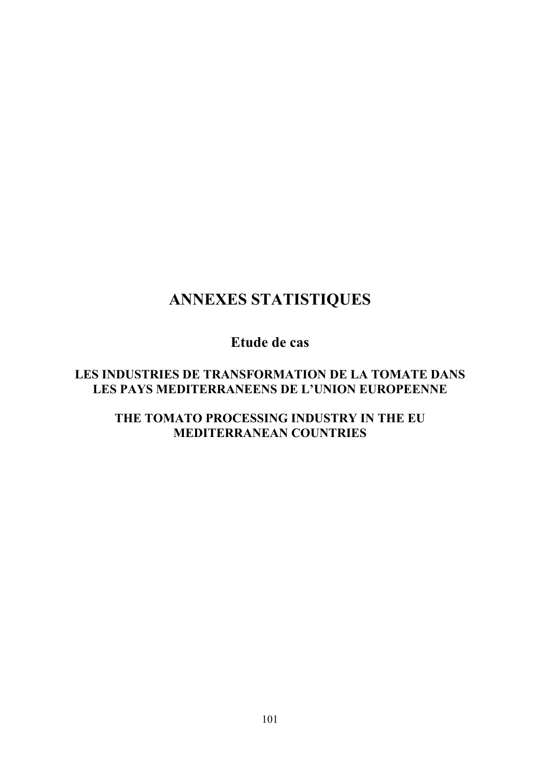# ANNEXES STATISTIQUES

## Etude de cas

### LES INDUSTRIES DE TRANSFORMATION DE LA TOMATE DANS LES PAYS MEDITERRANEENS DE L'UNION EUROPEENNE

### THE TOMATO PROCESSING INDUSTRY IN THE EU MEDITERRANEAN COUNTRIES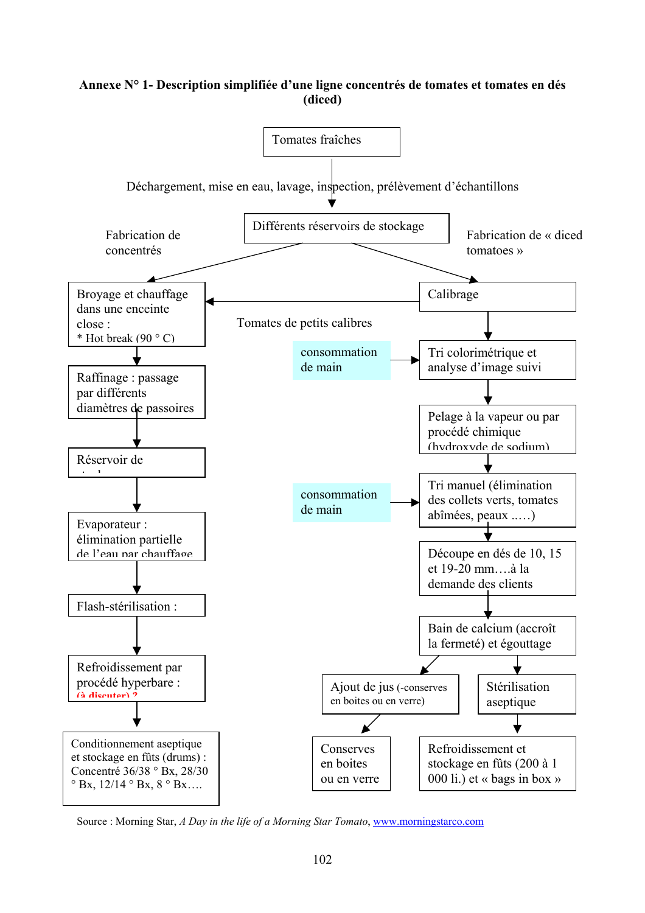**Annexe N° 1- Description simplifiée d'une ligne concentrés de tomates et tomates en dés (diced)**

Tomates fraîches

Déchargement, mise en eau, lavage, inspection, prélèvement d'échantillons

Différents réservoirs de stockage

Fabrication de concentrés

- Broyage et chauffage dans une enceinte close : * Hot break (90 ° C)
- Raffinage : passage par différents diamètres de passoires
- Réservoir de ...
- Evaporateur : élimination partielle de l'eau par chauffage
- Flash-stérilisation :
- Refroidissement par procédé hyperbare : (à discuter) ?
- Conditionnement aseptique et stockage en fûts (drums) : Concentré 36/38 ° Bx, 28/30 ° Bx, 12/14 ° Bx, 8 ° Bx….

Fabrication de « diced tomatoes »

- Calibrage (Tomates de petits calibres → Broyage et chauffage dans une enceinte close)
- Tri colorimétrique et analyse d'image suivi (← consommation de main)
- Pelage à la vapeur ou par procédé chimique (hydroxyde de sodium)
- Tri manuel (élimination des collets verts, tomates abîmées, peaux …..) (← consommation de main)
- Découpe en dés de 10, 15 et 19-20 mm….à la demande des clients
- Bain de calcium (accroît la fermeté) et égouttage
  - Ajout de jus (-conserves en boites ou en verre) → Conserves en boites ou en verre
  - Stérilisation aseptique → Refroidissement et stockage en fûts (200 à 1 000 li.) et « bags in box »

Source : Morning Star, *A Day in the life of a Morning Star Tomato*, www.morningstarco.com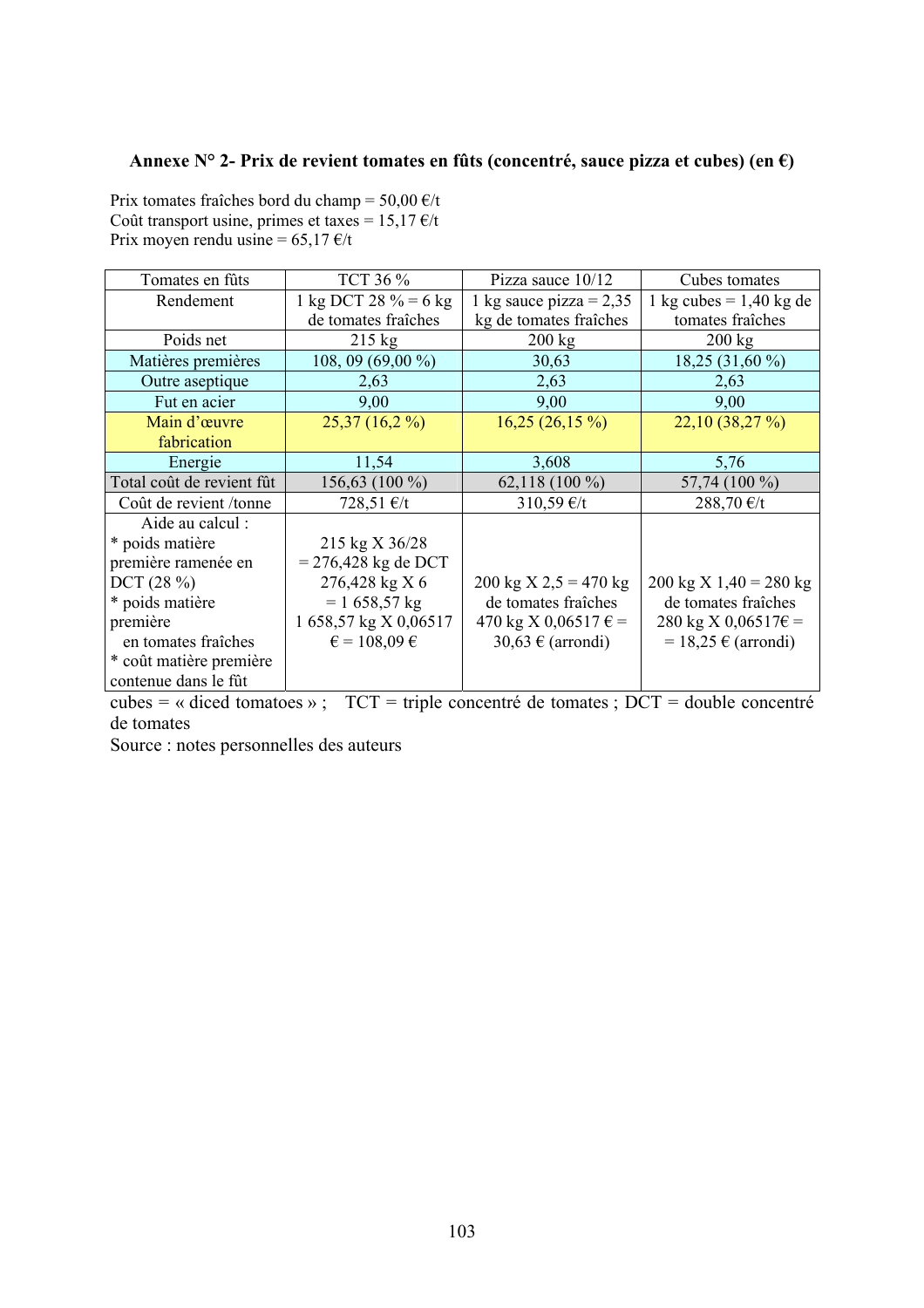### Annexe N° 2- Prix de revient tomates en fûts (concentré, sauce pizza et cubes) (en €)

Prix tomates fraîches bord du champ = 50,00 €/t
Coût transport usine, primes et taxes = 15,17 €/t
Prix moyen rendu usine = 65,17 €/t

| Tomates en fûts | TCT 36 % | Pizza sauce 10/12 | Cubes tomates |
|---|---|---|---|
| Rendement | 1 kg DCT 28 % = 6 kg de tomates fraîches | 1 kg sauce pizza = 2,35 kg de tomates fraîches | 1 kg cubes = 1,40 kg de tomates fraîches |
| Poids net | 215 kg | 200 kg | 200 kg |
| Matières premières | 108, 09 (69,00 %) | 30,63 | 18,25 (31,60 %) |
| Outre aseptique | 2,63 | 2,63 | 2,63 |
| Fut en acier | 9,00 | 9,00 | 9,00 |
| Main d'œuvre fabrication | 25,37 (16,2 %) | 16,25 (26,15 %) | 22,10 (38,27 %) |
| Energie | 11,54 | 3,608 | 5,76 |
| Total coût de revient fût | 156,63 (100 %) | 62,118 (100 %) | 57,74 (100 %) |
| Coût de revient /tonne | 728,51 €/t | 310,59 €/t | 288,70 €/t |
| Aide au calcul : * poids matière première ramenée en DCT (28 %) * poids matière première en tomates fraîches * coût matière première contenue dans le fût | 215 kg X 36/28 = 276,428 kg de DCT 276,428 kg X 6 = 1 658,57 kg 1 658,57 kg X 0,06517 € = 108,09 € | 200 kg X 2,5 = 470 kg de tomates fraîches 470 kg X 0,06517 € = 30,63 € (arrondi) | 200 kg X 1,40 = 280 kg de tomates fraîches 280 kg X 0,06517€ = = 18,25 € (arrondi) |

cubes = « diced tomatoes » ; TCT = triple concentré de tomates ; DCT = double concentré de tomates

Source : notes personnelles des auteurs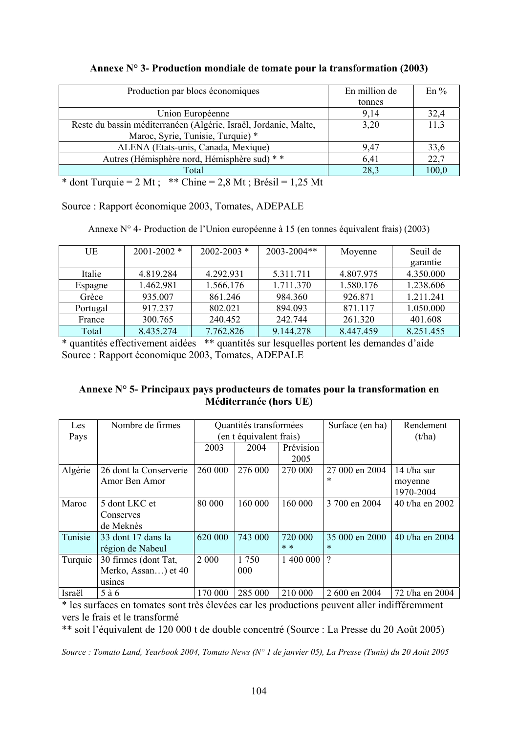**Annexe N° 3- Production mondiale de tomate pour la transformation (2003)**

| Production par blocs économiques | En million de tonnes | En % |
|---|---|---|
| Union Européenne | 9,14 | 32,4 |
| Reste du bassin méditerranéen (Algérie, Israël, Jordanie, Malte, Maroc, Syrie, Tunisie, Turquie) * | 3,20 | 11,3 |
| ALENA (Etats-unis, Canada, Mexique) | 9,47 | 33,6 |
| Autres (Hémisphère nord, Hémisphère sud) * * | 6,41 | 22,7 |
| Total | 28,3 | 100,0 |

* dont Turquie = 2 Mt ;   ** Chine = 2,8 Mt ; Brésil = 1,25 Mt

Source : Rapport économique 2003, Tomates, ADEPALE

Annexe N° 4- Production de l'Union européenne à 15 (en tonnes équivalent frais) (2003)

| UE | 2001-2002 * | 2002-2003 * | 2003-2004** | Moyenne | Seuil de garantie |
|---|---|---|---|---|---|
| Italie | 4.819.284 | 4.292.931 | 5.311.711 | 4.807.975 | 4.350.000 |
| Espagne | 1.462.981 | 1.566.176 | 1.711.370 | 1.580.176 | 1.238.606 |
| Grèce | 935.007 | 861.246 | 984.360 | 926.871 | 1.211.241 |
| Portugal | 917.237 | 802.021 | 894.093 | 871.117 | 1.050.000 |
| France | 300.765 | 240.452 | 242.744 | 261.320 | 401.608 |
| Total | 8.435.274 | 7.762.826 | 9.144.278 | 8.447.459 | 8.251.455 |

* quantités effectivement aidées   ** quantités sur lesquelles portent les demandes d'aide
Source : Rapport économique 2003, Tomates, ADEPALE

**Annexe N° 5- Principaux pays producteurs de tomates pour la transformation en Méditerranée (hors UE)**

| Les Pays | Nombre de firmes | Quantités transformées (en t équivalent frais) | | | Surface (en ha) | Rendement (t/ha) |
|---|---|---|---|---|---|---|
| | | 2003 | 2004 | Prévision 2005 | | |
| Algérie | 26 dont la Conserverie Amor Ben Amor | 260 000 | 276 000 | 270 000 | 27 000 en 2004 * | 14 t/ha sur moyenne 1970-2004 |
| Maroc | 5 dont LKC et Conserves de Meknès | 80 000 | 160 000 | 160 000 | 3 700 en 2004 | 40 t/ha en 2002 |
| Tunisie | 33 dont 17 dans la région de Nabeul | 620 000 | 743 000 | 720 000 * * | 35 000 en 2000 * | 40 t/ha en 2004 |
| Turquie | 30 firmes (dont Tat, Merko, Assan…) et 40 usines | 2 000 | 1 750 000 | 1 400 000 | ? | |
| Israël | 5 à 6 | 170 000 | 285 000 | 210 000 | 2 600 en 2004 | 72 t/ha en 2004 |

* les surfaces en tomates sont très élevées car les productions peuvent aller indifféremment vers le frais et le transformé
** soit l'équivalent de 120 000 t de double concentré (Source : La Presse du 20 Août 2005)

*Source : Tomato Land, Yearbook 2004, Tomato News (N° 1 de janvier 05), La Presse (Tunis) du 20 Août 2005*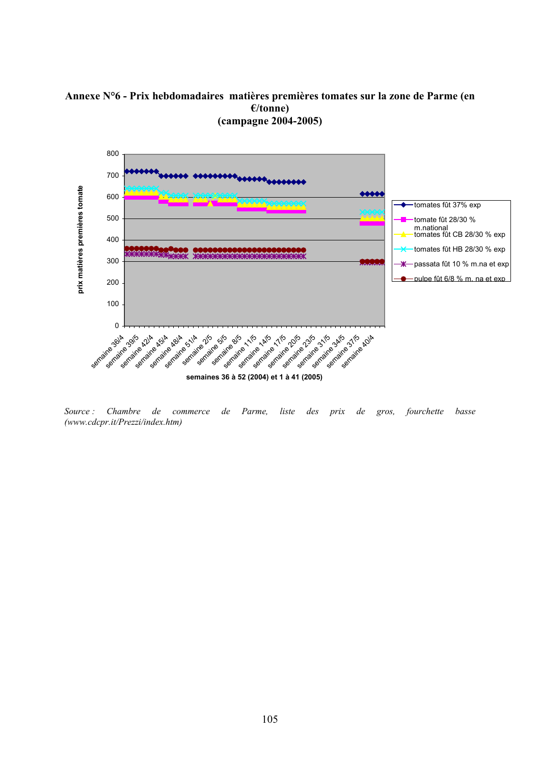**Annexe N°6 - Prix hebdomadaires matières premières tomates sur la zone de Parme (en €/tonne) (campagne 2004-2005)**

prix matières premières tomate

800
700
600
500
400
300
200
100
0

semaine 36/4, semaine 39/5, semaine 42/4, semaine 45/4, semaine 48/4, semaine 51/4, semaine 2/5, semaine 5/5, semaine 8/5, semaine 11/5, semaine 14/5, semaine 17/5, semaine 20/5, semaine 23/5, semaine 31/5, semaine 34/5, semaine 37/5, semaine 40/4

semaines 36 à 52 (2004) et 1 à 41 (2005)

- tomates fût 37% exp
- tomate fût 28/30 % m.national
- tomates fût CB 28/30 % exp
- tomates fût HB 28/30 % exp
- passata fût 10 % m.na et exp
- pulpe fût 6/8 % m. na et exp

*Source : Chambre de commerce de Parme, liste des prix de gros, fourchette basse (www.cdcpr.it/Prezzi/index.htm)*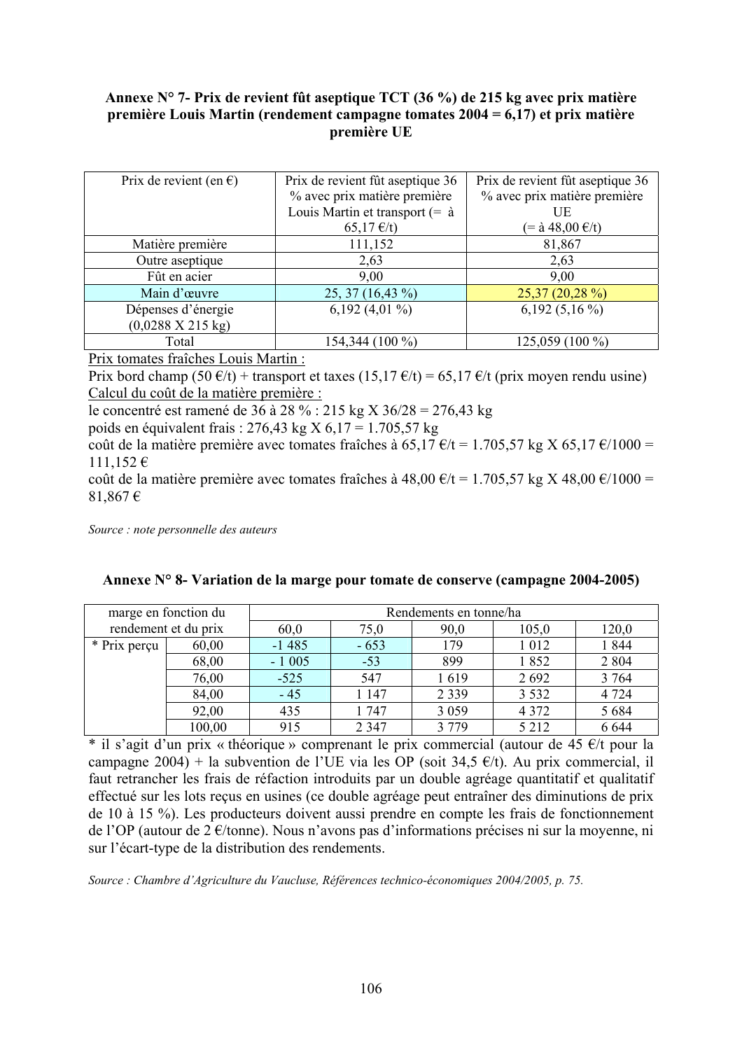**Annexe N° 7- Prix de revient fût aseptique TCT (36 %) de 215 kg avec prix matière première Louis Martin (rendement campagne tomates 2004 = 6,17) et prix matière première UE**

| Prix de revient (en €) | Prix de revient fût aseptique 36 % avec prix matière première Louis Martin et transport (= à 65,17 €/t) | Prix de revient fût aseptique 36 % avec prix matière première UE (= à 48,00 €/t) |
|---|---|---|
| Matière première | 111,152 | 81,867 |
| Outre aseptique | 2,63 | 2,63 |
| Fût en acier | 9,00 | 9,00 |
| Main d'œuvre | 25, 37 (16,43 %) | 25,37 (20,28 %) |
| Dépenses d'énergie (0,0288 X 215 kg) | 6,192 (4,01 %) | 6,192 (5,16 %) |
| Total | 154,344 (100 %) | 125,059 (100 %) |

Prix tomates fraîches Louis Martin :

Prix bord champ (50 €/t) + transport et taxes (15,17 €/t) = 65,17 €/t (prix moyen rendu usine)

Calcul du coût de la matière première :

le concentré est ramené de 36 à 28 % : 215 kg X 36/28 = 276,43 kg

poids en équivalent frais : 276,43 kg X 6,17 = 1.705,57 kg

coût de la matière première avec tomates fraîches à 65,17 €/t = 1.705,57 kg X 65,17 €/1000 = 111,152 €

coût de la matière première avec tomates fraîches à 48,00 €/t = 1.705,57 kg X 48,00 €/1000 = 81,867 €

*Source : note personnelle des auteurs*

**Annexe N° 8- Variation de la marge pour tomate de conserve (campagne 2004-2005)**

| marge en fonction du rendement et du prix | | Rendements en tonne/ha | | | | |
|---|---|---|---|---|---|---|
| | | 60,0 | 75,0 | 90,0 | 105,0 | 120,0 |
| * Prix perçu | 60,00 | -1 485 | - 653 | 179 | 1 012 | 1 844 |
| | 68,00 | - 1 005 | -53 | 899 | 1 852 | 2 804 |
| | 76,00 | -525 | 547 | 1 619 | 2 692 | 3 764 |
| | 84,00 | - 45 | 1 147 | 2 339 | 3 532 | 4 724 |
| | 92,00 | 435 | 1 747 | 3 059 | 4 372 | 5 684 |
| | 100,00 | 915 | 2 347 | 3 779 | 5 212 | 6 644 |

* il s'agit d'un prix « théorique » comprenant le prix commercial (autour de 45 €/t pour la campagne 2004) + la subvention de l'UE via les OP (soit 34,5 €/t). Au prix commercial, il faut retrancher les frais de réfaction introduits par un double agréage quantitatif et qualitatif effectué sur les lots reçus en usines (ce double agréage peut entraîner des diminutions de prix de 10 à 15 %). Les producteurs doivent aussi prendre en compte les frais de fonctionnement de l'OP (autour de 2 €/tonne). Nous n'avons pas d'informations précises ni sur la moyenne, ni sur l'écart-type de la distribution des rendements.

*Source : Chambre d'Agriculture du Vaucluse, Références technico-économiques 2004/2005, p. 75.*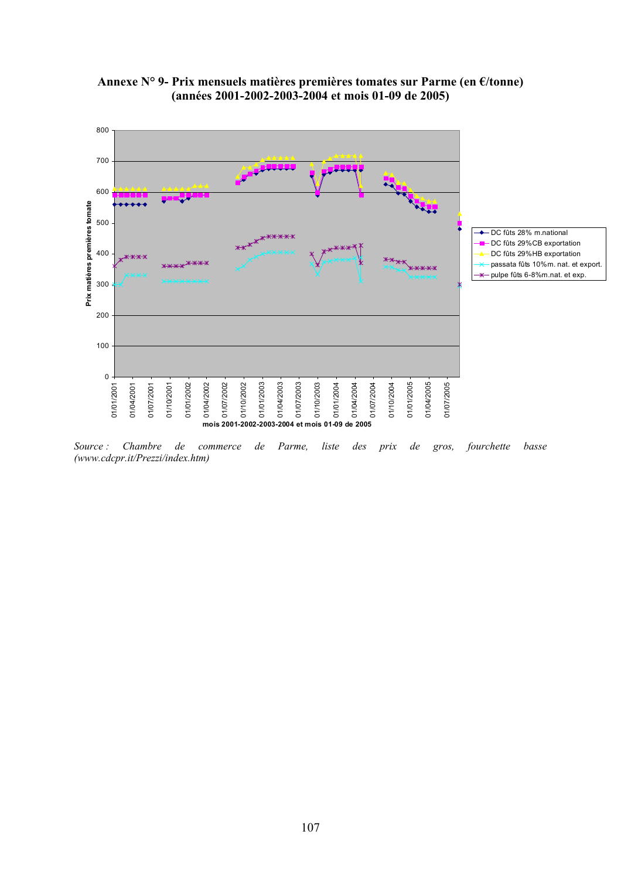**Annexe N° 9- Prix mensuels matières premières tomates sur Parme (en €/tonne) (années 2001-2002-2003-2004 et mois 01-09 de 2005)**

*Source : Chambre de commerce de Parme, liste des prix de gros, fourchette basse (www.cdcpr.it/Prezzi/index.htm)*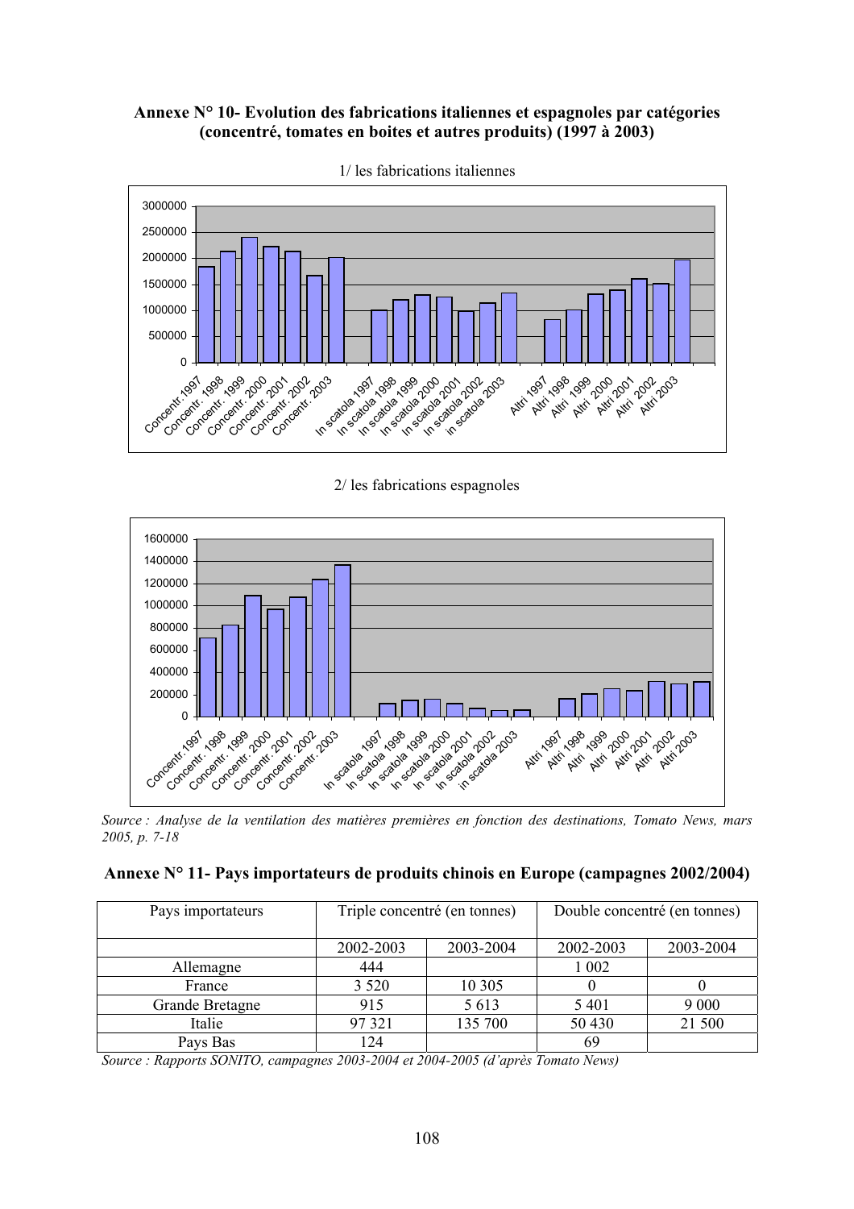**Annexe N° 10- Evolution des fabrications italiennes et espagnoles par catégories (concentré, tomates en boites et autres produits) (1997 à 2003)**

1/ les fabrications italiennes

2/ les fabrications espagnoles

*Source : Analyse de la ventilation des matières premières en fonction des destinations, Tomato News, mars 2005, p. 7-18*

**Annexe N° 11- Pays importateurs de produits chinois en Europe (campagnes 2002/2004)**

| Pays importateurs | Triple concentré (en tonnes) | | Double concentré (en tonnes) | |
|---|---|---|---|---|
| | 2002-2003 | 2003-2004 | 2002-2003 | 2003-2004 |
| Allemagne | 444 | | 1 002 | |
| France | 3 520 | 10 305 | 0 | 0 |
| Grande Bretagne | 915 | 5 613 | 5 401 | 9 000 |
| Italie | 97 321 | 135 700 | 50 430 | 21 500 |
| Pays Bas | 124 | | 69 | |

*Source : Rapports SONITO, campagnes 2003-2004 et 2004-2005 (d'après Tomato News)*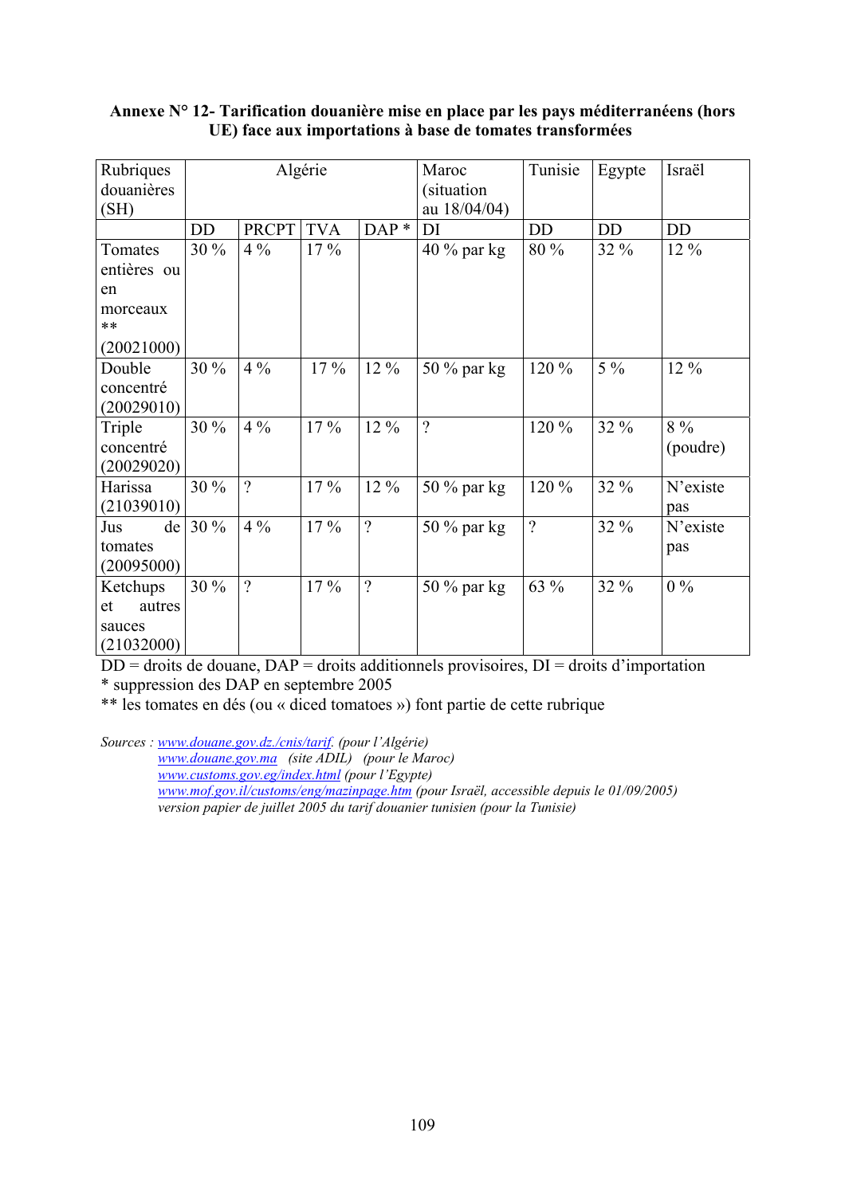**Annexe N° 12- Tarification douanière mise en place par les pays méditerranéens (hors UE) face aux importations à base de tomates transformées**

| Rubriques douanières (SH) | Algérie | | | | Maroc (situation au 18/04/04) | Tunisie | Egypte | Israël |
|---|---|---|---|---|---|---|---|---|
| | DD | PRCPT | TVA | DAP * | DI | DD | DD | DD |
| Tomates entières ou en morceaux ** (20021000) | 30 % | 4 % | 17 % | | 40 % par kg | 80 % | 32 % | 12 % |
| Double concentré (20029010) | 30 % | 4 % | 17 % | 12 % | 50 % par kg | 120 % | 5 % | 12 % |
| Triple concentré (20029020) | 30 % | 4 % | 17 % | 12 % | ? | 120 % | 32 % | 8 % (poudre) |
| Harissa (21039010) | 30 % | ? | 17 % | 12 % | 50 % par kg | 120 % | 32 % | N'existe pas |
| Jus de tomates (20095000) | 30 % | 4 % | 17 % | ? | 50 % par kg | ? | 32 % | N'existe pas |
| Ketchups et autres sauces (21032000) | 30 % | ? | 17 % | ? | 50 % par kg | 63 % | 32 % | 0 % |

DD = droits de douane, DAP = droits additionnels provisoires, DI = droits d'importation

* suppression des DAP en septembre 2005

** les tomates en dés (ou « diced tomatoes ») font partie de cette rubrique

*Sources : www.douane.gov.dz./cnis/tarif. (pour l'Algérie)*
*www.douane.gov.ma (site ADIL) (pour le Maroc)*
*www.customs.gov.eg/index.html (pour l'Egypte)*
*www.mof.gov.il/customs/eng/mazinpage.htm (pour Israël, accessible depuis le 01/09/2005)*
*version papier de juillet 2005 du tarif douanier tunisien (pour la Tunisie)*